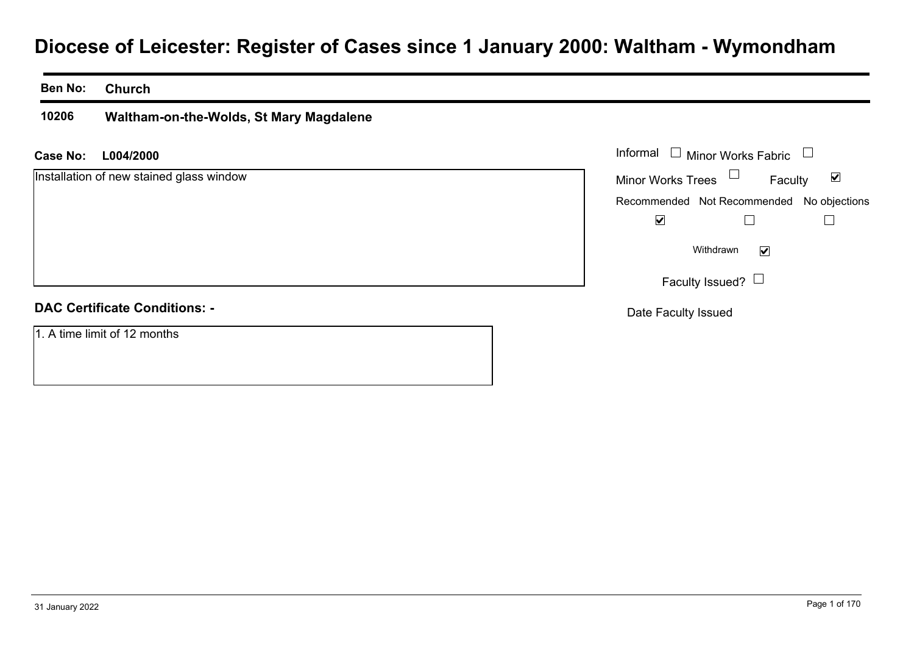# Diocese of Leicester: Register of Cases since 1 January 2000: Waltham - Wymondham

| Ben No: | Church |
|---|---|
| 10206 | Waltham-on-the-Wolds, St Mary Magdalene |

**Case No:** L004/2000

Installation of new stained glass window

Informal ☐ Minor Works Fabric ☐

Minor Works Trees ☐ Faculty ☑

| Recommended | Not Recommended | No objections |
|---|---|---|
| ☑ | ☐ | ☐ |

Withdrawn ☑

Faculty Issued? ☐

Date Faculty Issued

**DAC Certificate Conditions: -**

1. A time limit of 12 months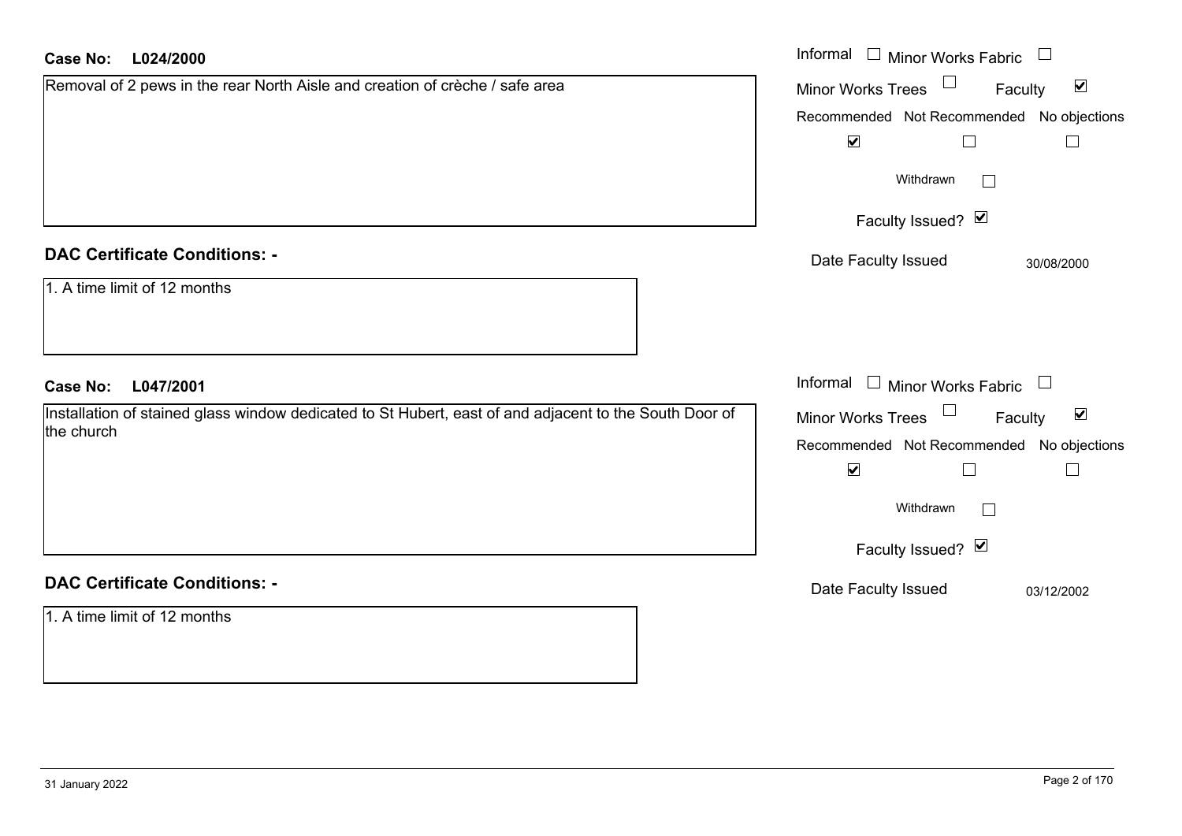**Case No: L024/2000**

Removal of 2 pews in the rear North Aisle and creation of crèche / safe area

Informal ☐ Minor Works Fabric ☐
Minor Works Trees ☐ Faculty ☑

| Recommended | Not Recommended | No objections |
|---|---|---|
| ☑ | ☐ | ☐ |

Withdrawn ☐

Faculty Issued? ☑

Date Faculty Issued 30/08/2000

## DAC Certificate Conditions: -

1. A time limit of 12 months

**Case No: L047/2001**

Installation of stained glass window dedicated to St Hubert, east of and adjacent to the South Door of the church

Informal ☐ Minor Works Fabric ☐
Minor Works Trees ☐ Faculty ☑

| Recommended | Not Recommended | No objections |
|---|---|---|
| ☑ | ☐ | ☐ |

Withdrawn ☐

Faculty Issued? ☑

Date Faculty Issued 03/12/2002

## DAC Certificate Conditions: -

1. A time limit of 12 months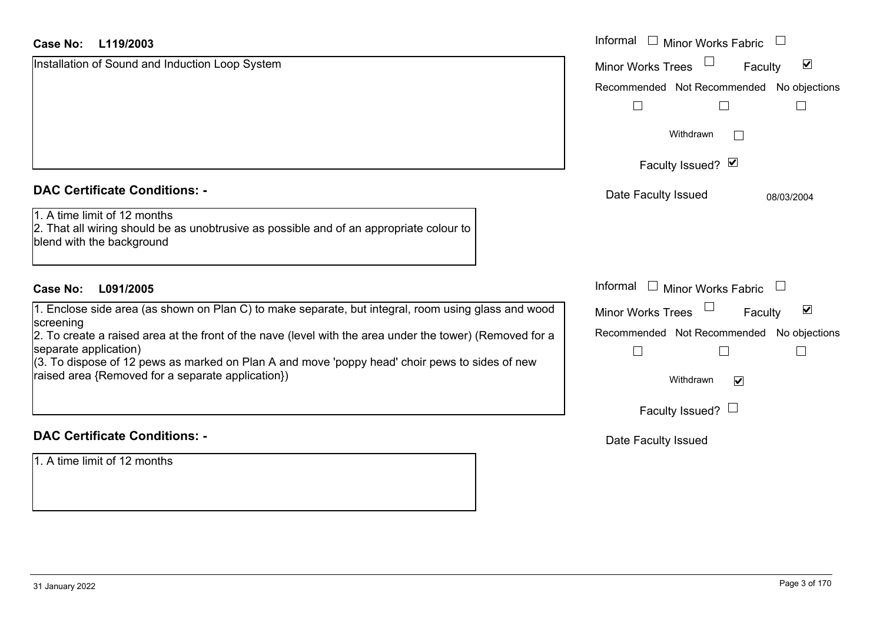**Case No: L119/2003**

Installation of Sound and Induction Loop System

Informal ☐ Minor Works Fabric ☐

Minor Works Trees ☐ Faculty ☑

Recommended ☐ Not Recommended ☐ No objections ☐

Withdrawn ☐

Faculty Issued? ☑

Date Faculty Issued 08/03/2004

## DAC Certificate Conditions: -

1. A time limit of 12 months
2. That all wiring should be as unobtrusive as possible and of an appropriate colour to blend with the background

**Case No: L091/2005**

1. Enclose side area (as shown on Plan C) to make separate, but integral, room using glass and wood screening
2. To create a raised area at the front of the nave (level with the area under the tower) (Removed for a separate application)
(3. To dispose of 12 pews as marked on Plan A and move 'poppy head' choir pews to sides of new raised area {Removed for a separate application})

Informal ☐ Minor Works Fabric ☐

Minor Works Trees ☐ Faculty ☑

Recommended ☐ Not Recommended ☐ No objections ☐

Withdrawn ☑

Faculty Issued? ☐

Date Faculty Issued

## DAC Certificate Conditions: -

1. A time limit of 12 months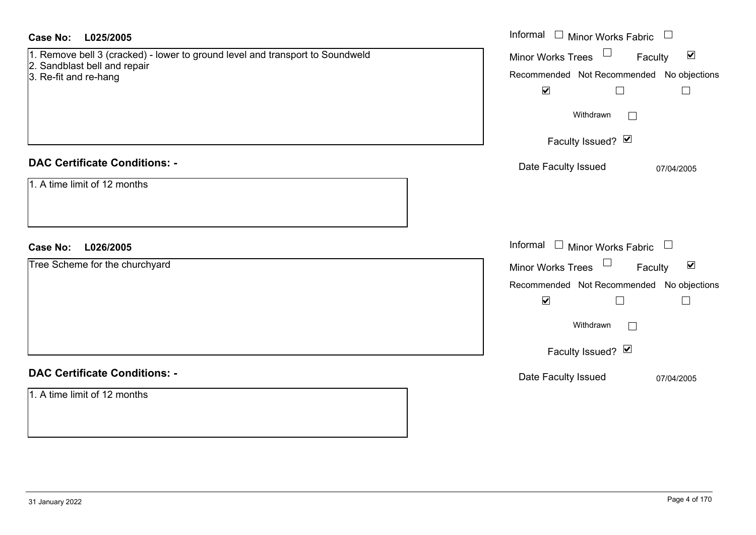**Case No:** L025/2005

1. Remove bell 3 (cracked) - lower to ground level and transport to Soundweld
2. Sandblast bell and repair
3. Re-fit and re-hang

Informal ☐ Minor Works Fabric ☐
Minor Works Trees ☐ Faculty ☑

| Recommended | Not Recommended | No objections |
|---|---|---|
| ☑ | ☐ | ☐ |

Withdrawn ☐

Faculty Issued? ☑

Date Faculty Issued: 07/04/2005

**DAC Certificate Conditions: -**

1. A time limit of 12 months

**Case No:** L026/2005

Tree Scheme for the churchyard

Informal ☐ Minor Works Fabric ☐
Minor Works Trees ☐ Faculty ☑

| Recommended | Not Recommended | No objections |
|---|---|---|
| ☑ | ☐ | ☐ |

Withdrawn ☐

Faculty Issued? ☑

Date Faculty Issued: 07/04/2005

**DAC Certificate Conditions: -**

1. A time limit of 12 months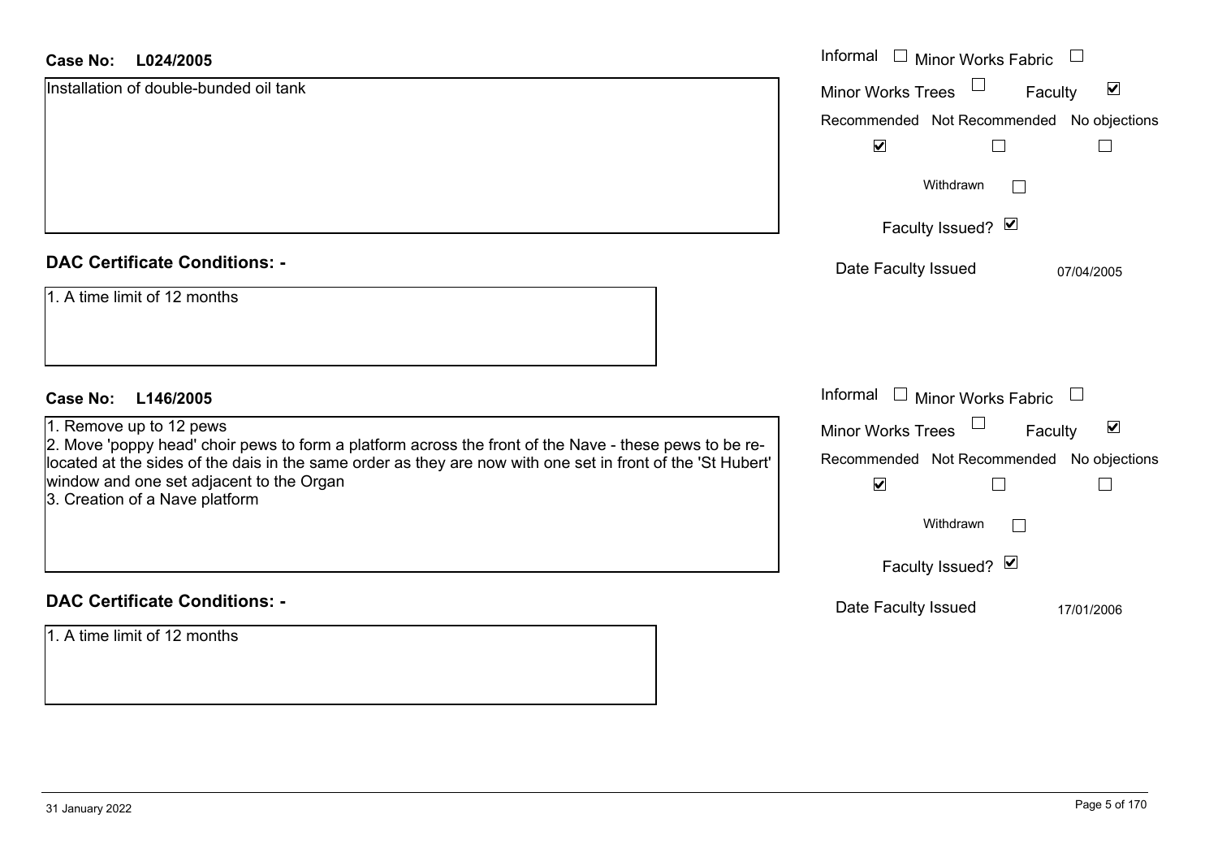**Case No:** L024/2005

Installation of double-bunded oil tank

Informal ☐ Minor Works Fabric ☐

Minor Works Trees ☐ Faculty ☑

Recommended ☑ Not Recommended ☐ No objections ☐

Withdrawn ☐

Faculty Issued? ☑

Date Faculty Issued 07/04/2005

## DAC Certificate Conditions: -

1. A time limit of 12 months

**Case No:** L146/2005

1. Remove up to 12 pews
2. Move 'poppy head' choir pews to form a platform across the front of the Nave - these pews to be re-located at the sides of the dais in the same order as they are now with one set in front of the 'St Hubert' window and one set adjacent to the Organ
3. Creation of a Nave platform

Informal ☐ Minor Works Fabric ☐

Minor Works Trees ☐ Faculty ☑

Recommended ☑ Not Recommended ☐ No objections ☐

Withdrawn ☐

Faculty Issued? ☑

Date Faculty Issued 17/01/2006

## DAC Certificate Conditions: -

1. A time limit of 12 months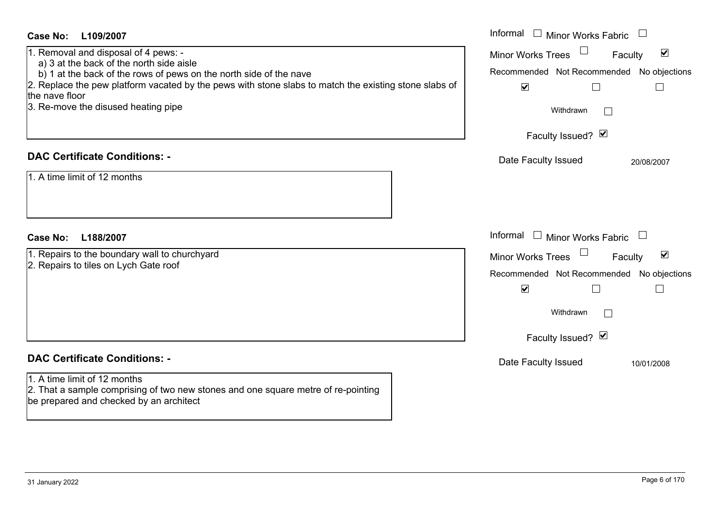**Case No: L109/2007**

1. Removal and disposal of 4 pews: -
   a) 3 at the back of the north side aisle
   b) 1 at the back of the rows of pews on the north side of the nave
2. Replace the pew platform vacated by the pews with stone slabs to match the existing stone slabs of the nave floor
3. Re-move the disused heating pipe

Informal ☐ Minor Works Fabric ☐
Minor Works Trees ☐ Faculty ☑
Recommended ☑ Not Recommended ☐ No objections ☐
Withdrawn ☐
Faculty Issued? ☑
Date Faculty Issued 20/08/2007

## DAC Certificate Conditions: -

1. A time limit of 12 months

**Case No: L188/2007**

1. Repairs to the boundary wall to churchyard
2. Repairs to tiles on Lych Gate roof

Informal ☐ Minor Works Fabric ☐
Minor Works Trees ☐ Faculty ☑
Recommended ☑ Not Recommended ☐ No objections ☐
Withdrawn ☐
Faculty Issued? ☑
Date Faculty Issued 10/01/2008

## DAC Certificate Conditions: -

1. A time limit of 12 months
2. That a sample comprising of two new stones and one square metre of re-pointing be prepared and checked by an architect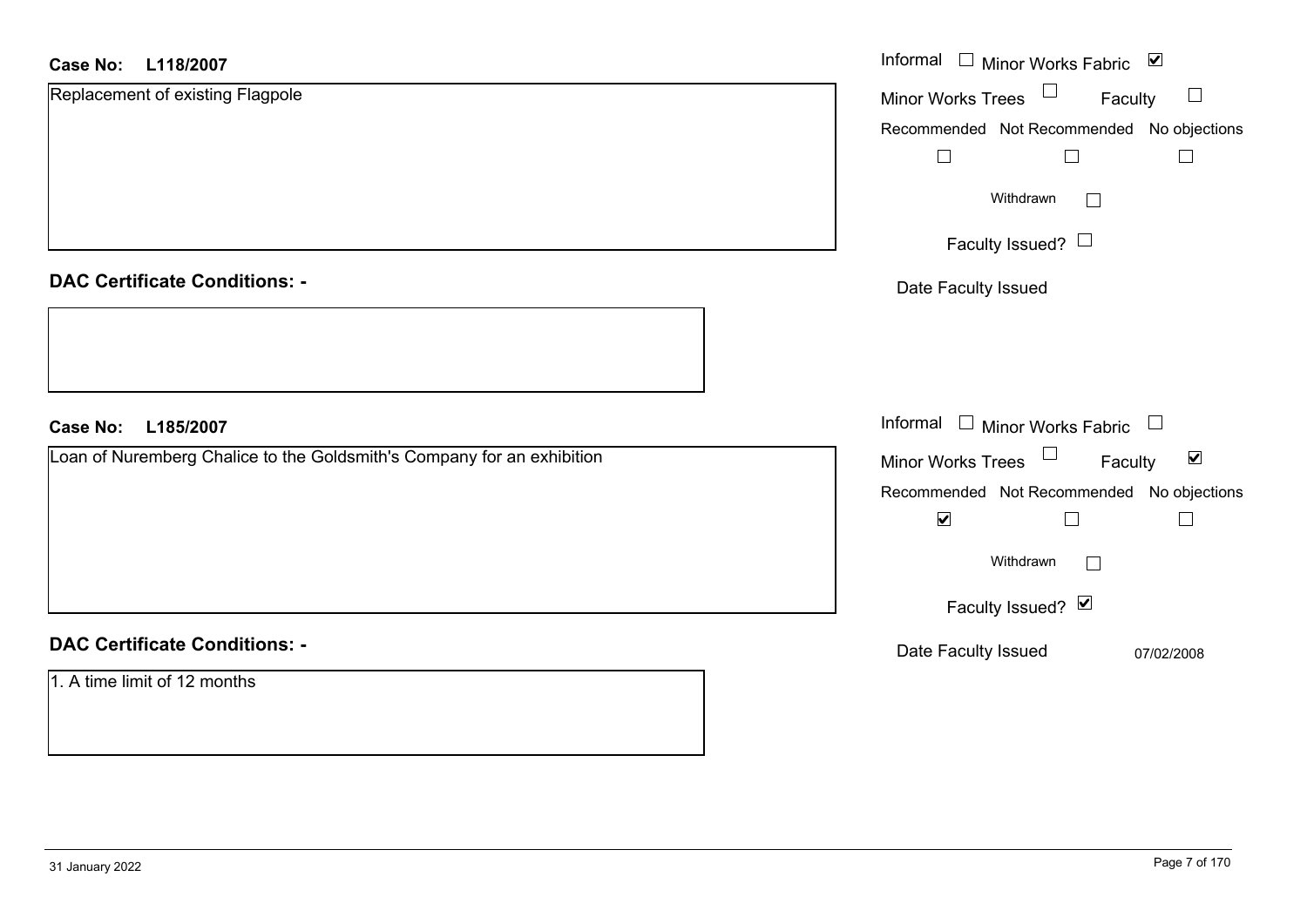**Case No: L118/2007**

Replacement of existing Flagpole

Informal ☐ Minor Works Fabric ☑

Minor Works Trees ☐ Faculty ☐

Recommended ☐ Not Recommended ☐ No objections ☐

Withdrawn ☐

Faculty Issued? ☐

Date Faculty Issued

**DAC Certificate Conditions: -**

**Case No: L185/2007**

Loan of Nuremberg Chalice to the Goldsmith's Company for an exhibition

Informal ☐ Minor Works Fabric ☐

Minor Works Trees ☐ Faculty ☑

Recommended ☑ Not Recommended ☐ No objections ☐

Withdrawn ☐

Faculty Issued? ☑

Date Faculty Issued 07/02/2008

**DAC Certificate Conditions: -**

1. A time limit of 12 months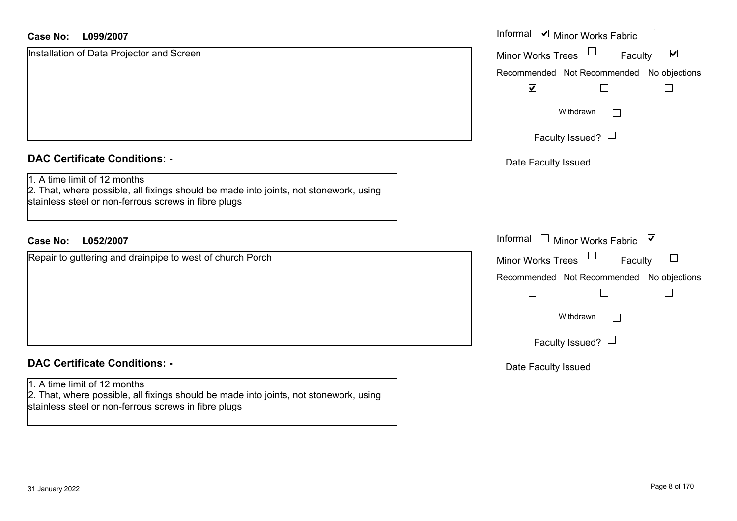**Case No: L099/2007**

Installation of Data Projector and Screen

Informal ☑ Minor Works Fabric ☐
Minor Works Trees ☐ Faculty ☑

| Recommended | Not Recommended | No objections |
|---|---|---|
| ☑ | ☐ | ☐ |

Withdrawn ☐

Faculty Issued? ☐

Date Faculty Issued

## DAC Certificate Conditions: -

1. A time limit of 12 months
2. That, where possible, all fixings should be made into joints, not stonework, using stainless steel or non-ferrous screws in fibre plugs

**Case No: L052/2007**

Repair to guttering and drainpipe to west of church Porch

Informal ☐ Minor Works Fabric ☑
Minor Works Trees ☐ Faculty ☐

| Recommended | Not Recommended | No objections |
|---|---|---|
| ☐ | ☐ | ☐ |

Withdrawn ☐

Faculty Issued? ☐

Date Faculty Issued

## DAC Certificate Conditions: -

1. A time limit of 12 months
2. That, where possible, all fixings should be made into joints, not stonework, using stainless steel or non-ferrous screws in fibre plugs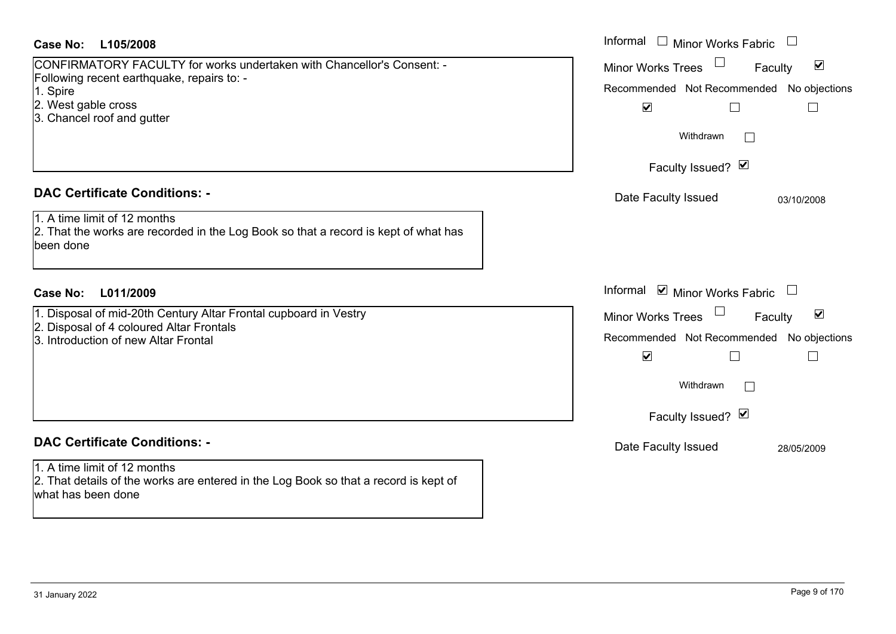**Case No: L105/2008**

CONFIRMATORY FACULTY for works undertaken with Chancellor's Consent: -
Following recent earthquake, repairs to: -
1. Spire
2. West gable cross
3. Chancel roof and gutter

Informal ☐ Minor Works Fabric ☐
Minor Works Trees ☐ Faculty ☑
Recommended ☑ Not Recommended ☐ No objections ☐
Withdrawn ☐
Faculty Issued? ☑
Date Faculty Issued 03/10/2008

**DAC Certificate Conditions: -**

1. A time limit of 12 months
2. That the works are recorded in the Log Book so that a record is kept of what has been done

**Case No: L011/2009**

1. Disposal of mid-20th Century Altar Frontal cupboard in Vestry
2. Disposal of 4 coloured Altar Frontals
3. Introduction of new Altar Frontal

Informal ☑ Minor Works Fabric ☐
Minor Works Trees ☐ Faculty ☑
Recommended ☑ Not Recommended ☐ No objections ☐
Withdrawn ☐
Faculty Issued? ☑
Date Faculty Issued 28/05/2009

**DAC Certificate Conditions: -**

1. A time limit of 12 months
2. That details of the works are entered in the Log Book so that a record is kept of what has been done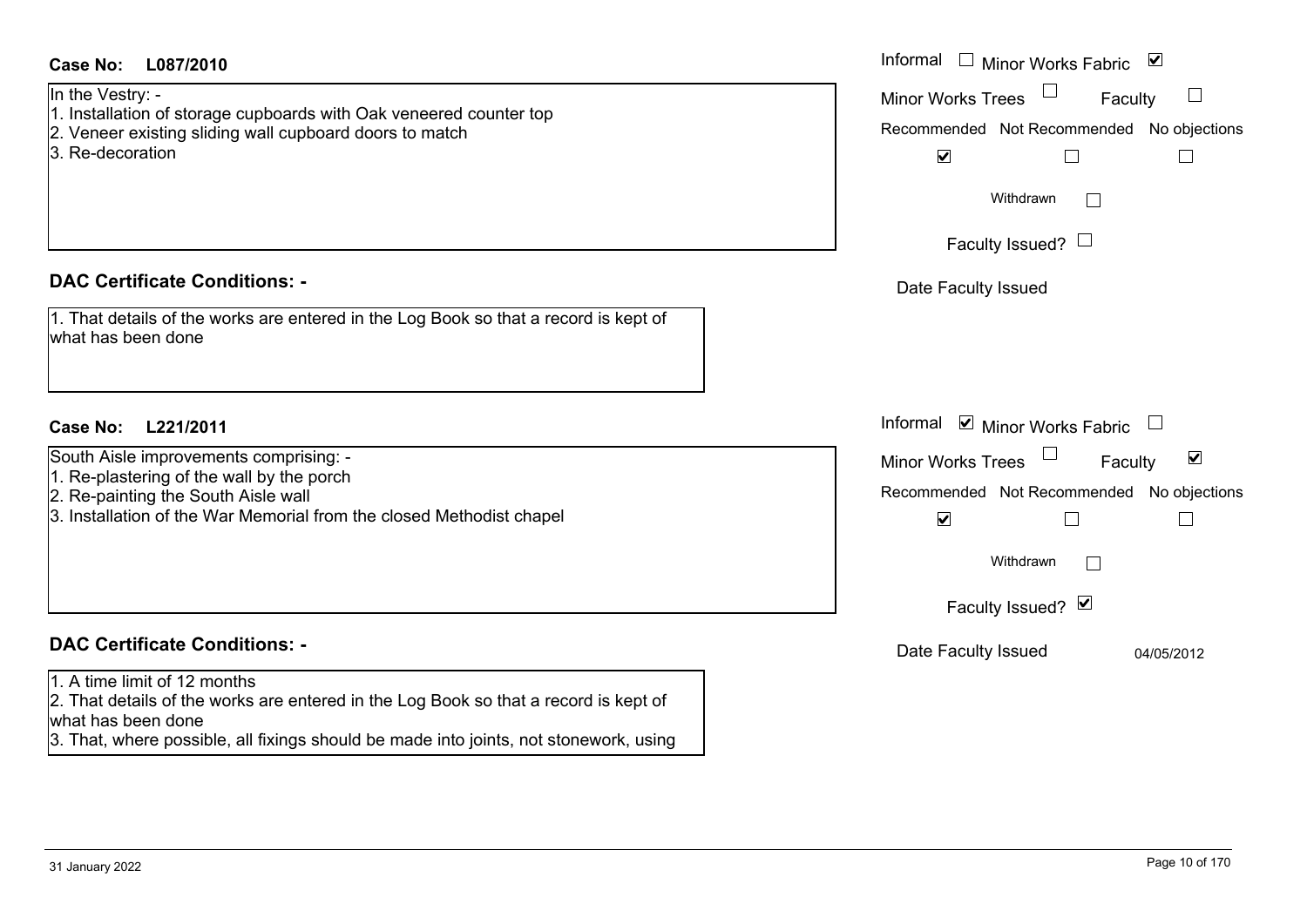**Case No: L087/2010**

Informal ☐ Minor Works Fabric ☑

Minor Works Trees ☐ Faculty ☐

Recommended ☑ Not Recommended ☐ No objections ☐

Withdrawn ☐

Faculty Issued? ☐

Date Faculty Issued

In the Vestry: -
1. Installation of storage cupboards with Oak veneered counter top
2. Veneer existing sliding wall cupboard doors to match
3. Re-decoration

## DAC Certificate Conditions: -

1. That details of the works are entered in the Log Book so that a record is kept of what has been done

**Case No: L221/2011**

Informal ☑ Minor Works Fabric ☐

Minor Works Trees ☐ Faculty ☑

Recommended ☑ Not Recommended ☐ No objections ☐

Withdrawn ☐

Faculty Issued? ☑

Date Faculty Issued 04/05/2012

South Aisle improvements comprising: -
1. Re-plastering of the wall by the porch
2. Re-painting the South Aisle wall
3. Installation of the War Memorial from the closed Methodist chapel

## DAC Certificate Conditions: -

1. A time limit of 12 months
2. That details of the works are entered in the Log Book so that a record is kept of what has been done
3. That, where possible, all fixings should be made into joints, not stonework, using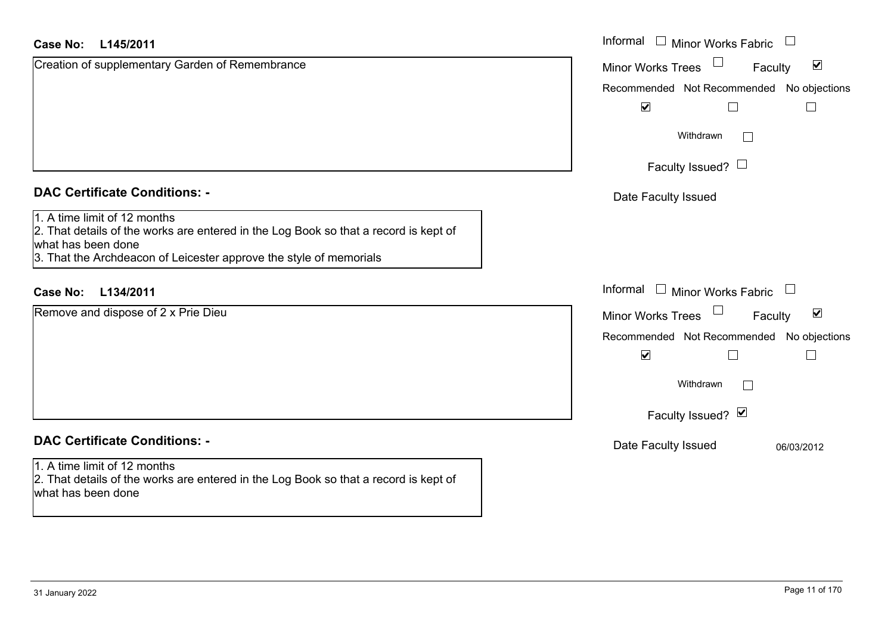**Case No: L145/2011**

Creation of supplementary Garden of Remembrance

Informal ☐ Minor Works Fabric ☐
Minor Works Trees ☐ Faculty ☑

| Recommended | Not Recommended | No objections |
|---|---|---|
| ☑ | ☐ | ☐ |

Withdrawn ☐

Faculty Issued? ☐

Date Faculty Issued

## DAC Certificate Conditions: -

1. A time limit of 12 months
2. That details of the works are entered in the Log Book so that a record is kept of what has been done
3. That the Archdeacon of Leicester approve the style of memorials

**Case No: L134/2011**

Remove and dispose of 2 x Prie Dieu

Informal ☐ Minor Works Fabric ☐
Minor Works Trees ☐ Faculty ☑

| Recommended | Not Recommended | No objections |
|---|---|---|
| ☑ | ☐ | ☐ |

Withdrawn ☐

Faculty Issued? ☑

Date Faculty Issued 06/03/2012

## DAC Certificate Conditions: -

1. A time limit of 12 months
2. That details of the works are entered in the Log Book so that a record is kept of what has been done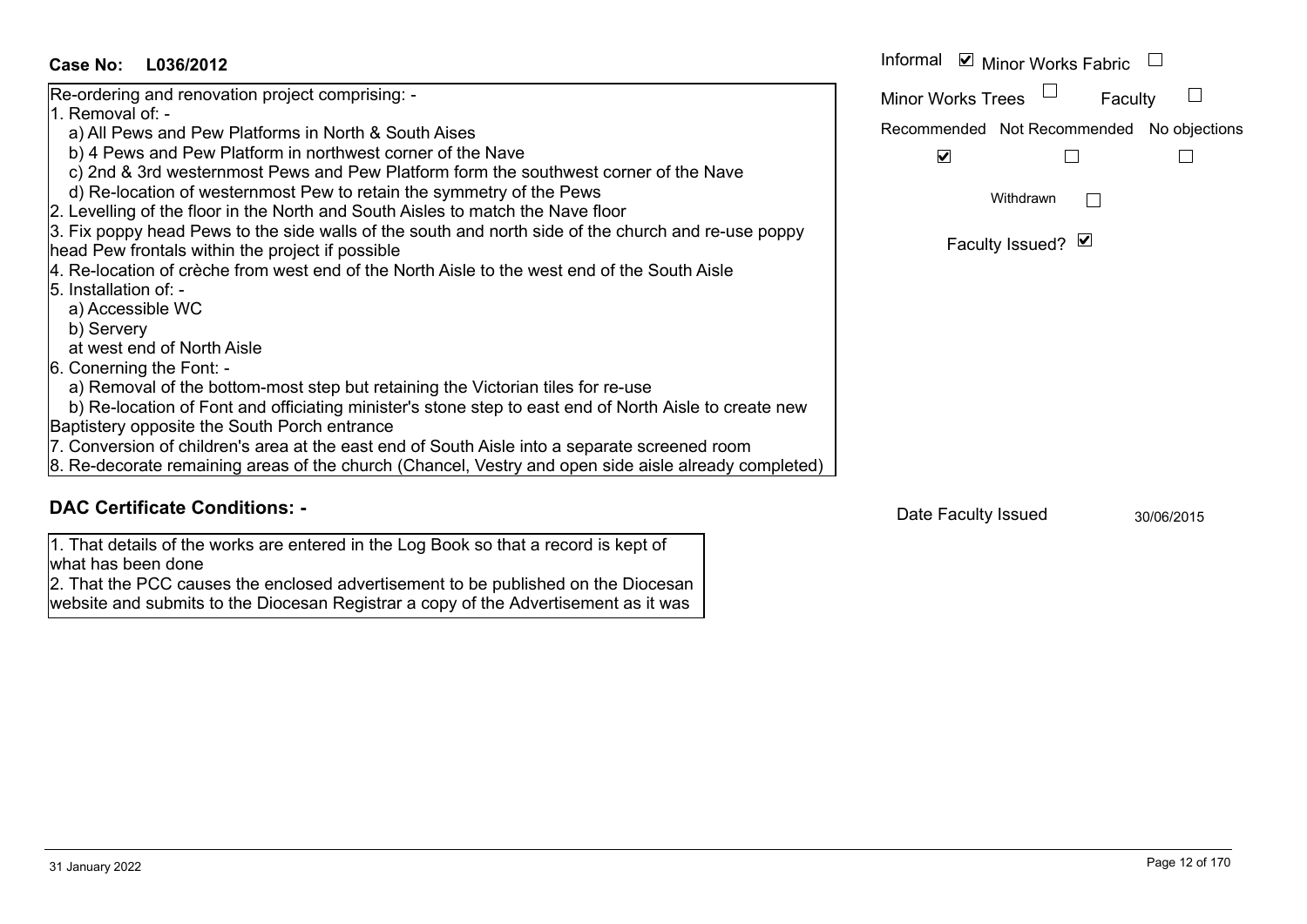**Case No: L036/2012**

Informal ☑ Minor Works Fabric ☐

Minor Works Trees ☐ Faculty ☐

Recommended ☑ Not Recommended ☐ No objections ☐

Withdrawn ☐

Faculty Issued? ☑

Re-ordering and renovation project comprising: -

1. Removal of: -
   a) All Pews and Pew Platforms in North & South Aises
   b) 4 Pews and Pew Platform in northwest corner of the Nave
   c) 2nd & 3rd westernmost Pews and Pew Platform form the southwest corner of the Nave
   d) Re-location of westernmost Pew to retain the symmetry of the Pews
2. Levelling of the floor in the North and South Aisles to match the Nave floor
3. Fix poppy head Pews to the side walls of the south and north side of the church and re-use poppy head Pew frontals within the project if possible
4. Re-location of crèche from west end of the North Aisle to the west end of the South Aisle
5. Installation of: -
   a) Accessible WC
   b) Servery
   at west end of North Aisle
6. Conerning the Font: -
   a) Removal of the bottom-most step but retaining the Victorian tiles for re-use
   b) Re-location of Font and officiating minister's stone step to east end of North Aisle to create new Baptistery opposite the South Porch entrance
7. Conversion of children's area at the east end of South Aisle into a separate screened room
8. Re-decorate remaining areas of the church (Chancel, Vestry and open side aisle already completed)

## DAC Certificate Conditions: -

1. That details of the works are entered in the Log Book so that a record is kept of what has been done
2. That the PCC causes the enclosed advertisement to be published on the Diocesan website and submits to the Diocesan Registrar a copy of the Advertisement as it was

Date Faculty Issued 30/06/2015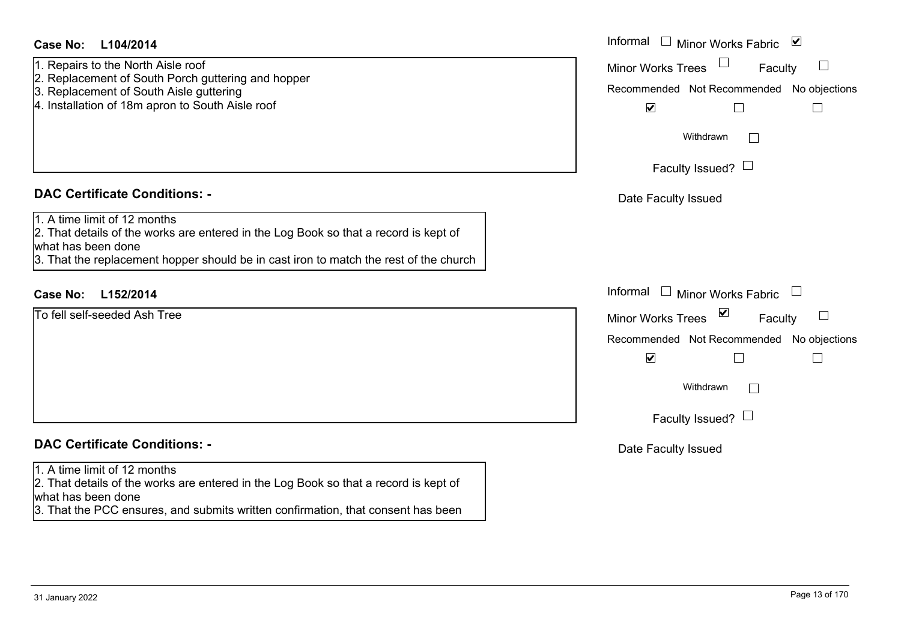**Case No: L104/2014**

1. Repairs to the North Aisle roof
2. Replacement of South Porch guttering and hopper
3. Replacement of South Aisle guttering
4. Installation of 18m apron to South Aisle roof

Informal ☐ Minor Works Fabric ☑
Minor Works Trees ☐ Faculty ☐

Recommended ☑ Not Recommended ☐ No objections ☐

Withdrawn ☐

Faculty Issued? ☐

Date Faculty Issued

## DAC Certificate Conditions: -

1. A time limit of 12 months
2. That details of the works are entered in the Log Book so that a record is kept of what has been done
3. That the replacement hopper should be in cast iron to match the rest of the church

**Case No: L152/2014**

To fell self-seeded Ash Tree

Informal ☐ Minor Works Fabric ☐
Minor Works Trees ☑ Faculty ☐

Recommended ☑ Not Recommended ☐ No objections ☐

Withdrawn ☐

Faculty Issued? ☐

Date Faculty Issued

## DAC Certificate Conditions: -

1. A time limit of 12 months
2. That details of the works are entered in the Log Book so that a record is kept of what has been done
3. That the PCC ensures, and submits written confirmation, that consent has been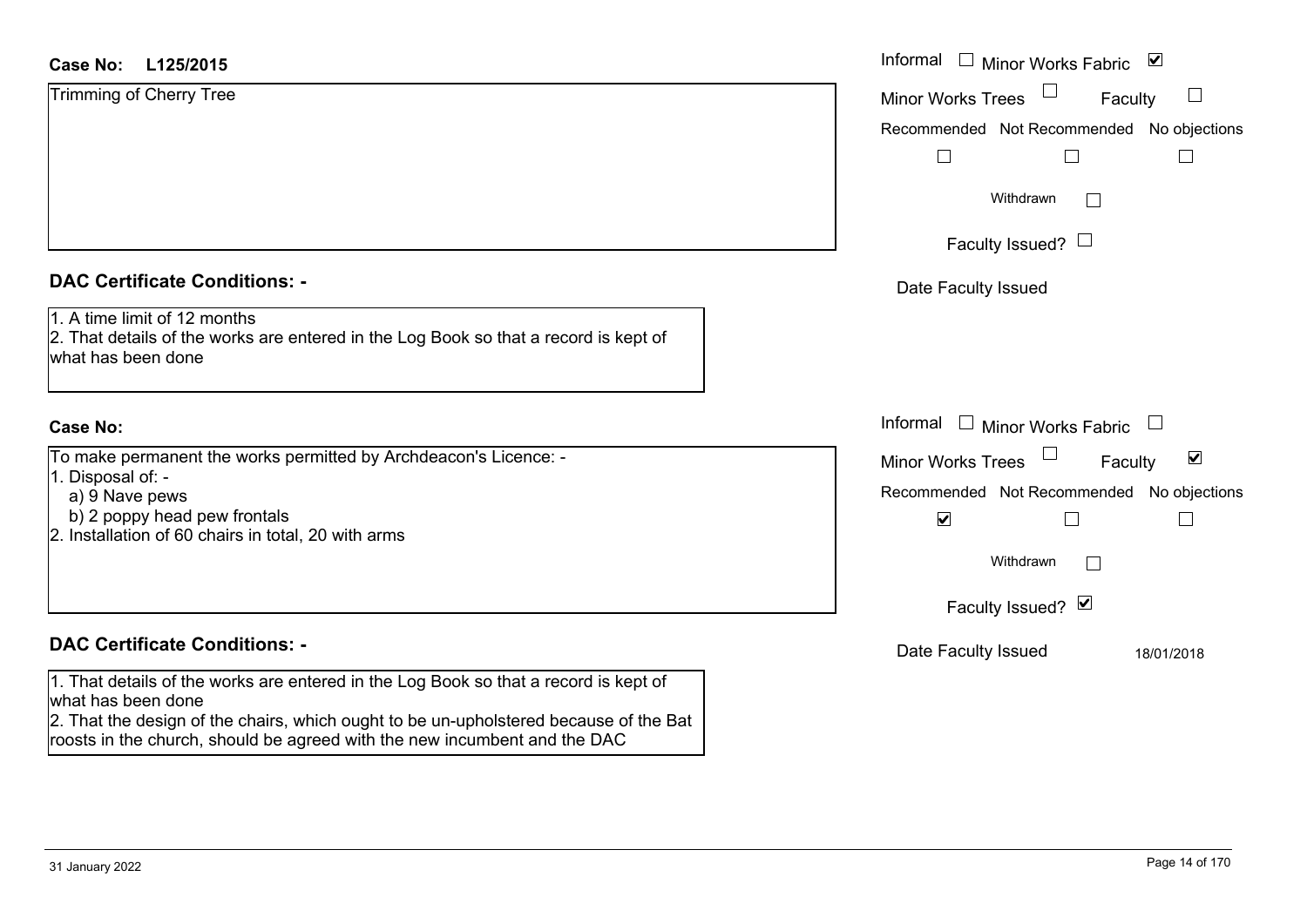**Case No:** L125/2015

Trimming of Cherry Tree

Informal ☐ Minor Works Fabric ☑
Minor Works Trees ☐ Faculty ☐
Recommended ☐ Not Recommended ☐ No objections ☐
Withdrawn ☐
Faculty Issued? ☐
Date Faculty Issued

**DAC Certificate Conditions: -**

1. A time limit of 12 months
2. That details of the works are entered in the Log Book so that a record is kept of what has been done

**Case No:**

To make permanent the works permitted by Archdeacon's Licence: -

1. Disposal of: -
   a) 9 Nave pews
   b) 2 poppy head pew frontals
2. Installation of 60 chairs in total, 20 with arms

Informal ☐ Minor Works Fabric ☐
Minor Works Trees ☐ Faculty ☑
Recommended ☑ Not Recommended ☐ No objections ☐
Withdrawn ☐
Faculty Issued? ☑
Date Faculty Issued 18/01/2018

**DAC Certificate Conditions: -**

1. That details of the works are entered in the Log Book so that a record is kept of what has been done
2. That the design of the chairs, which ought to be un-upholstered because of the Bat roosts in the church, should be agreed with the new incumbent and the DAC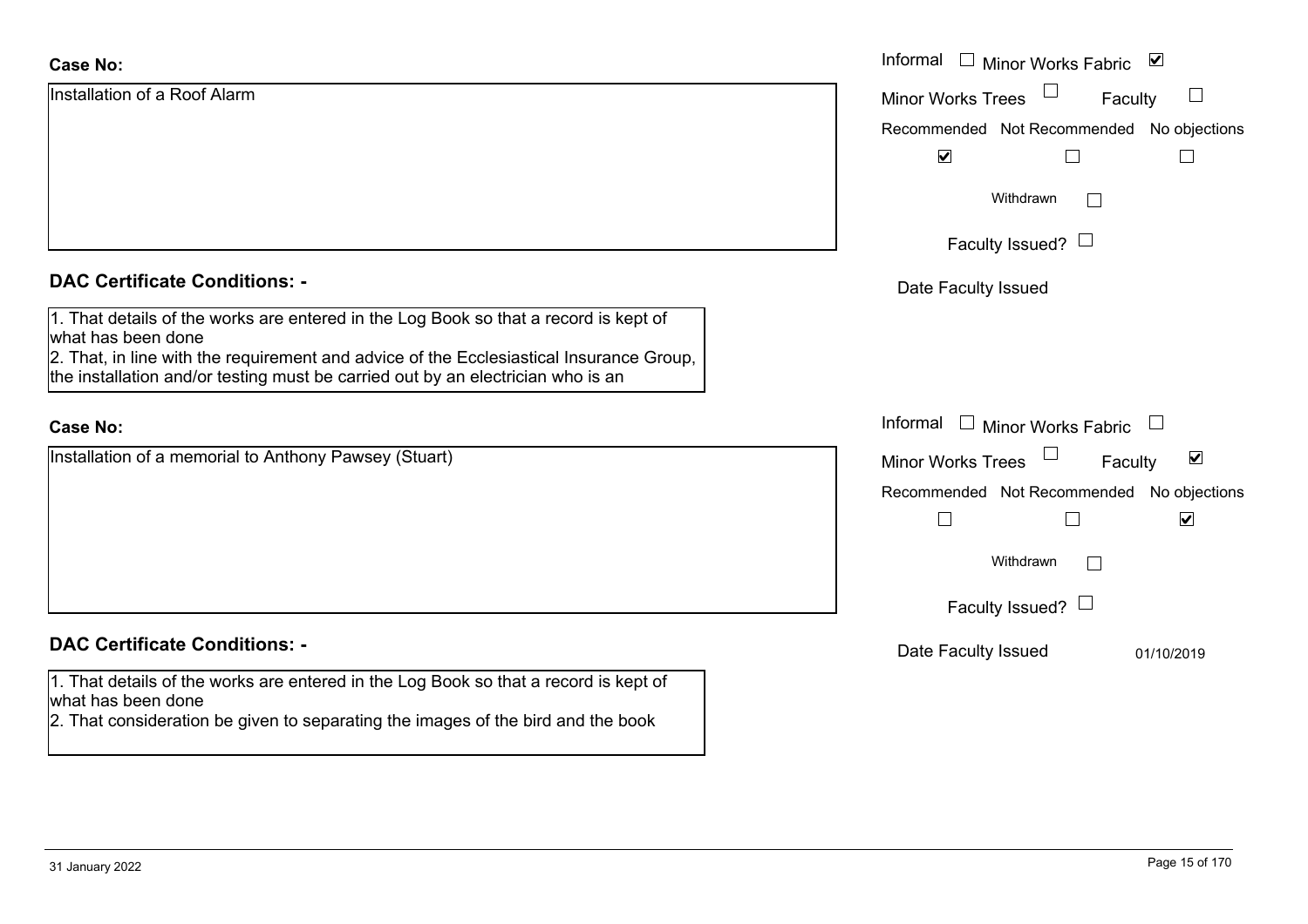**Case No:**

Installation of a Roof Alarm

Informal ☐ Minor Works Fabric ☑

Minor Works Trees ☐ Faculty ☐

Recommended ☑ Not Recommended ☐ No objections ☐

Withdrawn ☐

Faculty Issued? ☐

Date Faculty Issued

**DAC Certificate Conditions: -**

1. That details of the works are entered in the Log Book so that a record is kept of what has been done
2. That, in line with the requirement and advice of the Ecclesiastical Insurance Group, the installation and/or testing must be carried out by an electrician who is an

**Case No:**

Installation of a memorial to Anthony Pawsey (Stuart)

Informal ☐ Minor Works Fabric ☐

Minor Works Trees ☐ Faculty ☑

Recommended ☐ Not Recommended ☐ No objections ☑

Withdrawn ☐

Faculty Issued? ☐

Date Faculty Issued 01/10/2019

**DAC Certificate Conditions: -**

1. That details of the works are entered in the Log Book so that a record is kept of what has been done
2. That consideration be given to separating the images of the bird and the book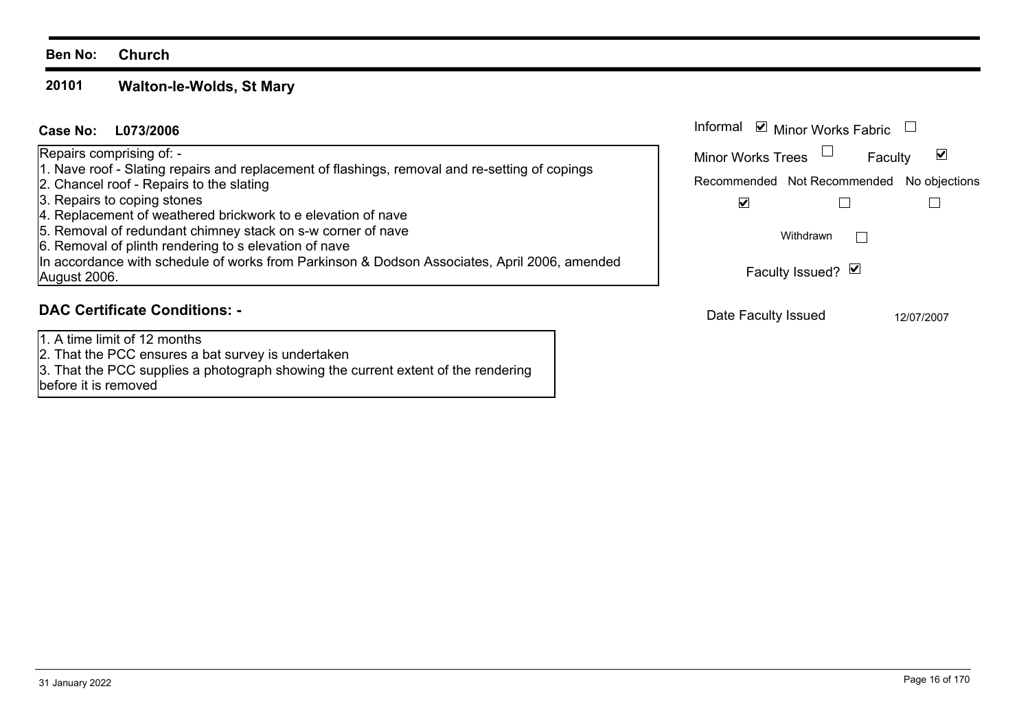**Ben No:** **Church**

## 20101 Walton-le-Wolds, St Mary

**Case No:** **L073/2006**

Repairs comprising of: -
1. Nave roof - Slating repairs and replacement of flashings, removal and re-setting of copings
2. Chancel roof - Repairs to the slating
3. Repairs to coping stones
4. Replacement of weathered brickwork to e elevation of nave
5. Removal of redundant chimney stack on s-w corner of nave
6. Removal of plinth rendering to s elevation of nave

In accordance with schedule of works from Parkinson & Dodson Associates, April 2006, amended August 2006.

Informal ☑ Minor Works Fabric ☐

Minor Works Trees ☐ Faculty ☑

Recommended ☑ Not Recommended ☐ No objections ☐

Withdrawn ☐

Faculty Issued? ☑

Date Faculty Issued: 12/07/2007

### DAC Certificate Conditions: -

1. A time limit of 12 months
2. That the PCC ensures a bat survey is undertaken
3. That the PCC supplies a photograph showing the current extent of the rendering before it is removed

31 January 2022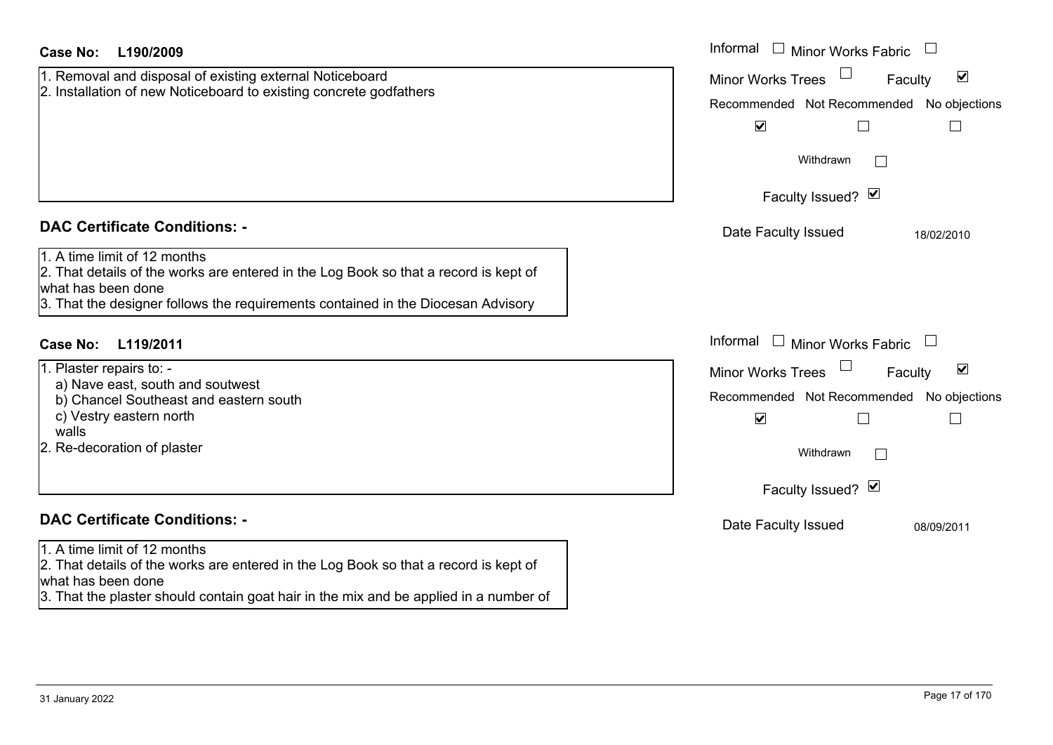**Case No: L190/2009**

1. Removal and disposal of existing external Noticeboard
2. Installation of new Noticeboard to existing concrete godfathers

Informal ☐ Minor Works Fabric ☐
Minor Works Trees ☐ Faculty ☑

| Recommended | Not Recommended | No objections |
|---|---|---|
| ☑ | ☐ | ☐ |

Withdrawn ☐

Faculty Issued? ☑

Date Faculty Issued 18/02/2010

## DAC Certificate Conditions: -

1. A time limit of 12 months
2. That details of the works are entered in the Log Book so that a record is kept of what has been done
3. That the designer follows the requirements contained in the Diocesan Advisory

**Case No: L119/2011**

1. Plaster repairs to: -
   a) Nave east, south and soutwest
   b) Chancel Southeast and eastern south
   c) Vestry eastern north
   walls
2. Re-decoration of plaster

Informal ☐ Minor Works Fabric ☐
Minor Works Trees ☐ Faculty ☑

| Recommended | Not Recommended | No objections |
|---|---|---|
| ☑ | ☐ | ☐ |

Withdrawn ☐

Faculty Issued? ☑

Date Faculty Issued 08/09/2011

## DAC Certificate Conditions: -

1. A time limit of 12 months
2. That details of the works are entered in the Log Book so that a record is kept of what has been done
3. That the plaster should contain goat hair in the mix and be applied in a number of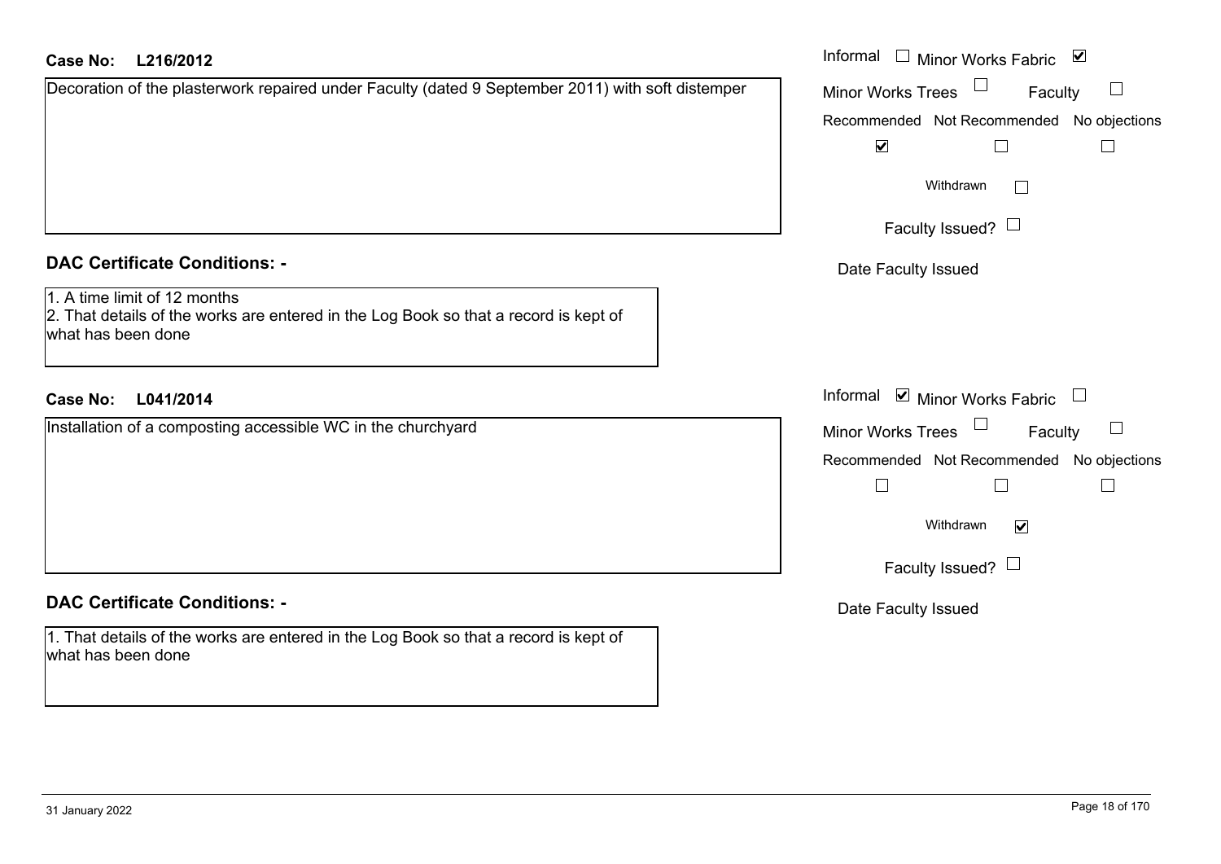**Case No:** **L216/2012**

Decoration of the plasterwork repaired under Faculty (dated 9 September 2011) with soft distemper

Informal ☐ Minor Works Fabric ☑

Minor Works Trees ☐ Faculty ☐

Recommended ☑ Not Recommended ☐ No objections ☐

Withdrawn ☐

Faculty Issued? ☐

Date Faculty Issued

## DAC Certificate Conditions: -

1. A time limit of 12 months
2. That details of the works are entered in the Log Book so that a record is kept of what has been done

**Case No:** **L041/2014**

Installation of a composting accessible WC in the churchyard

Informal ☑ Minor Works Fabric ☐

Minor Works Trees ☐ Faculty ☐

Recommended ☐ Not Recommended ☐ No objections ☐

Withdrawn ☑

Faculty Issued? ☐

Date Faculty Issued

## DAC Certificate Conditions: -

1. That details of the works are entered in the Log Book so that a record is kept of what has been done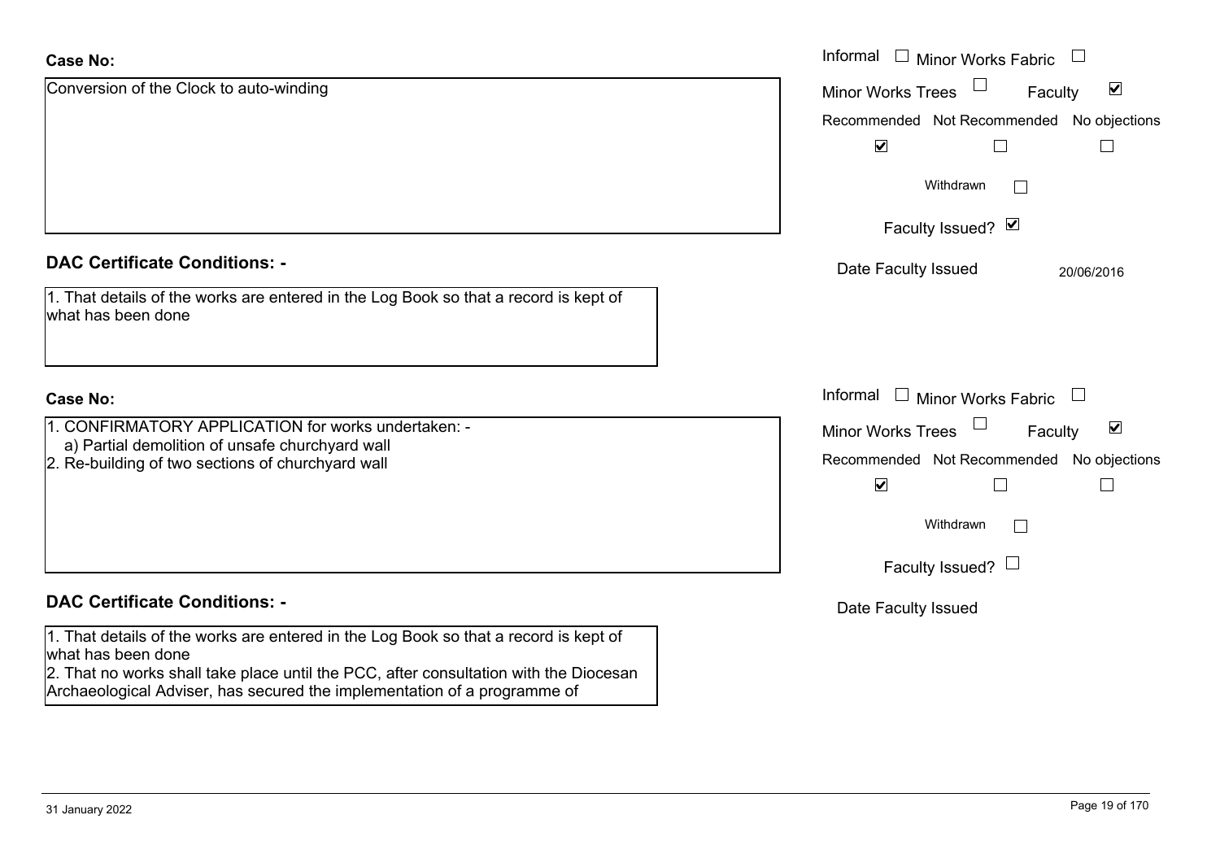**Case No:**

Conversion of the Clock to auto-winding

Informal ☐ Minor Works Fabric ☐

Minor Works Trees ☐ Faculty ☑

| Recommended | Not Recommended | No objections |
|---|---|---|
| ☑ | ☐ | ☐ |

Withdrawn ☐

Faculty Issued? ☑

Date Faculty Issued 20/06/2016

**DAC Certificate Conditions: -**

1. That details of the works are entered in the Log Book so that a record is kept of what has been done

**Case No:**

1. CONFIRMATORY APPLICATION for works undertaken: -
   a) Partial demolition of unsafe churchyard wall
2. Re-building of two sections of churchyard wall

Informal ☐ Minor Works Fabric ☐

Minor Works Trees ☐ Faculty ☑

| Recommended | Not Recommended | No objections |
|---|---|---|
| ☑ | ☐ | ☐ |

Withdrawn ☐

Faculty Issued? ☐

Date Faculty Issued

**DAC Certificate Conditions: -**

1. That details of the works are entered in the Log Book so that a record is kept of what has been done
2. That no works shall take place until the PCC, after consultation with the Diocesan Archaeological Adviser, has secured the implementation of a programme of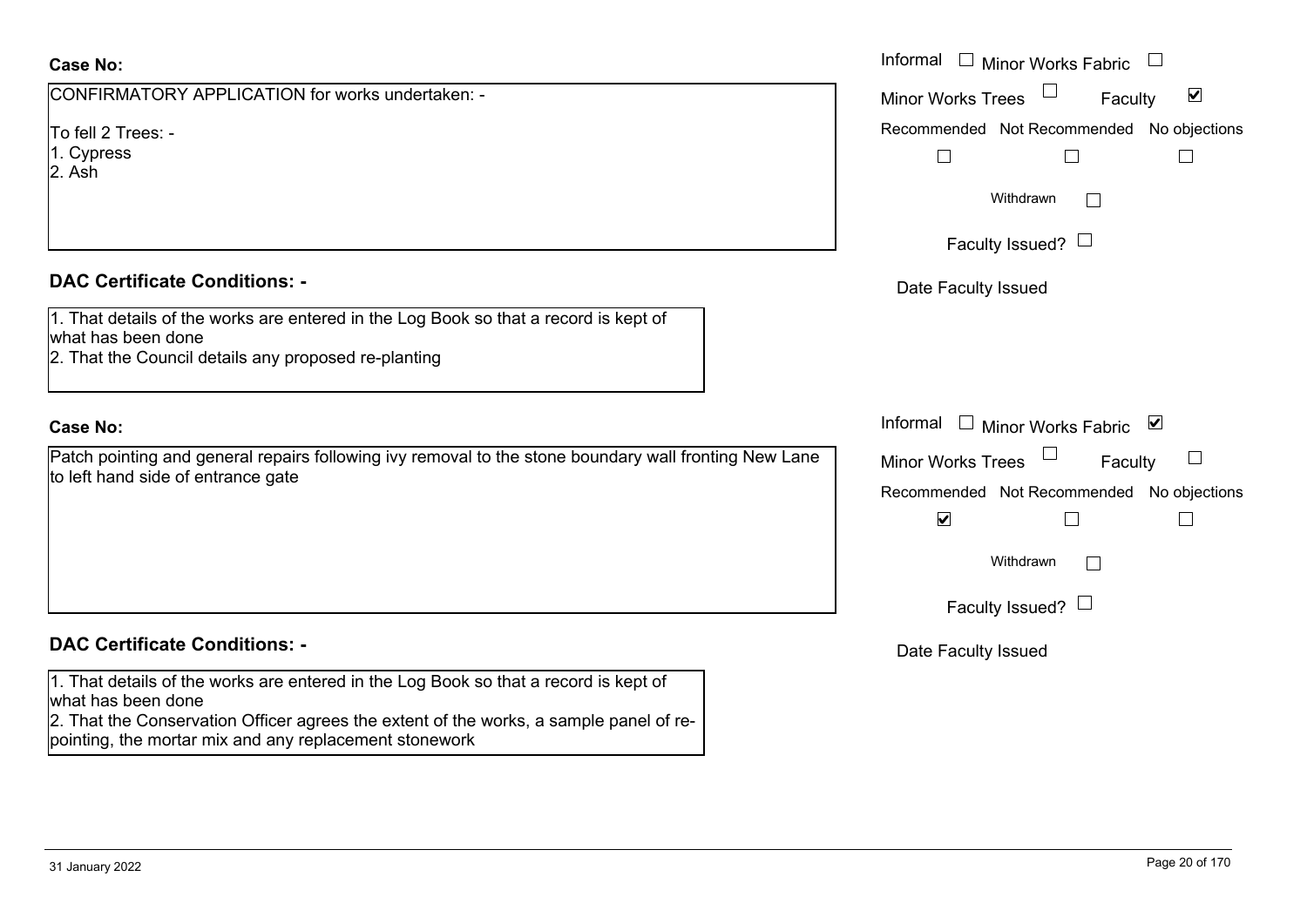**Case No:**

CONFIRMATORY APPLICATION for works undertaken: -

To fell 2 Trees: -
1. Cypress
2. Ash

Informal ☐ Minor Works Fabric ☐
Minor Works Trees ☐ Faculty ☑
Recommended ☐ Not Recommended ☐ No objections ☐
Withdrawn ☐
Faculty Issued? ☐
Date Faculty Issued

**DAC Certificate Conditions: -**

1. That details of the works are entered in the Log Book so that a record is kept of what has been done
2. That the Council details any proposed re-planting

**Case No:**

Patch pointing and general repairs following ivy removal to the stone boundary wall fronting New Lane to left hand side of entrance gate

Informal ☐ Minor Works Fabric ☑
Minor Works Trees ☐ Faculty ☐
Recommended ☑ Not Recommended ☐ No objections ☐
Withdrawn ☐
Faculty Issued? ☐
Date Faculty Issued

**DAC Certificate Conditions: -**

1. That details of the works are entered in the Log Book so that a record is kept of what has been done
2. That the Conservation Officer agrees the extent of the works, a sample panel of re-pointing, the mortar mix and any replacement stonework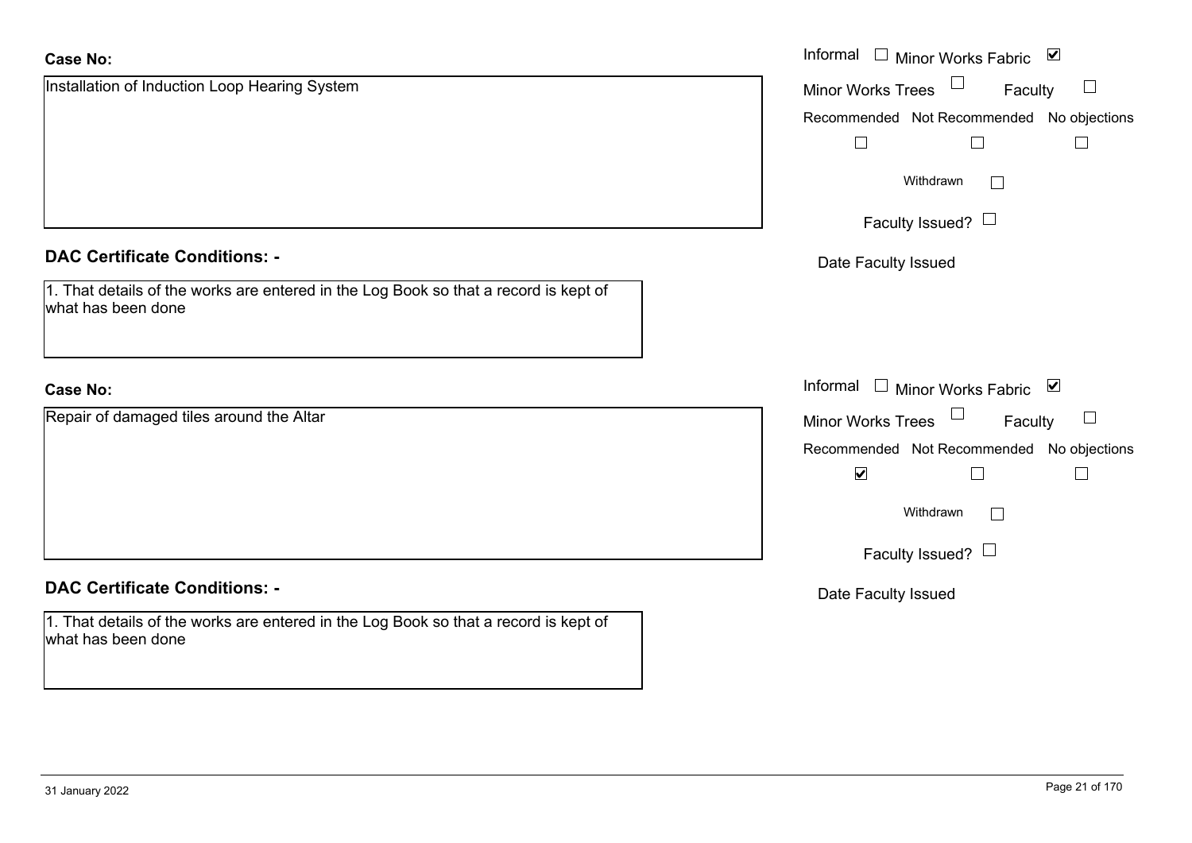**Case No:**

Installation of Induction Loop Hearing System

Informal ☐ Minor Works Fabric ☑

Minor Works Trees ☐ Faculty ☐

Recommended ☐ Not Recommended ☐ No objections ☐

Withdrawn ☐

Faculty Issued? ☐

Date Faculty Issued

**DAC Certificate Conditions: -**

1. That details of the works are entered in the Log Book so that a record is kept of what has been done

**Case No:**

Repair of damaged tiles around the Altar

Informal ☐ Minor Works Fabric ☑

Minor Works Trees ☐ Faculty ☐

Recommended ☑ Not Recommended ☐ No objections ☐

Withdrawn ☐

Faculty Issued? ☐

Date Faculty Issued

**DAC Certificate Conditions: -**

1. That details of the works are entered in the Log Book so that a record is kept of what has been done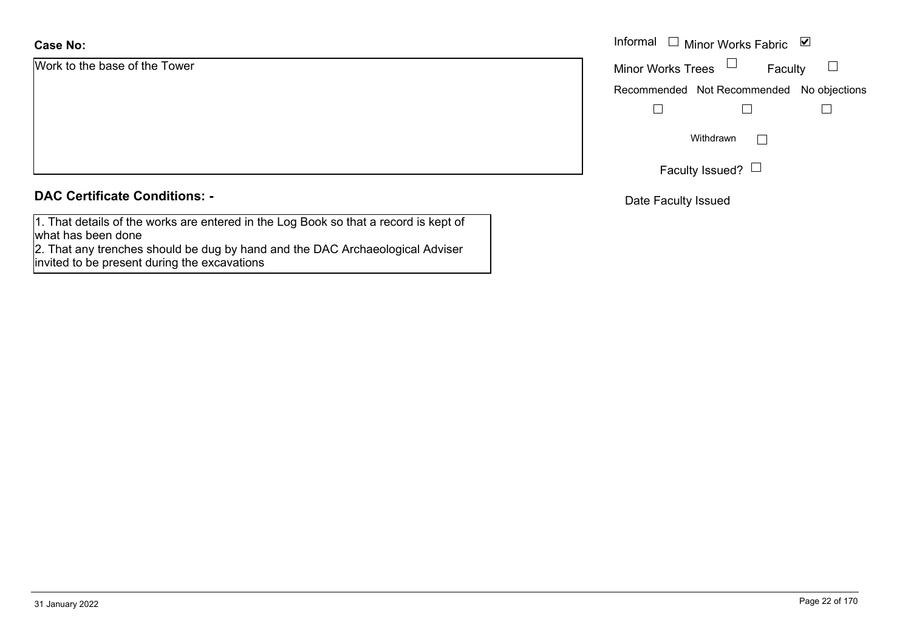**Case No:**

Work to the base of the Tower

Informal ☐ Minor Works Fabric ☑

Minor Works Trees ☐ Faculty ☐

Recommended ☐ Not Recommended ☐ No objections ☐

Withdrawn ☐

Faculty Issued? ☐

Date Faculty Issued

## DAC Certificate Conditions: -

1. That details of the works are entered in the Log Book so that a record is kept of what has been done
2. That any trenches should be dug by hand and the DAC Archaeological Adviser invited to be present during the excavations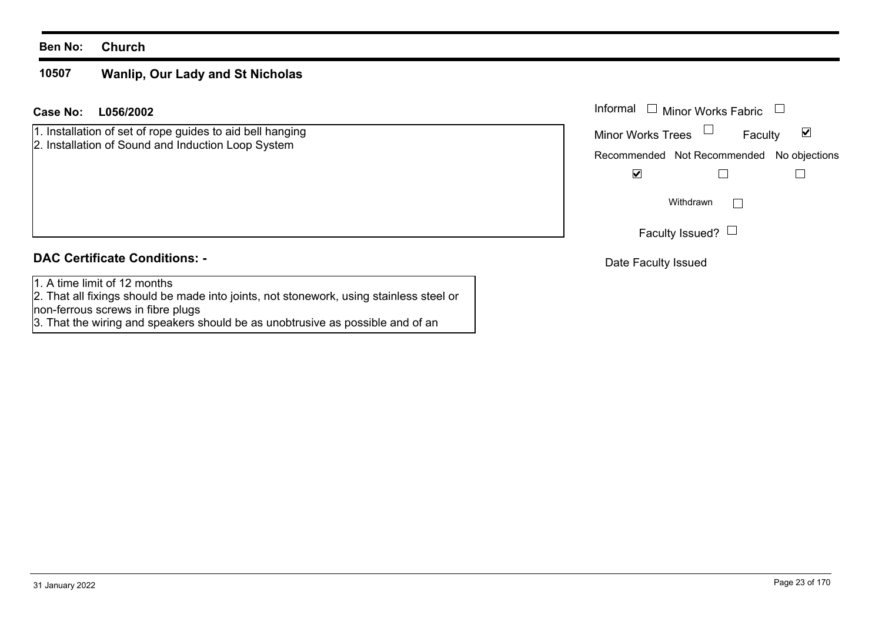**Ben No: Church**

## 10507 Wanlip, Our Lady and St Nicholas

**Case No: L056/2002**

1. Installation of set of rope guides to aid bell hanging
2. Installation of Sound and Induction Loop System

Informal ☐ Minor Works Fabric ☐

Minor Works Trees ☐ Faculty ☑

| Recommended | Not Recommended | No objections |
| --- | --- | --- |
| ☑ | ☐ | ☐ |

Withdrawn ☐

Faculty Issued? ☐

Date Faculty Issued

### DAC Certificate Conditions: -

1. A time limit of 12 months
2. That all fixings should be made into joints, not stonework, using stainless steel or non-ferrous screws in fibre plugs
3. That the wiring and speakers should be as unobtrusive as possible and of an

31 January 2022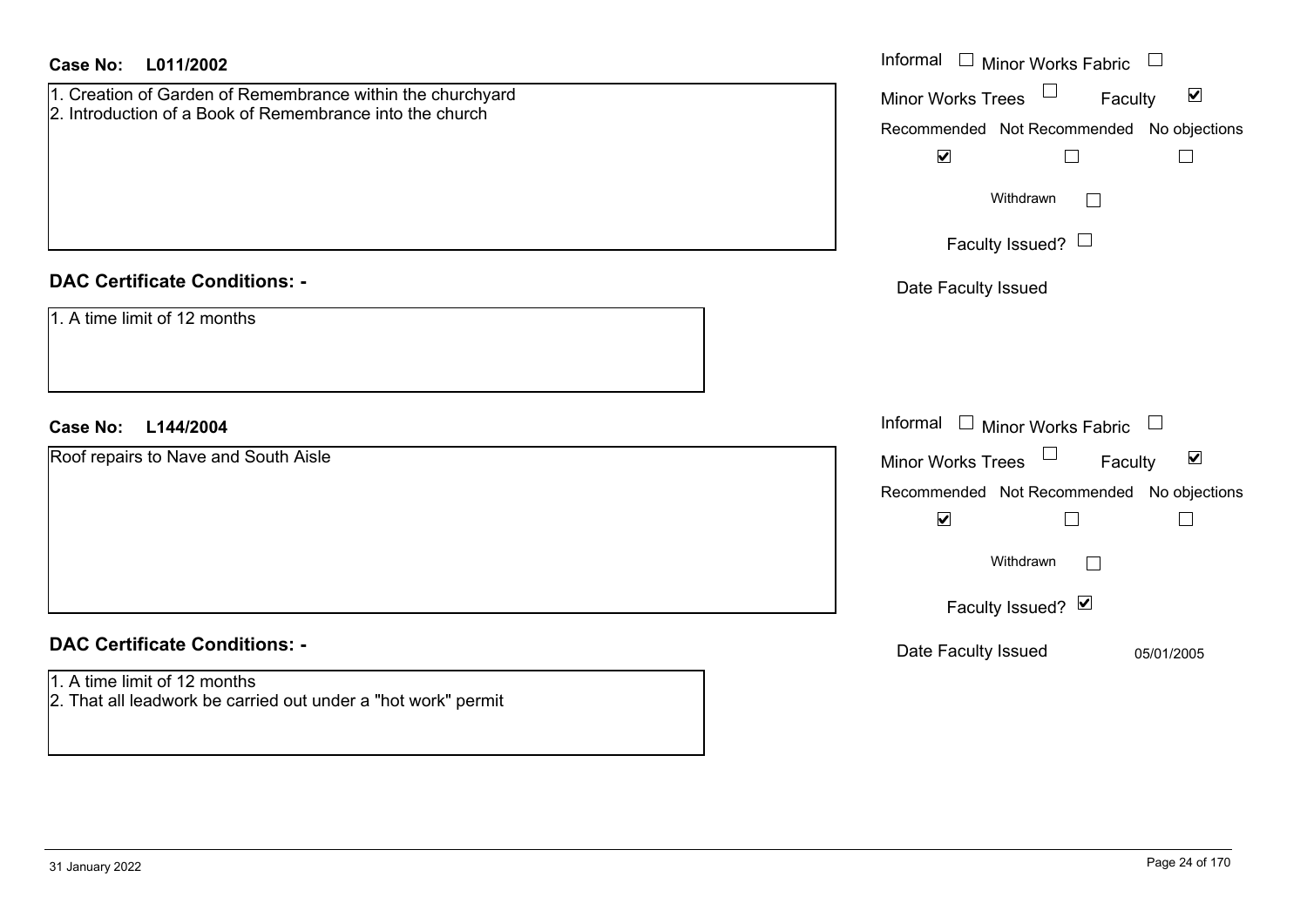**Case No:** **L011/2002**

1. Creation of Garden of Remembrance within the churchyard
2. Introduction of a Book of Remembrance into the church

Informal ☐ Minor Works Fabric ☐
Minor Works Trees ☐ Faculty ☑

| Recommended | Not Recommended | No objections |
|---|---|---|
| ☑ | ☐ | ☐ |

Withdrawn ☐

Faculty Issued? ☐

Date Faculty Issued

## DAC Certificate Conditions: -

1. A time limit of 12 months

**Case No:** **L144/2004**

Roof repairs to Nave and South Aisle

Informal ☐ Minor Works Fabric ☐
Minor Works Trees ☐ Faculty ☑

| Recommended | Not Recommended | No objections |
|---|---|---|
| ☑ | ☐ | ☐ |

Withdrawn ☐

Faculty Issued? ☑

Date Faculty Issued 05/01/2005

## DAC Certificate Conditions: -

1. A time limit of 12 months
2. That all leadwork be carried out under a "hot work" permit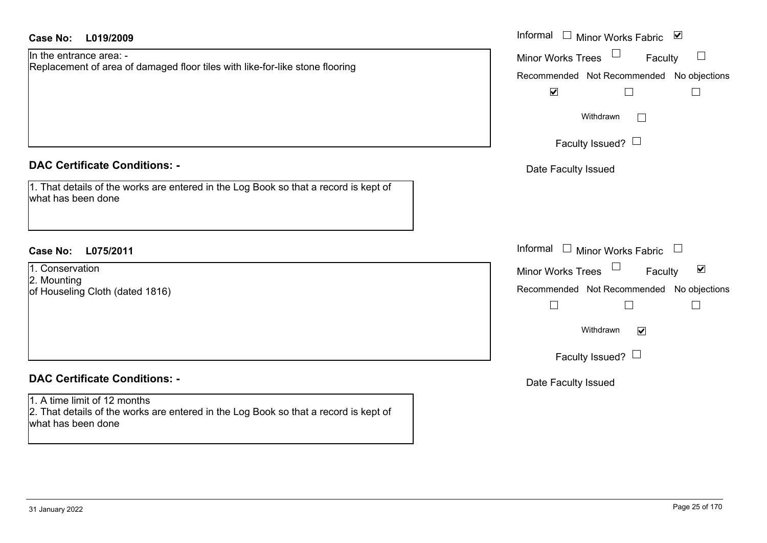**Case No: L019/2009**

In the entrance area: -
Replacement of area of damaged floor tiles with like-for-like stone flooring

Informal ☐ Minor Works Fabric ☑
Minor Works Trees ☐ Faculty ☐
Recommended ☑ Not Recommended ☐ No objections ☐
Withdrawn ☐
Faculty Issued? ☐
Date Faculty Issued

**DAC Certificate Conditions: -**

1. That details of the works are entered in the Log Book so that a record is kept of what has been done

**Case No: L075/2011**

1. Conservation
2. Mounting
of Houseling Cloth (dated 1816)

Informal ☐ Minor Works Fabric ☐
Minor Works Trees ☐ Faculty ☑
Recommended ☐ Not Recommended ☐ No objections ☐
Withdrawn ☑
Faculty Issued? ☐
Date Faculty Issued

**DAC Certificate Conditions: -**

1. A time limit of 12 months
2. That details of the works are entered in the Log Book so that a record is kept of what has been done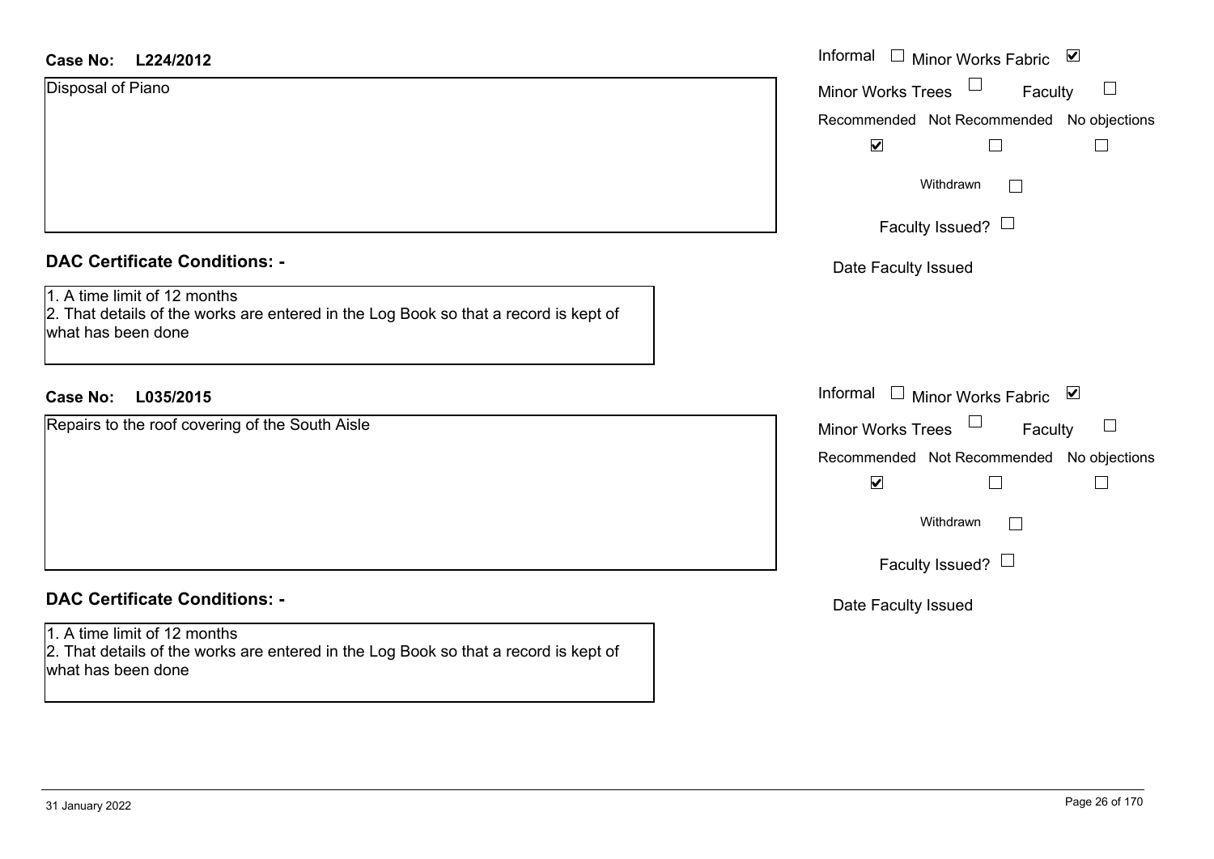**Case No: L224/2012**

Disposal of Piano

Informal ☐ Minor Works Fabric ☑

Minor Works Trees ☐ Faculty ☐

Recommended ☑ Not Recommended ☐ No objections ☐

Withdrawn ☐

Faculty Issued? ☐

Date Faculty Issued

### DAC Certificate Conditions: -

1. A time limit of 12 months
2. That details of the works are entered in the Log Book so that a record is kept of what has been done

**Case No: L035/2015**

Repairs to the roof covering of the South Aisle

Informal ☐ Minor Works Fabric ☑

Minor Works Trees ☐ Faculty ☐

Recommended ☑ Not Recommended ☐ No objections ☐

Withdrawn ☐

Faculty Issued? ☐

Date Faculty Issued

### DAC Certificate Conditions: -

1. A time limit of 12 months
2. That details of the works are entered in the Log Book so that a record is kept of what has been done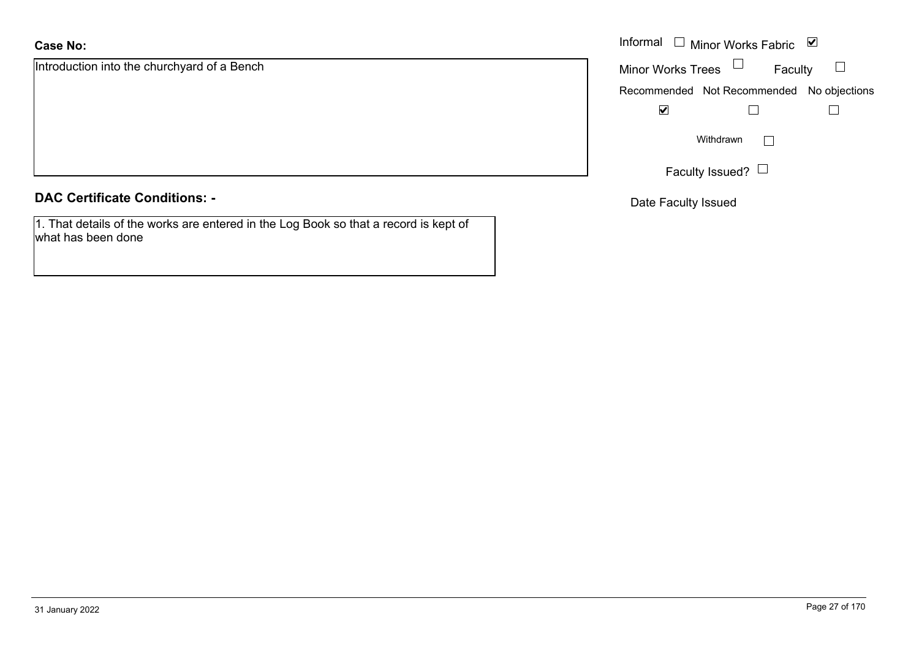**Case No:**

Introduction into the churchyard of a Bench

Informal ☐ Minor Works Fabric ☑

Minor Works Trees ☐ Faculty ☐

| Recommended | Not Recommended | No objections |
|---|---|---|
| ☑ | ☐ | ☐ |

Withdrawn ☐

Faculty Issued? ☐

Date Faculty Issued

**DAC Certificate Conditions: -**

1. That details of the works are entered in the Log Book so that a record is kept of what has been done

31 January 2022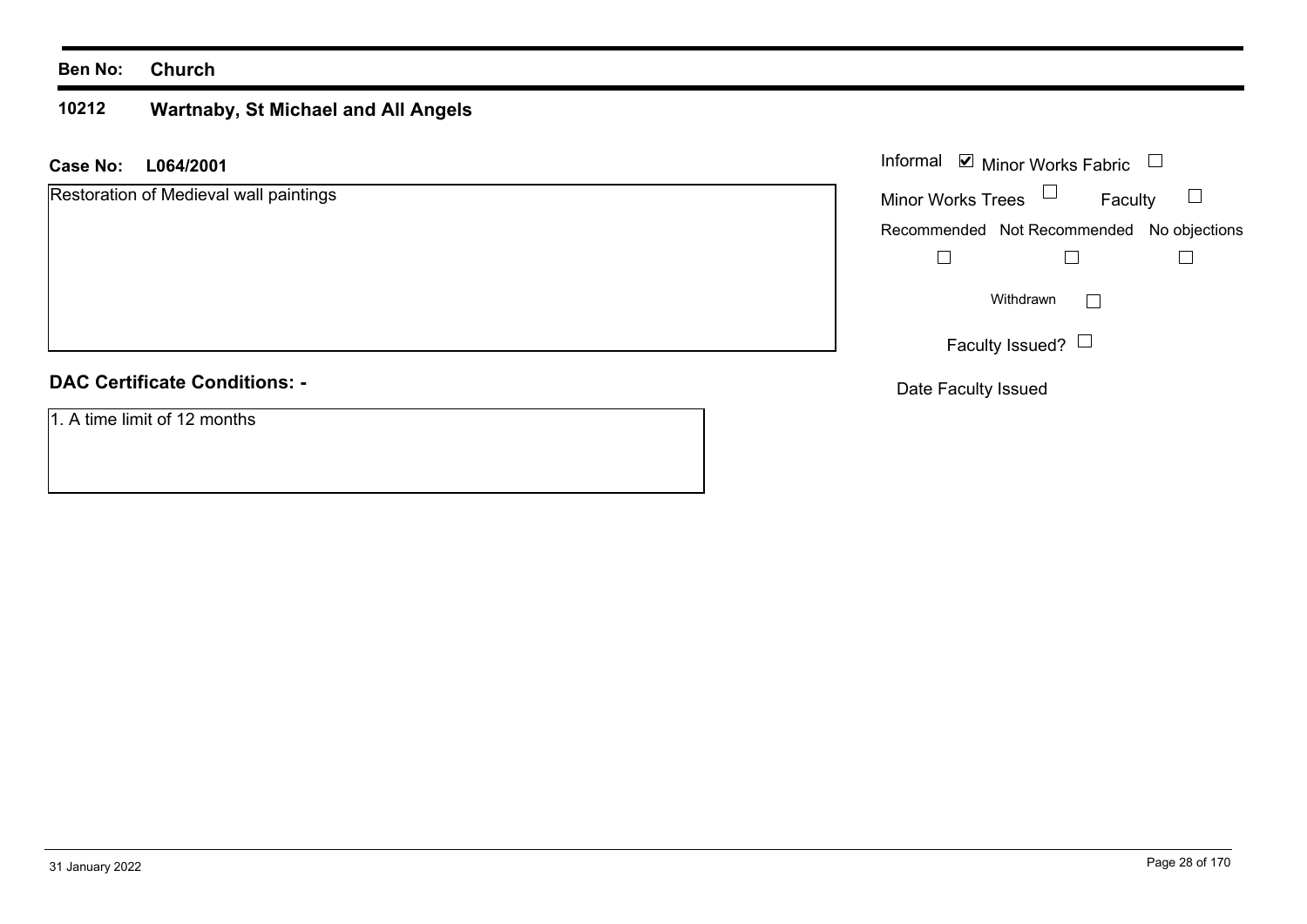**Ben No:** **Church**

**10212** **Wartnaby, St Michael and All Angels**

**Case No:** **L064/2001**

Restoration of Medieval wall paintings

Informal ☑ Minor Works Fabric ☐

Minor Works Trees ☐ Faculty ☐

Recommended ☐ Not Recommended ☐ No objections ☐

Withdrawn ☐

Faculty Issued? ☐

Date Faculty Issued

**DAC Certificate Conditions: -**

1. A time limit of 12 months

31 January 2022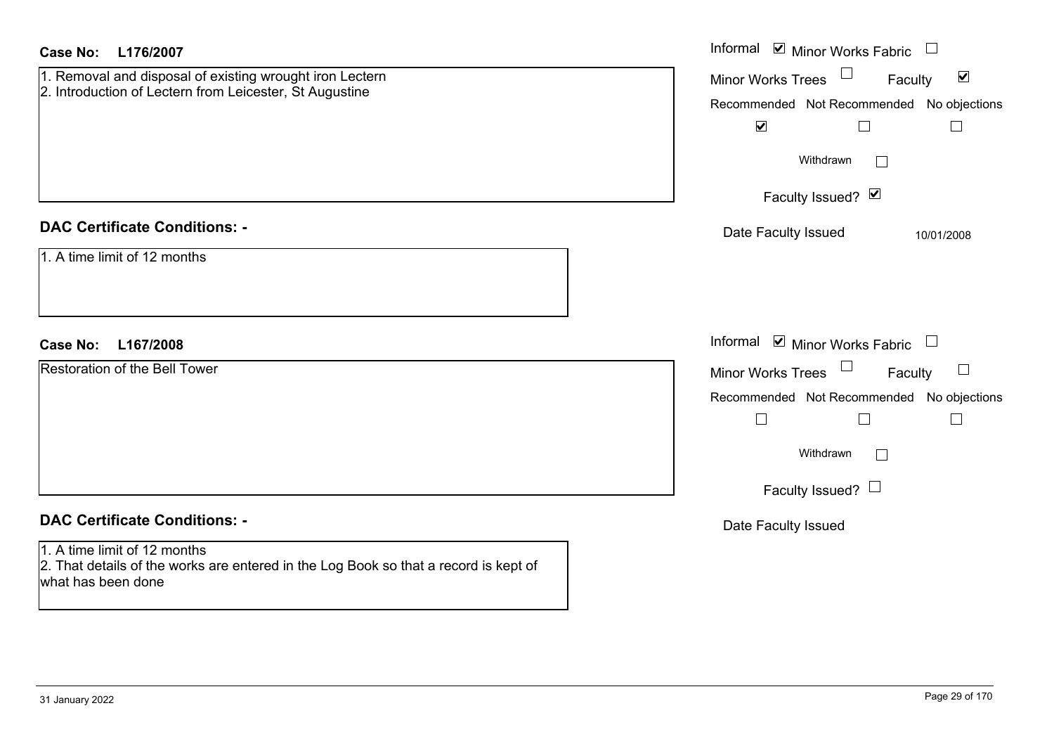**Case No: L176/2007**

1. Removal and disposal of existing wrought iron Lectern
2. Introduction of Lectern from Leicester, St Augustine

Informal ☑ Minor Works Fabric ☐
Minor Works Trees ☐ Faculty ☑

| Recommended | Not Recommended | No objections |
|---|---|---|
| ☑ | ☐ | ☐ |

Withdrawn ☐

Faculty Issued? ☑

Date Faculty Issued 10/01/2008

**DAC Certificate Conditions: -**

1. A time limit of 12 months

**Case No: L167/2008**

Restoration of the Bell Tower

Informal ☑ Minor Works Fabric ☐
Minor Works Trees ☐ Faculty ☐

| Recommended | Not Recommended | No objections |
|---|---|---|
| ☐ | ☐ | ☐ |

Withdrawn ☐

Faculty Issued? ☐

Date Faculty Issued

**DAC Certificate Conditions: -**

1. A time limit of 12 months
2. That details of the works are entered in the Log Book so that a record is kept of what has been done

31 January 2022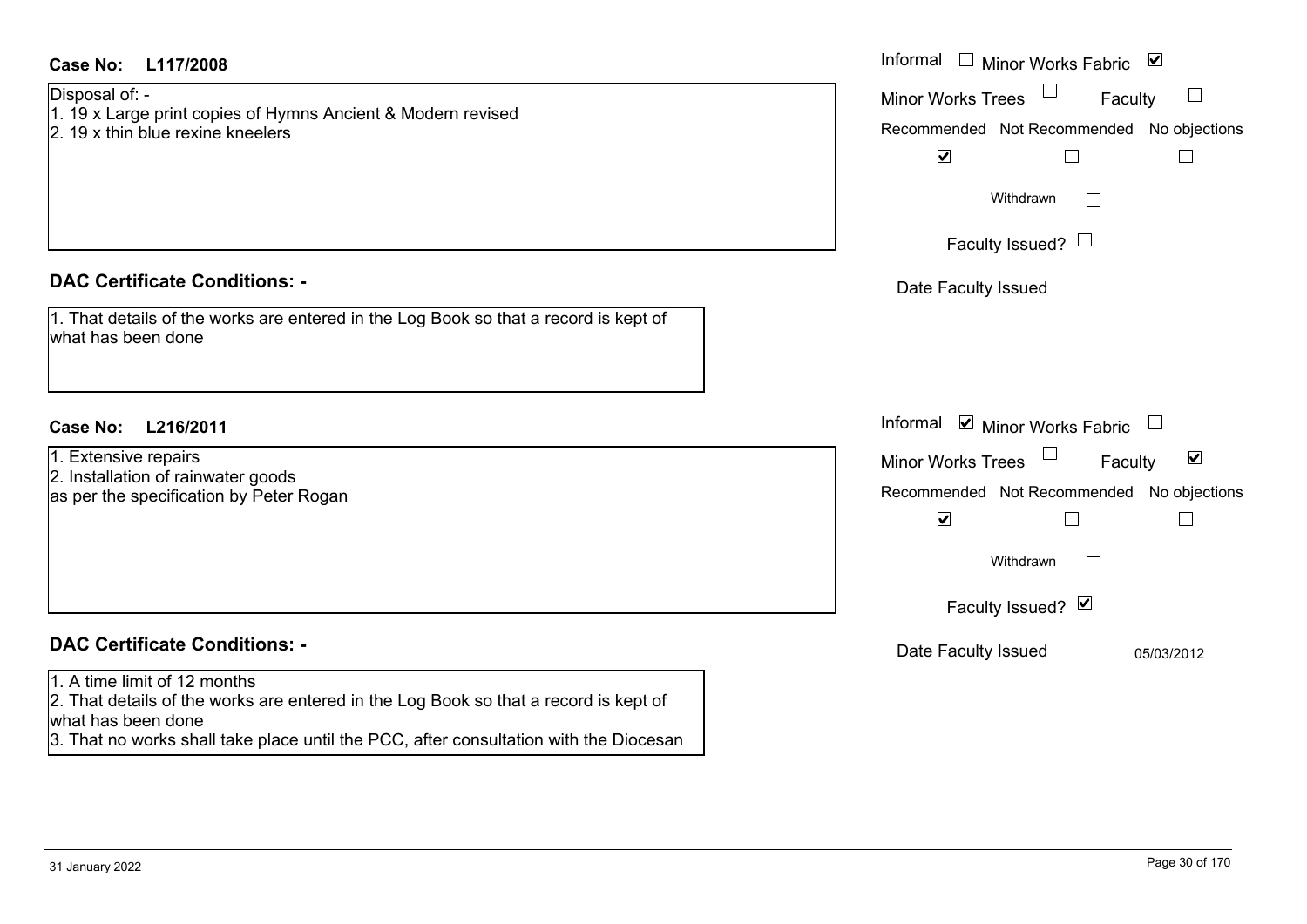**Case No: L117/2008**

Disposal of: -
1. 19 x Large print copies of Hymns Ancient & Modern revised
2. 19 x thin blue rexine kneelers

Informal ☐ Minor Works Fabric ☑
Minor Works Trees ☐ Faculty ☐

| Recommended | Not Recommended | No objections |
|---|---|---|
| ☑ | ☐ | ☐ |

Withdrawn ☐

Faculty Issued? ☐

Date Faculty Issued

**DAC Certificate Conditions: -**

1. That details of the works are entered in the Log Book so that a record is kept of what has been done

**Case No: L216/2011**

1. Extensive repairs
2. Installation of rainwater goods
as per the specification by Peter Rogan

Informal ☑ Minor Works Fabric ☐
Minor Works Trees ☐ Faculty ☑

| Recommended | Not Recommended | No objections |
|---|---|---|
| ☑ | ☐ | ☐ |

Withdrawn ☐

Faculty Issued? ☑

Date Faculty Issued 05/03/2012

**DAC Certificate Conditions: -**

1. A time limit of 12 months
2. That details of the works are entered in the Log Book so that a record is kept of what has been done
3. That no works shall take place until the PCC, after consultation with the Diocesan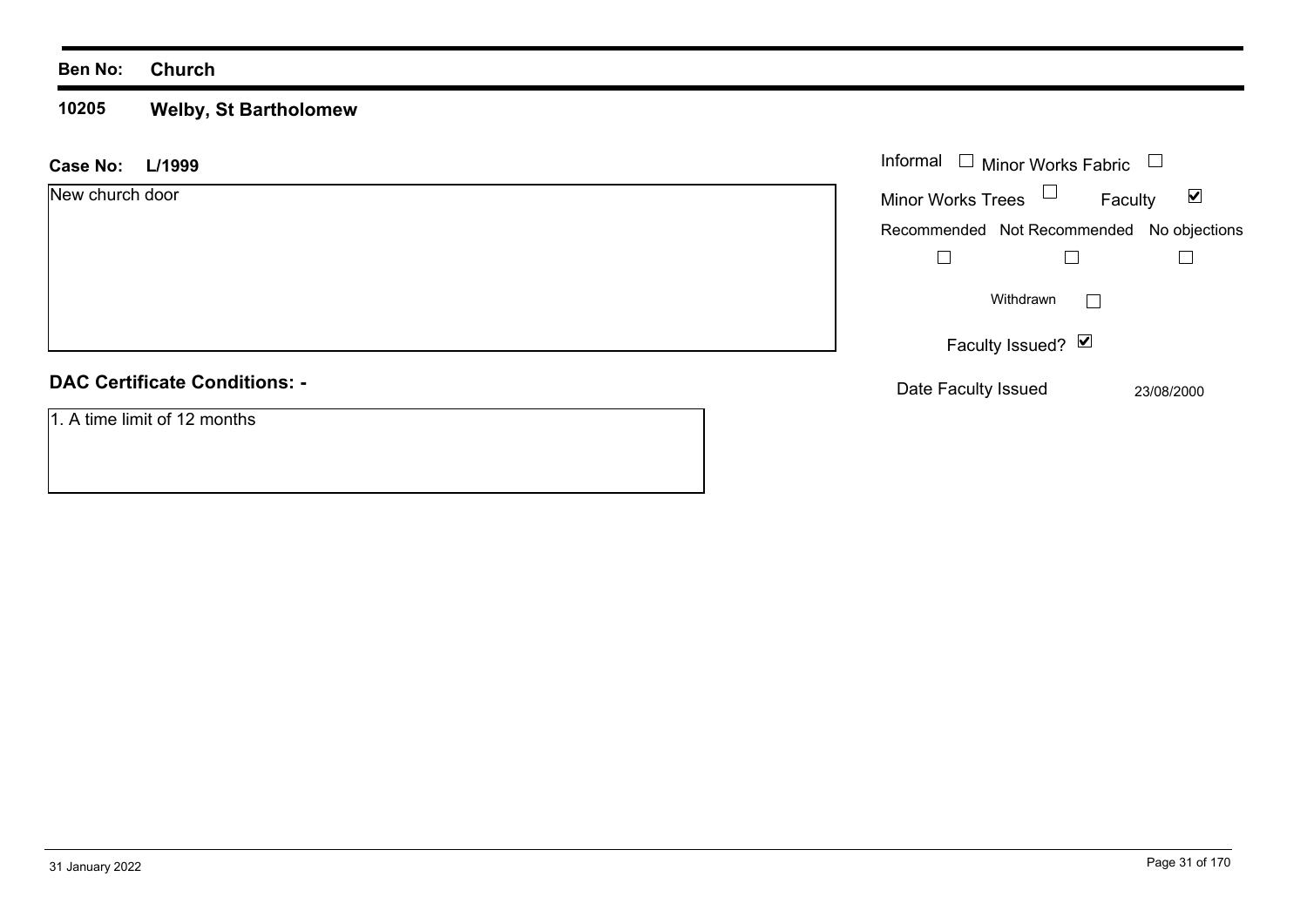**Ben No:** **Church**

**10205** **Welby, St Bartholomew**

**Case No:** **L/1999**

New church door

Informal ☐ Minor Works Fabric ☐

Minor Works Trees ☐ Faculty ☑

| Recommended | Not Recommended | No objections |
| --- | --- | --- |
| ☐ | ☐ | ☐ |

Withdrawn ☐

Faculty Issued? ☑

Date Faculty Issued 23/08/2000

**DAC Certificate Conditions: -**

1. A time limit of 12 months

31 January 2022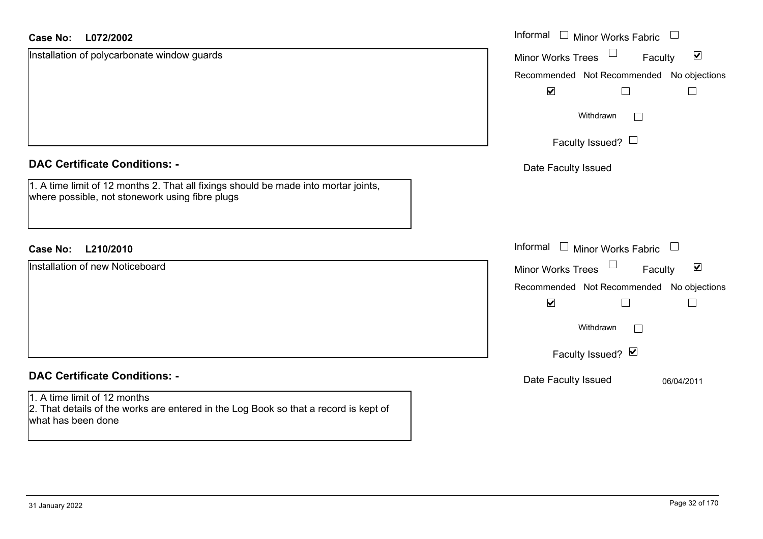**Case No: L072/2002**

Installation of polycarbonate window guards

Informal ☐ Minor Works Fabric ☐

Minor Works Trees ☐ Faculty ☑

Recommended ☑ Not Recommended ☐ No objections ☐

Withdrawn ☐

Faculty Issued? ☐

Date Faculty Issued

**DAC Certificate Conditions: -**

1. A time limit of 12 months 2. That all fixings should be made into mortar joints, where possible, not stonework using fibre plugs

**Case No: L210/2010**

Installation of new Noticeboard

Informal ☐ Minor Works Fabric ☐

Minor Works Trees ☐ Faculty ☑

Recommended ☑ Not Recommended ☐ No objections ☐

Withdrawn ☐

Faculty Issued? ☑

Date Faculty Issued 06/04/2011

**DAC Certificate Conditions: -**

1. A time limit of 12 months
2. That details of the works are entered in the Log Book so that a record is kept of what has been done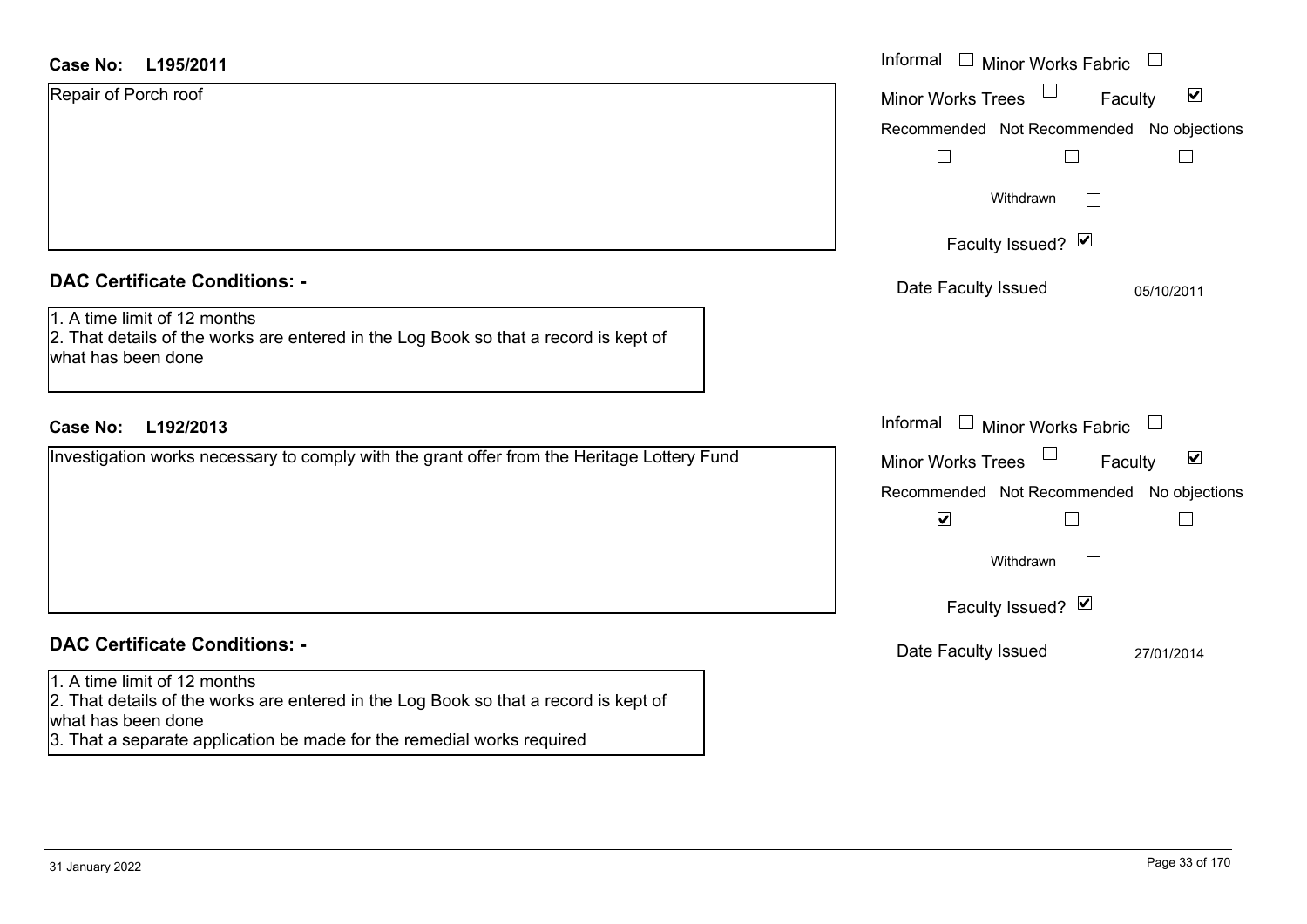**Case No: L195/2011**

Repair of Porch roof

Informal ☐ Minor Works Fabric ☐
Minor Works Trees ☐ Faculty ☑
Recommended ☐ Not Recommended ☐ No objections ☐
Withdrawn ☐
Faculty Issued? ☑
Date Faculty Issued 05/10/2011

**DAC Certificate Conditions: -**

1. A time limit of 12 months
2. That details of the works are entered in the Log Book so that a record is kept of what has been done

**Case No: L192/2013**

Investigation works necessary to comply with the grant offer from the Heritage Lottery Fund

Informal ☐ Minor Works Fabric ☐
Minor Works Trees ☐ Faculty ☑
Recommended ☑ Not Recommended ☐ No objections ☐
Withdrawn ☐
Faculty Issued? ☑
Date Faculty Issued 27/01/2014

**DAC Certificate Conditions: -**

1. A time limit of 12 months
2. That details of the works are entered in the Log Book so that a record is kept of what has been done
3. That a separate application be made for the remedial works required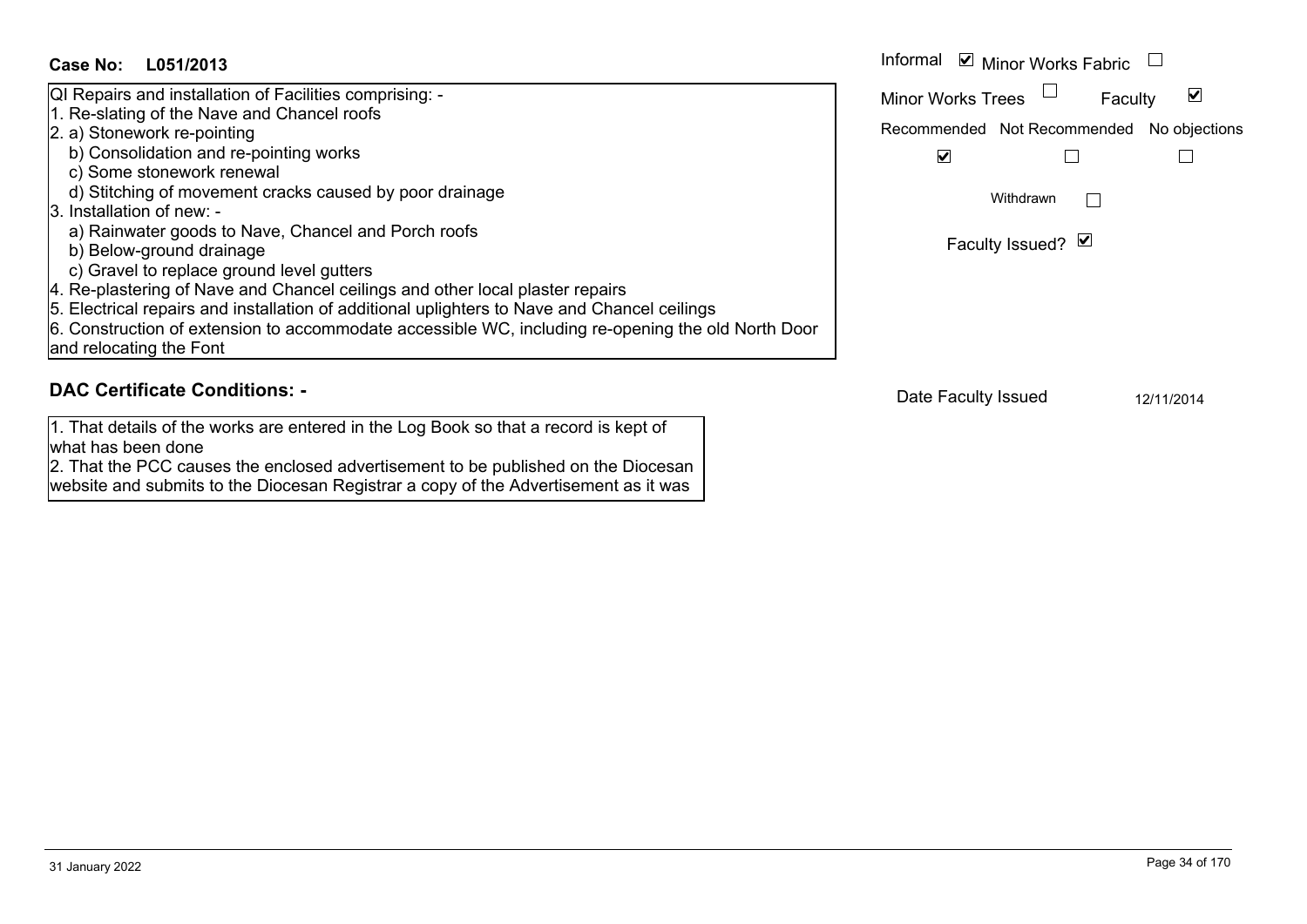**Case No: L051/2013**

QI Repairs and installation of Facilities comprising: -

1. Re-slating of the Nave and Chancel roofs
2. a) Stonework re-pointing
   b) Consolidation and re-pointing works
   c) Some stonework renewal
   d) Stitching of movement cracks caused by poor drainage
3. Installation of new: -
   a) Rainwater goods to Nave, Chancel and Porch roofs
   b) Below-ground drainage
   c) Gravel to replace ground level gutters
4. Re-plastering of Nave and Chancel ceilings and other local plaster repairs
5. Electrical repairs and installation of additional uplighters to Nave and Chancel ceilings
6. Construction of extension to accommodate accessible WC, including re-opening the old North Door and relocating the Font

Informal ☑ Minor Works Fabric ☐
Minor Works Trees ☐ Faculty ☑

| Recommended | Not Recommended | No objections |
|---|---|---|
| ☑ | ☐ | ☐ |

Withdrawn ☐

Faculty Issued? ☑

## DAC Certificate Conditions: -

1. That details of the works are entered in the Log Book so that a record is kept of what has been done
2. That the PCC causes the enclosed advertisement to be published on the Diocesan website and submits to the Diocesan Registrar a copy of the Advertisement as it was

Date Faculty Issued 12/11/2014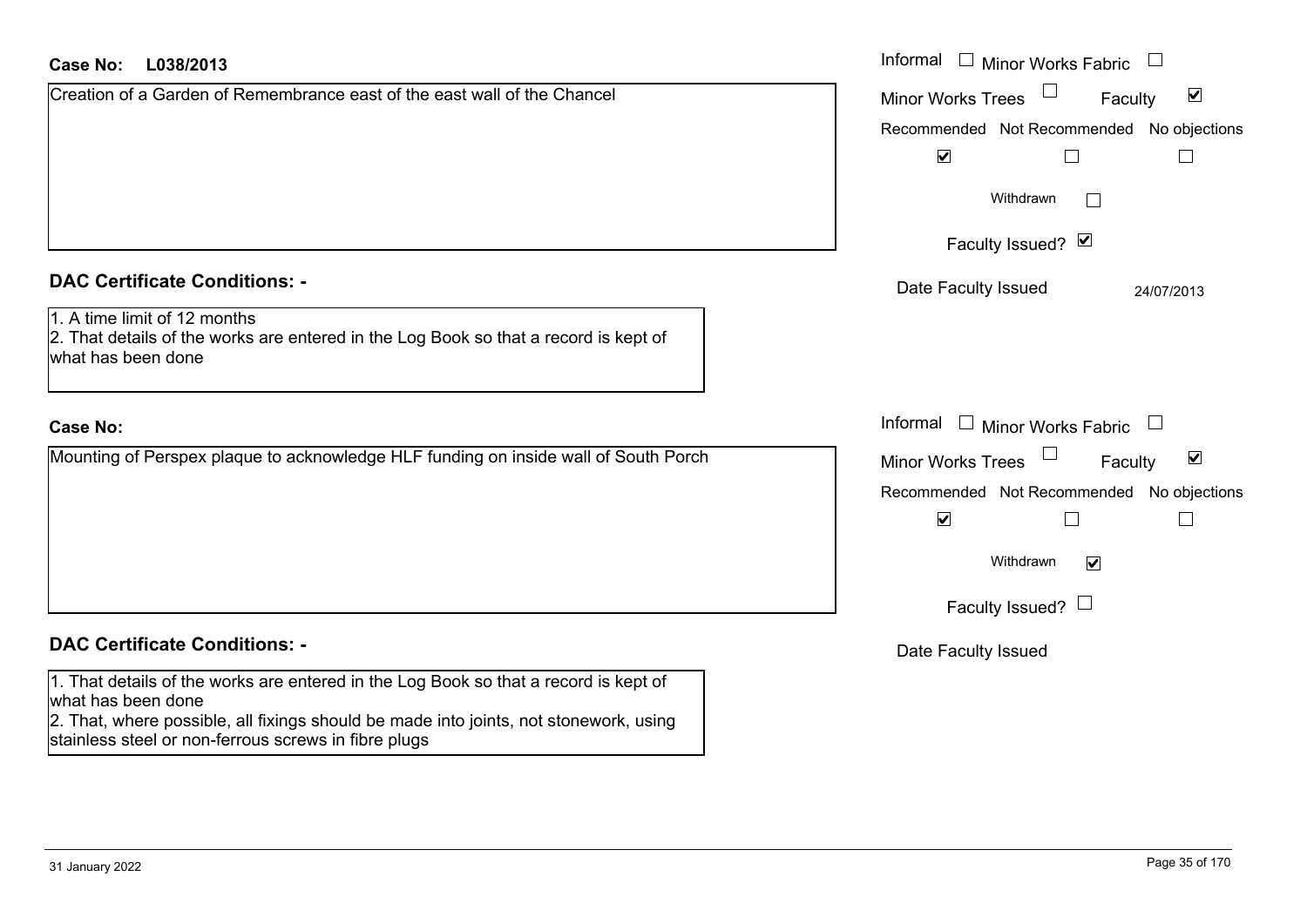**Case No:** **L038/2013**

Creation of a Garden of Remembrance east of the east wall of the Chancel

Informal ☐ Minor Works Fabric ☐
Minor Works Trees ☐ Faculty ☑

| Recommended | Not Recommended | No objections |
|---|---|---|
| ☑ | ☐ | ☐ |

Withdrawn ☐

Faculty Issued? ☑

Date Faculty Issued 24/07/2013

## DAC Certificate Conditions: -

1. A time limit of 12 months
2. That details of the works are entered in the Log Book so that a record is kept of what has been done

**Case No:**

Mounting of Perspex plaque to acknowledge HLF funding on inside wall of South Porch

Informal ☐ Minor Works Fabric ☐
Minor Works Trees ☐ Faculty ☑

| Recommended | Not Recommended | No objections |
|---|---|---|
| ☑ | ☐ | ☐ |

Withdrawn ☑

Faculty Issued? ☐

Date Faculty Issued

## DAC Certificate Conditions: -

1. That details of the works are entered in the Log Book so that a record is kept of what has been done
2. That, where possible, all fixings should be made into joints, not stonework, using stainless steel or non-ferrous screws in fibre plugs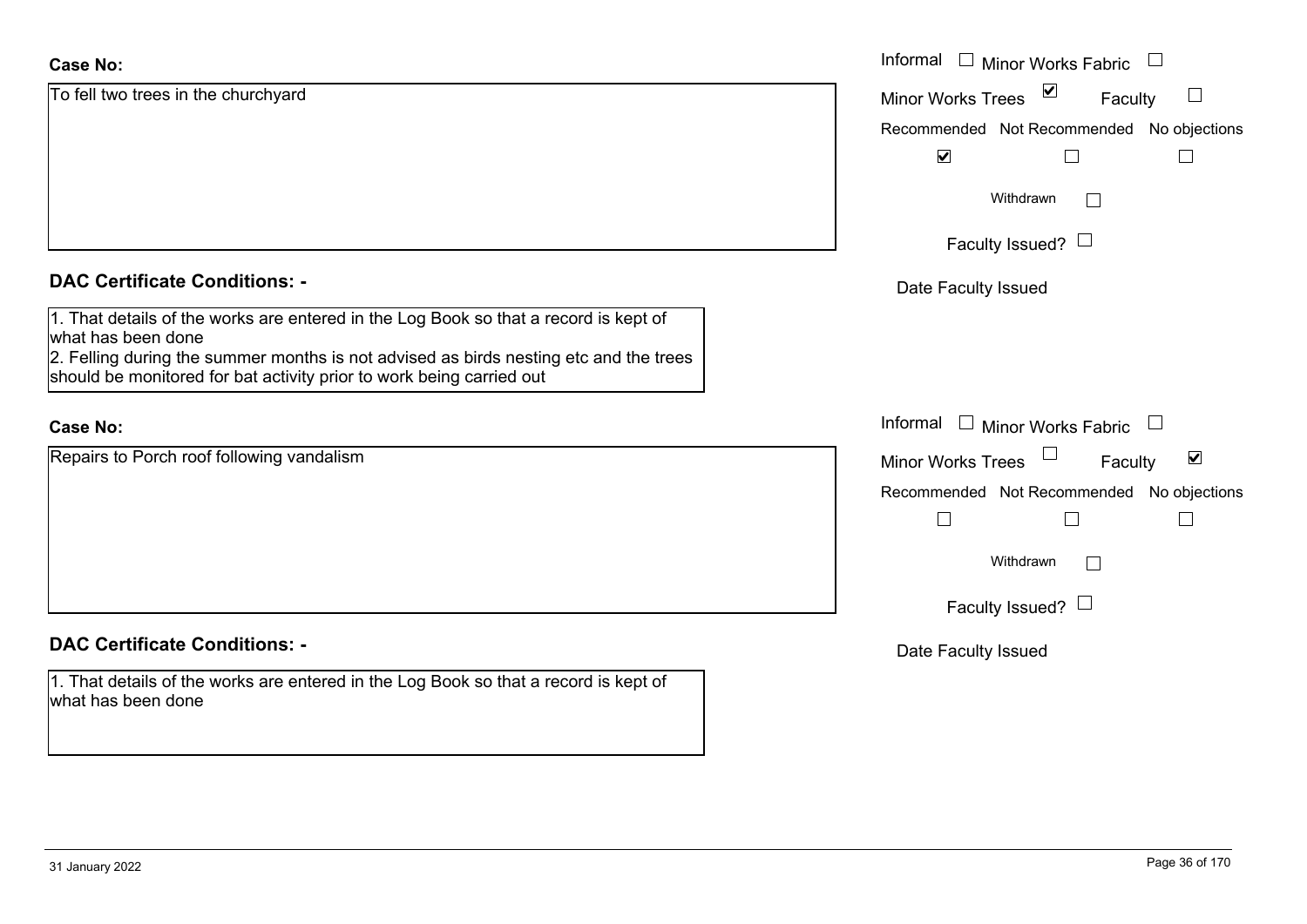**Case No:**

To fell two trees in the churchyard

- Informal ☐ Minor Works Fabric ☐
- Minor Works Trees ☑ Faculty ☐
- Recommended ☑ Not Recommended ☐ No objections ☐
- Withdrawn ☐
- Faculty Issued? ☐
- Date Faculty Issued

**DAC Certificate Conditions: -**

1. That details of the works are entered in the Log Book so that a record is kept of what has been done
2. Felling during the summer months is not advised as birds nesting etc and the trees should be monitored for bat activity prior to work being carried out

**Case No:**

Repairs to Porch roof following vandalism

- Informal ☐ Minor Works Fabric ☐
- Minor Works Trees ☐ Faculty ☑
- Recommended ☐ Not Recommended ☐ No objections ☐
- Withdrawn ☐
- Faculty Issued? ☐
- Date Faculty Issued

**DAC Certificate Conditions: -**

1. That details of the works are entered in the Log Book so that a record is kept of what has been done

31 January 2022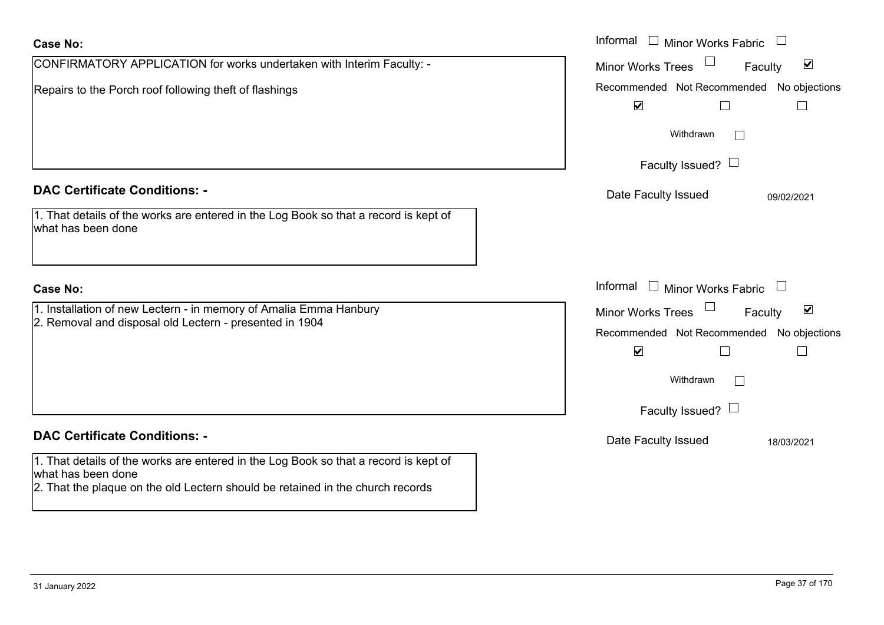**Case No:**

CONFIRMATORY APPLICATION for works undertaken with Interim Faculty: -

Repairs to the Porch roof following theft of flashings

Informal ☐ Minor Works Fabric ☐

Minor Works Trees ☐ Faculty ☑

Recommended ☑ Not Recommended ☐ No objections ☐

Withdrawn ☐

Faculty Issued? ☐

Date Faculty Issued 09/02/2021

**DAC Certificate Conditions: -**

1. That details of the works are entered in the Log Book so that a record is kept of what has been done

**Case No:**

1. Installation of new Lectern - in memory of Amalia Emma Hanbury
2. Removal and disposal old Lectern - presented in 1904

Informal ☐ Minor Works Fabric ☐

Minor Works Trees ☐ Faculty ☑

Recommended ☑ Not Recommended ☐ No objections ☐

Withdrawn ☐

Faculty Issued? ☐

Date Faculty Issued 18/03/2021

**DAC Certificate Conditions: -**

1. That details of the works are entered in the Log Book so that a record is kept of what has been done
2. That the plaque on the old Lectern should be retained in the church records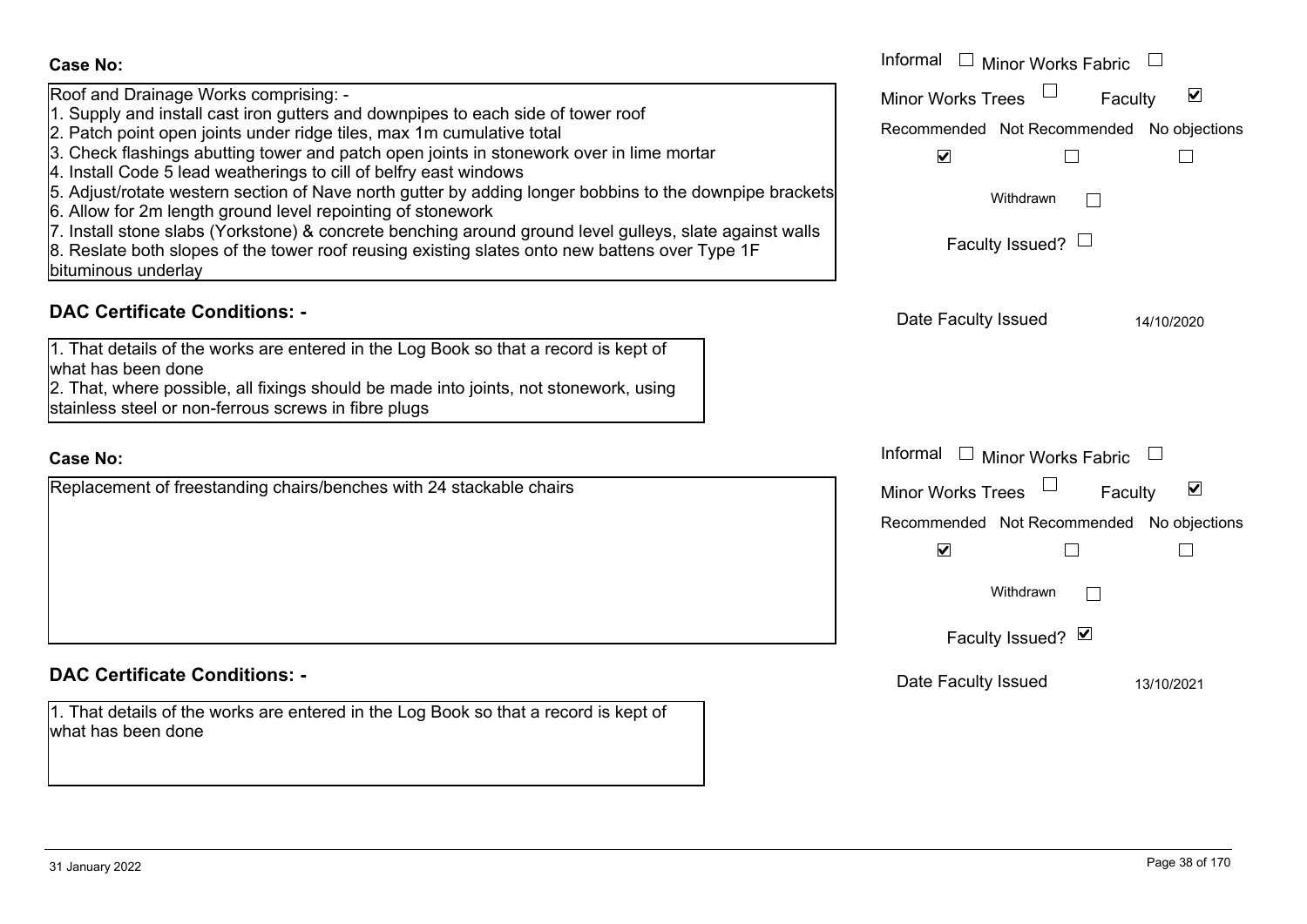**Case No:**

Roof and Drainage Works comprising: -
1. Supply and install cast iron gutters and downpipes to each side of tower roof
2. Patch point open joints under ridge tiles, max 1m cumulative total
3. Check flashings abutting tower and patch open joints in stonework over in lime mortar
4. Install Code 5 lead weatherings to cill of belfry east windows
5. Adjust/rotate western section of Nave north gutter by adding longer bobbins to the downpipe brackets
6. Allow for 2m length ground level repointing of stonework
7. Install stone slabs (Yorkstone) & concrete benching around ground level gulleys, slate against walls
8. Reslate both slopes of the tower roof reusing existing slates onto new battens over Type 1F bituminous underlay

Informal ☐ Minor Works Fabric ☐
Minor Works Trees ☐ Faculty ☑
Recommended ☑ Not Recommended ☐ No objections ☐
Withdrawn ☐
Faculty Issued? ☐
Date Faculty Issued 14/10/2020

**DAC Certificate Conditions: -**

1. That details of the works are entered in the Log Book so that a record is kept of what has been done
2. That, where possible, all fixings should be made into joints, not stonework, using stainless steel or non-ferrous screws in fibre plugs

**Case No:**

Replacement of freestanding chairs/benches with 24 stackable chairs

Informal ☐ Minor Works Fabric ☐
Minor Works Trees ☐ Faculty ☑
Recommended ☑ Not Recommended ☐ No objections ☐
Withdrawn ☐
Faculty Issued? ☑
Date Faculty Issued 13/10/2021

**DAC Certificate Conditions: -**

1. That details of the works are entered in the Log Book so that a record is kept of what has been done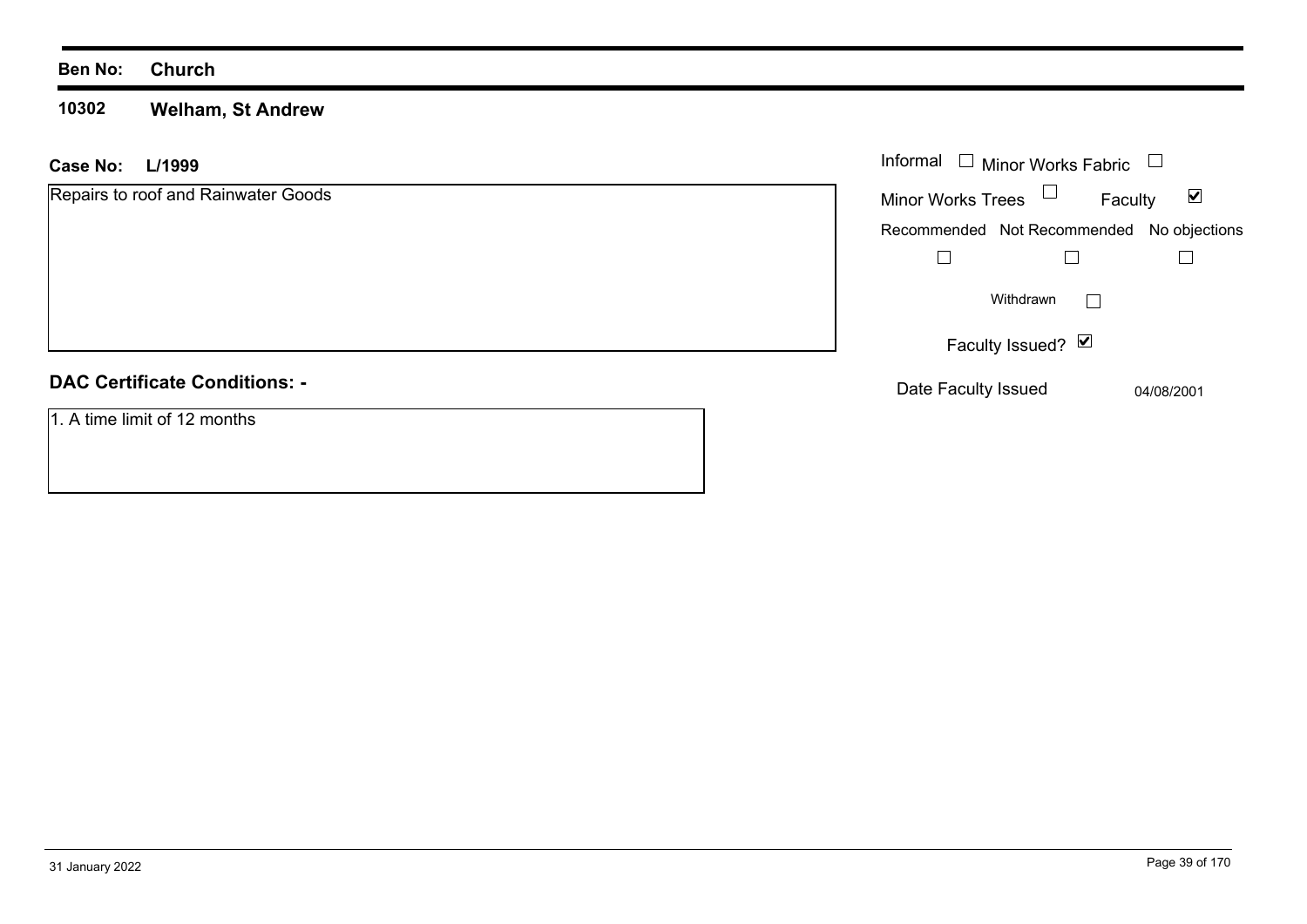**Ben No:** **Church**

## 10302 Welham, St Andrew

**Case No:** **L/1999**

Repairs to roof and Rainwater Goods

Informal ☐ Minor Works Fabric ☐

Minor Works Trees ☐ Faculty ☑

| Recommended | Not Recommended | No objections |
|---|---|---|
| ☐ | ☐ | ☐ |

Withdrawn ☐

Faculty Issued? ☑

Date Faculty Issued 04/08/2001

### DAC Certificate Conditions: -

1. A time limit of 12 months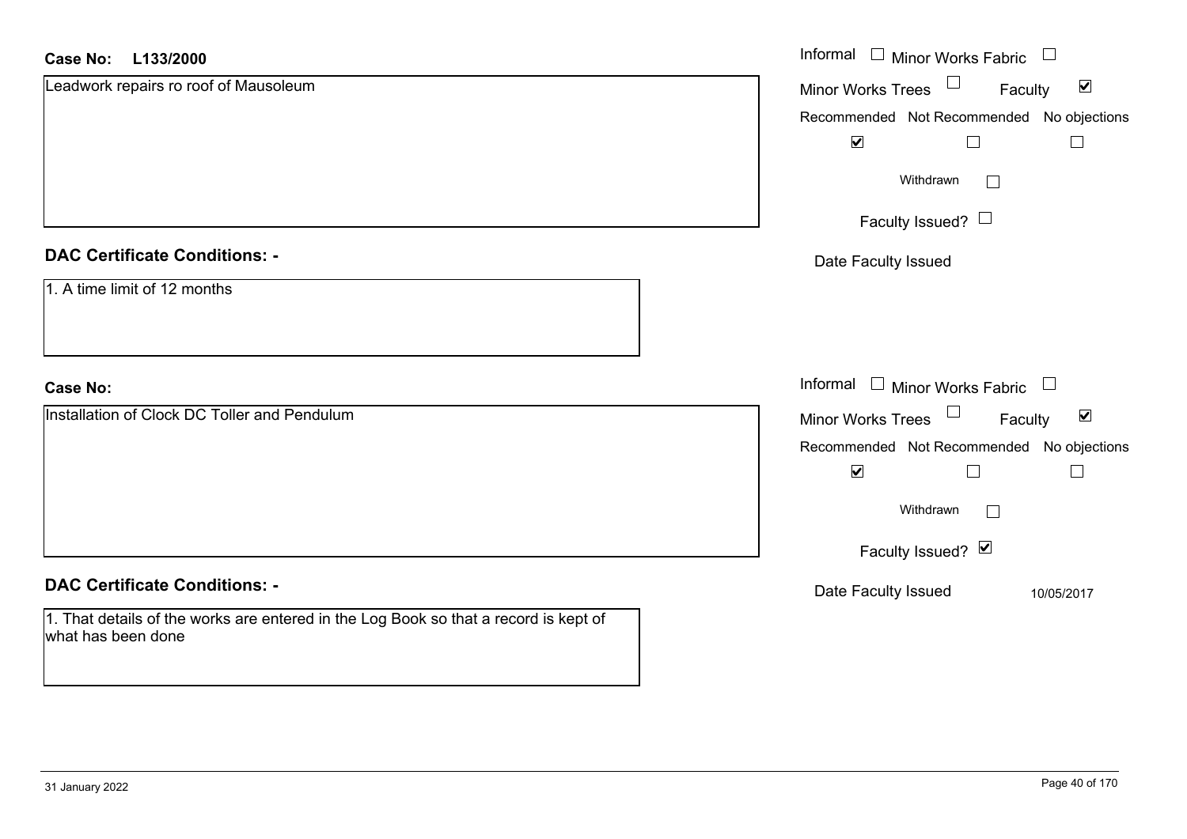**Case No:** L133/2000

Leadwork repairs ro roof of Mausoleum

Informal ☐ Minor Works Fabric ☐
Minor Works Trees ☐ Faculty ☑

| Recommended | Not Recommended | No objections |
|---|---|---|
| ☑ | ☐ | ☐ |

Withdrawn ☐

Faculty Issued? ☐

Date Faculty Issued

## DAC Certificate Conditions: -

1. A time limit of 12 months

**Case No:**

Installation of Clock DC Toller and Pendulum

Informal ☐ Minor Works Fabric ☐
Minor Works Trees ☐ Faculty ☑

| Recommended | Not Recommended | No objections |
|---|---|---|
| ☑ | ☐ | ☐ |

Withdrawn ☐

Faculty Issued? ☑

Date Faculty Issued 10/05/2017

## DAC Certificate Conditions: -

1. That details of the works are entered in the Log Book so that a record is kept of what has been done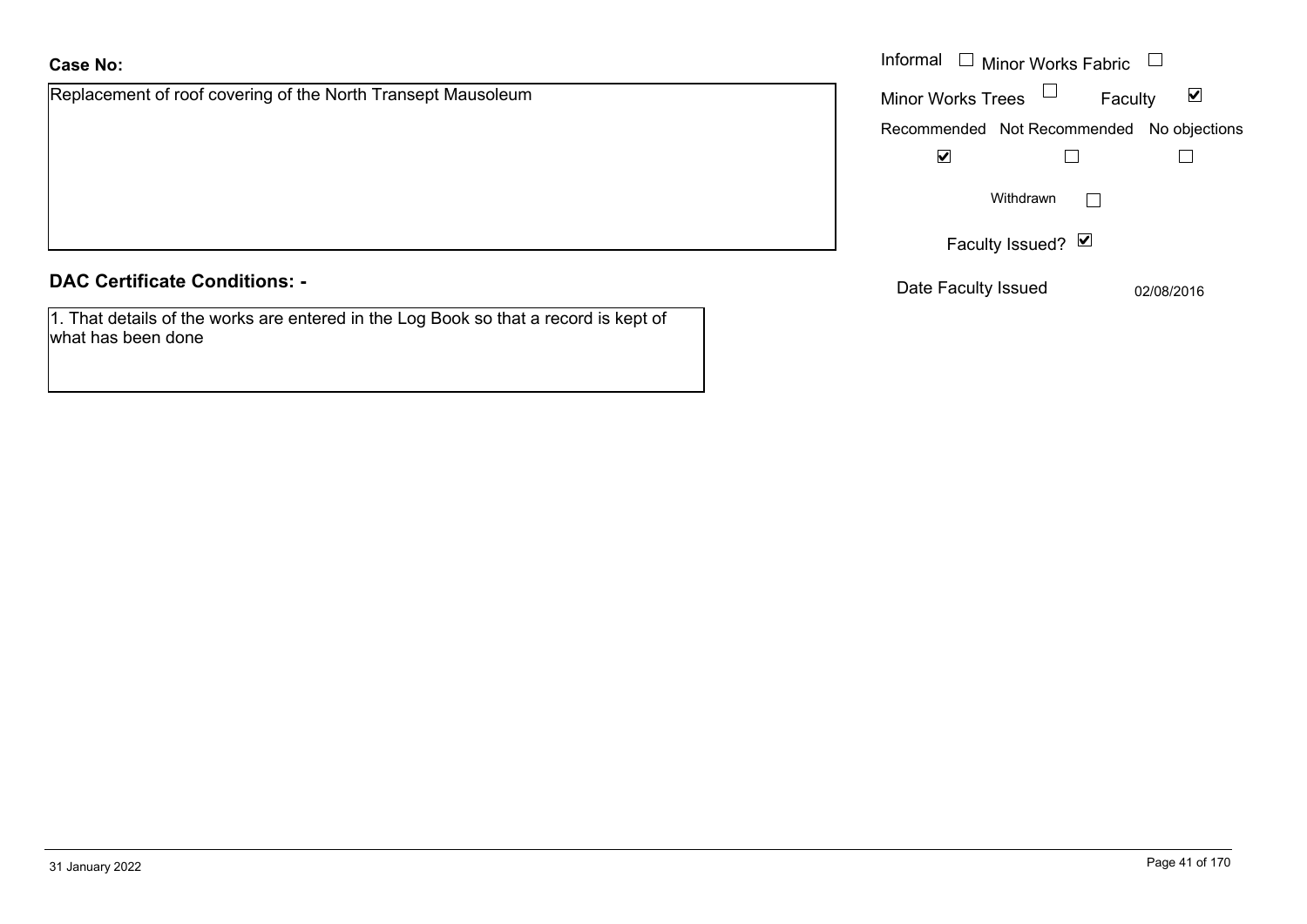**Case No:**

Replacement of roof covering of the North Transept Mausoleum

Informal ☐ Minor Works Fabric ☐

Minor Works Trees ☐ Faculty ☑

| Recommended | Not Recommended | No objections |
|---|---|---|
| ☑ | ☐ | ☐ |

Withdrawn ☐

Faculty Issued? ☑

Date Faculty Issued 02/08/2016

**DAC Certificate Conditions: -**

1. That details of the works are entered in the Log Book so that a record is kept of what has been done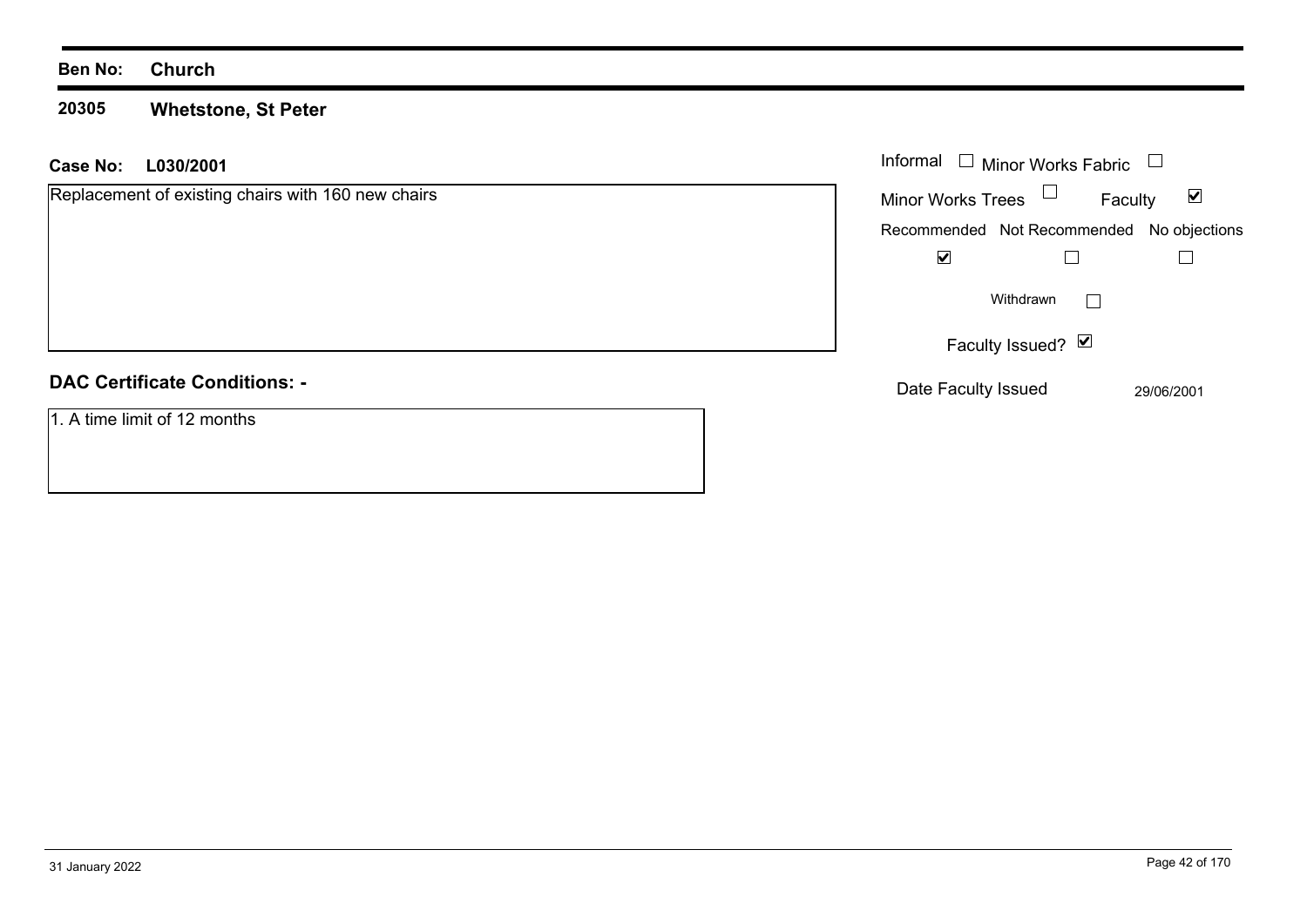**Ben No:** **Church**

**20305** **Whetstone, St Peter**

**Case No:** **L030/2001**

Replacement of existing chairs with 160 new chairs

| | |
|---|---|
| Informal | ☐ |
| Minor Works Fabric | ☐ |
| Minor Works Trees | ☐ |
| Faculty | ☑ |
| Recommended | ☑ |
| Not Recommended | ☐ |
| No objections | ☐ |
| Withdrawn | ☐ |
| Faculty Issued? | ☑ |
| Date Faculty Issued | 29/06/2001 |

**DAC Certificate Conditions: -**

1. A time limit of 12 months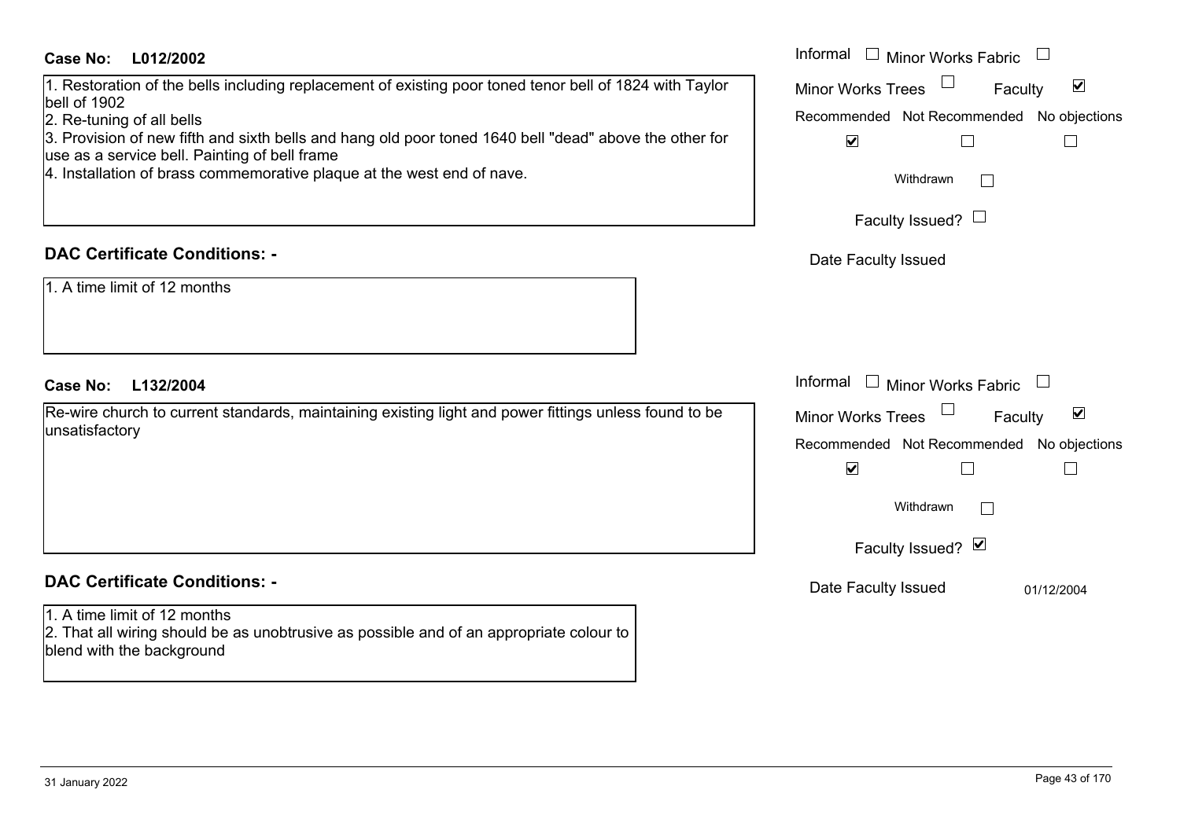**Case No: L012/2002**

1. Restoration of the bells including replacement of existing poor toned tenor bell of 1824 with Taylor bell of 1902
2. Re-tuning of all bells
3. Provision of new fifth and sixth bells and hang old poor toned 1640 bell "dead" above the other for use as a service bell. Painting of bell frame
4. Installation of brass commemorative plaque at the west end of nave.

Informal ☐ Minor Works Fabric ☐
Minor Works Trees ☐ Faculty ☑
Recommended ☑ Not Recommended ☐ No objections ☐
Withdrawn ☐
Faculty Issued? ☐
Date Faculty Issued

**DAC Certificate Conditions: -**

1. A time limit of 12 months

**Case No: L132/2004**

Re-wire church to current standards, maintaining existing light and power fittings unless found to be unsatisfactory

Informal ☐ Minor Works Fabric ☐
Minor Works Trees ☐ Faculty ☑
Recommended ☑ Not Recommended ☐ No objections ☐
Withdrawn ☐
Faculty Issued? ☑
Date Faculty Issued 01/12/2004

**DAC Certificate Conditions: -**

1. A time limit of 12 months
2. That all wiring should be as unobtrusive as possible and of an appropriate colour to blend with the background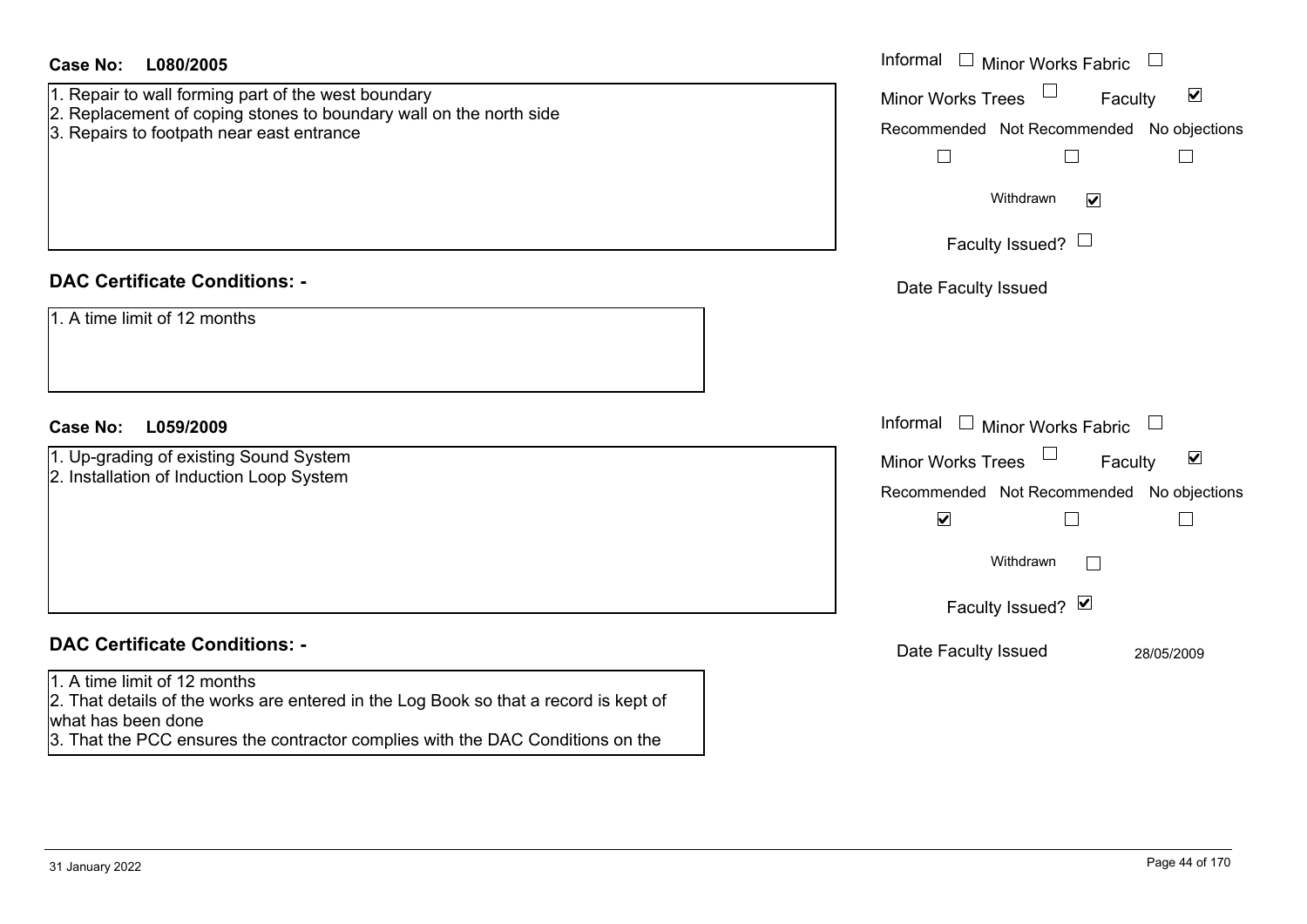**Case No: L080/2005**

1. Repair to wall forming part of the west boundary
2. Replacement of coping stones to boundary wall on the north side
3. Repairs to footpath near east entrance

Informal ☐ Minor Works Fabric ☐
Minor Works Trees ☐ Faculty ☑
Recommended ☐ Not Recommended ☐ No objections ☐
Withdrawn ☑
Faculty Issued? ☐
Date Faculty Issued

**DAC Certificate Conditions: -**

1. A time limit of 12 months

**Case No: L059/2009**

1. Up-grading of existing Sound System
2. Installation of Induction Loop System

Informal ☐ Minor Works Fabric ☐
Minor Works Trees ☐ Faculty ☑
Recommended ☑ Not Recommended ☐ No objections ☐
Withdrawn ☐
Faculty Issued? ☑
Date Faculty Issued 28/05/2009

**DAC Certificate Conditions: -**

1. A time limit of 12 months
2. That details of the works are entered in the Log Book so that a record is kept of what has been done
3. That the PCC ensures the contractor complies with the DAC Conditions on the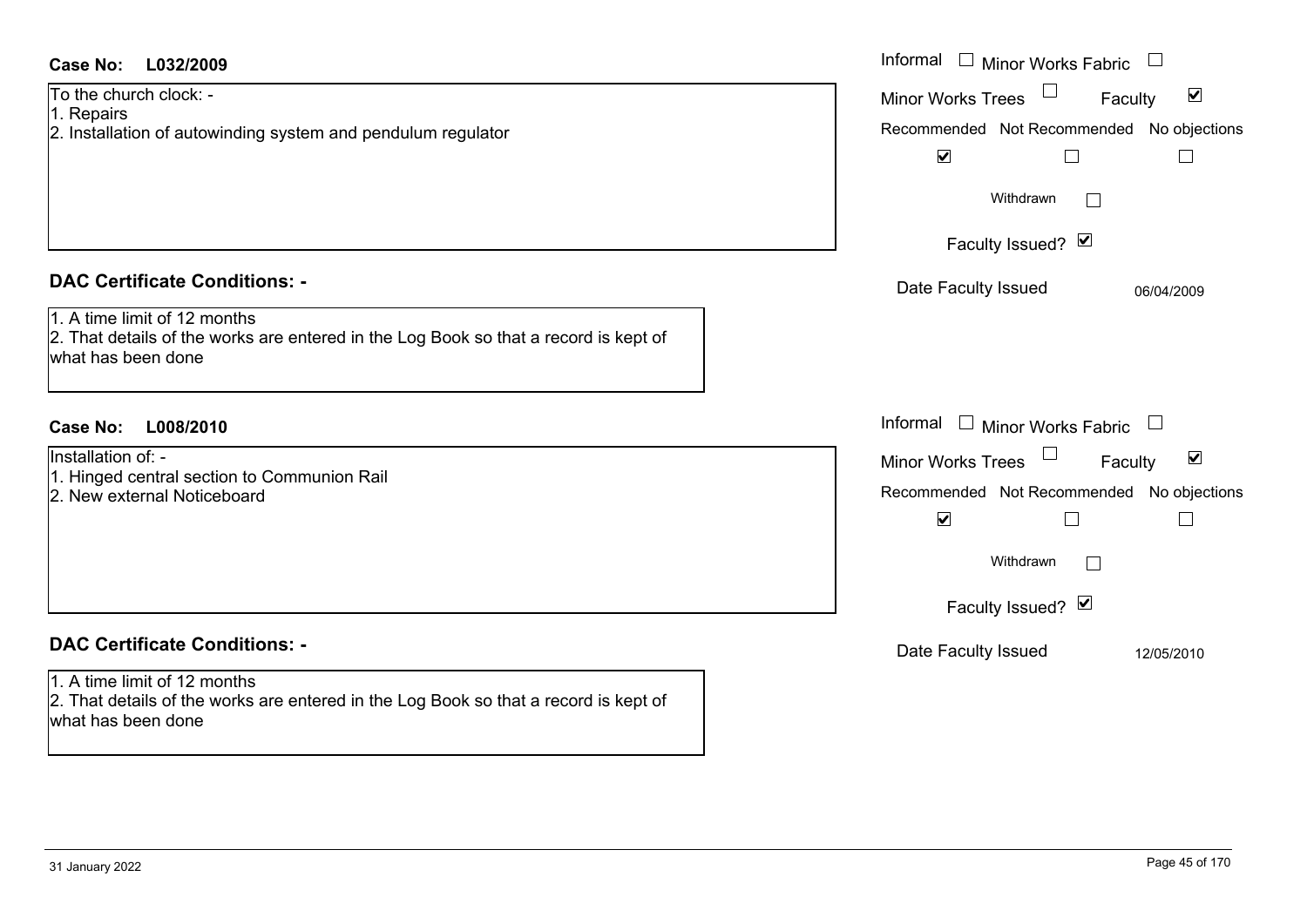**Case No: L032/2009**

To the church clock: -
1. Repairs
2. Installation of autowinding system and pendulum regulator

Informal ☐ Minor Works Fabric ☐
Minor Works Trees ☐ Faculty ☑
Recommended ☑ Not Recommended ☐ No objections ☐
Withdrawn ☐
Faculty Issued? ☑
Date Faculty Issued 06/04/2009

## DAC Certificate Conditions: -

1. A time limit of 12 months
2. That details of the works are entered in the Log Book so that a record is kept of what has been done

**Case No: L008/2010**

Installation of: -
1. Hinged central section to Communion Rail
2. New external Noticeboard

Informal ☐ Minor Works Fabric ☐
Minor Works Trees ☐ Faculty ☑
Recommended ☑ Not Recommended ☐ No objections ☐
Withdrawn ☐
Faculty Issued? ☑
Date Faculty Issued 12/05/2010

## DAC Certificate Conditions: -

1. A time limit of 12 months
2. That details of the works are entered in the Log Book so that a record is kept of what has been done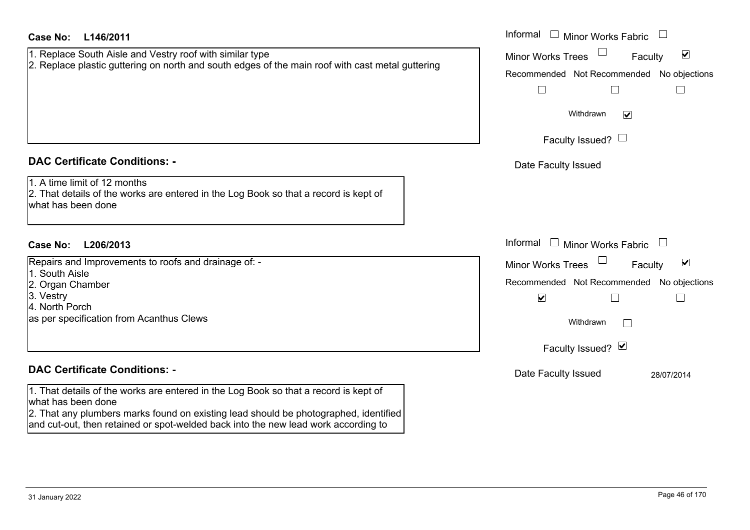**Case No: L146/2011**

1. Replace South Aisle and Vestry roof with similar type
2. Replace plastic guttering on north and south edges of the main roof with cast metal guttering

Informal ☐ Minor Works Fabric ☐
Minor Works Trees ☐ Faculty ☑

| Recommended | Not Recommended | No objections |
|---|---|---|
| ☐ | ☐ | ☐ |

Withdrawn ☑

Faculty Issued? ☐

Date Faculty Issued

## DAC Certificate Conditions: -

1. A time limit of 12 months
2. That details of the works are entered in the Log Book so that a record is kept of what has been done

**Case No: L206/2013**

Repairs and Improvements to roofs and drainage of: -
1. South Aisle
2. Organ Chamber
3. Vestry
4. North Porch

as per specification from Acanthus Clews

Informal ☐ Minor Works Fabric ☐
Minor Works Trees ☐ Faculty ☑

| Recommended | Not Recommended | No objections |
|---|---|---|
| ☑ | ☐ | ☐ |

Withdrawn ☐

Faculty Issued? ☑

Date Faculty Issued 28/07/2014

## DAC Certificate Conditions: -

1. That details of the works are entered in the Log Book so that a record is kept of what has been done
2. That any plumbers marks found on existing lead should be photographed, identified and cut-out, then retained or spot-welded back into the new lead work according to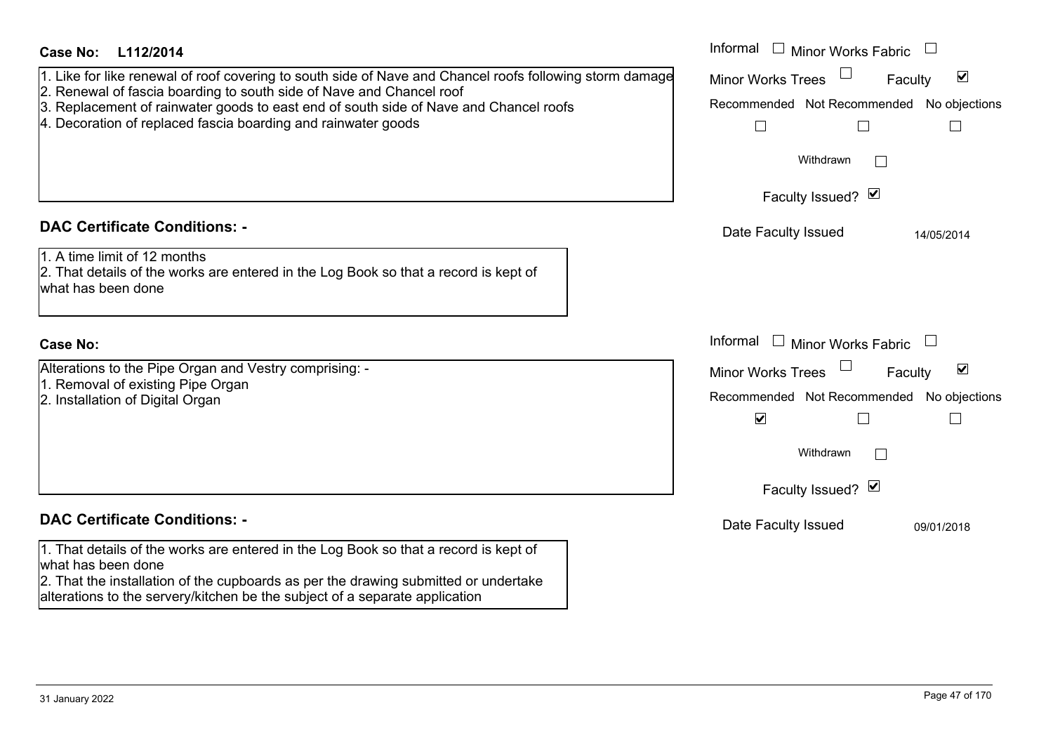**Case No: L112/2014**

1. Like for like renewal of roof covering to south side of Nave and Chancel roofs following storm damage
2. Renewal of fascia boarding to south side of Nave and Chancel roof
3. Replacement of rainwater goods to east end of south side of Nave and Chancel roofs
4. Decoration of replaced fascia boarding and rainwater goods

Informal ☐ Minor Works Fabric ☐
Minor Works Trees ☐ Faculty ☑
Recommended ☐ Not Recommended ☐ No objections ☐
Withdrawn ☐
Faculty Issued? ☑
Date Faculty Issued 14/05/2014

## DAC Certificate Conditions: -

1. A time limit of 12 months
2. That details of the works are entered in the Log Book so that a record is kept of what has been done

**Case No:**

Alterations to the Pipe Organ and Vestry comprising: -
1. Removal of existing Pipe Organ
2. Installation of Digital Organ

Informal ☐ Minor Works Fabric ☐
Minor Works Trees ☐ Faculty ☑
Recommended ☑ Not Recommended ☐ No objections ☐
Withdrawn ☐
Faculty Issued? ☑
Date Faculty Issued 09/01/2018

## DAC Certificate Conditions: -

1. That details of the works are entered in the Log Book so that a record is kept of what has been done
2. That the installation of the cupboards as per the drawing submitted or undertake alterations to the servery/kitchen be the subject of a separate application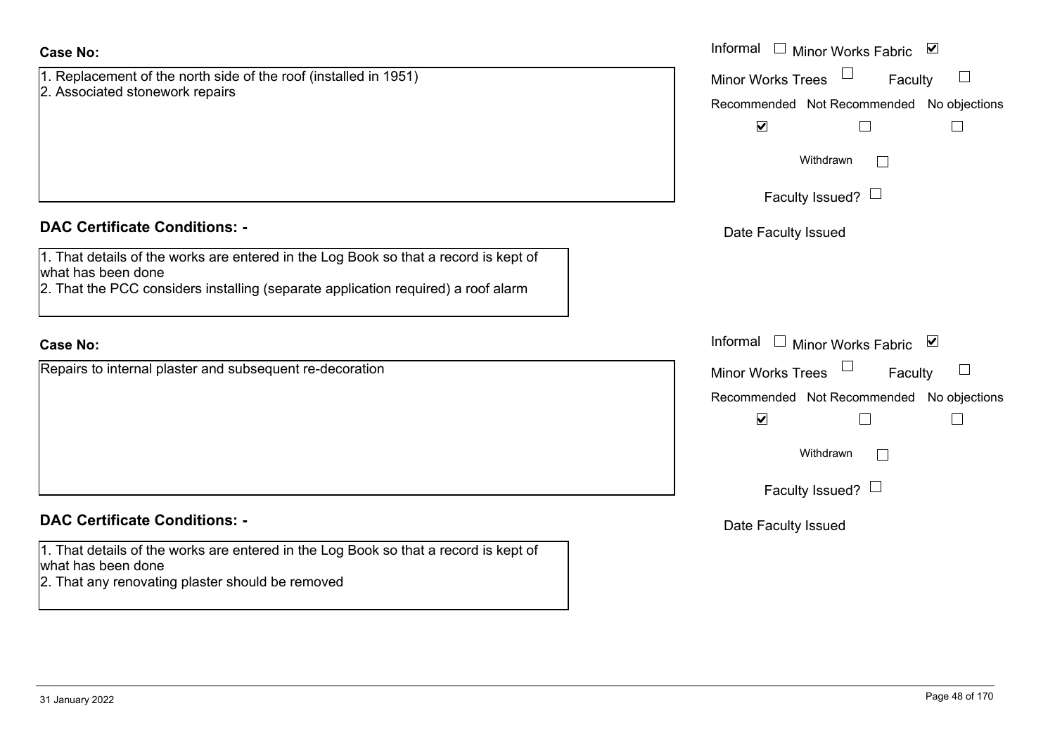**Case No:**

1. Replacement of the north side of the roof (installed in 1951)
2. Associated stonework repairs

Informal ☐ Minor Works Fabric ☑
Minor Works Trees ☐ Faculty ☐

| Recommended | Not Recommended | No objections |
|---|---|---|
| ☑ | ☐ | ☐ |

Withdrawn ☐

Faculty Issued? ☐

Date Faculty Issued

**DAC Certificate Conditions: -**

1. That details of the works are entered in the Log Book so that a record is kept of what has been done
2. That the PCC considers installing (separate application required) a roof alarm

**Case No:**

Repairs to internal plaster and subsequent re-decoration

Informal ☐ Minor Works Fabric ☑
Minor Works Trees ☐ Faculty ☐

| Recommended | Not Recommended | No objections |
|---|---|---|
| ☑ | ☐ | ☐ |

Withdrawn ☐

Faculty Issued? ☐

Date Faculty Issued

**DAC Certificate Conditions: -**

1. That details of the works are entered in the Log Book so that a record is kept of what has been done
2. That any renovating plaster should be removed

31 January 2022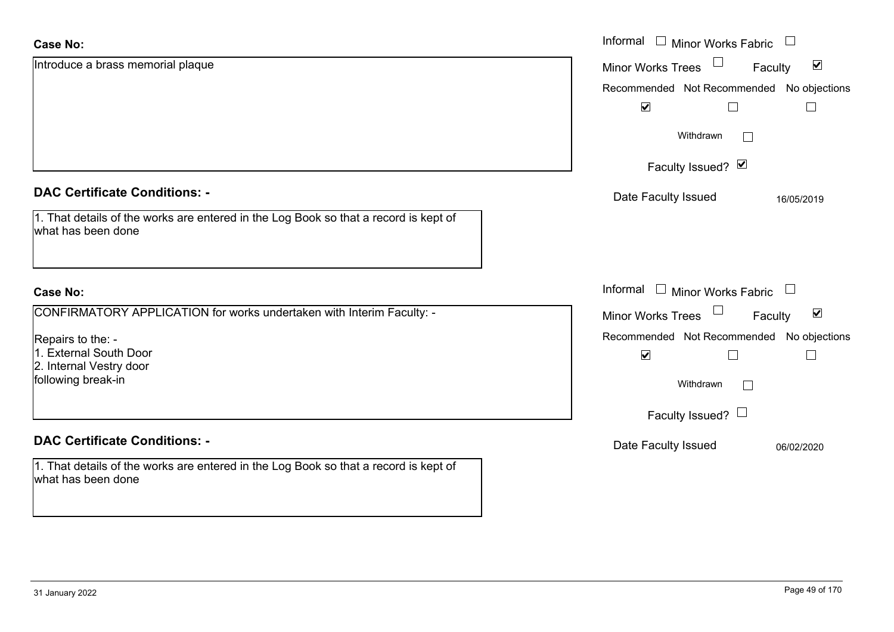**Case No:**

Introduce a brass memorial plaque

Informal ☐ Minor Works Fabric ☐
Minor Works Trees ☐ Faculty ☑

| Recommended | Not Recommended | No objections |
| --- | --- | --- |
| ☑ | ☐ | ☐ |

Withdrawn ☐

Faculty Issued? ☑

Date Faculty Issued 16/05/2019

**DAC Certificate Conditions: -**

1. That details of the works are entered in the Log Book so that a record is kept of what has been done

**Case No:**

CONFIRMATORY APPLICATION for works undertaken with Interim Faculty: -

Repairs to the: -
1. External South Door
2. Internal Vestry door
following break-in

Informal ☐ Minor Works Fabric ☐
Minor Works Trees ☐ Faculty ☑

| Recommended | Not Recommended | No objections |
| --- | --- | --- |
| ☑ | ☐ | ☐ |

Withdrawn ☐

Faculty Issued? ☐

Date Faculty Issued 06/02/2020

**DAC Certificate Conditions: -**

1. That details of the works are entered in the Log Book so that a record is kept of what has been done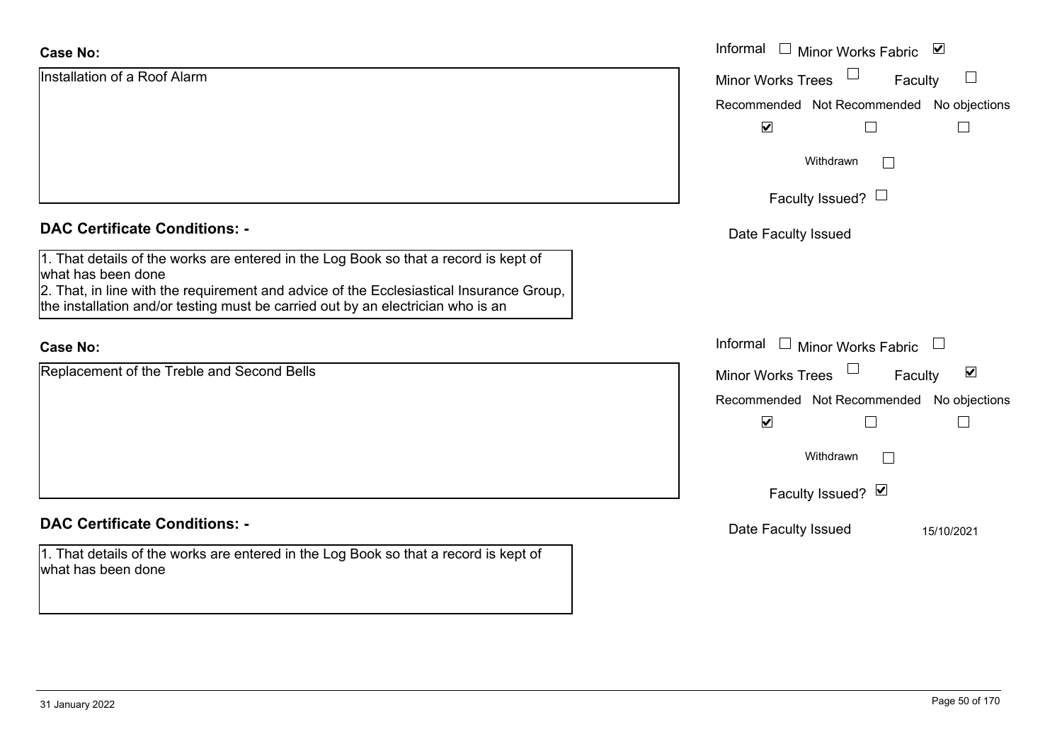**Case No:**

Installation of a Roof Alarm

Informal ☐ Minor Works Fabric ☑

Minor Works Trees ☐ Faculty ☐

Recommended ☑ Not Recommended ☐ No objections ☐

Withdrawn ☐

Faculty Issued? ☐

Date Faculty Issued

**DAC Certificate Conditions: -**

1. That details of the works are entered in the Log Book so that a record is kept of what has been done
2. That, in line with the requirement and advice of the Ecclesiastical Insurance Group, the installation and/or testing must be carried out by an electrician who is an

**Case No:**

Replacement of the Treble and Second Bells

Informal ☐ Minor Works Fabric ☐

Minor Works Trees ☐ Faculty ☑

Recommended ☑ Not Recommended ☐ No objections ☐

Withdrawn ☐

Faculty Issued? ☑

Date Faculty Issued 15/10/2021

**DAC Certificate Conditions: -**

1. That details of the works are entered in the Log Book so that a record is kept of what has been done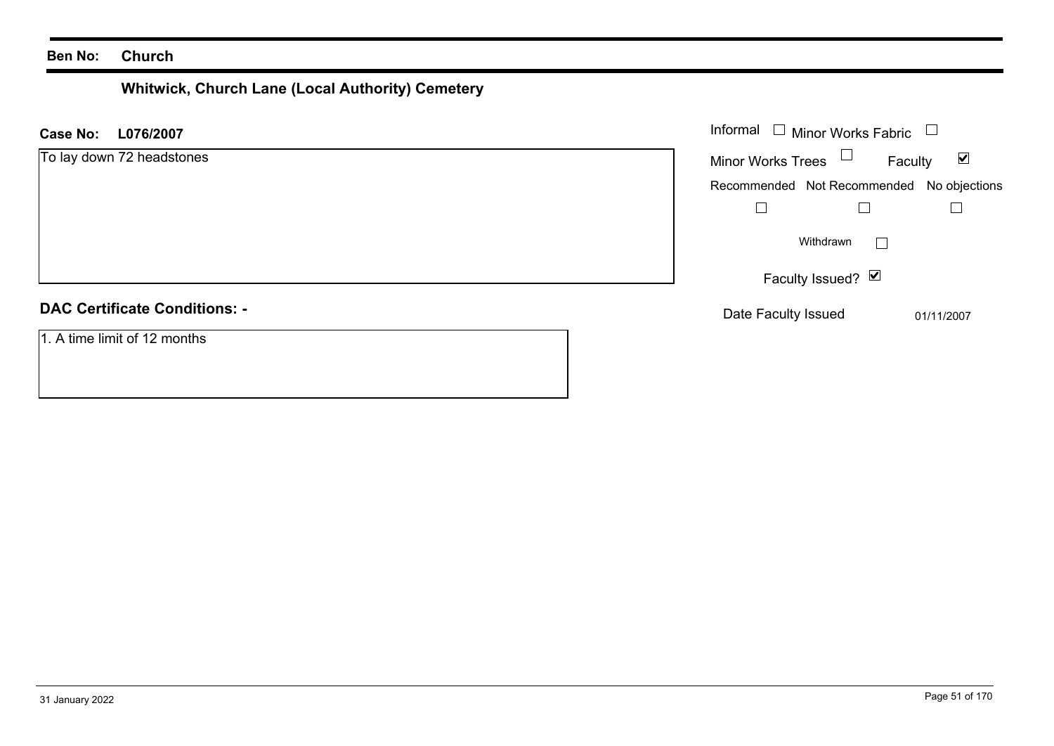**Ben No:** **Church**

## Whitwick, Church Lane (Local Authority) Cemetery

**Case No:** **L076/2007**

To lay down 72 headstones

| Informal ☐ | Minor Works Fabric ☐ |
|---|---|
| Minor Works Trees ☐ | Faculty ☑ |

| Recommended | Not Recommended | No objections |
|---|---|---|
| ☐ | ☐ | ☐ |

Withdrawn ☐

Faculty Issued? ☑

Date Faculty Issued 01/11/2007

**DAC Certificate Conditions: -**

1. A time limit of 12 months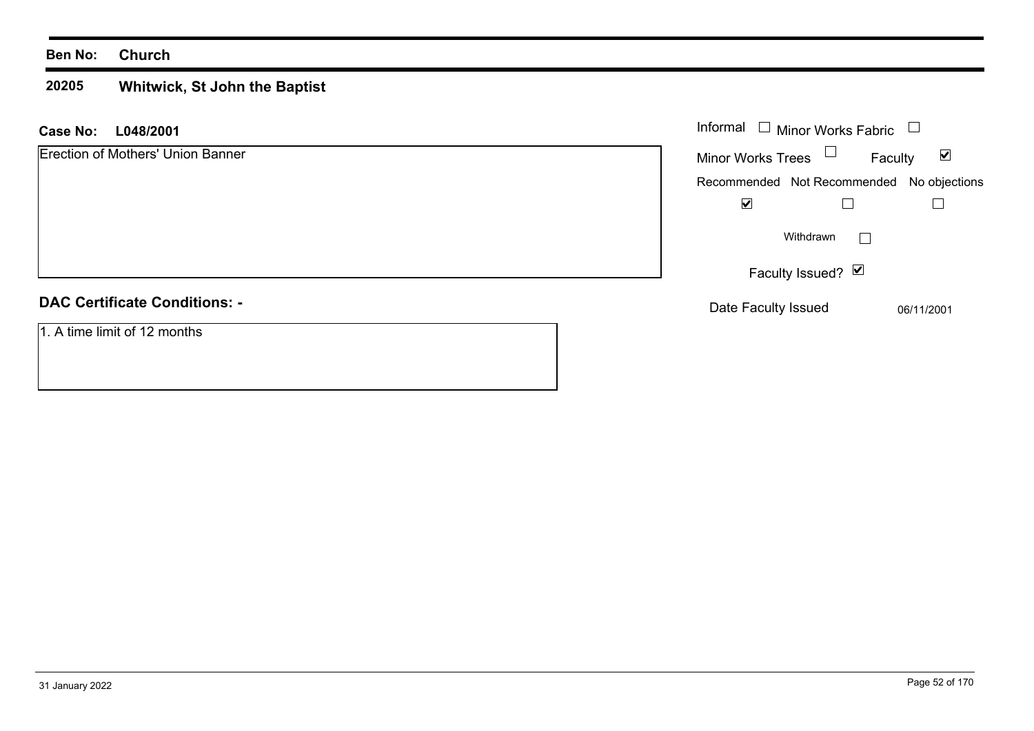**Ben No:** **Church**

## 20205 Whitwick, St John the Baptist

**Case No:** **L048/2001**

Erection of Mothers' Union Banner

Informal ☐ Minor Works Fabric ☐

Minor Works Trees ☐ Faculty ☑

Recommended ☑ Not Recommended ☐ No objections ☐

Withdrawn ☐

Faculty Issued? ☑

Date Faculty Issued 06/11/2001

**DAC Certificate Conditions: -**

1. A time limit of 12 months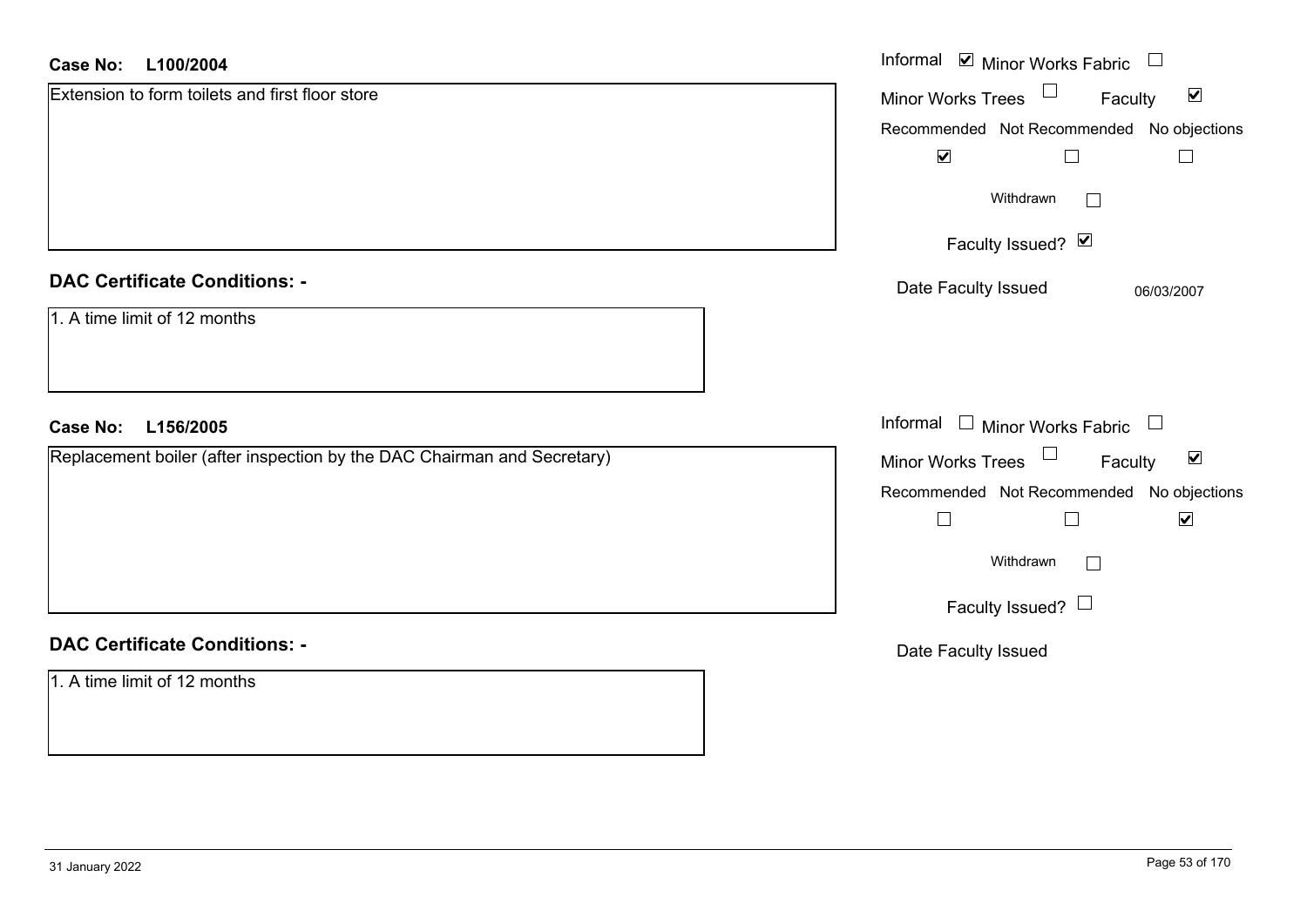**Case No: L100/2004**

Extension to form toilets and first floor store

Informal ☑ Minor Works Fabric ☐

Minor Works Trees ☐ Faculty ☑

Recommended ☑ Not Recommended ☐ No objections ☐

Withdrawn ☐

Faculty Issued? ☑

Date Faculty Issued 06/03/2007

**DAC Certificate Conditions: -**

1. A time limit of 12 months

**Case No: L156/2005**

Replacement boiler (after inspection by the DAC Chairman and Secretary)

Informal ☐ Minor Works Fabric ☐

Minor Works Trees ☐ Faculty ☑

Recommended ☐ Not Recommended ☐ No objections ☑

Withdrawn ☐

Faculty Issued? ☐

Date Faculty Issued

**DAC Certificate Conditions: -**

1. A time limit of 12 months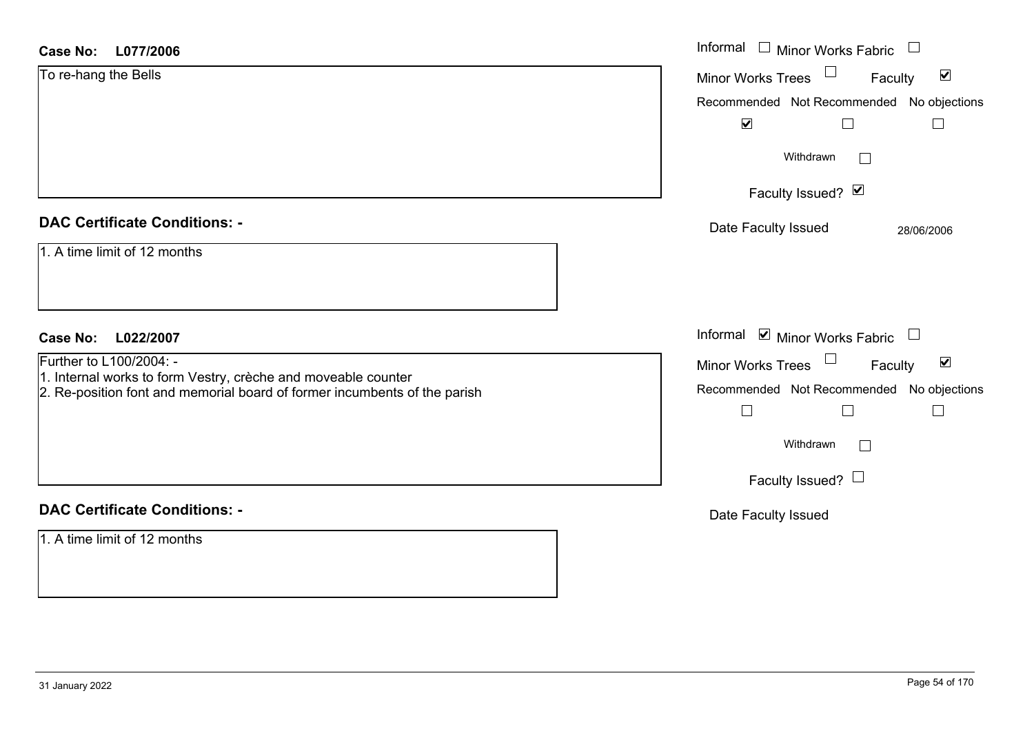**Case No:** **L077/2006**

To re-hang the Bells

Informal ☐ Minor Works Fabric ☐
Minor Works Trees ☐ Faculty ☑
Recommended ☑ Not Recommended ☐ No objections ☐
Withdrawn ☐
Faculty Issued? ☑
Date Faculty Issued 28/06/2006

## DAC Certificate Conditions: -

1. A time limit of 12 months

**Case No:** **L022/2007**

Further to L100/2004: -
1. Internal works to form Vestry, crèche and moveable counter
2. Re-position font and memorial board of former incumbents of the parish

Informal ☑ Minor Works Fabric ☐
Minor Works Trees ☐ Faculty ☑
Recommended ☐ Not Recommended ☐ No objections ☐
Withdrawn ☐
Faculty Issued? ☐
Date Faculty Issued

## DAC Certificate Conditions: -

1. A time limit of 12 months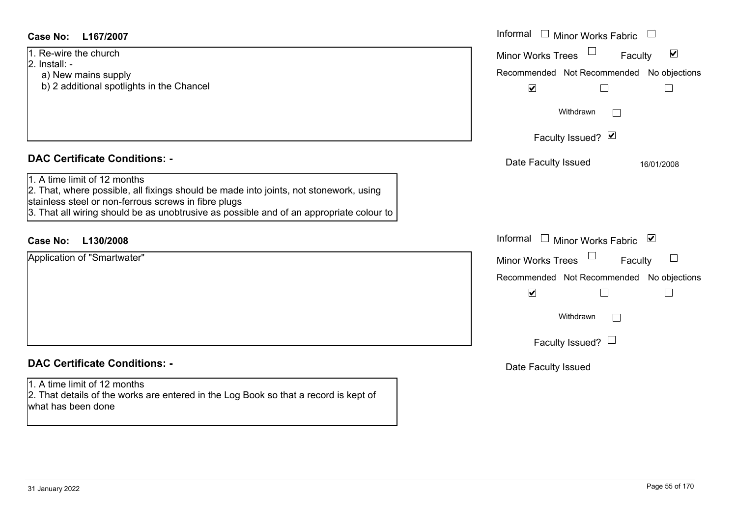**Case No: L167/2007**

1. Re-wire the church
2. Install: -
    a) New mains supply
    b) 2 additional spotlights in the Chancel

Informal ☐ Minor Works Fabric ☐
Minor Works Trees ☐ Faculty ☑

Recommended ☑ Not Recommended ☐ No objections ☐

Withdrawn ☐

Faculty Issued? ☑

Date Faculty Issued 16/01/2008

## DAC Certificate Conditions: -

1. A time limit of 12 months
2. That, where possible, all fixings should be made into joints, not stonework, using stainless steel or non-ferrous screws in fibre plugs
3. That all wiring should be as unobtrusive as possible and of an appropriate colour to

**Case No: L130/2008**

Application of "Smartwater"

Informal ☐ Minor Works Fabric ☑
Minor Works Trees ☐ Faculty ☐

Recommended ☑ Not Recommended ☐ No objections ☐

Withdrawn ☐

Faculty Issued? ☐

Date Faculty Issued

## DAC Certificate Conditions: -

1. A time limit of 12 months
2. That details of the works are entered in the Log Book so that a record is kept of what has been done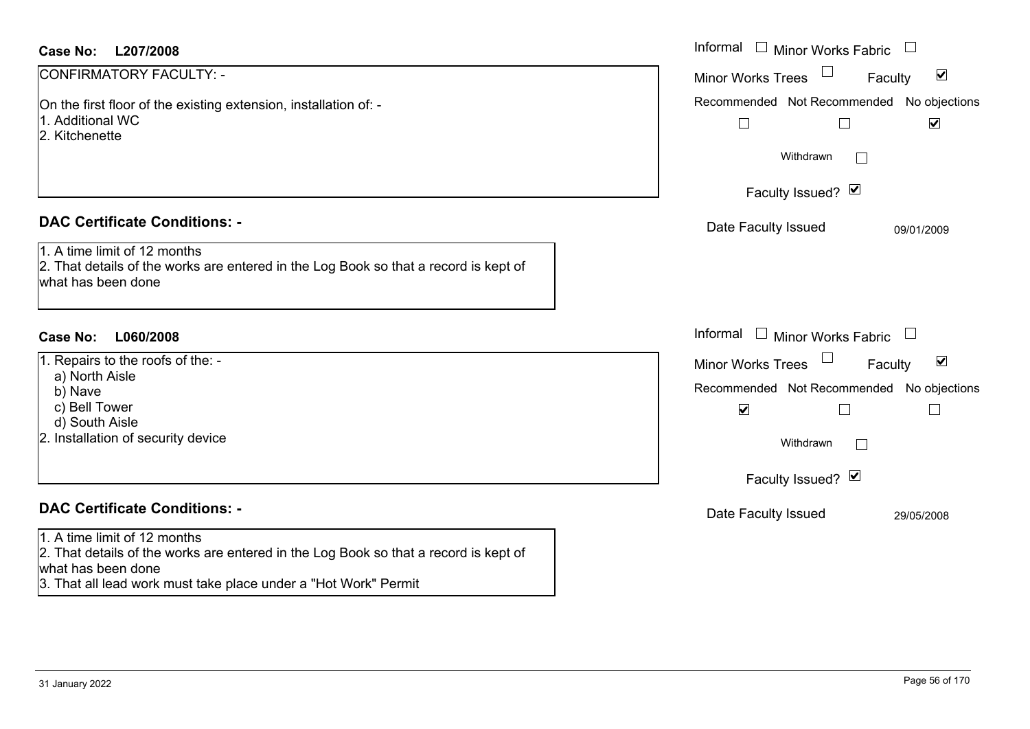**Case No: L207/2008**

CONFIRMATORY FACULTY: -

On the first floor of the existing extension, installation of: -
1. Additional WC
2. Kitchenette

Informal ☐ Minor Works Fabric ☐
Minor Works Trees ☐ Faculty ☑
Recommended ☐ Not Recommended ☐ No objections ☑
Withdrawn ☐
Faculty Issued? ☑
Date Faculty Issued 09/01/2009

**DAC Certificate Conditions: -**

1. A time limit of 12 months
2. That details of the works are entered in the Log Book so that a record is kept of what has been done

**Case No: L060/2008**

1. Repairs to the roofs of the: -
   a) North Aisle
   b) Nave
   c) Bell Tower
   d) South Aisle
2. Installation of security device

Informal ☐ Minor Works Fabric ☐
Minor Works Trees ☐ Faculty ☑
Recommended ☑ Not Recommended ☐ No objections ☐
Withdrawn ☐
Faculty Issued? ☑
Date Faculty Issued 29/05/2008

**DAC Certificate Conditions: -**

1. A time limit of 12 months
2. That details of the works are entered in the Log Book so that a record is kept of what has been done
3. That all lead work must take place under a "Hot Work" Permit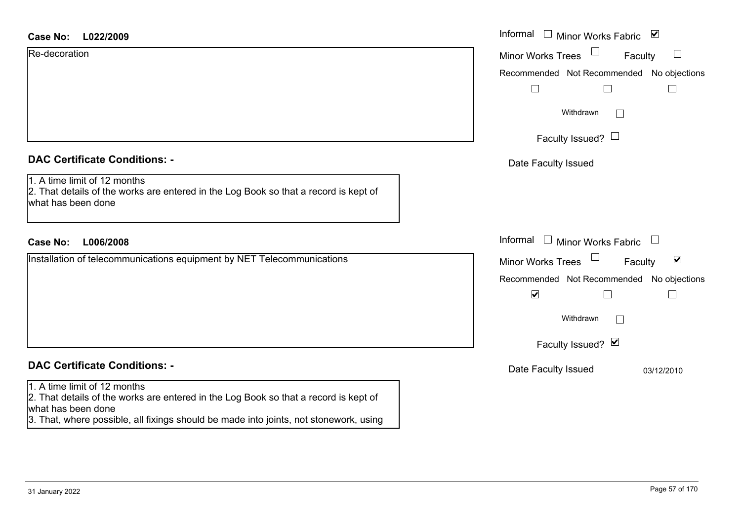**Case No:** **L022/2009**

Informal ☐ Minor Works Fabric ☑
Minor Works Trees ☐ Faculty ☐

Re-decoration

| Recommended | Not Recommended | No objections |
|---|---|---|
| ☐ | ☐ | ☐ |

Withdrawn ☐

Faculty Issued? ☐

Date Faculty Issued

**DAC Certificate Conditions: -**

1. A time limit of 12 months
2. That details of the works are entered in the Log Book so that a record is kept of what has been done

**Case No:** **L006/2008**

Informal ☐ Minor Works Fabric ☐
Minor Works Trees ☐ Faculty ☑

Installation of telecommunications equipment by NET Telecommunications

| Recommended | Not Recommended | No objections |
|---|---|---|
| ☑ | ☐ | ☐ |

Withdrawn ☐

Faculty Issued? ☑

Date Faculty Issued 03/12/2010

**DAC Certificate Conditions: -**

1. A time limit of 12 months
2. That details of the works are entered in the Log Book so that a record is kept of what has been done
3. That, where possible, all fixings should be made into joints, not stonework, using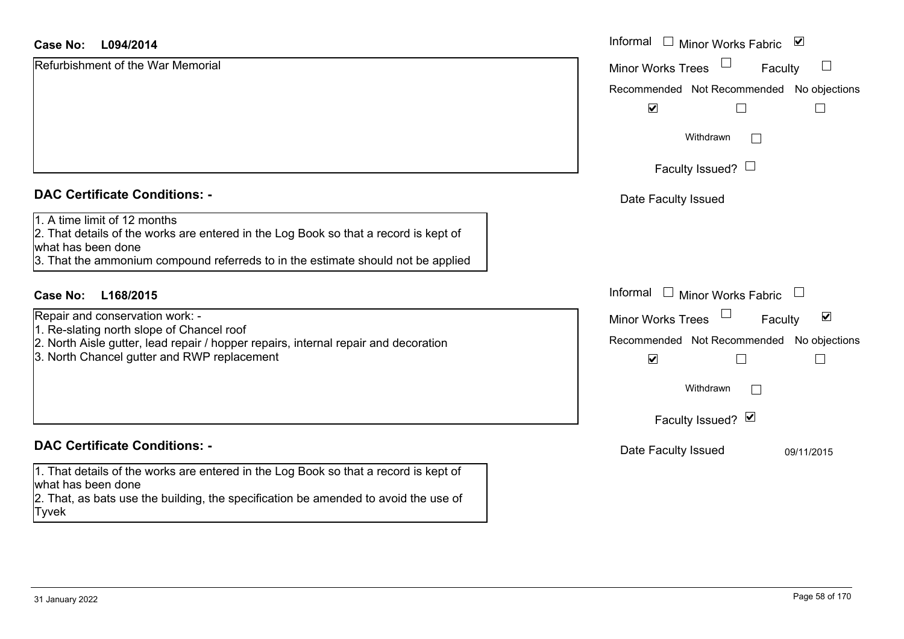**Case No: L094/2014**

Refurbishment of the War Memorial

Informal ☐ Minor Works Fabric ☑
Minor Works Trees ☐ Faculty ☐
Recommended ☑ Not Recommended ☐ No objections ☐
Withdrawn ☐
Faculty Issued? ☐
Date Faculty Issued

## DAC Certificate Conditions: -

1. A time limit of 12 months
2. That details of the works are entered in the Log Book so that a record is kept of what has been done
3. That the ammonium compound referreds to in the estimate should not be applied

**Case No: L168/2015**

Repair and conservation work: -
1. Re-slating north slope of Chancel roof
2. North Aisle gutter, lead repair / hopper repairs, internal repair and decoration
3. North Chancel gutter and RWP replacement

Informal ☐ Minor Works Fabric ☐
Minor Works Trees ☐ Faculty ☑
Recommended ☑ Not Recommended ☐ No objections ☐
Withdrawn ☐
Faculty Issued? ☑
Date Faculty Issued 09/11/2015

## DAC Certificate Conditions: -

1. That details of the works are entered in the Log Book so that a record is kept of what has been done
2. That, as bats use the building, the specification be amended to avoid the use of Tyvek

31 January 2022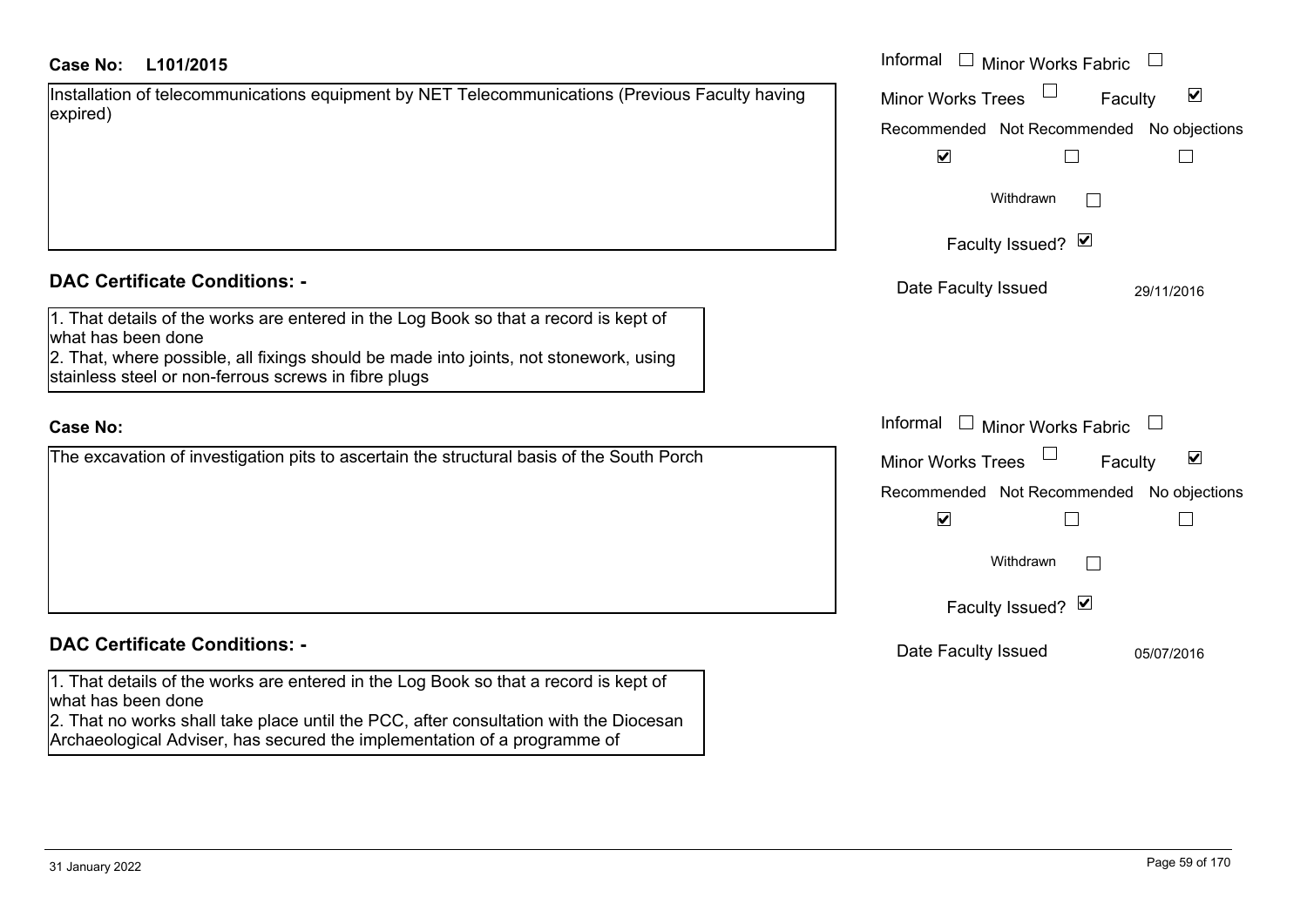**Case No:** L101/2015

Installation of telecommunications equipment by NET Telecommunications (Previous Faculty having expired)

Informal ☐ Minor Works Fabric ☐
Minor Works Trees ☐ Faculty ☑

| Recommended | Not Recommended | No objections |
|---|---|---|
| ☑ | ☐ | ☐ |

Withdrawn ☐

Faculty Issued? ☑

Date Faculty Issued: 29/11/2016

## DAC Certificate Conditions: -

1. That details of the works are entered in the Log Book so that a record is kept of what has been done
2. That, where possible, all fixings should be made into joints, not stonework, using stainless steel or non-ferrous screws in fibre plugs

**Case No:**

The excavation of investigation pits to ascertain the structural basis of the South Porch

Informal ☐ Minor Works Fabric ☐
Minor Works Trees ☐ Faculty ☑

| Recommended | Not Recommended | No objections |
|---|---|---|
| ☑ | ☐ | ☐ |

Withdrawn ☐

Faculty Issued? ☑

Date Faculty Issued: 05/07/2016

## DAC Certificate Conditions: -

1. That details of the works are entered in the Log Book so that a record is kept of what has been done
2. That no works shall take place until the PCC, after consultation with the Diocesan Archaeological Adviser, has secured the implementation of a programme of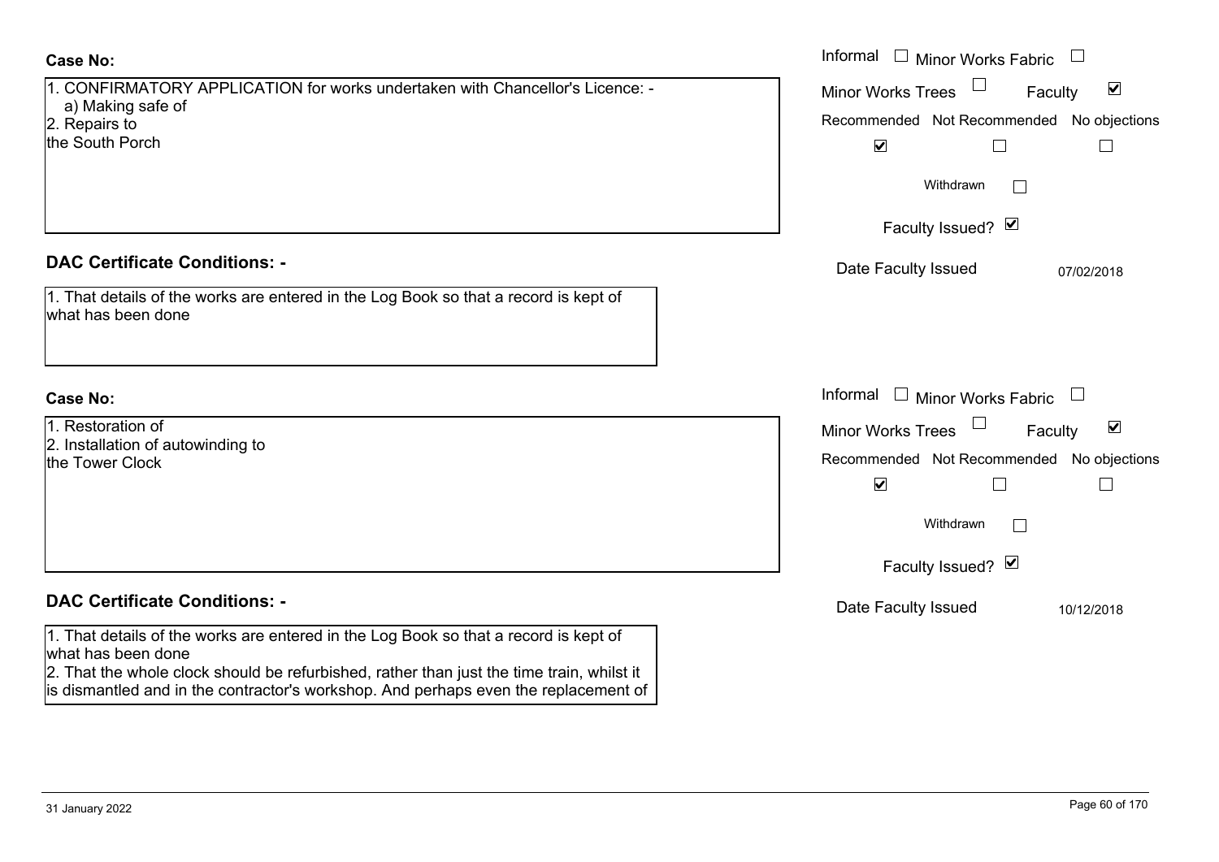**Case No:**

1. CONFIRMATORY APPLICATION for works undertaken with Chancellor's Licence: -
   a) Making safe of
2. Repairs to
the South Porch

Informal ☐ Minor Works Fabric ☐
Minor Works Trees ☐ Faculty ☑
Recommended ☑ Not Recommended ☐ No objections ☐
Withdrawn ☐
Faculty Issued? ☑
Date Faculty Issued 07/02/2018

**DAC Certificate Conditions: -**

1. That details of the works are entered in the Log Book so that a record is kept of what has been done

**Case No:**

1. Restoration of
2. Installation of autowinding to
the Tower Clock

Informal ☐ Minor Works Fabric ☐
Minor Works Trees ☐ Faculty ☑
Recommended ☑ Not Recommended ☐ No objections ☐
Withdrawn ☐
Faculty Issued? ☑
Date Faculty Issued 10/12/2018

**DAC Certificate Conditions: -**

1. That details of the works are entered in the Log Book so that a record is kept of what has been done
2. That the whole clock should be refurbished, rather than just the time train, whilst it is dismantled and in the contractor's workshop. And perhaps even the replacement of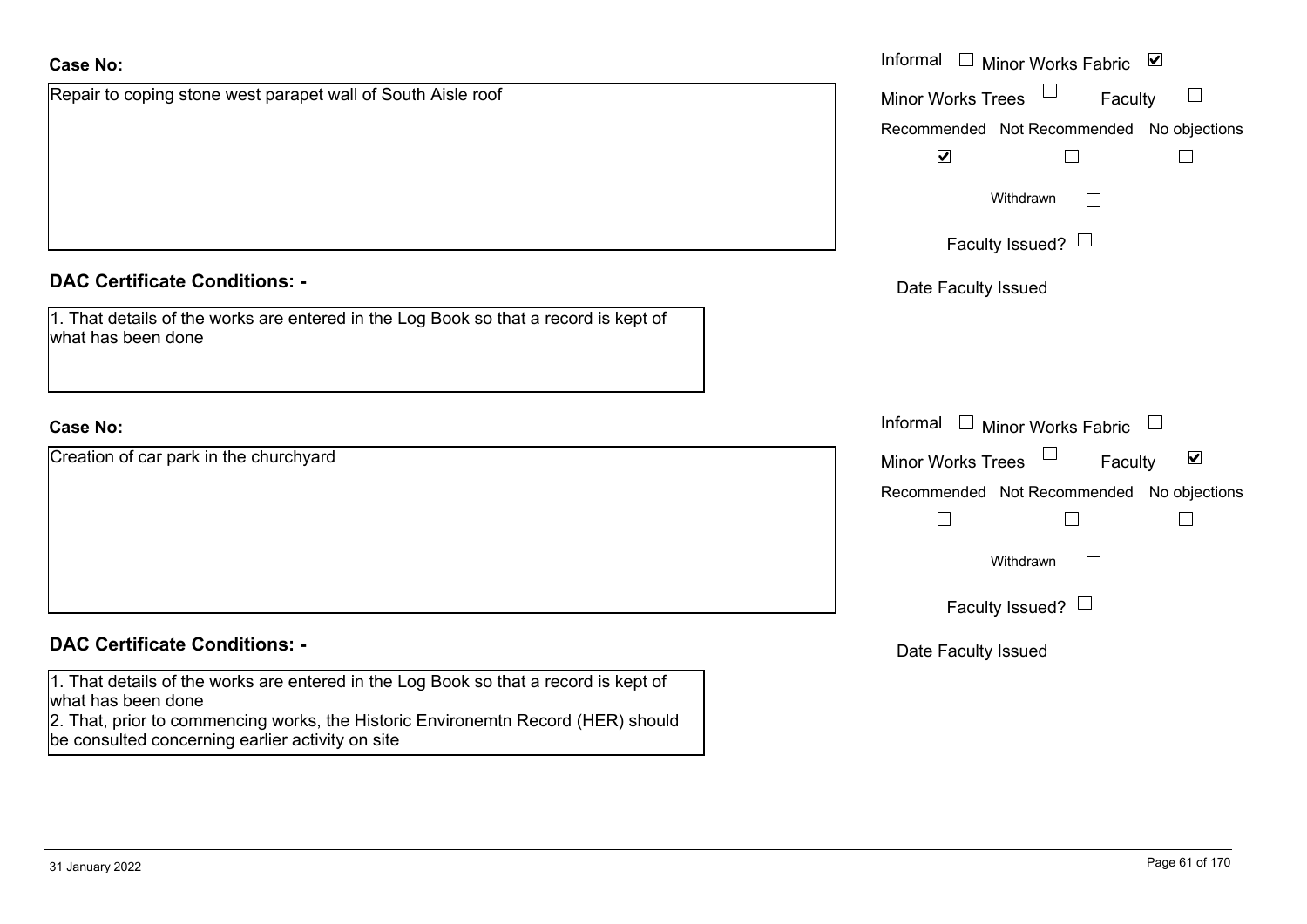**Case No:**

Repair to coping stone west parapet wall of South Aisle roof

Informal ☐ Minor Works Fabric ☑

Minor Works Trees ☐ Faculty ☐

Recommended ☑ Not Recommended ☐ No objections ☐

Withdrawn ☐

Faculty Issued? ☐

Date Faculty Issued

**DAC Certificate Conditions: -**

1. That details of the works are entered in the Log Book so that a record is kept of what has been done

**Case No:**

Creation of car park in the churchyard

Informal ☐ Minor Works Fabric ☐

Minor Works Trees ☐ Faculty ☑

Recommended ☐ Not Recommended ☐ No objections ☐

Withdrawn ☐

Faculty Issued? ☐

Date Faculty Issued

**DAC Certificate Conditions: -**

1. That details of the works are entered in the Log Book so that a record is kept of what has been done
2. That, prior to commencing works, the Historic Environemtn Record (HER) should be consulted concerning earlier activity on site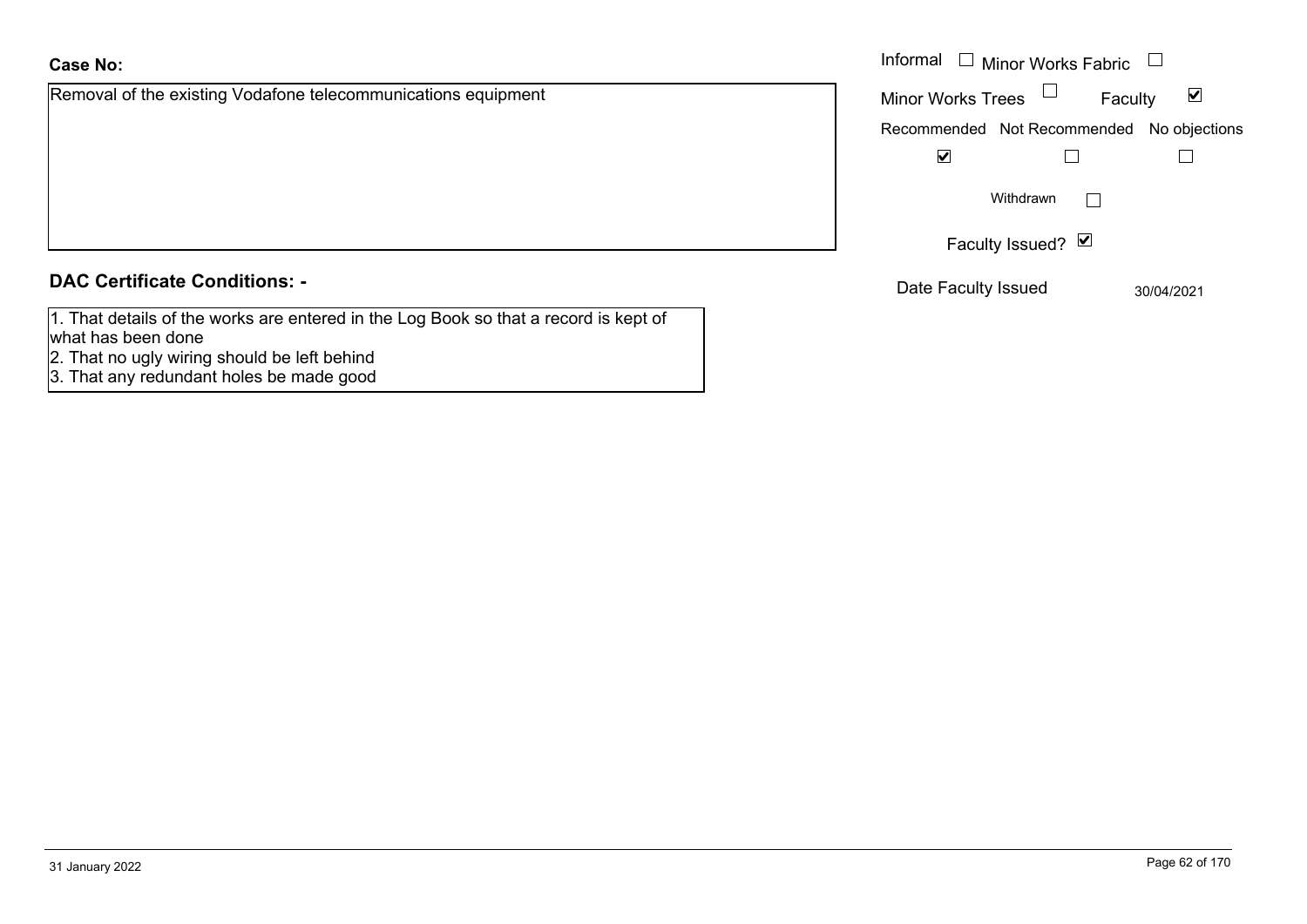**Case No:**

Removal of the existing Vodafone telecommunications equipment

Informal ☐ Minor Works Fabric ☐

Minor Works Trees ☐ Faculty ☑

| Recommended | Not Recommended | No objections |
|---|---|---|
| ☑ | ☐ | ☐ |

Withdrawn ☐

Faculty Issued? ☑

Date Faculty Issued 30/04/2021

**DAC Certificate Conditions: -**

1. That details of the works are entered in the Log Book so that a record is kept of what has been done
2. That no ugly wiring should be left behind
3. That any redundant holes be made good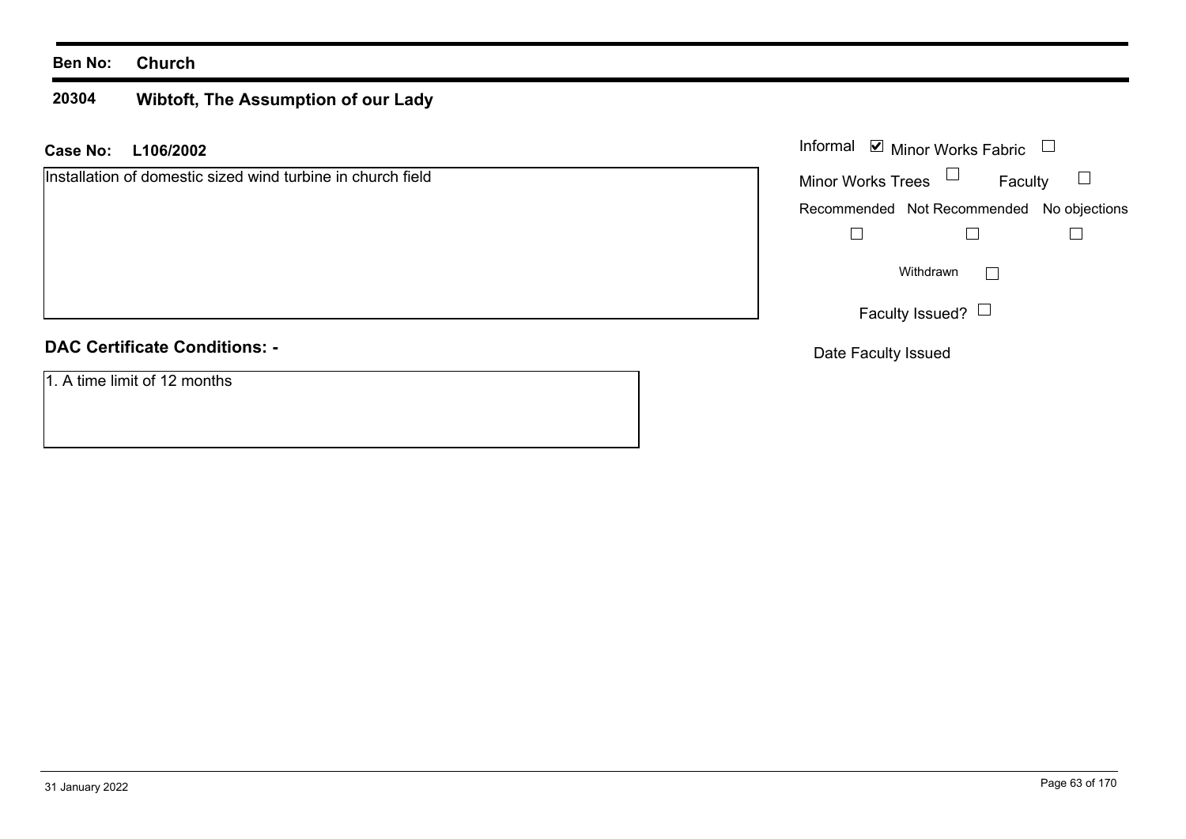**Ben No:** **Church**

## 20304 Wibtoft, The Assumption of our Lady

**Case No:** **L106/2002**

Installation of domestic sized wind turbine in church field

Informal ☑ Minor Works Fabric ☐

Minor Works Trees ☐ Faculty ☐

Recommended ☐ Not Recommended ☐ No objections ☐

Withdrawn ☐

Faculty Issued? ☐

Date Faculty Issued

**DAC Certificate Conditions: -**

1. A time limit of 12 months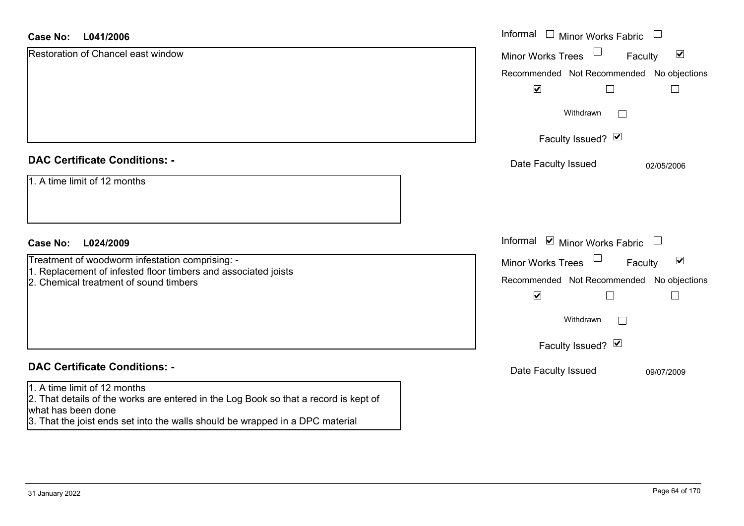**Case No: L041/2006**

Restoration of Chancel east window

Informal ☐ Minor Works Fabric ☐
Minor Works Trees ☐ Faculty ☑

| Recommended | Not Recommended | No objections |
|---|---|---|
| ☑ | ☐ | ☐ |

Withdrawn ☐

Faculty Issued? ☑

Date Faculty Issued 02/05/2006

**DAC Certificate Conditions: -**

1. A time limit of 12 months

**Case No: L024/2009**

Treatment of woodworm infestation comprising: -
1. Replacement of infested floor timbers and associated joists
2. Chemical treatment of sound timbers

Informal ☑ Minor Works Fabric ☐
Minor Works Trees ☐ Faculty ☑

| Recommended | Not Recommended | No objections |
|---|---|---|
| ☑ | ☐ | ☐ |

Withdrawn ☐

Faculty Issued? ☑

Date Faculty Issued 09/07/2009

**DAC Certificate Conditions: -**

1. A time limit of 12 months
2. That details of the works are entered in the Log Book so that a record is kept of what has been done
3. That the joist ends set into the walls should be wrapped in a DPC material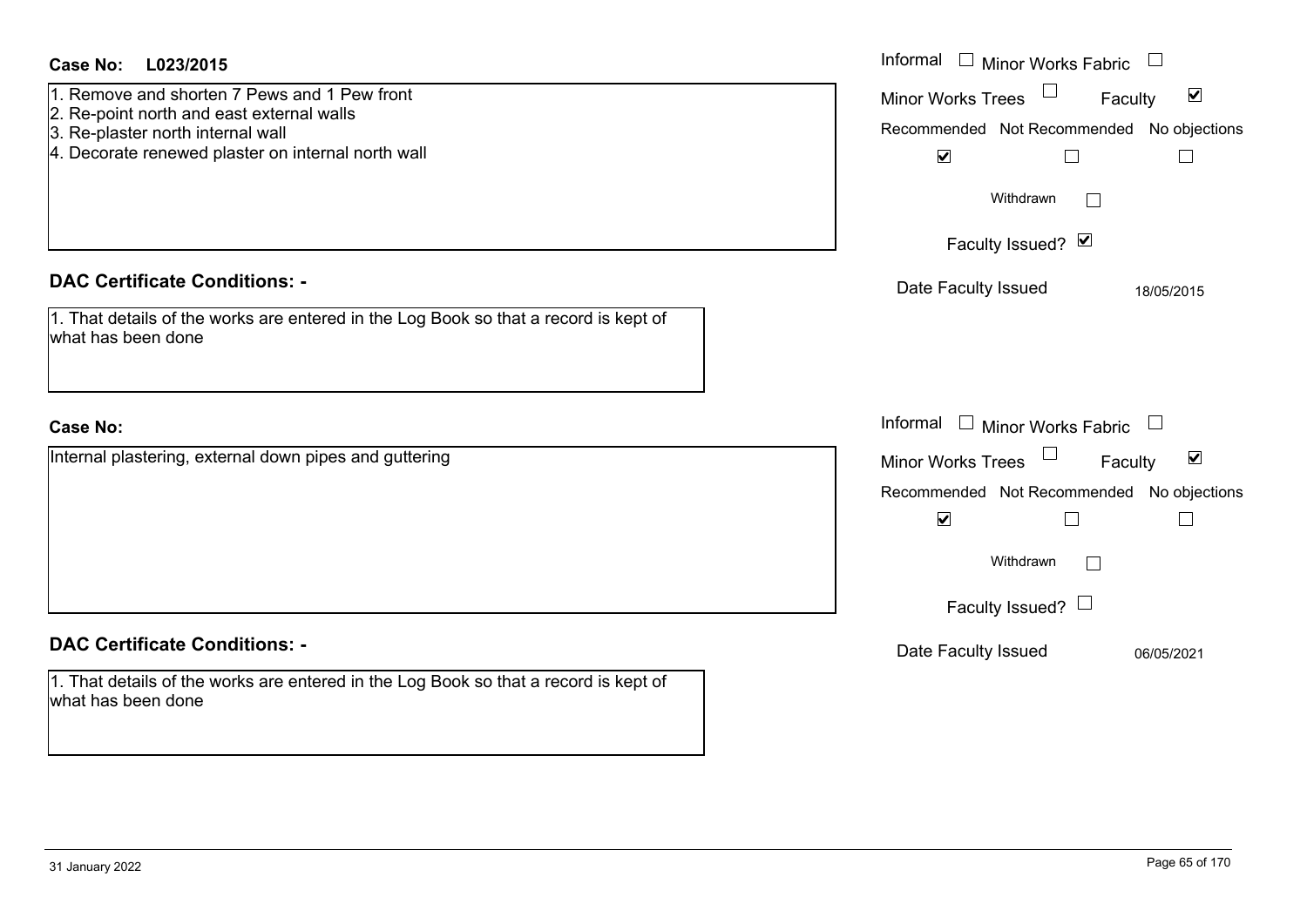**Case No:** L023/2015

1. Remove and shorten 7 Pews and 1 Pew front
2. Re-point north and east external walls
3. Re-plaster north internal wall
4. Decorate renewed plaster on internal north wall

Informal ☐ Minor Works Fabric ☐
Minor Works Trees ☐ Faculty ☑

| Recommended | Not Recommended | No objections |
|---|---|---|
| ☑ | ☐ | ☐ |

Withdrawn ☐

Faculty Issued? ☑

Date Faculty Issued 18/05/2015

## DAC Certificate Conditions: -

1. That details of the works are entered in the Log Book so that a record is kept of what has been done

**Case No:**

Internal plastering, external down pipes and guttering

Informal ☐ Minor Works Fabric ☐
Minor Works Trees ☐ Faculty ☑

| Recommended | Not Recommended | No objections |
|---|---|---|
| ☑ | ☐ | ☐ |

Withdrawn ☐

Faculty Issued? ☐

Date Faculty Issued 06/05/2021

## DAC Certificate Conditions: -

1. That details of the works are entered in the Log Book so that a record is kept of what has been done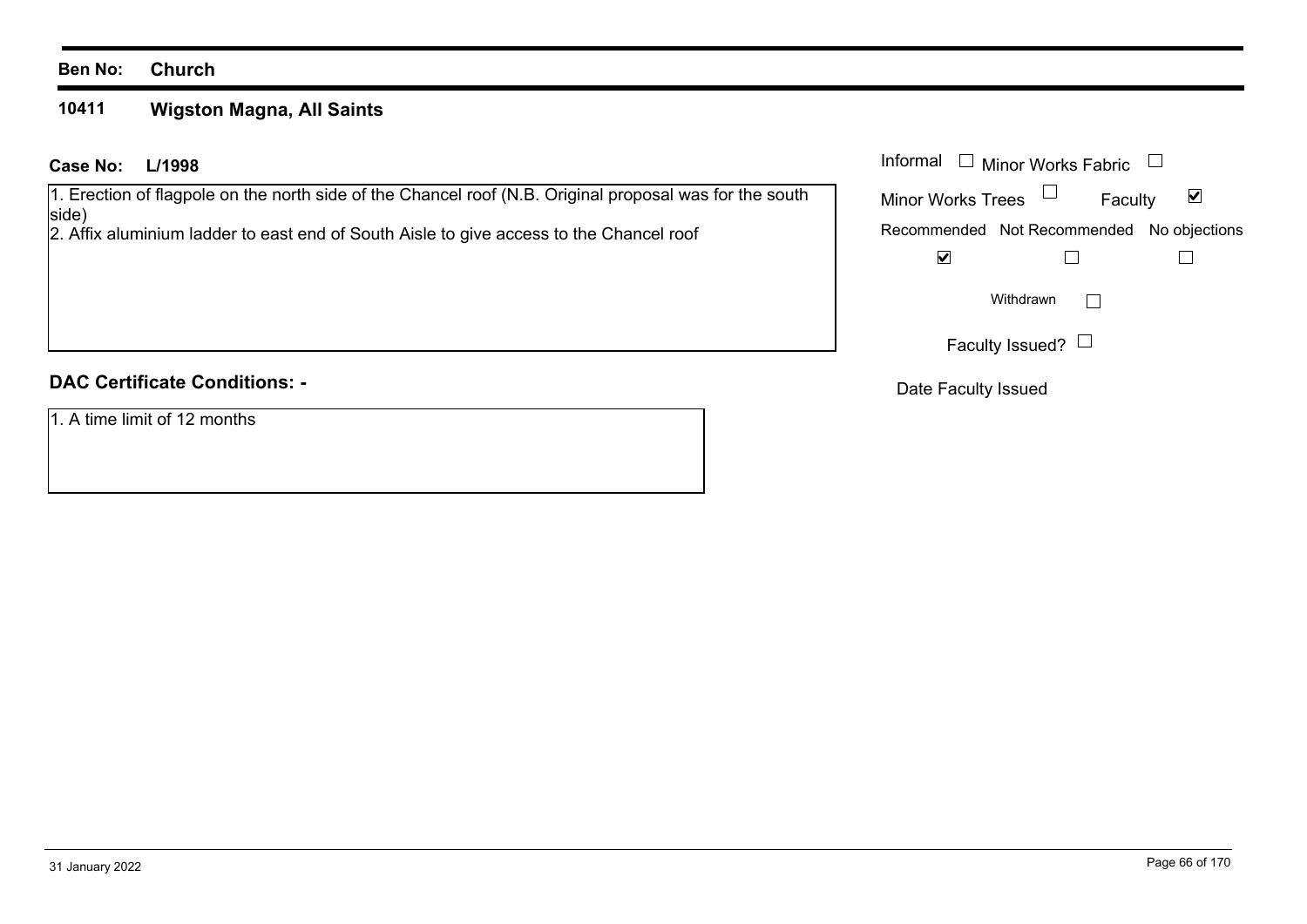**Ben No:** **Church**

**10411** **Wigston Magna, All Saints**

**Case No:** **L/1998**

1. Erection of flagpole on the north side of the Chancel roof (N.B. Original proposal was for the south side)
2. Affix aluminium ladder to east end of South Aisle to give access to the Chancel roof

Informal ☐ Minor Works Fabric ☐

Minor Works Trees ☐ Faculty ☑

| Recommended | Not Recommended | No objections |
|---|---|---|
| ☑ | ☐ | ☐ |

Withdrawn ☐

Faculty Issued? ☐

Date Faculty Issued

**DAC Certificate Conditions: -**

1. A time limit of 12 months

31 January 2022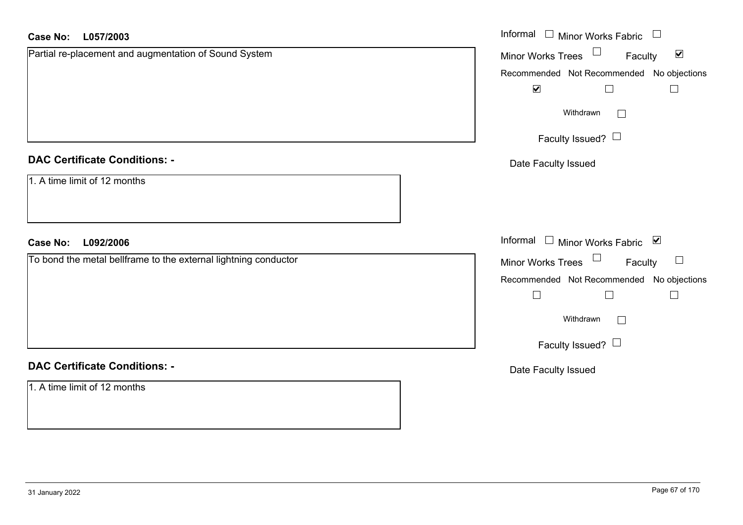**Case No: L057/2003**

Partial re-placement and augmentation of Sound System

Informal ☐ Minor Works Fabric ☐
Minor Works Trees ☐ Faculty ☑

Recommended ☑ Not Recommended ☐ No objections ☐

Withdrawn ☐

Faculty Issued? ☐

Date Faculty Issued

## DAC Certificate Conditions: -

1. A time limit of 12 months

**Case No: L092/2006**

To bond the metal bellframe to the external lightning conductor

Informal ☐ Minor Works Fabric ☑
Minor Works Trees ☐ Faculty ☐

Recommended ☐ Not Recommended ☐ No objections ☐

Withdrawn ☐

Faculty Issued? ☐

Date Faculty Issued

## DAC Certificate Conditions: -

1. A time limit of 12 months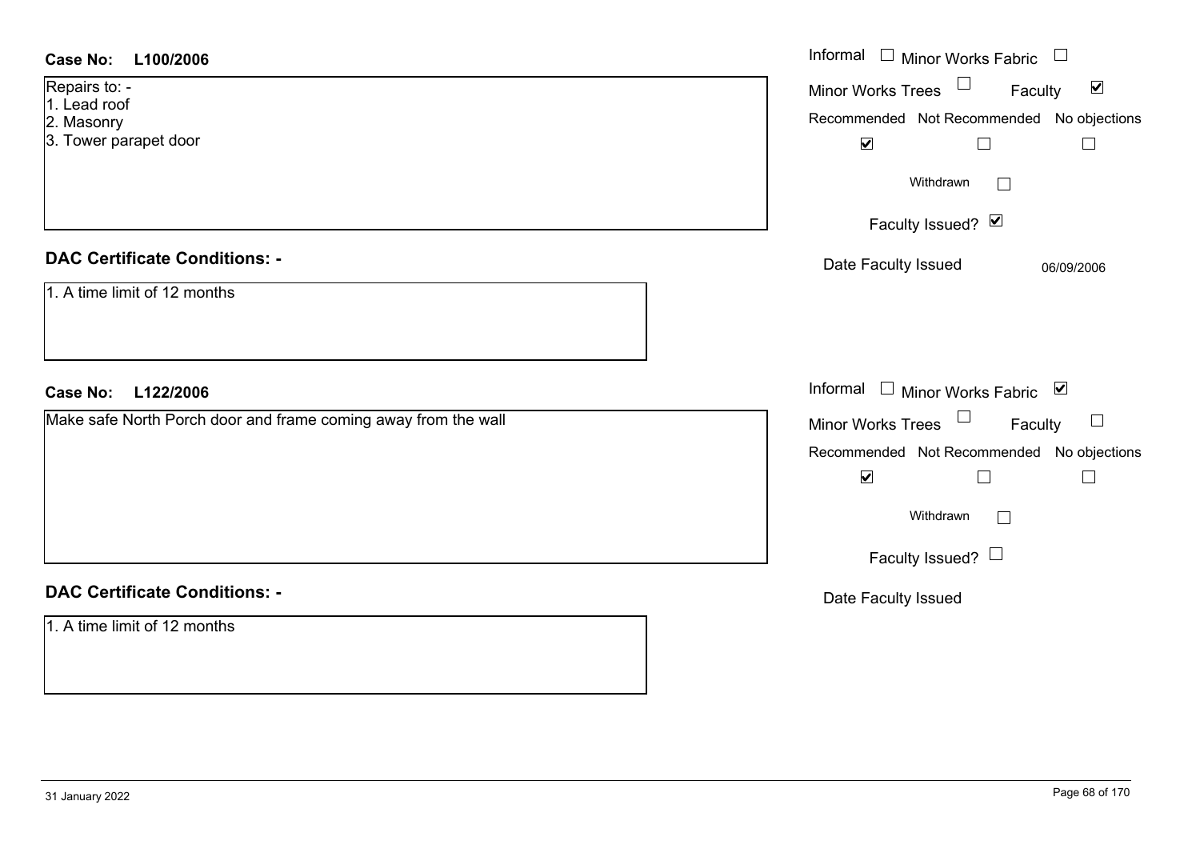**Case No: L100/2006**

Repairs to: -
1. Lead roof
2. Masonry
3. Tower parapet door

Informal ☐ Minor Works Fabric ☐
Minor Works Trees ☐ Faculty ☑
Recommended ☑ Not Recommended ☐ No objections ☐
Withdrawn ☐
Faculty Issued? ☑
Date Faculty Issued 06/09/2006

**DAC Certificate Conditions: -**

1. A time limit of 12 months

**Case No: L122/2006**

Make safe North Porch door and frame coming away from the wall

Informal ☐ Minor Works Fabric ☑
Minor Works Trees ☐ Faculty ☐
Recommended ☑ Not Recommended ☐ No objections ☐
Withdrawn ☐
Faculty Issued? ☐
Date Faculty Issued

**DAC Certificate Conditions: -**

1. A time limit of 12 months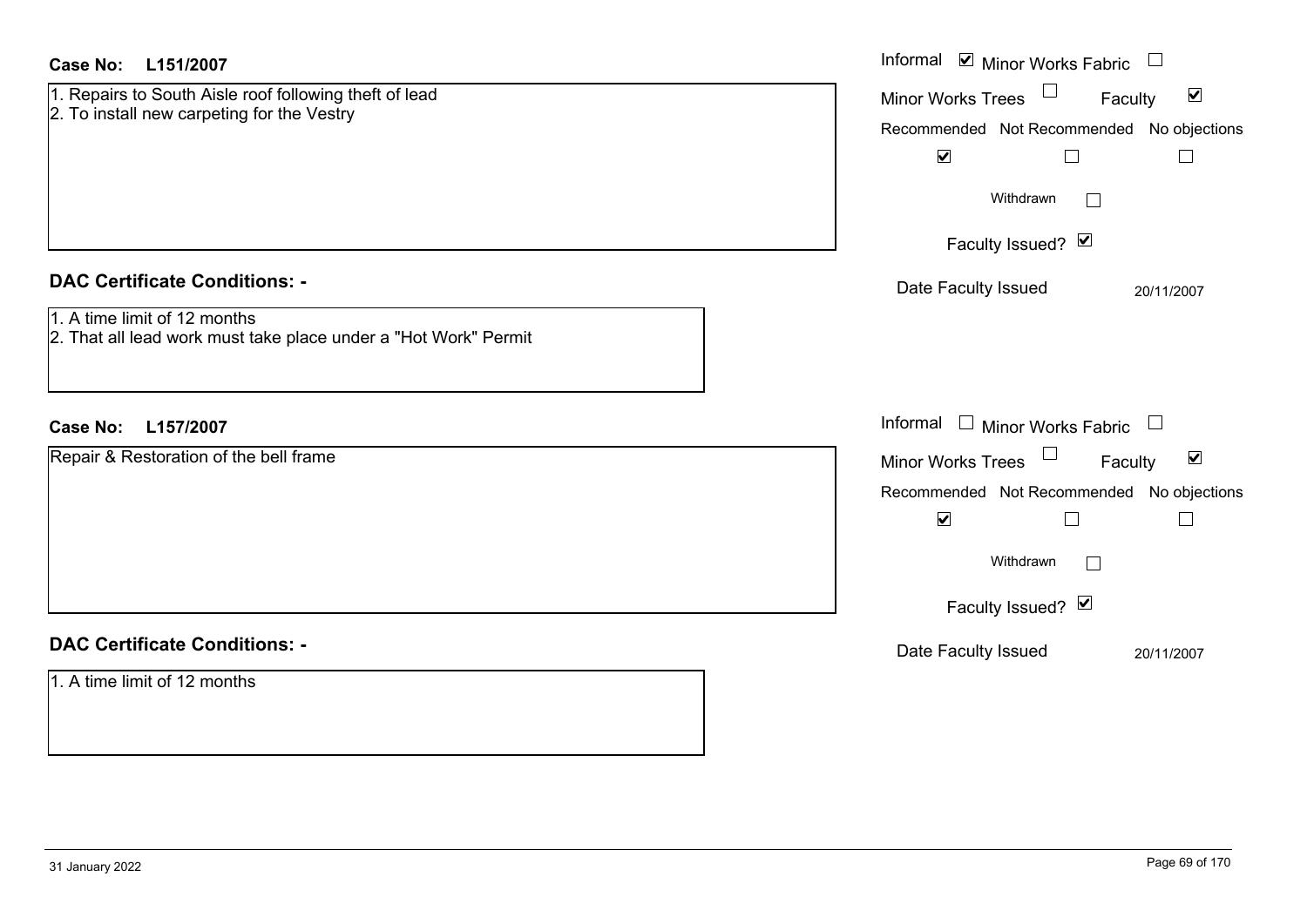**Case No: L151/2007**

1. Repairs to South Aisle roof following theft of lead
2. To install new carpeting for the Vestry

Informal ☑ Minor Works Fabric ☐
Minor Works Trees ☐ Faculty ☑

| Recommended | Not Recommended | No objections |
|---|---|---|
| ☑ | ☐ | ☐ |

Withdrawn ☐

Faculty Issued? ☑

Date Faculty Issued 20/11/2007

## DAC Certificate Conditions: -

1. A time limit of 12 months
2. That all lead work must take place under a "Hot Work" Permit

**Case No: L157/2007**

Repair & Restoration of the bell frame

Informal ☐ Minor Works Fabric ☐
Minor Works Trees ☐ Faculty ☑

| Recommended | Not Recommended | No objections |
|---|---|---|
| ☑ | ☐ | ☐ |

Withdrawn ☐

Faculty Issued? ☑

Date Faculty Issued 20/11/2007

## DAC Certificate Conditions: -

1. A time limit of 12 months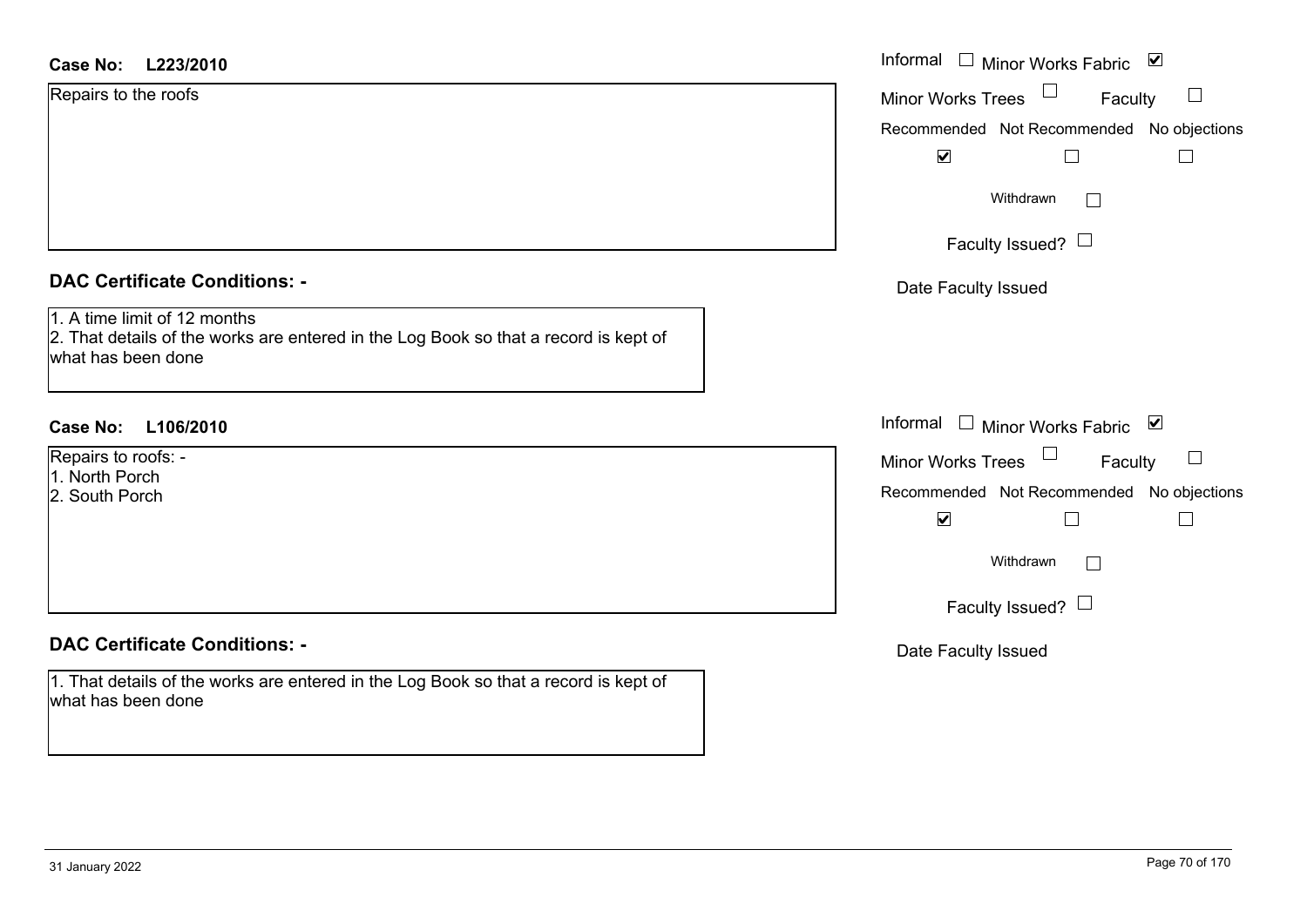**Case No: L223/2010**

Repairs to the roofs

Informal ☐ Minor Works Fabric ☑

Minor Works Trees ☐ Faculty ☐

Recommended ☑ Not Recommended ☐ No objections ☐

Withdrawn ☐

Faculty Issued? ☐

Date Faculty Issued

**DAC Certificate Conditions: -**

1. A time limit of 12 months
2. That details of the works are entered in the Log Book so that a record is kept of what has been done

**Case No: L106/2010**

Repairs to roofs: -
1. North Porch
2. South Porch

Informal ☐ Minor Works Fabric ☑

Minor Works Trees ☐ Faculty ☐

Recommended ☑ Not Recommended ☐ No objections ☐

Withdrawn ☐

Faculty Issued? ☐

Date Faculty Issued

**DAC Certificate Conditions: -**

1. That details of the works are entered in the Log Book so that a record is kept of what has been done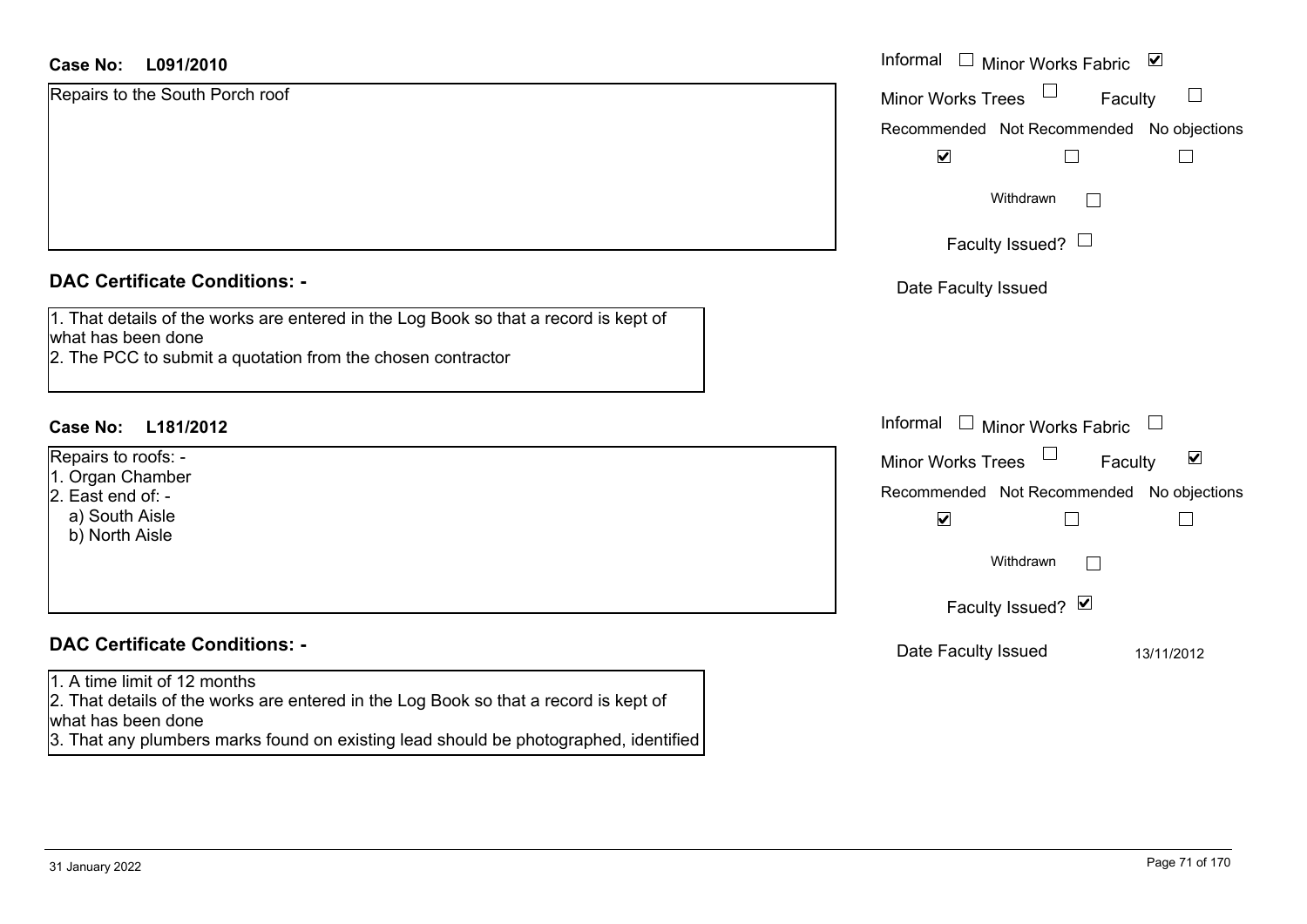**Case No: L091/2010**

Repairs to the South Porch roof

Informal ☐ Minor Works Fabric ☑

Minor Works Trees ☐ Faculty ☐

Recommended ☑ Not Recommended ☐ No objections ☐

Withdrawn ☐

Faculty Issued? ☐

Date Faculty Issued

**DAC Certificate Conditions: -**

1. That details of the works are entered in the Log Book so that a record is kept of what has been done
2. The PCC to submit a quotation from the chosen contractor

**Case No: L181/2012**

Repairs to roofs: -
1. Organ Chamber
2. East end of: -
   a) South Aisle
   b) North Aisle

Informal ☐ Minor Works Fabric ☐

Minor Works Trees ☐ Faculty ☑

Recommended ☑ Not Recommended ☐ No objections ☐

Withdrawn ☐

Faculty Issued? ☑

Date Faculty Issued 13/11/2012

**DAC Certificate Conditions: -**

1. A time limit of 12 months
2. That details of the works are entered in the Log Book so that a record is kept of what has been done
3. That any plumbers marks found on existing lead should be photographed, identified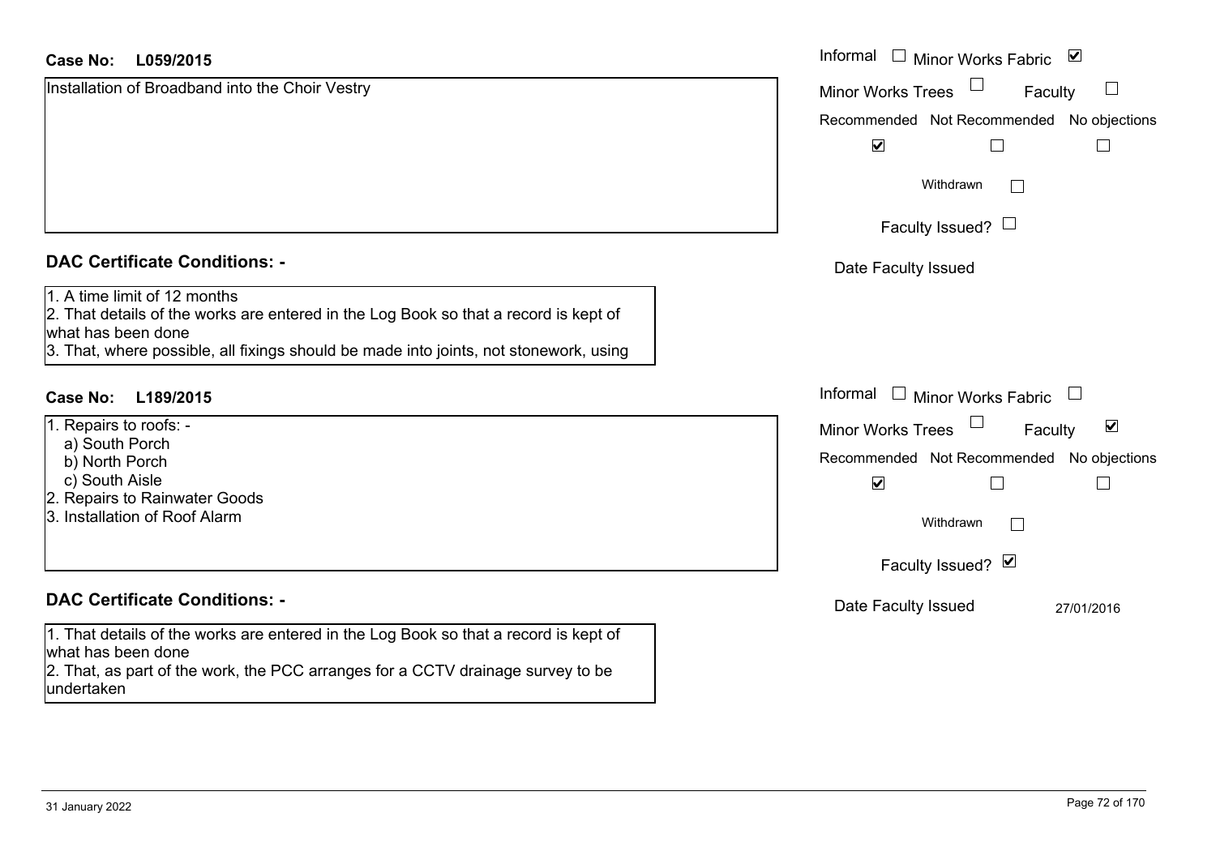**Case No: L059/2015**

Installation of Broadband into the Choir Vestry

Informal ☐ Minor Works Fabric ☑

Minor Works Trees ☐ Faculty ☐

Recommended ☑ Not Recommended ☐ No objections ☐

Withdrawn ☐

Faculty Issued? ☐

Date Faculty Issued

**DAC Certificate Conditions: -**

1. A time limit of 12 months
2. That details of the works are entered in the Log Book so that a record is kept of what has been done
3. That, where possible, all fixings should be made into joints, not stonework, using

**Case No: L189/2015**

1. Repairs to roofs: -
   a) South Porch
   b) North Porch
   c) South Aisle
2. Repairs to Rainwater Goods
3. Installation of Roof Alarm

Informal ☐ Minor Works Fabric ☐

Minor Works Trees ☐ Faculty ☑

Recommended ☑ Not Recommended ☐ No objections ☐

Withdrawn ☐

Faculty Issued? ☑

Date Faculty Issued 27/01/2016

**DAC Certificate Conditions: -**

1. That details of the works are entered in the Log Book so that a record is kept of what has been done
2. That, as part of the work, the PCC arranges for a CCTV drainage survey to be undertaken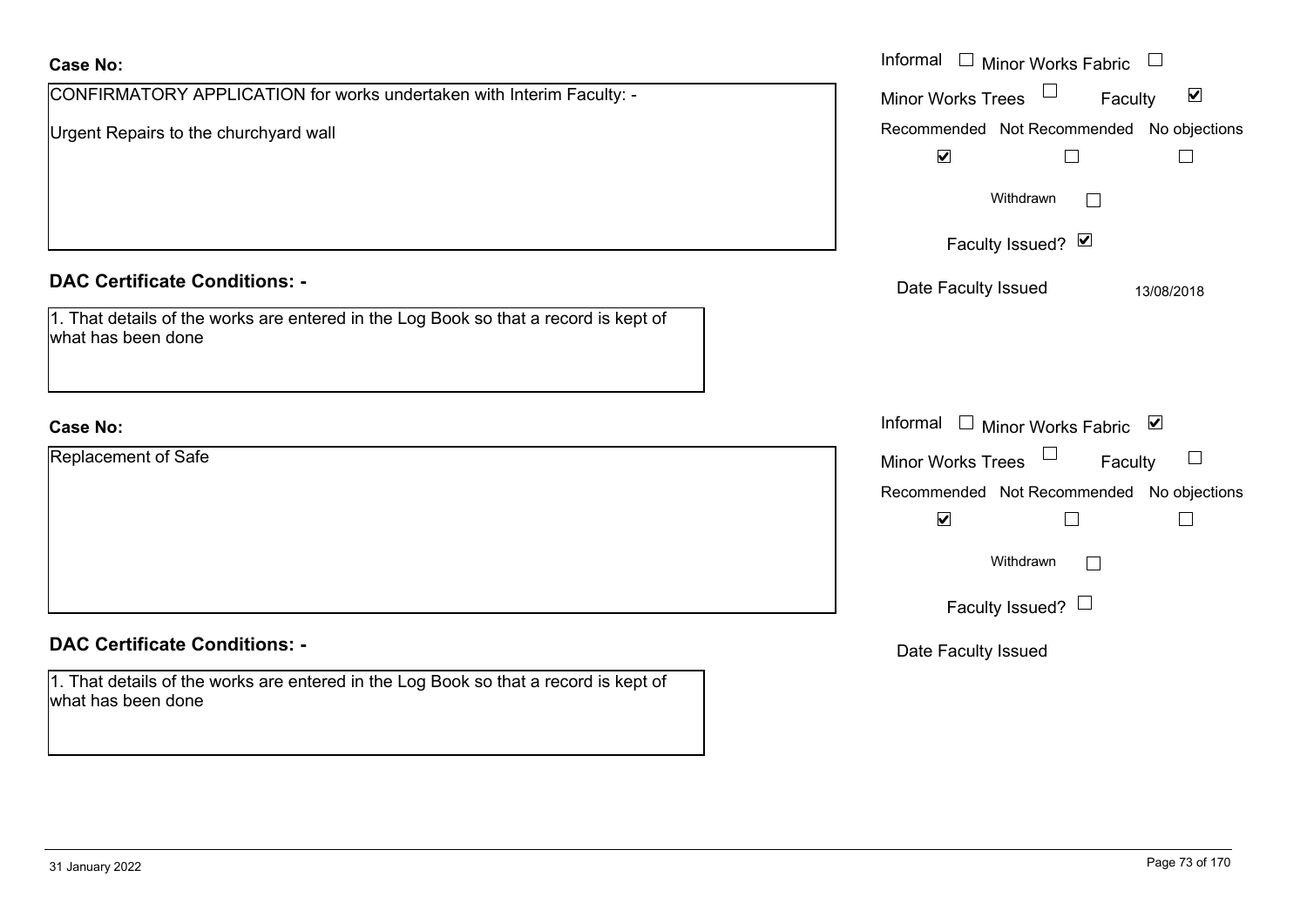**Case No:**

CONFIRMATORY APPLICATION for works undertaken with Interim Faculty: -

Urgent Repairs to the churchyard wall

Informal ☐ Minor Works Fabric ☐
Minor Works Trees ☐ Faculty ☑
Recommended ☑ Not Recommended ☐ No objections ☐
Withdrawn ☐
Faculty Issued? ☑
Date Faculty Issued 13/08/2018

**DAC Certificate Conditions: -**

1. That details of the works are entered in the Log Book so that a record is kept of what has been done

**Case No:**

Replacement of Safe

Informal ☐ Minor Works Fabric ☑
Minor Works Trees ☐ Faculty ☐
Recommended ☑ Not Recommended ☐ No objections ☐
Withdrawn ☐
Faculty Issued? ☐
Date Faculty Issued

**DAC Certificate Conditions: -**

1. That details of the works are entered in the Log Book so that a record is kept of what has been done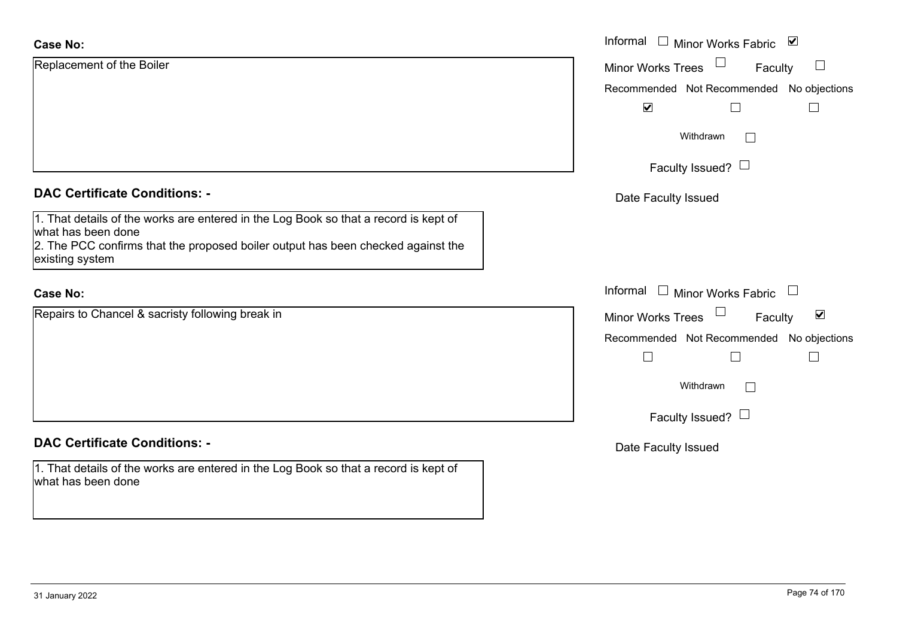**Case No:**

Replacement of the Boiler

Informal ☐ Minor Works Fabric ☑

Minor Works Trees ☐ Faculty ☐

Recommended ☑ Not Recommended ☐ No objections ☐

Withdrawn ☐

Faculty Issued? ☐

Date Faculty Issued

**DAC Certificate Conditions: -**

1. That details of the works are entered in the Log Book so that a record is kept of what has been done
2. The PCC confirms that the proposed boiler output has been checked against the existing system

**Case No:**

Repairs to Chancel & sacristy following break in

Informal ☐ Minor Works Fabric ☐

Minor Works Trees ☐ Faculty ☑

Recommended ☐ Not Recommended ☐ No objections ☐

Withdrawn ☐

Faculty Issued? ☐

Date Faculty Issued

**DAC Certificate Conditions: -**

1. That details of the works are entered in the Log Book so that a record is kept of what has been done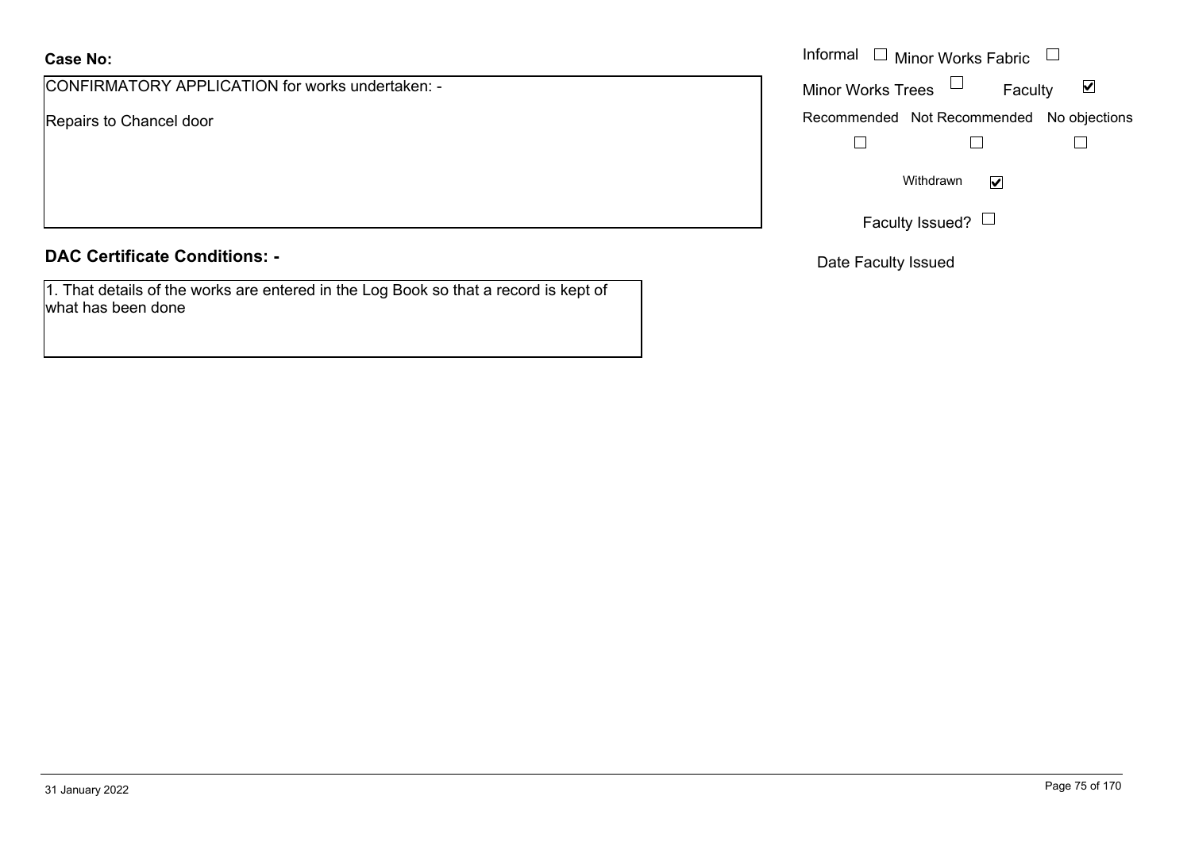**Case No:**

CONFIRMATORY APPLICATION for works undertaken: -

Repairs to Chancel door

**DAC Certificate Conditions: -**

1. That details of the works are entered in the Log Book so that a record is kept of what has been done

Informal ☐ Minor Works Fabric ☐

Minor Works Trees ☐ Faculty ☑

| Recommended | Not Recommended | No objections |
|---|---|---|
| ☐ | ☐ | ☐ |

Withdrawn ☑

Faculty Issued? ☐

Date Faculty Issued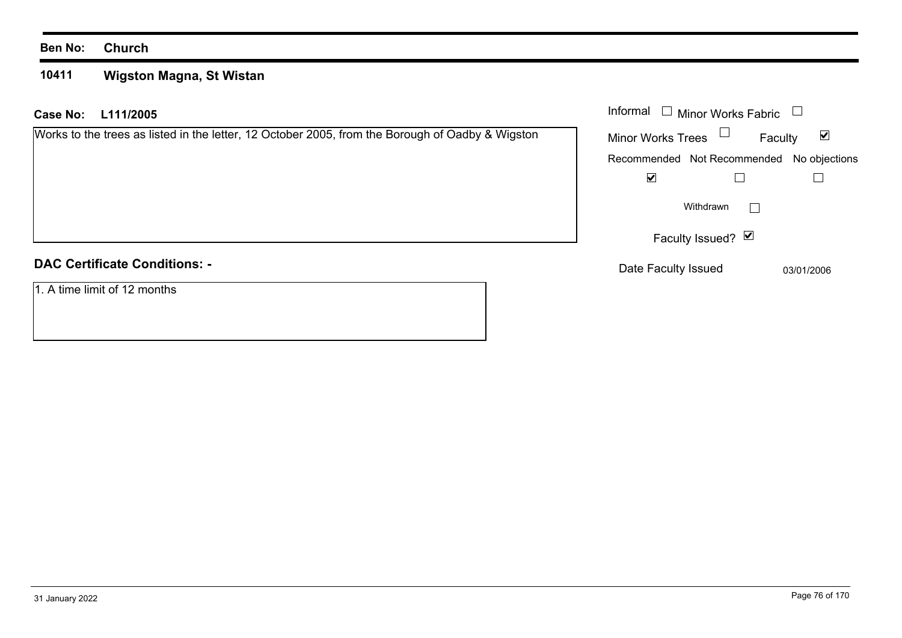**Ben No:** **Church**

**10411** **Wigston Magna, St Wistan**

**Case No:** **L111/2005**

Works to the trees as listed in the letter, 12 October 2005, from the Borough of Oadby & Wigston

Informal ☐ Minor Works Fabric ☐

Minor Works Trees ☐ Faculty ☑

| Recommended | Not Recommended | No objections |
|---|---|---|
| ☑ | ☐ | ☐ |

Withdrawn ☐

Faculty Issued? ☑

Date Faculty Issued 03/01/2006

**DAC Certificate Conditions: -**

1. A time limit of 12 months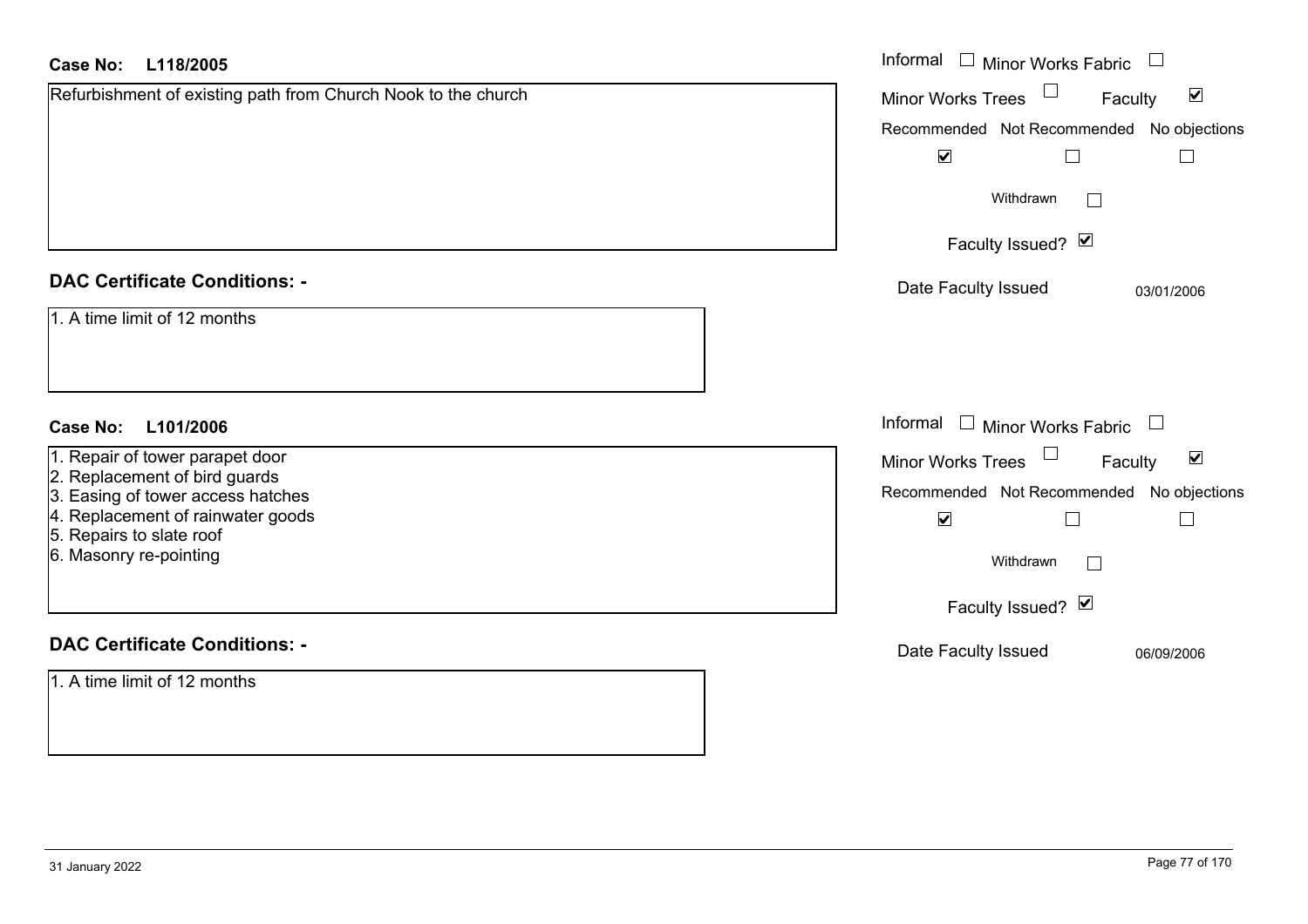**Case No:** **L118/2005**

Refurbishment of existing path from Church Nook to the church

Informal ☐ Minor Works Fabric ☐
Minor Works Trees ☐ Faculty ☑

Recommended ☑ Not Recommended ☐ No objections ☐

Withdrawn ☐

Faculty Issued? ☑

Date Faculty Issued 03/01/2006

## DAC Certificate Conditions: -

1. A time limit of 12 months

**Case No:** **L101/2006**

1. Repair of tower parapet door
2. Replacement of bird guards
3. Easing of tower access hatches
4. Replacement of rainwater goods
5. Repairs to slate roof
6. Masonry re-pointing

Informal ☐ Minor Works Fabric ☐
Minor Works Trees ☐ Faculty ☑

Recommended ☑ Not Recommended ☐ No objections ☐

Withdrawn ☐

Faculty Issued? ☑

Date Faculty Issued 06/09/2006

## DAC Certificate Conditions: -

1. A time limit of 12 months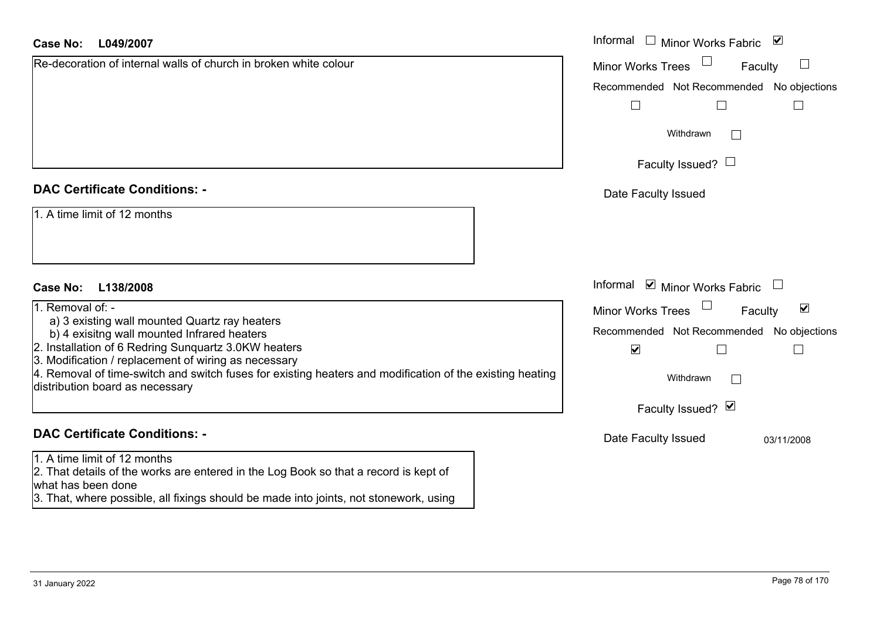**Case No: L049/2007**

Re-decoration of internal walls of church in broken white colour

Informal ☐ Minor Works Fabric ☑
Minor Works Trees ☐ Faculty ☐
Recommended ☐ Not Recommended ☐ No objections ☐
Withdrawn ☐
Faculty Issued? ☐
Date Faculty Issued

**DAC Certificate Conditions: -**

1. A time limit of 12 months

**Case No: L138/2008**

1. Removal of: -
   a) 3 existing wall mounted Quartz ray heaters
   b) 4 exisitng wall mounted Infrared heaters
2. Installation of 6 Redring Sunquartz 3.0KW heaters
3. Modification / replacement of wiring as necessary
4. Removal of time-switch and switch fuses for existing heaters and modification of the existing heating distribution board as necessary

Informal ☑ Minor Works Fabric ☐
Minor Works Trees ☐ Faculty ☑
Recommended ☑ Not Recommended ☐ No objections ☐
Withdrawn ☐
Faculty Issued? ☑
Date Faculty Issued 03/11/2008

**DAC Certificate Conditions: -**

1. A time limit of 12 months
2. That details of the works are entered in the Log Book so that a record is kept of what has been done
3. That, where possible, all fixings should be made into joints, not stonework, using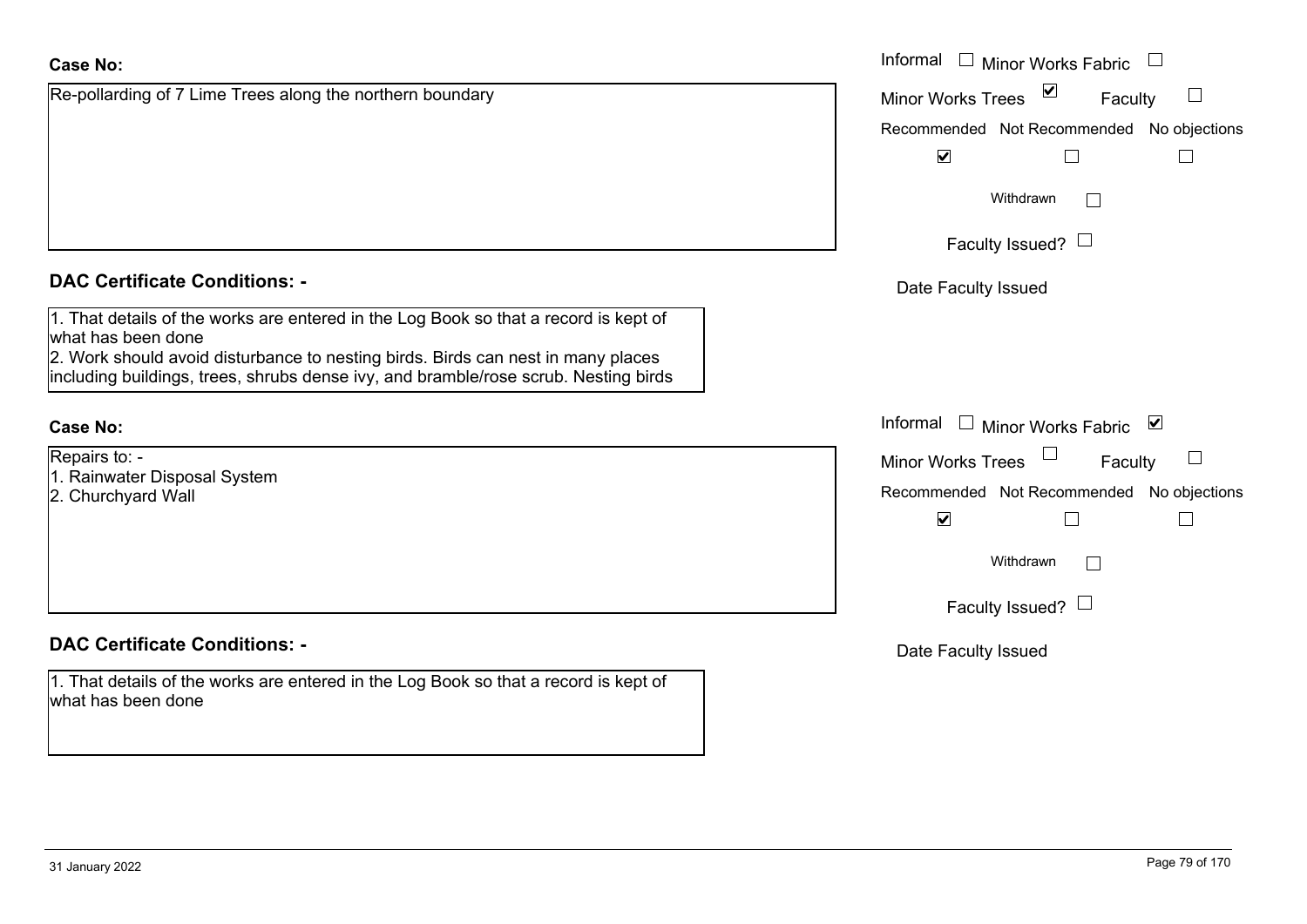**Case No:**

Re-pollarding of 7 Lime Trees along the northern boundary

Informal ☐ Minor Works Fabric ☐
Minor Works Trees ☑ Faculty ☐

| Recommended | Not Recommended | No objections |
|---|---|---|
| ☑ | ☐ | ☐ |

Withdrawn ☐

Faculty Issued? ☐

Date Faculty Issued

## DAC Certificate Conditions: -

1. That details of the works are entered in the Log Book so that a record is kept of what has been done
2. Work should avoid disturbance to nesting birds. Birds can nest in many places including buildings, trees, shrubs dense ivy, and bramble/rose scrub. Nesting birds

**Case No:**

Repairs to: -
1. Rainwater Disposal System
2. Churchyard Wall

Informal ☐ Minor Works Fabric ☑
Minor Works Trees ☐ Faculty ☐

| Recommended | Not Recommended | No objections |
|---|---|---|
| ☑ | ☐ | ☐ |

Withdrawn ☐

Faculty Issued? ☐

Date Faculty Issued

## DAC Certificate Conditions: -

1. That details of the works are entered in the Log Book so that a record is kept of what has been done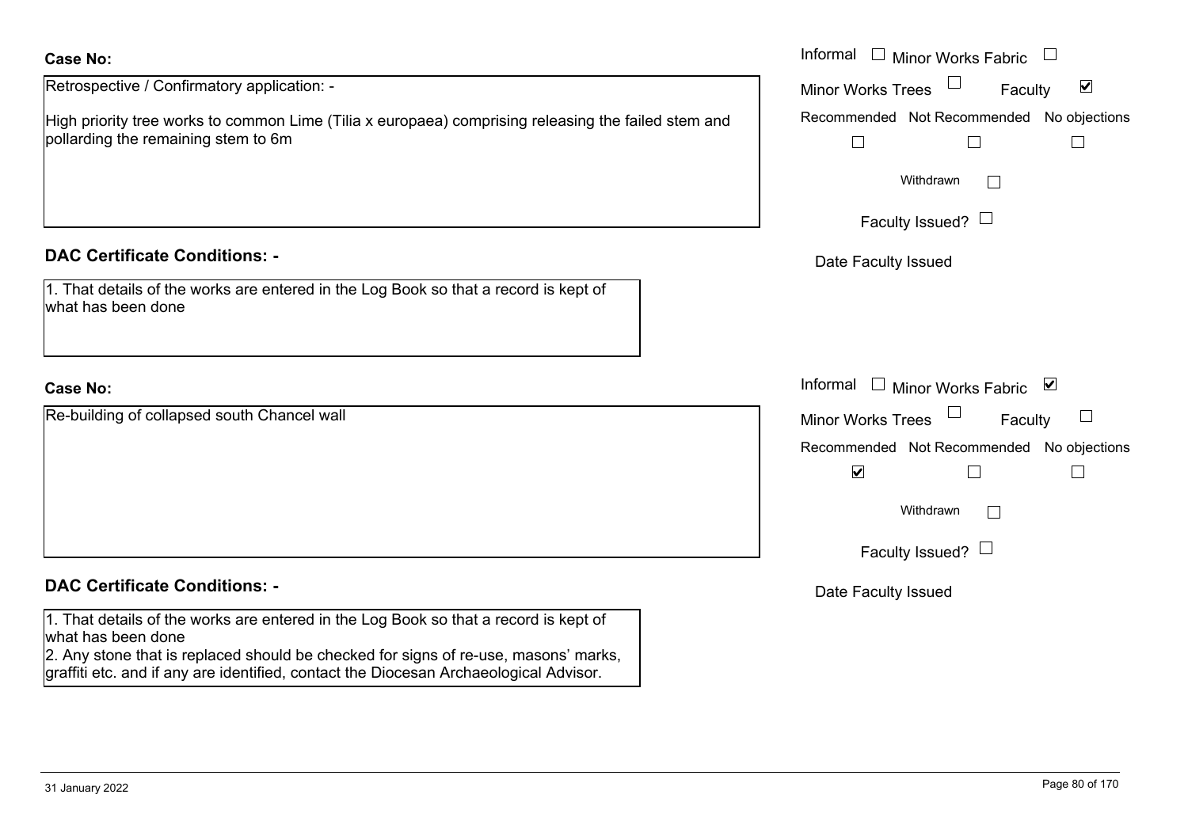**Case No:**

Retrospective / Confirmatory application: -

High priority tree works to common Lime (Tilia x europaea) comprising releasing the failed stem and pollarding the remaining stem to 6m

- Informal ☐
- Minor Works Fabric ☐
- Minor Works Trees ☐
- Faculty ☑

Recommended ☐ Not Recommended ☐ No objections ☐

Withdrawn ☐

Faculty Issued? ☐

Date Faculty Issued

**DAC Certificate Conditions: -**

1. That details of the works are entered in the Log Book so that a record is kept of what has been done

**Case No:**

Re-building of collapsed south Chancel wall

- Informal ☐
- Minor Works Fabric ☑
- Minor Works Trees ☐
- Faculty ☐

Recommended ☑ Not Recommended ☐ No objections ☐

Withdrawn ☐

Faculty Issued? ☐

Date Faculty Issued

**DAC Certificate Conditions: -**

1. That details of the works are entered in the Log Book so that a record is kept of what has been done
2. Any stone that is replaced should be checked for signs of re-use, masons' marks, graffiti etc. and if any are identified, contact the Diocesan Archaeological Advisor.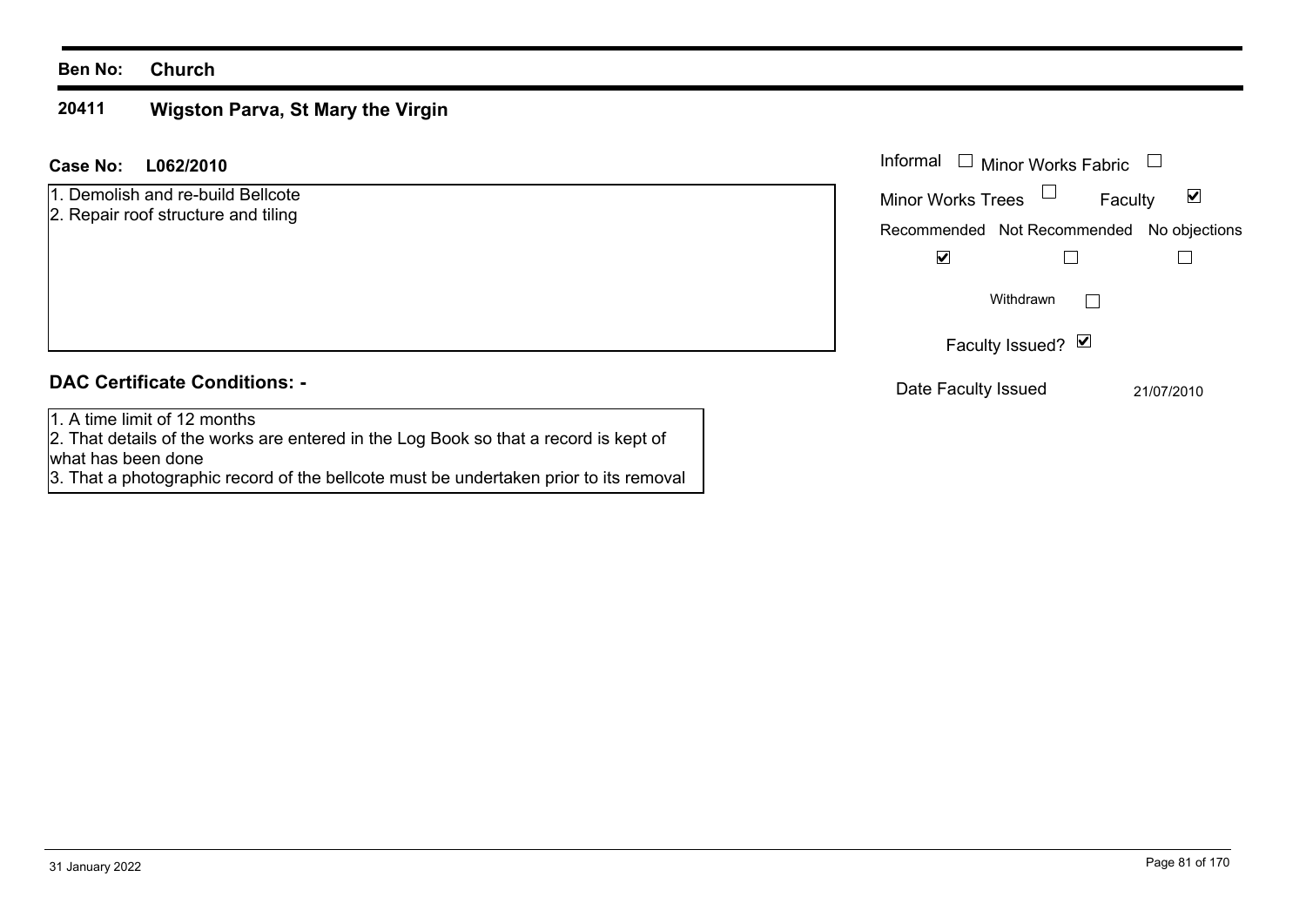**Ben No:** **Church**

## 20411 Wigston Parva, St Mary the Virgin

**Case No:** **L062/2010**

1. Demolish and re-build Bellcote
2. Repair roof structure and tiling

| Informal ☐ | Minor Works Fabric ☐ | |
|---|---|---|
| Minor Works Trees ☐ | Faculty ☑ | |
| Recommended | Not Recommended | No objections |
| ☑ | ☐ | ☐ |

Withdrawn ☐

Faculty Issued? ☑

Date Faculty Issued 21/07/2010

### DAC Certificate Conditions: -

1. A time limit of 12 months
2. That details of the works are entered in the Log Book so that a record is kept of what has been done
3. That a photographic record of the bellcote must be undertaken prior to its removal

31 January 2022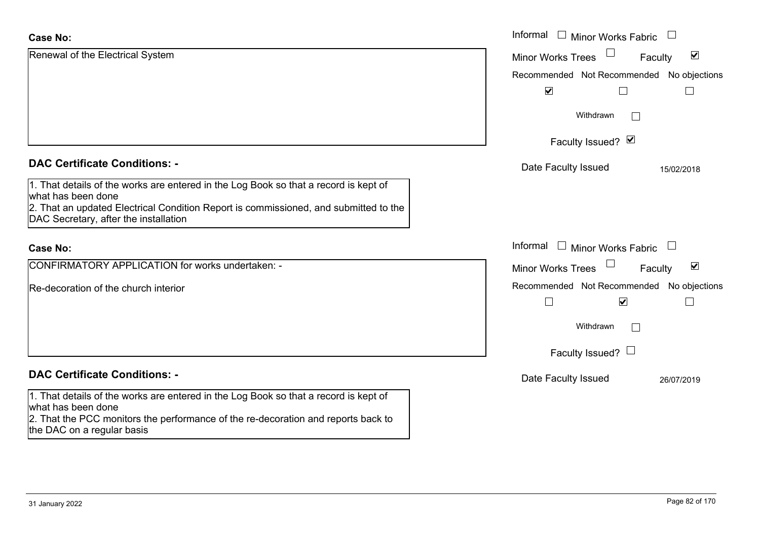**Case No:**

Renewal of the Electrical System

Informal ☐ Minor Works Fabric ☐
Minor Works Trees ☐ Faculty ☑

| Recommended | Not Recommended | No objections |
|---|---|---|
| ☑ | ☐ | ☐ |

Withdrawn ☐

Faculty Issued? ☑

Date Faculty Issued 15/02/2018

**DAC Certificate Conditions: -**

1. That details of the works are entered in the Log Book so that a record is kept of what has been done
2. That an updated Electrical Condition Report is commissioned, and submitted to the DAC Secretary, after the installation

**Case No:**

CONFIRMATORY APPLICATION for works undertaken: -

Re-decoration of the church interior

Informal ☐ Minor Works Fabric ☐
Minor Works Trees ☐ Faculty ☑

| Recommended | Not Recommended | No objections |
|---|---|---|
| ☐ | ☑ | ☐ |

Withdrawn ☐

Faculty Issued? ☐

Date Faculty Issued 26/07/2019

**DAC Certificate Conditions: -**

1. That details of the works are entered in the Log Book so that a record is kept of what has been done
2. That the PCC monitors the performance of the re-decoration and reports back to the DAC on a regular basis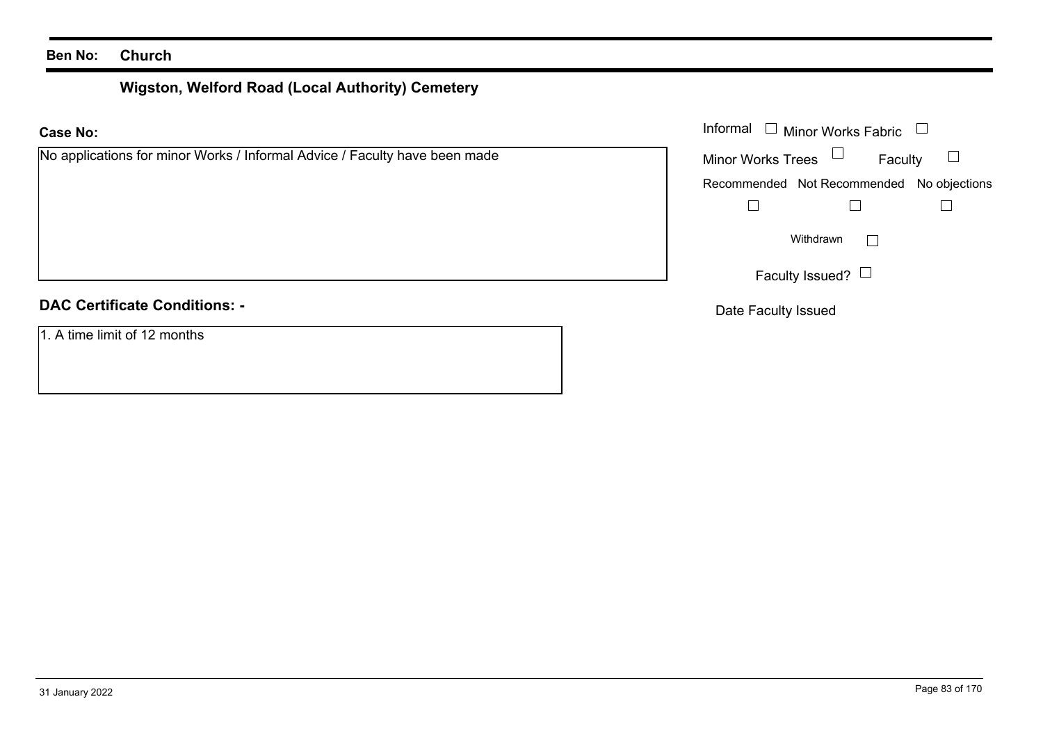**Ben No:** **Church**

**Wigston, Welford Road (Local Authority) Cemetery**

**Case No:**

No applications for minor Works / Informal Advice / Faculty have been made

Informal ☐ Minor Works Fabric ☐

Minor Works Trees ☐ Faculty ☐

| Recommended | Not Recommended | No objections |
|---|---|---|
| ☐ | ☐ | ☐ |

Withdrawn ☐

Faculty Issued? ☐

Date Faculty Issued

**DAC Certificate Conditions: -**

1. A time limit of 12 months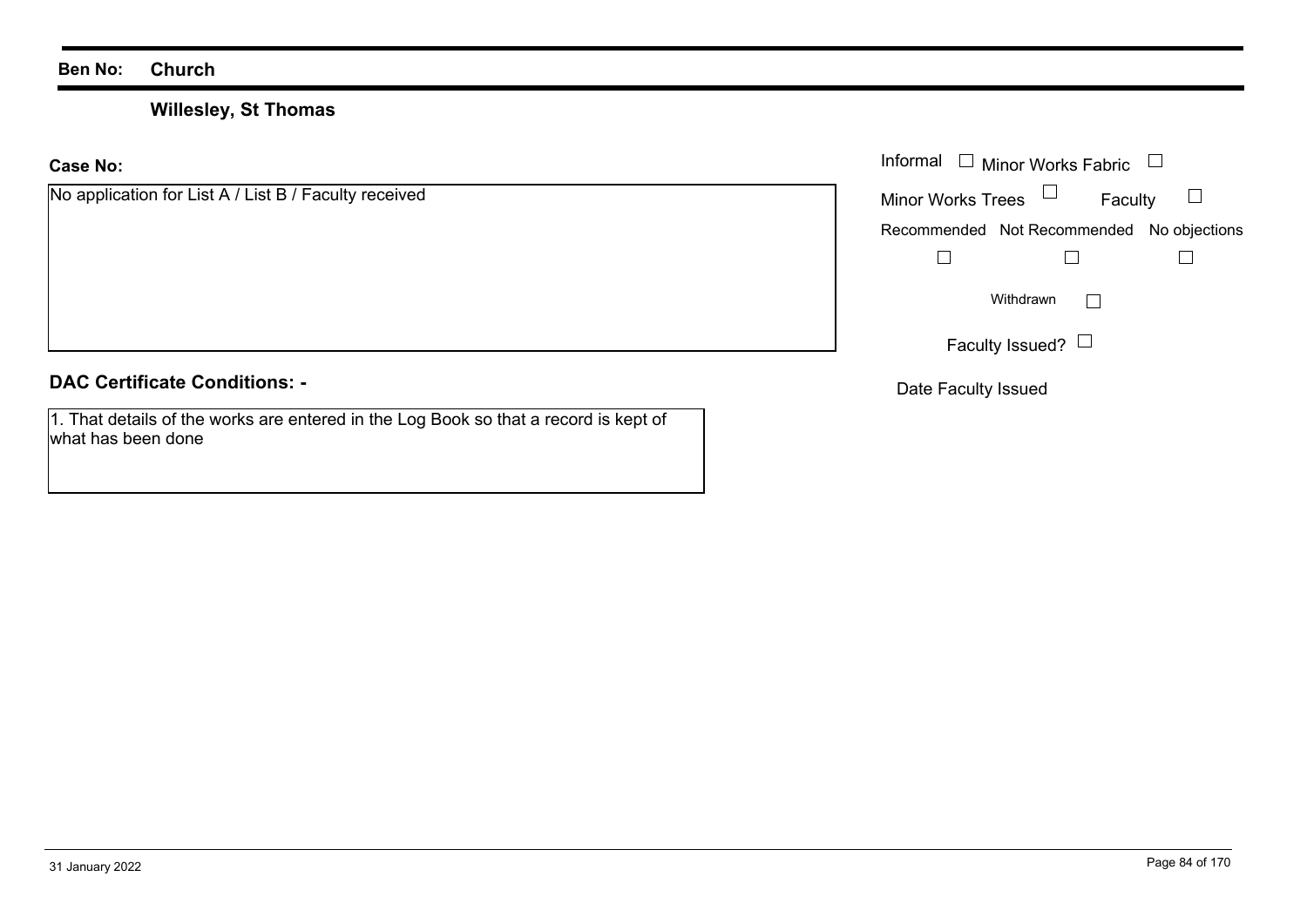**Ben No:** **Church**

**Willesley, St Thomas**

**Case No:**

No application for List A / List B / Faculty received

Informal ☐ Minor Works Fabric ☐

Minor Works Trees ☐ Faculty ☐

| Recommended | Not Recommended | No objections |
|---|---|---|
| ☐ | ☐ | ☐ |

Withdrawn ☐

Faculty Issued? ☐

Date Faculty Issued

**DAC Certificate Conditions: -**

1. That details of the works are entered in the Log Book so that a record is kept of what has been done

31 January 2022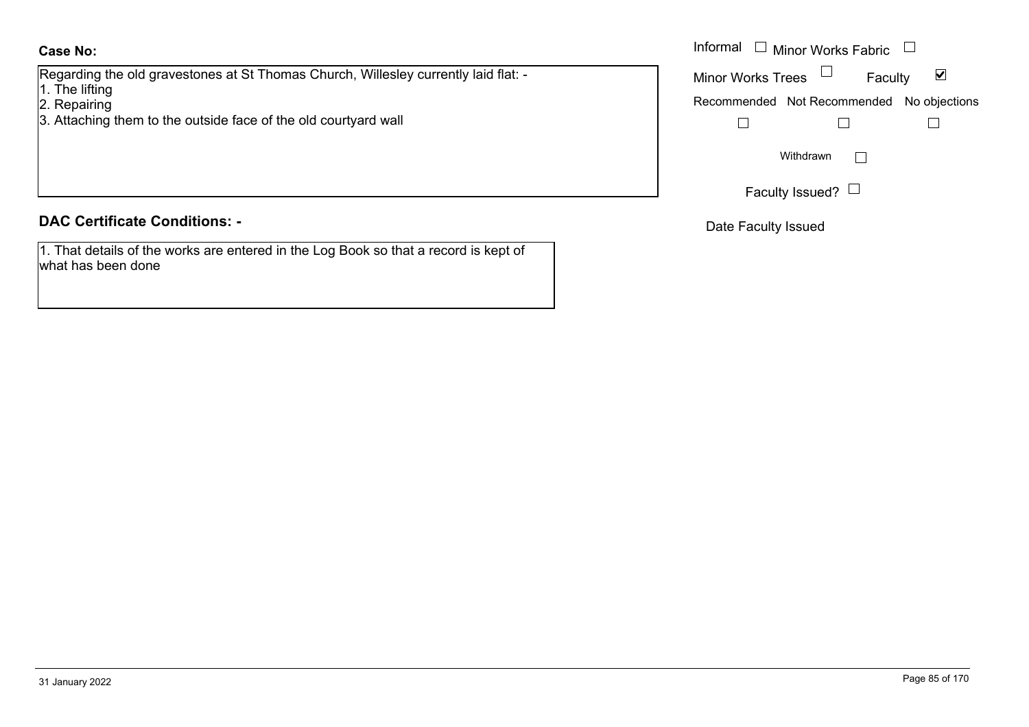**Case No:**

Regarding the old gravestones at St Thomas Church, Willesley currently laid flat: -
1. The lifting
2. Repairing
3. Attaching them to the outside face of the old courtyard wall

Informal ☐ Minor Works Fabric ☐

Minor Works Trees ☐ Faculty ☑

Recommended ☐ Not Recommended ☐ No objections ☐

Withdrawn ☐

Faculty Issued? ☐

Date Faculty Issued

## DAC Certificate Conditions: -

1. That details of the works are entered in the Log Book so that a record is kept of what has been done

31 January 2022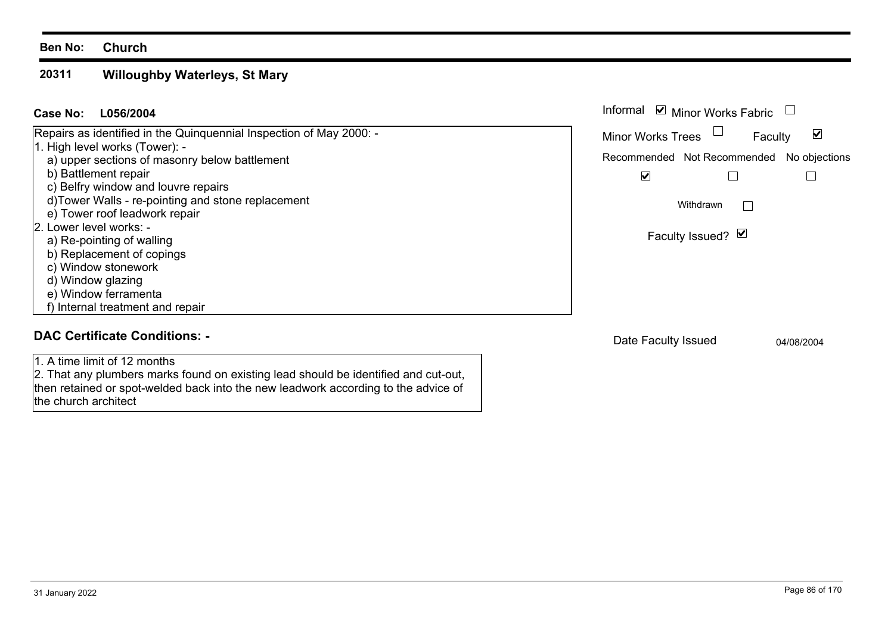**Ben No:** **Church**

## 20311 Willoughby Waterleys, St Mary

**Case No:** **L056/2004**

Repairs as identified in the Quinquennial Inspection of May 2000: -
1. High level works (Tower): -
   a) upper sections of masonry below battlement
   b) Battlement repair
   c) Belfry window and louvre repairs
   d)Tower Walls - re-pointing and stone replacement
   e) Tower roof leadwork repair
2. Lower level works: -
   a) Re-pointing of walling
   b) Replacement of copings
   c) Window stonework
   d) Window glazing
   e) Window ferramenta
   f) Internal treatment and repair

Informal ☑ Minor Works Fabric ☐

Minor Works Trees ☐ Faculty ☑

| Recommended | Not Recommended | No objections |
|---|---|---|
| ☑ | ☐ | ☐ |

Withdrawn ☐

Faculty Issued? ☑

### DAC Certificate Conditions: -

1. A time limit of 12 months
2. That any plumbers marks found on existing lead should be identified and cut-out, then retained or spot-welded back into the new leadwork according to the advice of the church architect

Date Faculty Issued 04/08/2004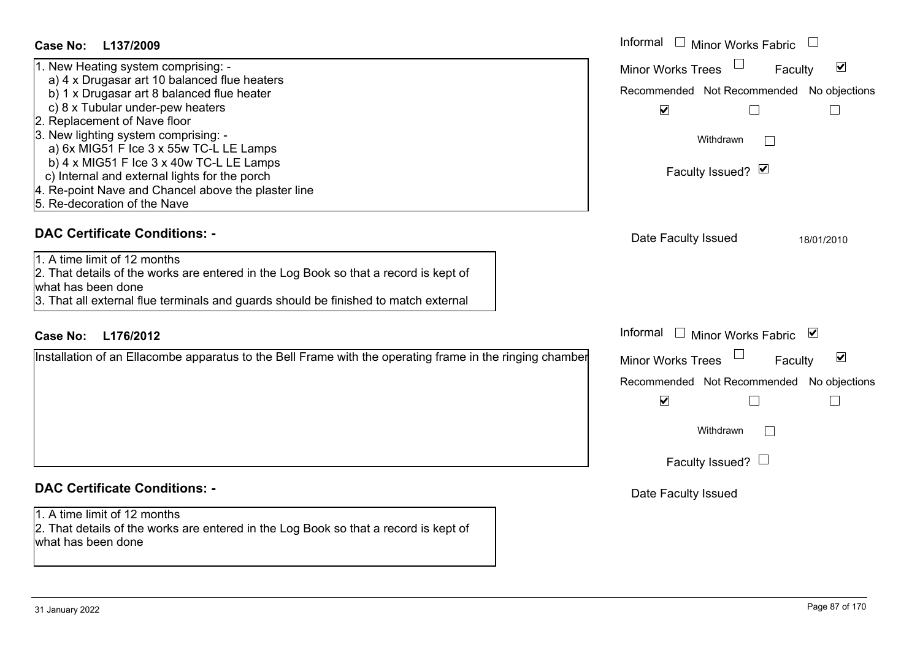**Case No: L137/2009**

Informal ☐ Minor Works Fabric ☐
Minor Works Trees ☐ Faculty ☑

1. New Heating system comprising: -
   a) 4 x Drugasar art 10 balanced flue heaters
   b) 1 x Drugasar art 8 balanced flue heater
   c) 8 x Tubular under-pew heaters
2. Replacement of Nave floor
3. New lighting system comprising: -
   a) 6x MIG51 F Ice 3 x 55w TC-L LE Lamps
   b) 4 x MIG51 F Ice 3 x 40w TC-L LE Lamps
   c) Internal and external lights for the porch
4. Re-point Nave and Chancel above the plaster line
5. Re-decoration of the Nave

| Recommended | Not Recommended | No objections |
|---|---|---|
| ☑ | ☐ | ☐ |

Withdrawn ☐

Faculty Issued? ☑

### DAC Certificate Conditions: -

1. A time limit of 12 months
2. That details of the works are entered in the Log Book so that a record is kept of what has been done
3. That all external flue terminals and guards should be finished to match external

Date Faculty Issued 18/01/2010

**Case No: L176/2012**

Informal ☐ Minor Works Fabric ☑
Minor Works Trees ☐ Faculty ☑

Installation of an Ellacombe apparatus to the Bell Frame with the operating frame in the ringing chamber

| Recommended | Not Recommended | No objections |
|---|---|---|
| ☑ | ☐ | ☐ |

Withdrawn ☐

Faculty Issued? ☐

### DAC Certificate Conditions: -

1. A time limit of 12 months
2. That details of the works are entered in the Log Book so that a record is kept of what has been done

Date Faculty Issued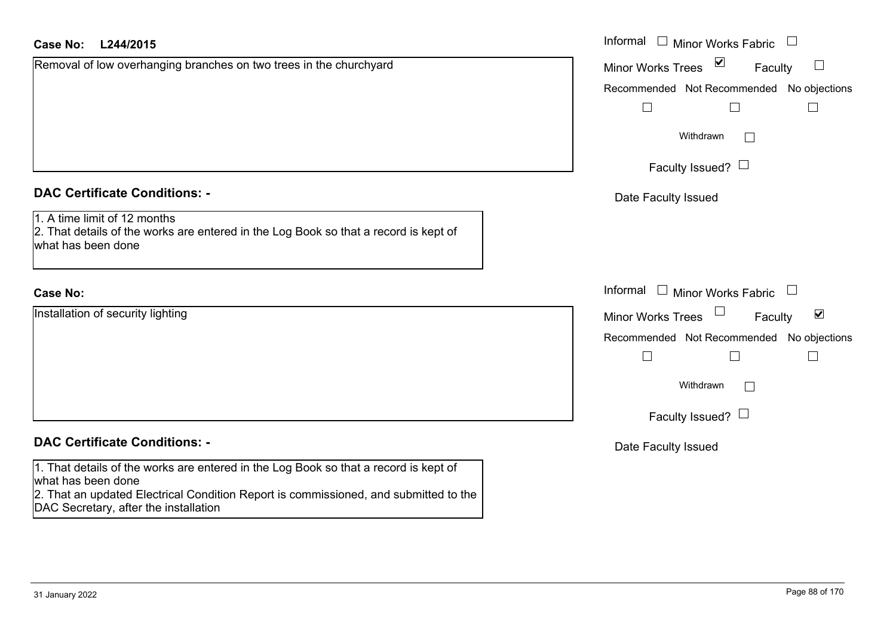**Case No: L244/2015**

Removal of low overhanging branches on two trees in the churchyard

Informal ☐ Minor Works Fabric ☐
Minor Works Trees ☑ Faculty ☐
Recommended ☐ Not Recommended ☐ No objections ☐
Withdrawn ☐
Faculty Issued? ☐
Date Faculty Issued

**DAC Certificate Conditions: -**

1. A time limit of 12 months
2. That details of the works are entered in the Log Book so that a record is kept of what has been done

**Case No:**

Installation of security lighting

Informal ☐ Minor Works Fabric ☐
Minor Works Trees ☐ Faculty ☑
Recommended ☐ Not Recommended ☐ No objections ☐
Withdrawn ☐
Faculty Issued? ☐
Date Faculty Issued

**DAC Certificate Conditions: -**

1. That details of the works are entered in the Log Book so that a record is kept of what has been done
2. That an updated Electrical Condition Report is commissioned, and submitted to the DAC Secretary, after the installation

31 January 2022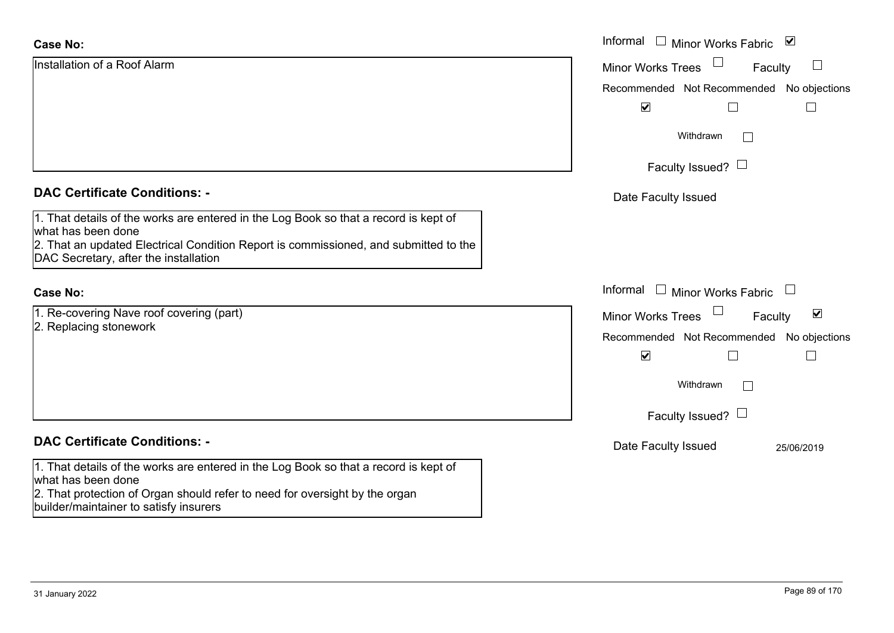**Case No:**

Installation of a Roof Alarm

Informal ☐ Minor Works Fabric ☑
Minor Works Trees ☐ Faculty ☐
Recommended ☑ Not Recommended ☐ No objections ☐
Withdrawn ☐
Faculty Issued? ☐
Date Faculty Issued

**DAC Certificate Conditions: -**

1. That details of the works are entered in the Log Book so that a record is kept of what has been done
2. That an updated Electrical Condition Report is commissioned, and submitted to the DAC Secretary, after the installation

**Case No:**

1. Re-covering Nave roof covering (part)
2. Replacing stonework

Informal ☐ Minor Works Fabric ☐
Minor Works Trees ☐ Faculty ☑
Recommended ☑ Not Recommended ☐ No objections ☐
Withdrawn ☐
Faculty Issued? ☐
Date Faculty Issued 25/06/2019

**DAC Certificate Conditions: -**

1. That details of the works are entered in the Log Book so that a record is kept of what has been done
2. That protection of Organ should refer to need for oversight by the organ builder/maintainer to satisfy insurers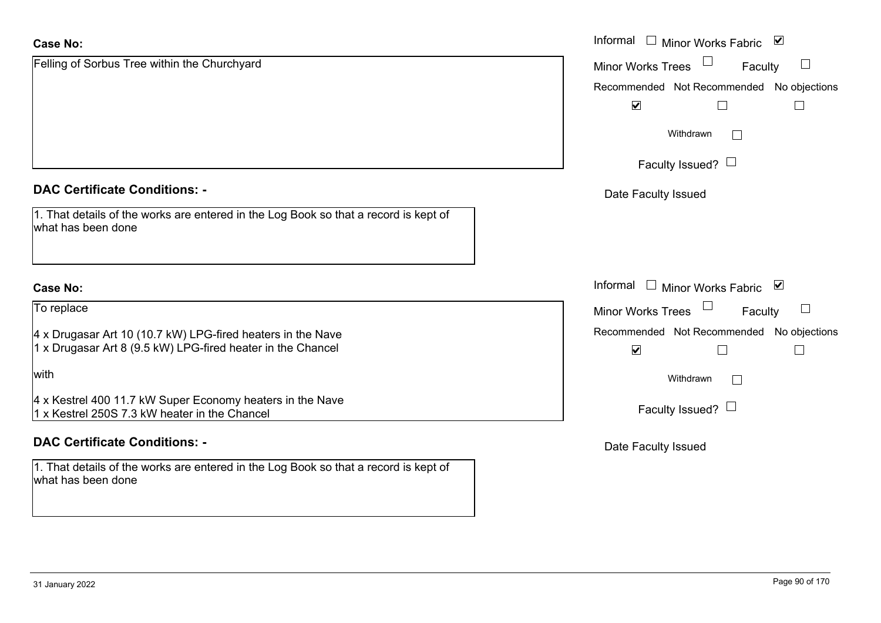**Case No:**

Felling of Sorbus Tree within the Churchyard

Informal ☐ Minor Works Fabric ☑

Minor Works Trees ☐ Faculty ☐

Recommended ☑ Not Recommended ☐ No objections ☐

Withdrawn ☐

Faculty Issued? ☐

Date Faculty Issued

**DAC Certificate Conditions: -**

1. That details of the works are entered in the Log Book so that a record is kept of what has been done

**Case No:**

To replace

4 x Drugasar Art 10 (10.7 kW) LPG-fired heaters in the Nave
1 x Drugasar Art 8 (9.5 kW) LPG-fired heater in the Chancel

with

4 x Kestrel 400 11.7 kW Super Economy heaters in the Nave
1 x Kestrel 250S 7.3 kW heater in the Chancel

Informal ☐ Minor Works Fabric ☑

Minor Works Trees ☐ Faculty ☐

Recommended ☑ Not Recommended ☐ No objections ☐

Withdrawn ☐

Faculty Issued? ☐

Date Faculty Issued

**DAC Certificate Conditions: -**

1. That details of the works are entered in the Log Book so that a record is kept of what has been done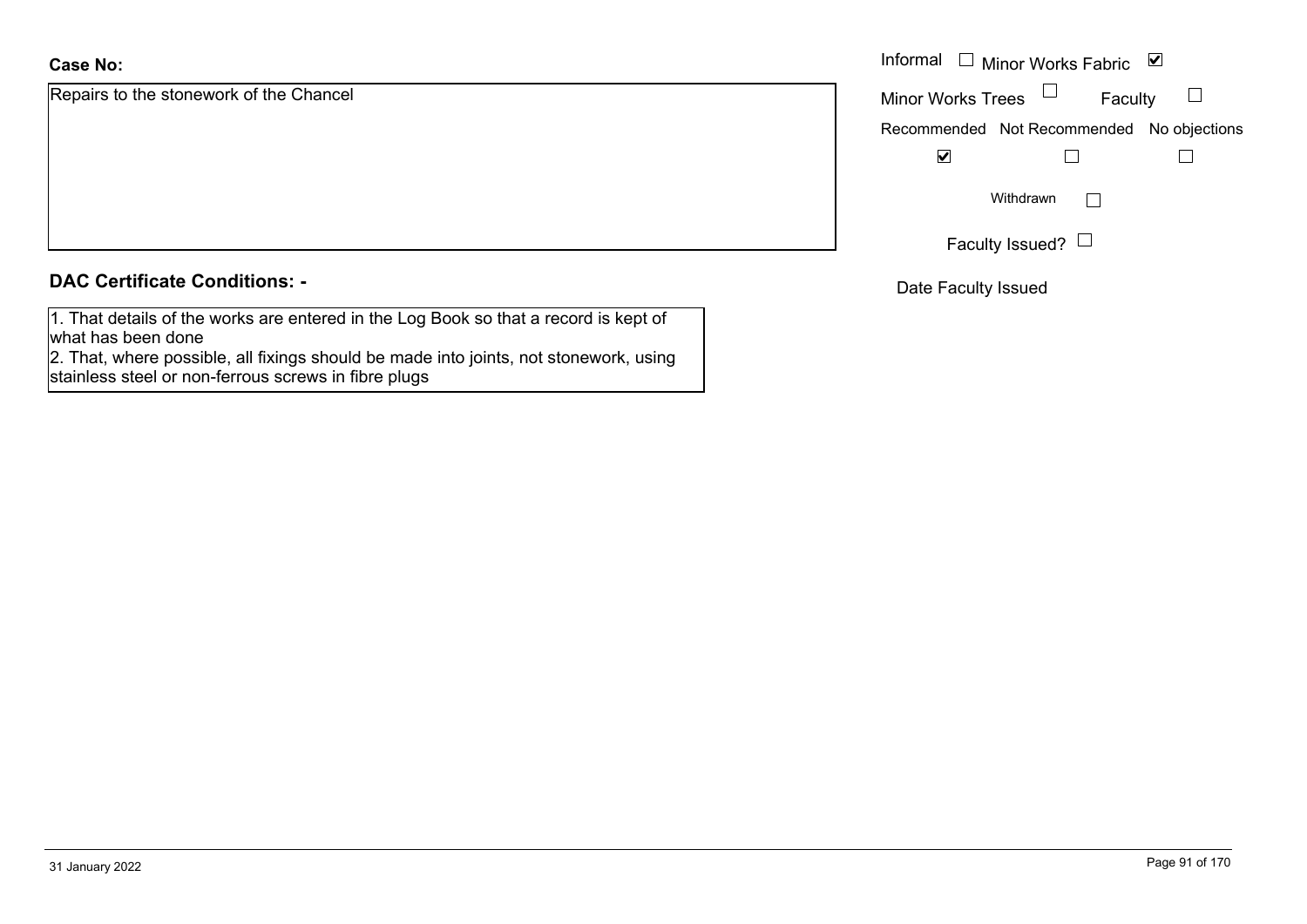**Case No:**

Repairs to the stonework of the Chancel

Informal ☐ Minor Works Fabric ☑

Minor Works Trees ☐ Faculty ☐

| Recommended | Not Recommended | No objections |
|---|---|---|
| ☑ | ☐ | ☐ |

Withdrawn ☐

Faculty Issued? ☐

Date Faculty Issued

**DAC Certificate Conditions: -**

1. That details of the works are entered in the Log Book so that a record is kept of what has been done
2. That, where possible, all fixings should be made into joints, not stonework, using stainless steel or non-ferrous screws in fibre plugs

31 January 2022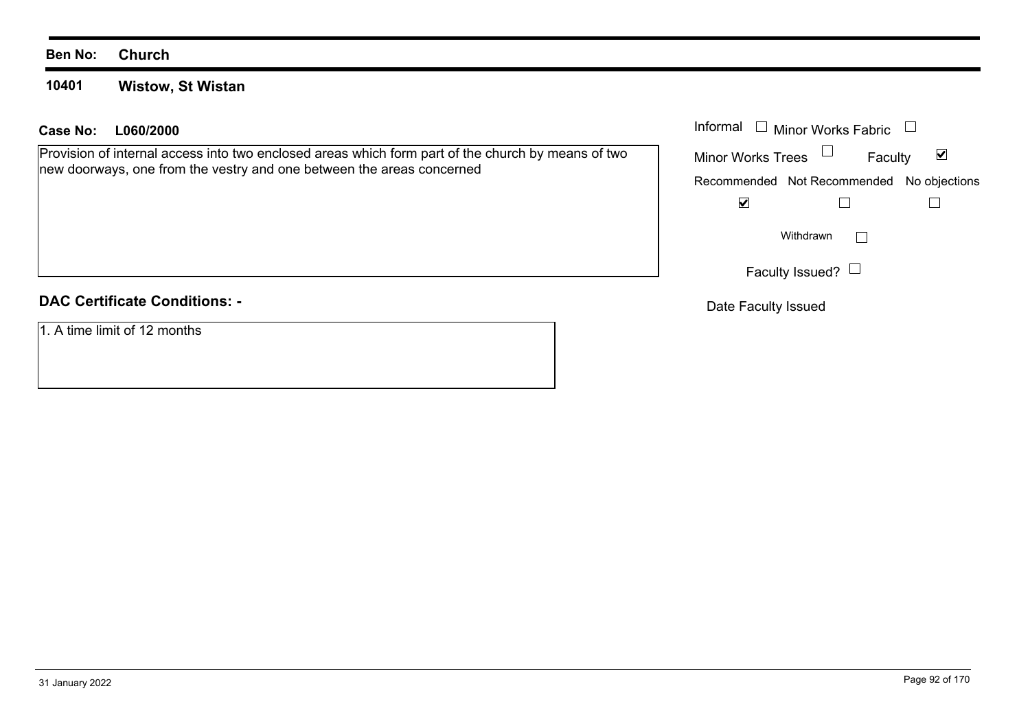**Ben No:** **Church**

**10401** **Wistow, St Wistan**

**Case No:** **L060/2000**

Provision of internal access into two enclosed areas which form part of the church by means of two new doorways, one from the vestry and one between the areas concerned

| | |
|---|---|
| Informal | ☐ |
| Minor Works Fabric | ☐ |
| Minor Works Trees | ☐ |
| Faculty | ☑ |
| Recommended | ☑ |
| Not Recommended | ☐ |
| No objections | ☐ |
| Withdrawn | ☐ |
| Faculty Issued? | ☐ |

Date Faculty Issued

**DAC Certificate Conditions: -**

1. A time limit of 12 months

31 January 2022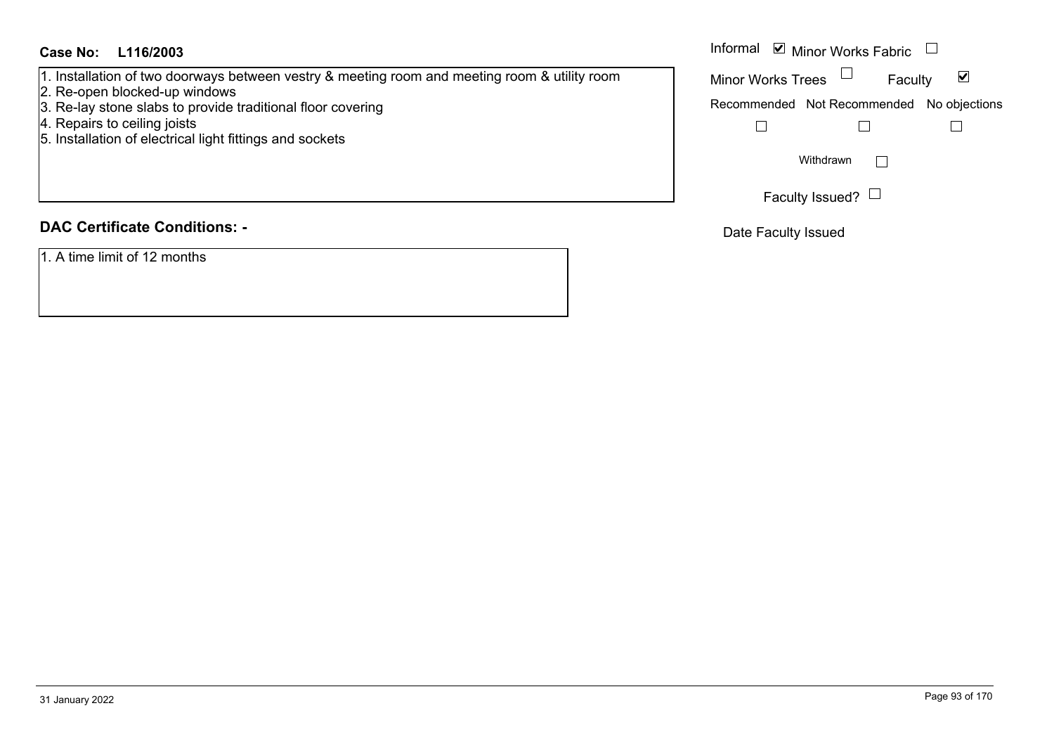**Case No: L116/2003**

1. Installation of two doorways between vestry & meeting room and meeting room & utility room
2. Re-open blocked-up windows
3. Re-lay stone slabs to provide traditional floor covering
4. Repairs to ceiling joists
5. Installation of electrical light fittings and sockets

Informal ☑ Minor Works Fabric ☐

Minor Works Trees ☐ Faculty ☑

| Recommended | Not Recommended | No objections |
|---|---|---|
| ☐ | ☐ | ☐ |

Withdrawn ☐

Faculty Issued? ☐

Date Faculty Issued

## DAC Certificate Conditions: -

1. A time limit of 12 months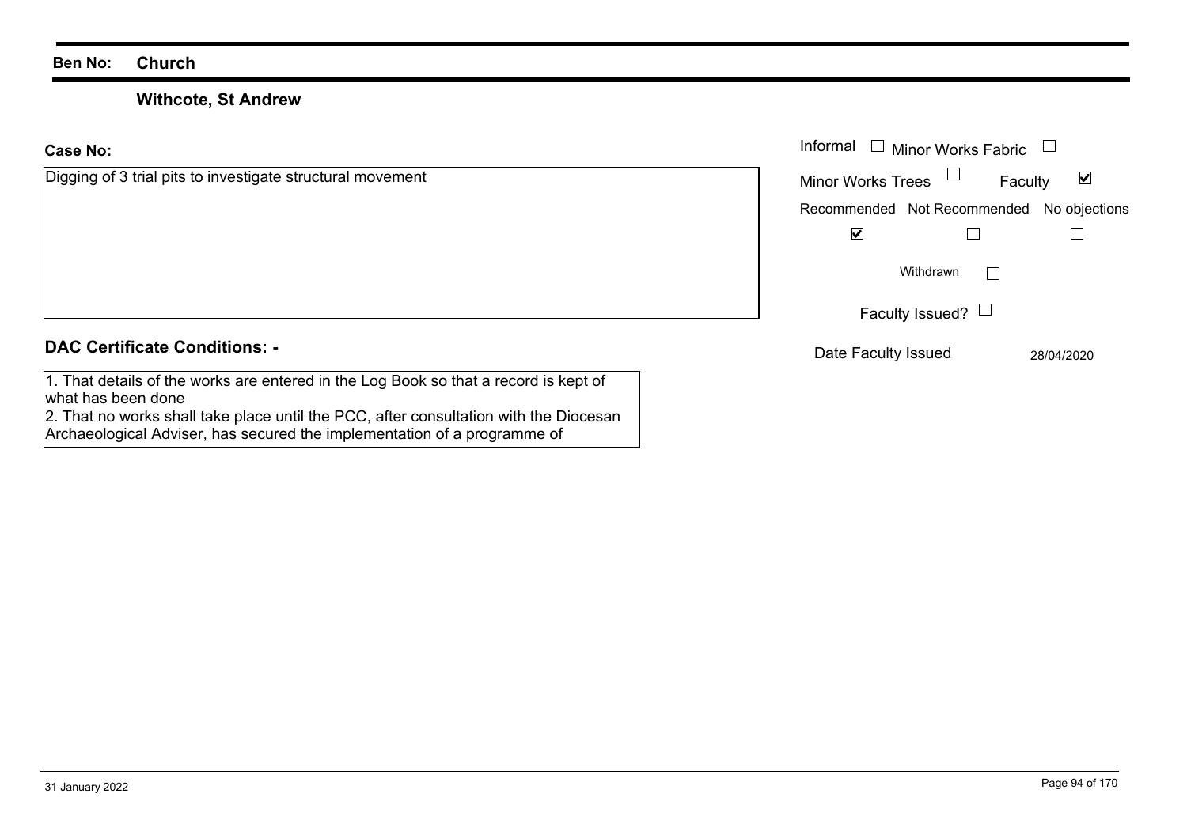**Ben No:** **Church**

## Withcote, St Andrew

**Case No:**

Digging of 3 trial pits to investigate structural movement

| | |
|---|---|
| Informal | ☐ |
| Minor Works Fabric | ☐ |
| Minor Works Trees | ☐ |
| Faculty | ☑ |

| Recommended | Not Recommended | No objections |
|---|---|---|
| ☑ | ☐ | ☐ |

Withdrawn ☐

Faculty Issued? ☐

Date Faculty Issued 28/04/2020

**DAC Certificate Conditions: -**

1. That details of the works are entered in the Log Book so that a record is kept of what has been done
2. That no works shall take place until the PCC, after consultation with the Diocesan Archaeological Adviser, has secured the implementation of a programme of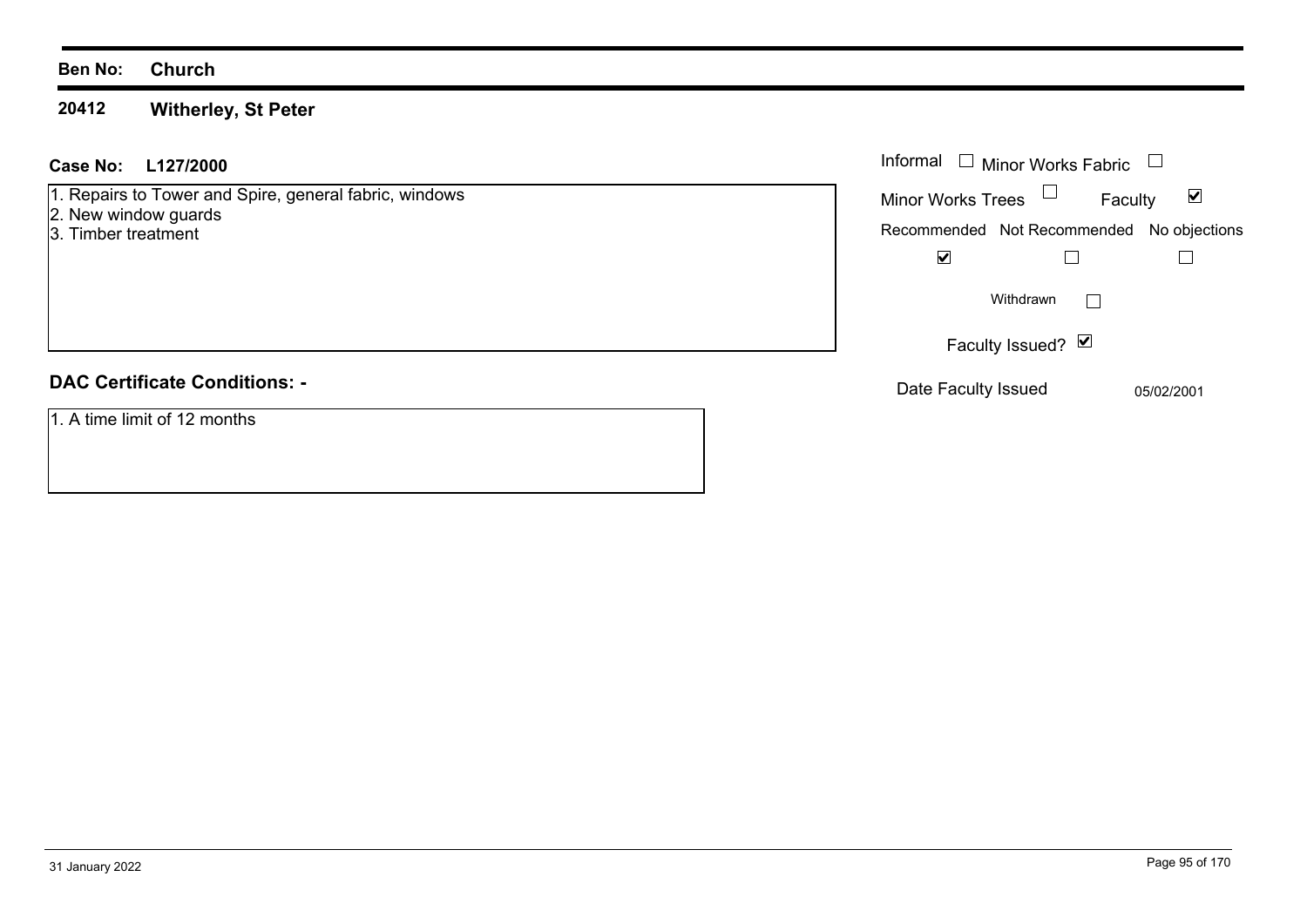**Ben No:** **Church**

## 20412 Witherley, St Peter

**Case No:** **L127/2000**

1. Repairs to Tower and Spire, general fabric, windows
2. New window guards
3. Timber treatment

Informal ☐ Minor Works Fabric ☐

Minor Works Trees ☐ Faculty ☑

| Recommended | Not Recommended | No objections |
|---|---|---|
| ☑ | ☐ | ☐ |

Withdrawn ☐

Faculty Issued? ☑

Date Faculty Issued 05/02/2001

**DAC Certificate Conditions: -**

1. A time limit of 12 months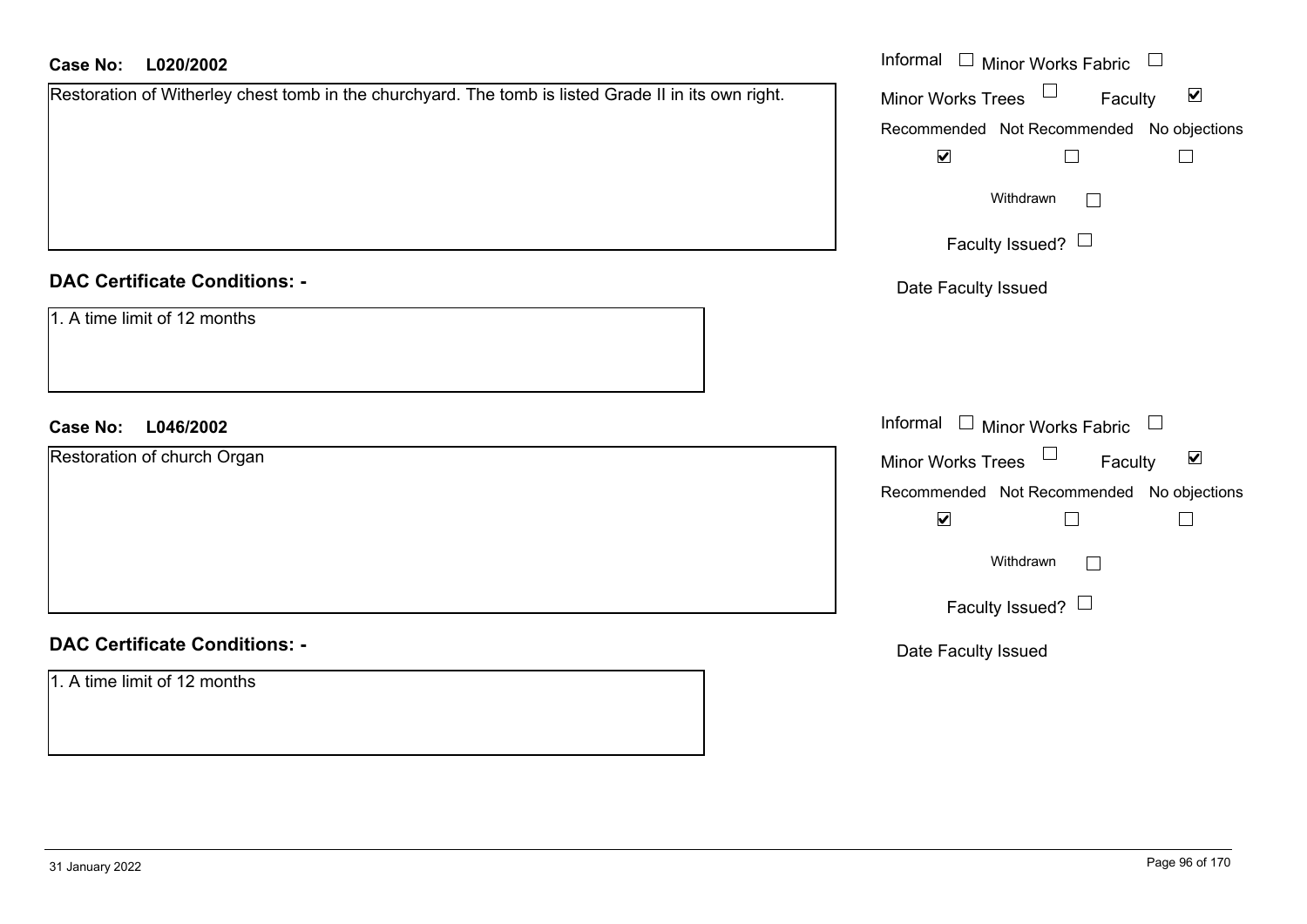**Case No: L020/2002**

Restoration of Witherley chest tomb in the churchyard. The tomb is listed Grade II in its own right.

Informal ☐ Minor Works Fabric ☐
Minor Works Trees ☐ Faculty ☑

| Recommended | Not Recommended | No objections |
| --- | --- | --- |
| ☑ | ☐ | ☐ |

Withdrawn ☐

Faculty Issued? ☐

Date Faculty Issued

**DAC Certificate Conditions: -**

1. A time limit of 12 months

**Case No: L046/2002**

Restoration of church Organ

Informal ☐ Minor Works Fabric ☐
Minor Works Trees ☐ Faculty ☑

| Recommended | Not Recommended | No objections |
| --- | --- | --- |
| ☑ | ☐ | ☐ |

Withdrawn ☐

Faculty Issued? ☐

Date Faculty Issued

**DAC Certificate Conditions: -**

1. A time limit of 12 months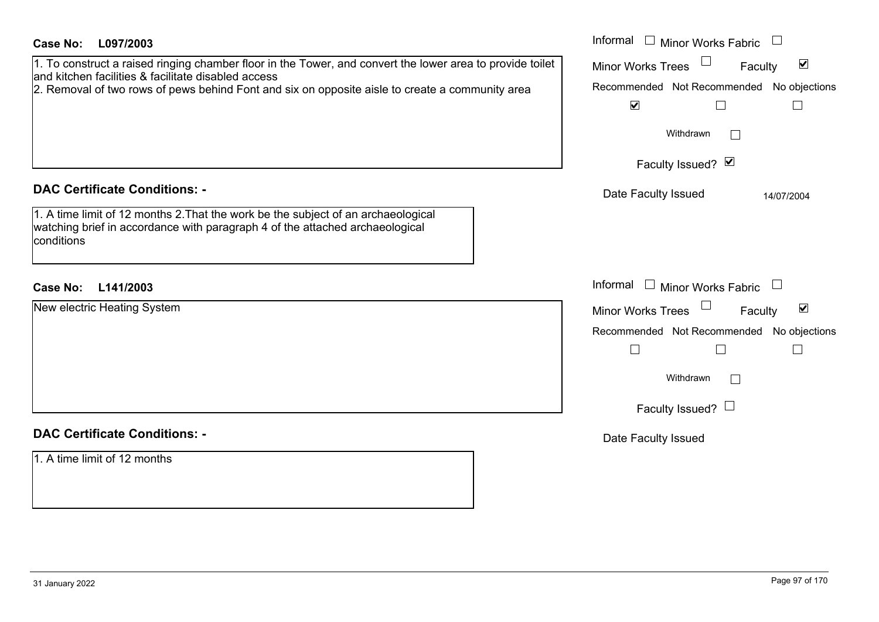**Case No: L097/2003**

1. To construct a raised ringing chamber floor in the Tower, and convert the lower area to provide toilet and kitchen facilities & facilitate disabled access
2. Removal of two rows of pews behind Font and six on opposite aisle to create a community area

Informal ☐ Minor Works Fabric ☐
Minor Works Trees ☐ Faculty ☑
Recommended ☑ Not Recommended ☐ No objections ☐
Withdrawn ☐
Faculty Issued? ☑
Date Faculty Issued 14/07/2004

**DAC Certificate Conditions: -**

1. A time limit of 12 months 2.That the work be the subject of an archaeological watching brief in accordance with paragraph 4 of the attached archaeological conditions

**Case No: L141/2003**

New electric Heating System

Informal ☐ Minor Works Fabric ☐
Minor Works Trees ☐ Faculty ☑
Recommended ☐ Not Recommended ☐ No objections ☐
Withdrawn ☐
Faculty Issued? ☐
Date Faculty Issued

**DAC Certificate Conditions: -**

1. A time limit of 12 months

31 January 2022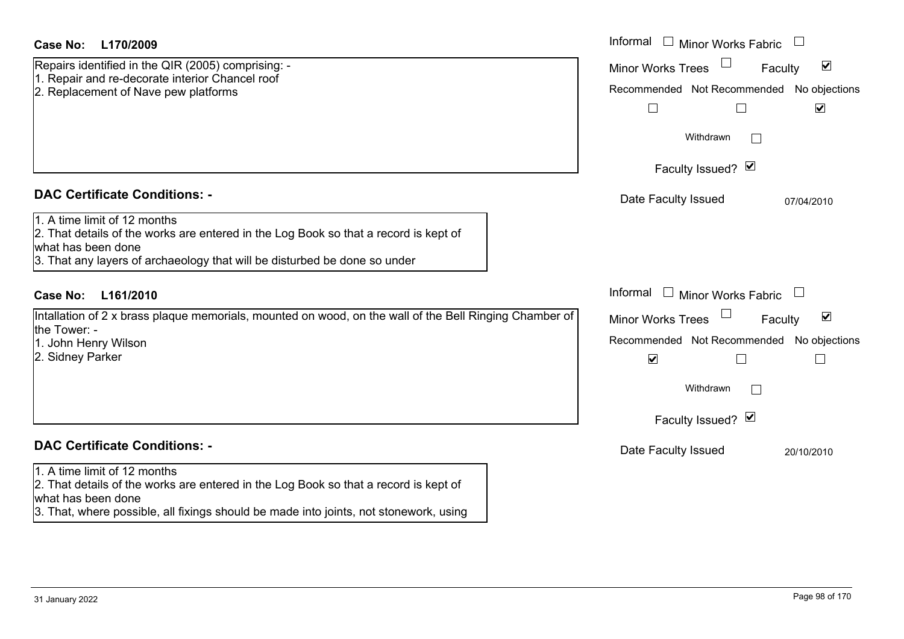**Case No: L170/2009**

Repairs identified in the QIR (2005) comprising: -
1. Repair and re-decorate interior Chancel roof
2. Replacement of Nave pew platforms

Informal ☐ Minor Works Fabric ☐
Minor Works Trees ☐ Faculty ☑
Recommended ☐ Not Recommended ☐ No objections ☑
Withdrawn ☐
Faculty Issued? ☑
Date Faculty Issued 07/04/2010

## DAC Certificate Conditions: -

1. A time limit of 12 months
2. That details of the works are entered in the Log Book so that a record is kept of what has been done
3. That any layers of archaeology that will be disturbed be done so under

**Case No: L161/2010**

Intallation of 2 x brass plaque memorials, mounted on wood, on the wall of the Bell Ringing Chamber of the Tower: -
1. John Henry Wilson
2. Sidney Parker

Informal ☐ Minor Works Fabric ☐
Minor Works Trees ☐ Faculty ☑
Recommended ☑ Not Recommended ☐ No objections ☐
Withdrawn ☐
Faculty Issued? ☑
Date Faculty Issued 20/10/2010

## DAC Certificate Conditions: -

1. A time limit of 12 months
2. That details of the works are entered in the Log Book so that a record is kept of what has been done
3. That, where possible, all fixings should be made into joints, not stonework, using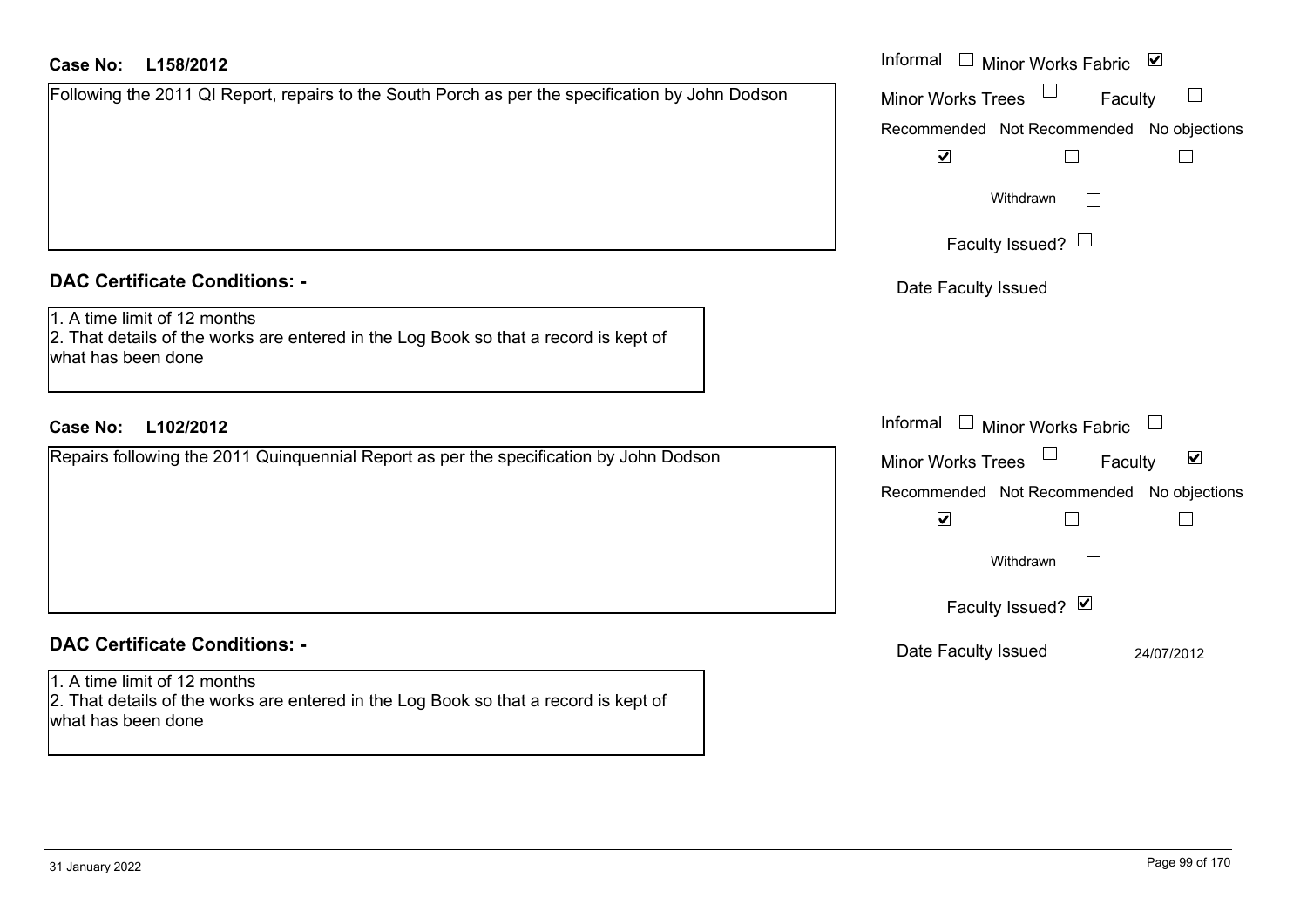**Case No: L158/2012**

Following the 2011 QI Report, repairs to the South Porch as per the specification by John Dodson

Informal ☐ Minor Works Fabric ☑

Minor Works Trees ☐ Faculty ☐

Recommended ☑ Not Recommended ☐ No objections ☐

Withdrawn ☐

Faculty Issued? ☐

Date Faculty Issued

## DAC Certificate Conditions: -

1. A time limit of 12 months
2. That details of the works are entered in the Log Book so that a record is kept of what has been done

**Case No: L102/2012**

Repairs following the 2011 Quinquennial Report as per the specification by John Dodson

Informal ☐ Minor Works Fabric ☐

Minor Works Trees ☐ Faculty ☑

Recommended ☑ Not Recommended ☐ No objections ☐

Withdrawn ☐

Faculty Issued? ☑

Date Faculty Issued 24/07/2012

## DAC Certificate Conditions: -

1. A time limit of 12 months
2. That details of the works are entered in the Log Book so that a record is kept of what has been done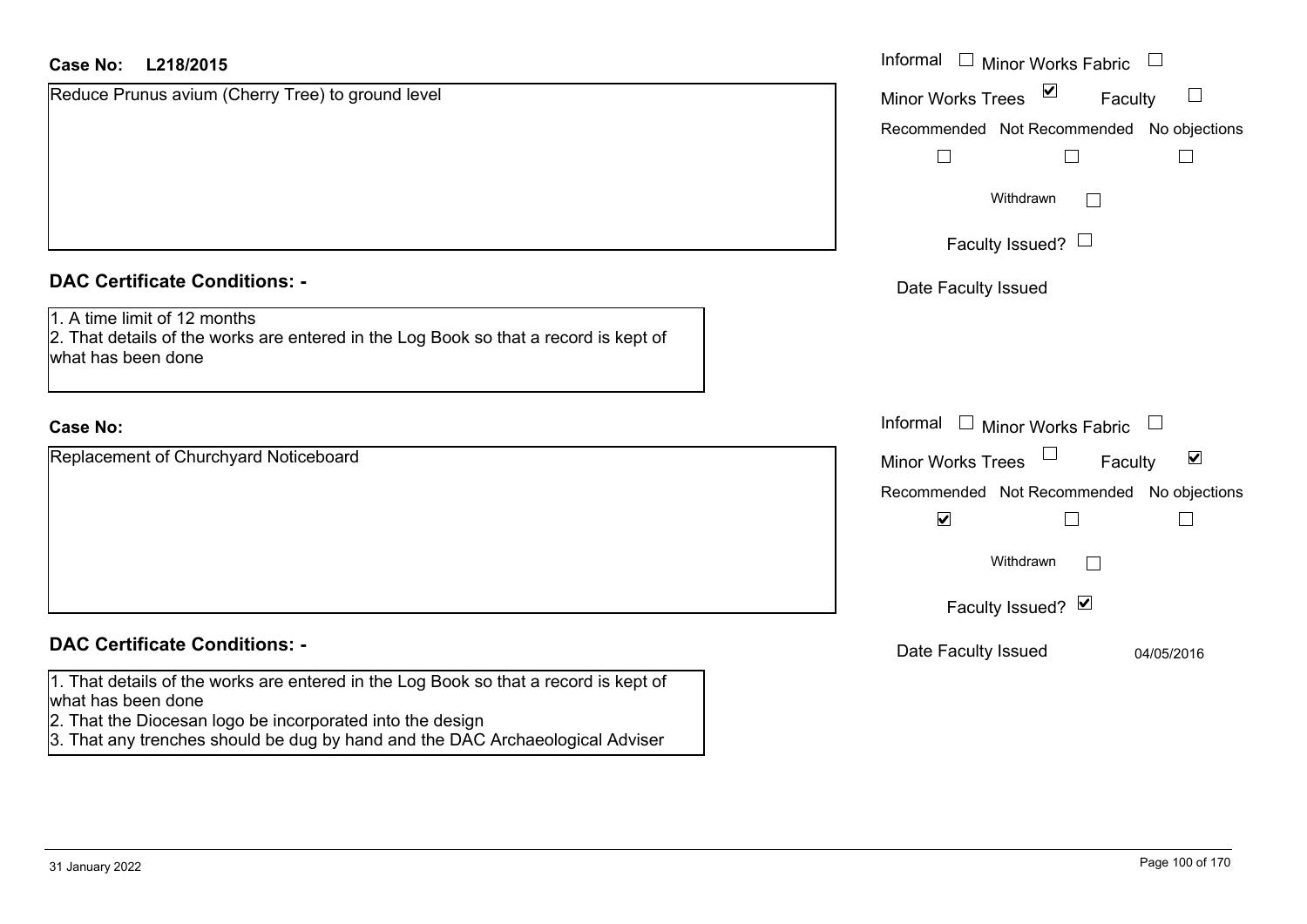**Case No:** **L218/2015**

Reduce Prunus avium (Cherry Tree) to ground level

Informal ☐ Minor Works Fabric ☐
Minor Works Trees ☑ Faculty ☐
Recommended ☐ Not Recommended ☐ No objections ☐
Withdrawn ☐
Faculty Issued? ☐
Date Faculty Issued

**DAC Certificate Conditions: -**

1. A time limit of 12 months
2. That details of the works are entered in the Log Book so that a record is kept of what has been done

**Case No:**

Replacement of Churchyard Noticeboard

Informal ☐ Minor Works Fabric ☐
Minor Works Trees ☐ Faculty ☑
Recommended ☑ Not Recommended ☐ No objections ☐
Withdrawn ☐
Faculty Issued? ☑
Date Faculty Issued 04/05/2016

**DAC Certificate Conditions: -**

1. That details of the works are entered in the Log Book so that a record is kept of what has been done
2. That the Diocesan logo be incorporated into the design
3. That any trenches should be dug by hand and the DAC Archaeological Adviser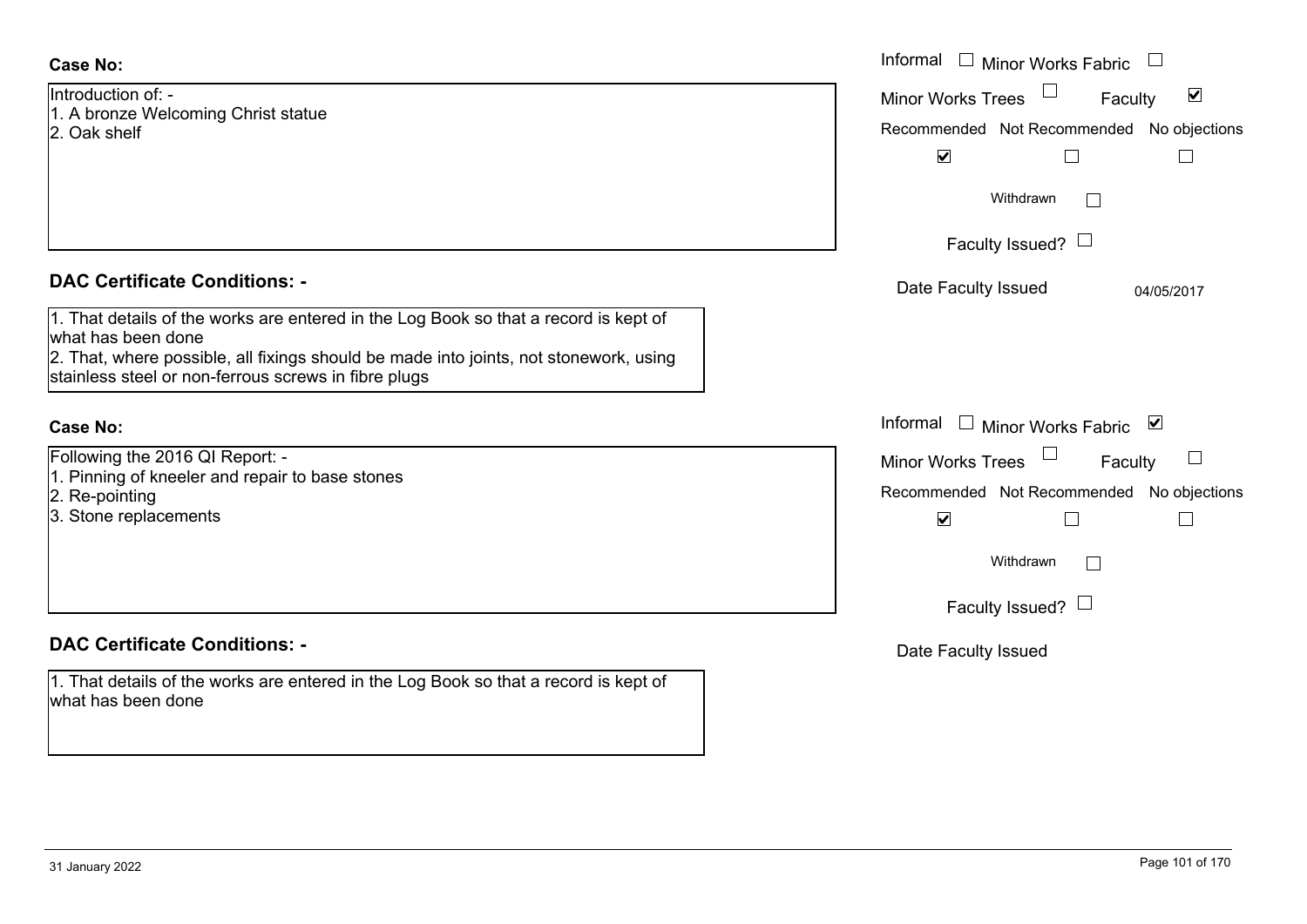**Case No:**

Introduction of: -
1. A bronze Welcoming Christ statue
2. Oak shelf

Informal ☐ Minor Works Fabric ☐
Minor Works Trees ☐ Faculty ☑

| Recommended | Not Recommended | No objections |
|---|---|---|
| ☑ | ☐ | ☐ |

Withdrawn ☐

Faculty Issued? ☐

Date Faculty Issued 04/05/2017

**DAC Certificate Conditions: -**

1. That details of the works are entered in the Log Book so that a record is kept of what has been done
2. That, where possible, all fixings should be made into joints, not stonework, using stainless steel or non-ferrous screws in fibre plugs

**Case No:**

Following the 2016 QI Report: -
1. Pinning of kneeler and repair to base stones
2. Re-pointing
3. Stone replacements

Informal ☐ Minor Works Fabric ☑
Minor Works Trees ☐ Faculty ☐

| Recommended | Not Recommended | No objections |
|---|---|---|
| ☑ | ☐ | ☐ |

Withdrawn ☐

Faculty Issued? ☐

Date Faculty Issued

**DAC Certificate Conditions: -**

1. That details of the works are entered in the Log Book so that a record is kept of what has been done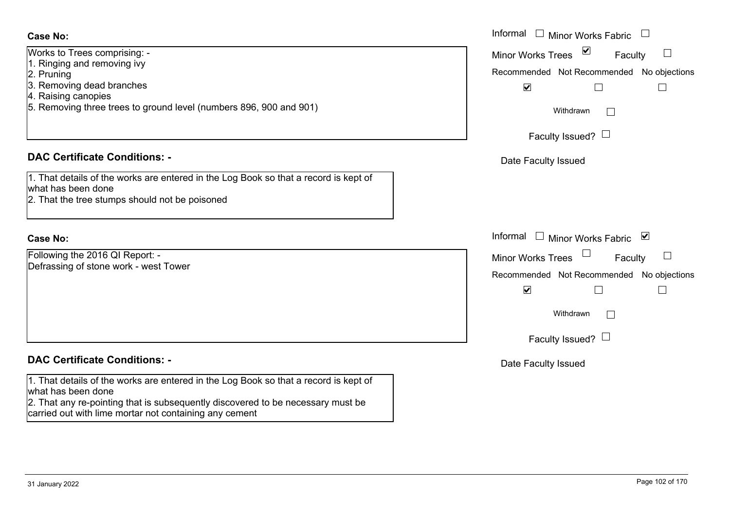**Case No:**

Works to Trees comprising: -
1. Ringing and removing ivy
2. Pruning
3. Removing dead branches
4. Raising canopies
5. Removing three trees to ground level (numbers 896, 900 and 901)

Informal ☐ Minor Works Fabric ☐
Minor Works Trees ☑ Faculty ☐
Recommended ☑ Not Recommended ☐ No objections ☐
Withdrawn ☐
Faculty Issued? ☐
Date Faculty Issued

**DAC Certificate Conditions: -**

1. That details of the works are entered in the Log Book so that a record is kept of what has been done
2. That the tree stumps should not be poisoned

**Case No:**

Following the 2016 QI Report: -
Defrassing of stone work - west Tower

Informal ☐ Minor Works Fabric ☑
Minor Works Trees ☐ Faculty ☐
Recommended ☑ Not Recommended ☐ No objections ☐
Withdrawn ☐
Faculty Issued? ☐
Date Faculty Issued

**DAC Certificate Conditions: -**

1. That details of the works are entered in the Log Book so that a record is kept of what has been done
2. That any re-pointing that is subsequently discovered to be necessary must be carried out with lime mortar not containing any cement

31 January 2022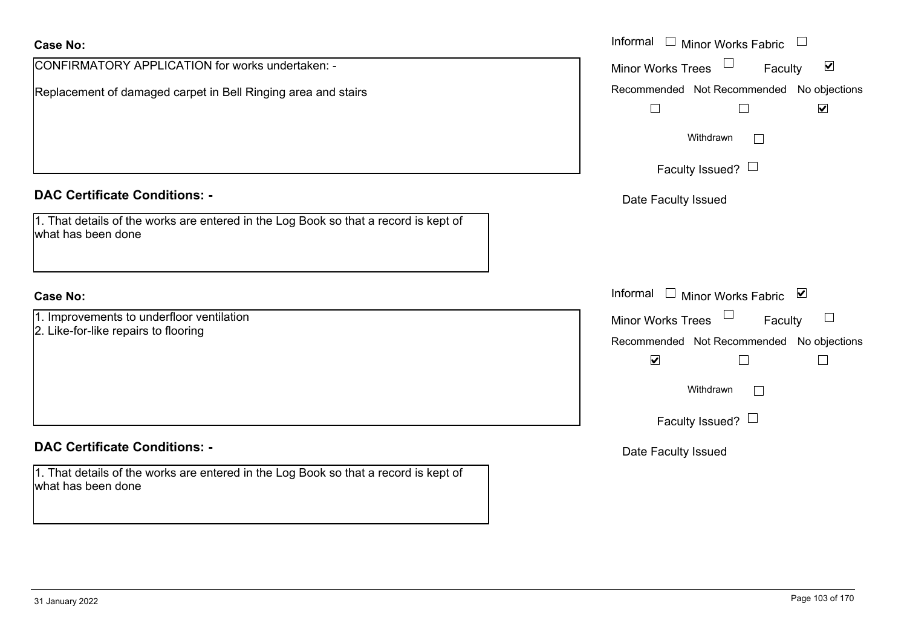**Case No:**

CONFIRMATORY APPLICATION for works undertaken: -

Replacement of damaged carpet in Bell Ringing area and stairs

Informal ☐ Minor Works Fabric ☐
Minor Works Trees ☐ Faculty ☑
Recommended ☐ Not Recommended ☐ No objections ☑
Withdrawn ☐
Faculty Issued? ☐
Date Faculty Issued

**DAC Certificate Conditions: -**

1. That details of the works are entered in the Log Book so that a record is kept of what has been done

**Case No:**

1. Improvements to underfloor ventilation
2. Like-for-like repairs to flooring

Informal ☐ Minor Works Fabric ☑
Minor Works Trees ☐ Faculty ☐
Recommended ☑ Not Recommended ☐ No objections ☐
Withdrawn ☐
Faculty Issued? ☐
Date Faculty Issued

**DAC Certificate Conditions: -**

1. That details of the works are entered in the Log Book so that a record is kept of what has been done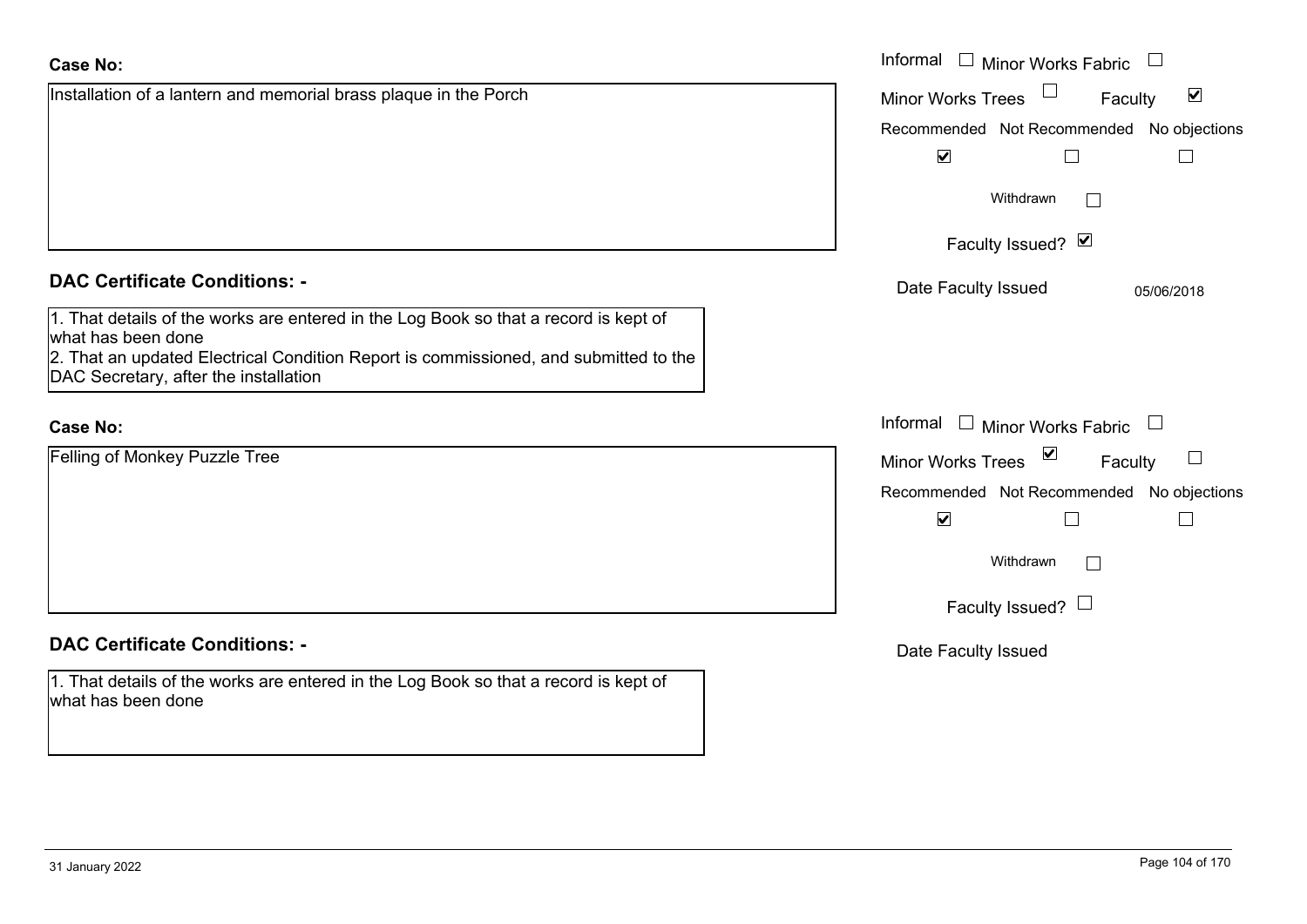**Case No:**

Installation of a lantern and memorial brass plaque in the Porch

Informal ☐ Minor Works Fabric ☐
Minor Works Trees ☐ Faculty ☑

| Recommended | Not Recommended | No objections |
|---|---|---|
| ☑ | ☐ | ☐ |

Withdrawn ☐

Faculty Issued? ☑

Date Faculty Issued 05/06/2018

**DAC Certificate Conditions: -**

1. That details of the works are entered in the Log Book so that a record is kept of what has been done
2. That an updated Electrical Condition Report is commissioned, and submitted to the DAC Secretary, after the installation

**Case No:**

Felling of Monkey Puzzle Tree

Informal ☐ Minor Works Fabric ☐
Minor Works Trees ☑ Faculty ☐

| Recommended | Not Recommended | No objections |
|---|---|---|
| ☑ | ☐ | ☐ |

Withdrawn ☐

Faculty Issued? ☐

Date Faculty Issued

**DAC Certificate Conditions: -**

1. That details of the works are entered in the Log Book so that a record is kept of what has been done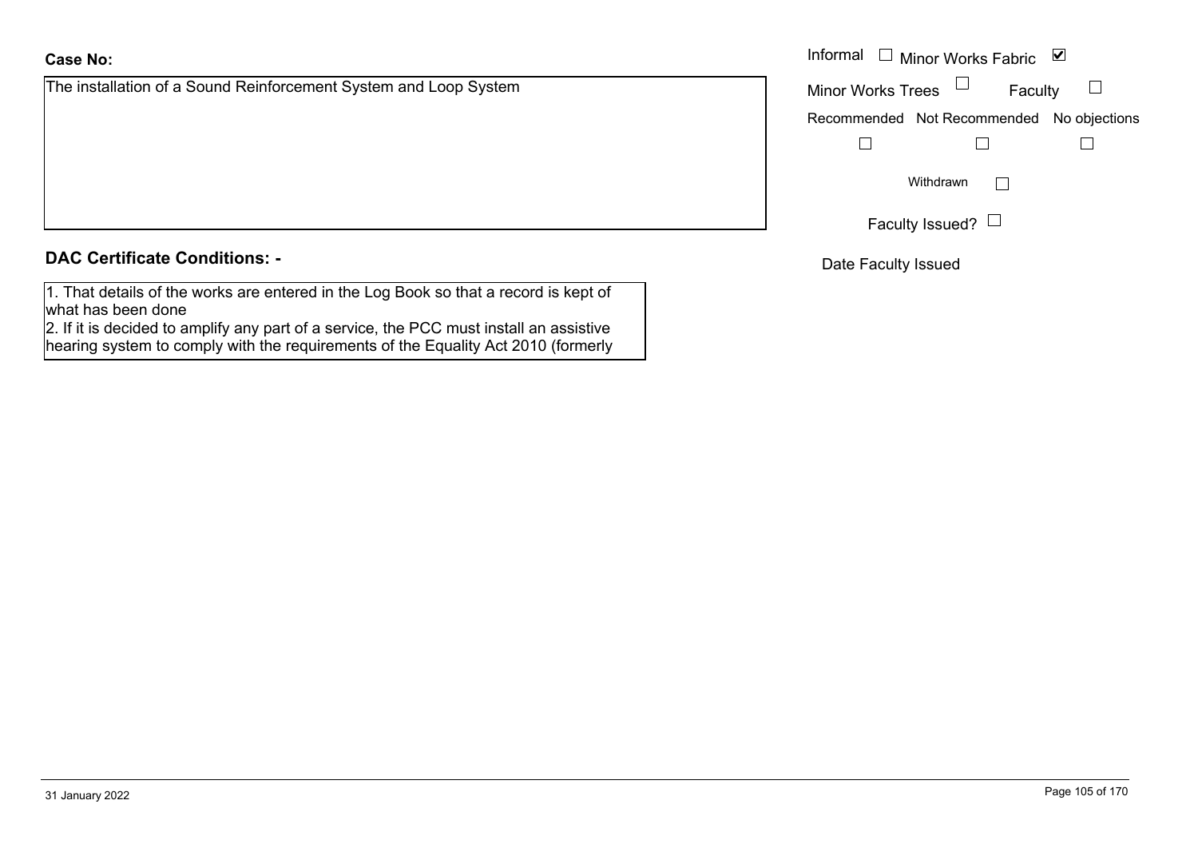**Case No:**

The installation of a Sound Reinforcement System and Loop System

Informal ☐ Minor Works Fabric ☑

Minor Works Trees ☐ Faculty ☐

Recommended ☐ Not Recommended ☐ No objections ☐

Withdrawn ☐

Faculty Issued? ☐

Date Faculty Issued

**DAC Certificate Conditions: -**

1. That details of the works are entered in the Log Book so that a record is kept of what has been done
2. If it is decided to amplify any part of a service, the PCC must install an assistive hearing system to comply with the requirements of the Equality Act 2010 (formerly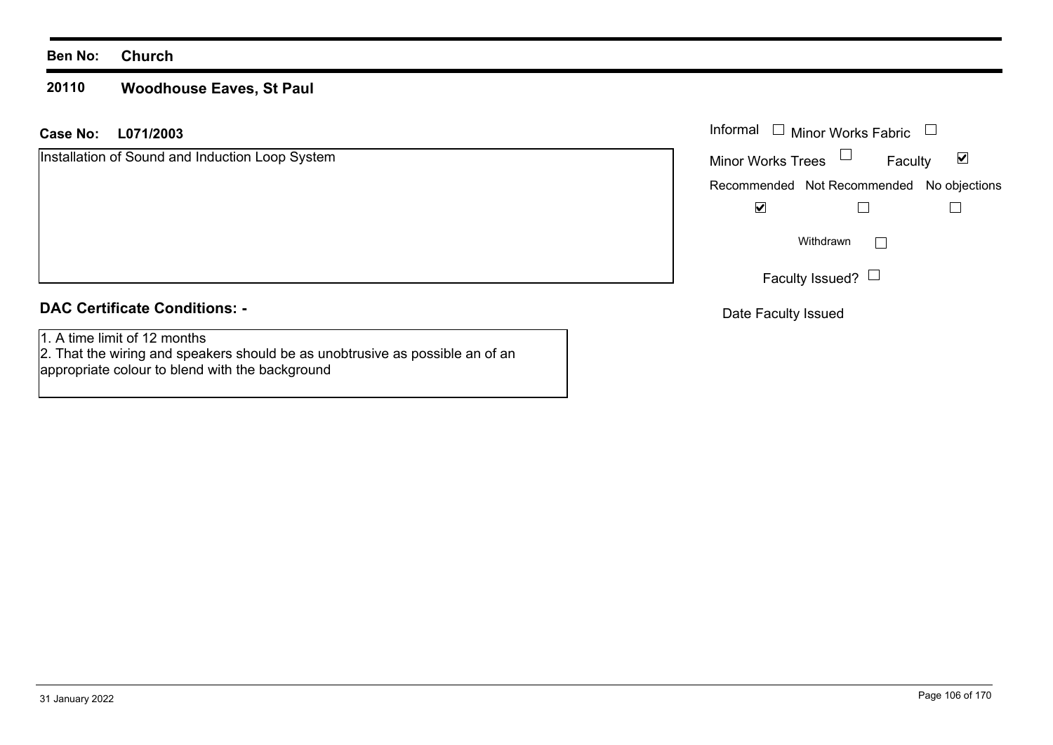**Ben No:** **Church**

**20110** **Woodhouse Eaves, St Paul**

**Case No:** **L071/2003**

Installation of Sound and Induction Loop System

Informal ☐ Minor Works Fabric ☐

Minor Works Trees ☐ Faculty ☑

Recommended ☑ Not Recommended ☐ No objections ☐

Withdrawn ☐

Faculty Issued? ☐

Date Faculty Issued

**DAC Certificate Conditions: -**

1. A time limit of 12 months
2. That the wiring and speakers should be as unobtrusive as possible an of an appropriate colour to blend with the background

31 January 2022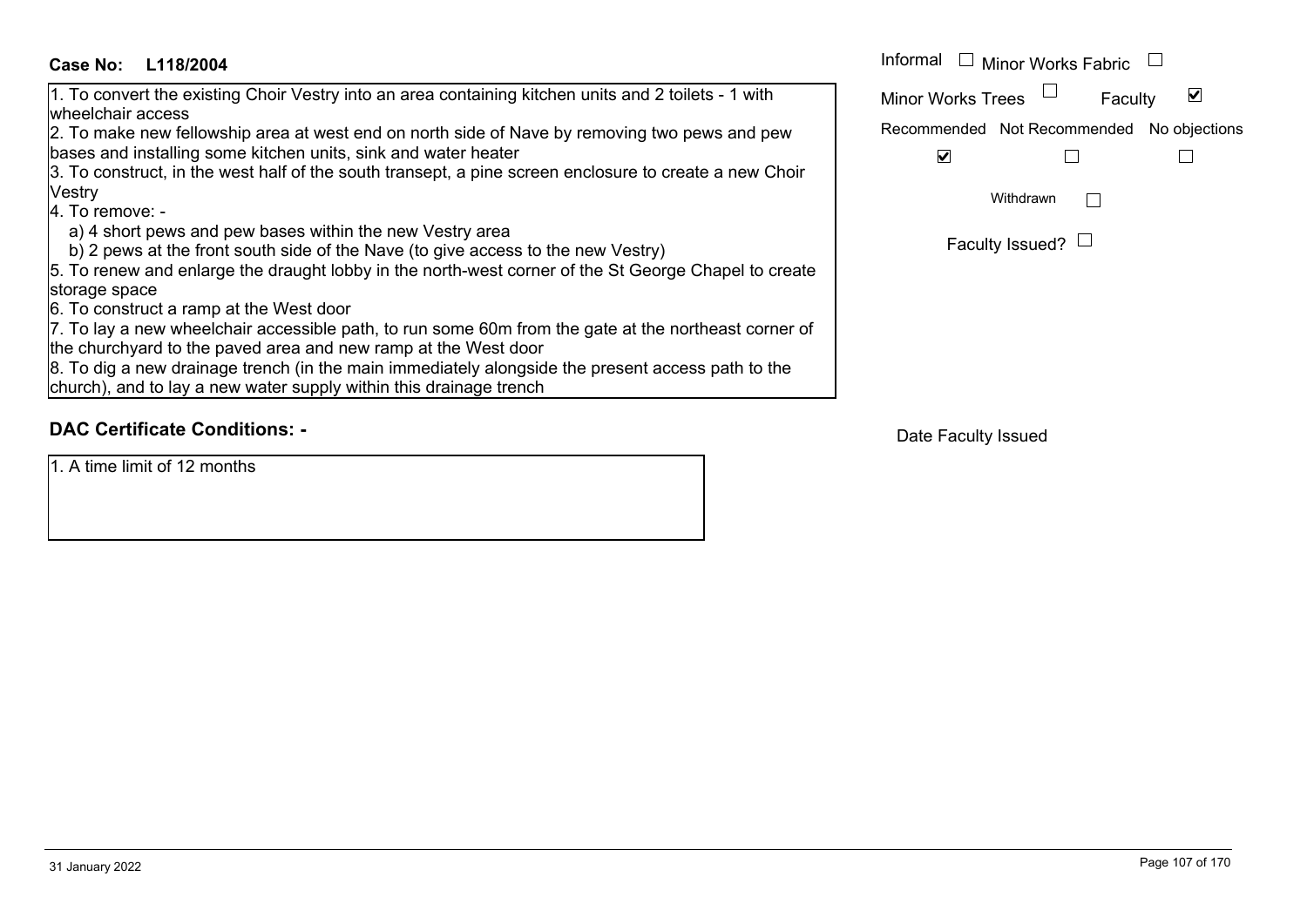**Case No: L118/2004**

1. To convert the existing Choir Vestry into an area containing kitchen units and 2 toilets - 1 with wheelchair access
2. To make new fellowship area at west end on north side of Nave by removing two pews and pew bases and installing some kitchen units, sink and water heater
3. To construct, in the west half of the south transept, a pine screen enclosure to create a new Choir Vestry
4. To remove: -
   a) 4 short pews and pew bases within the new Vestry area
   b) 2 pews at the front south side of the Nave (to give access to the new Vestry)
5. To renew and enlarge the draught lobby in the north-west corner of the St George Chapel to create storage space
6. To construct a ramp at the West door
7. To lay a new wheelchair accessible path, to run some 60m from the gate at the northeast corner of the churchyard to the paved area and new ramp at the West door
8. To dig a new drainage trench (in the main immediately alongside the present access path to the church), and to lay a new water supply within this drainage trench

Informal ☐ Minor Works Fabric ☐

Minor Works Trees ☐ Faculty ☑

| Recommended | Not Recommended | No objections |
|---|---|---|
| ☑ | ☐ | ☐ |

Withdrawn ☐

Faculty Issued? ☐

## DAC Certificate Conditions: -

1. A time limit of 12 months

Date Faculty Issued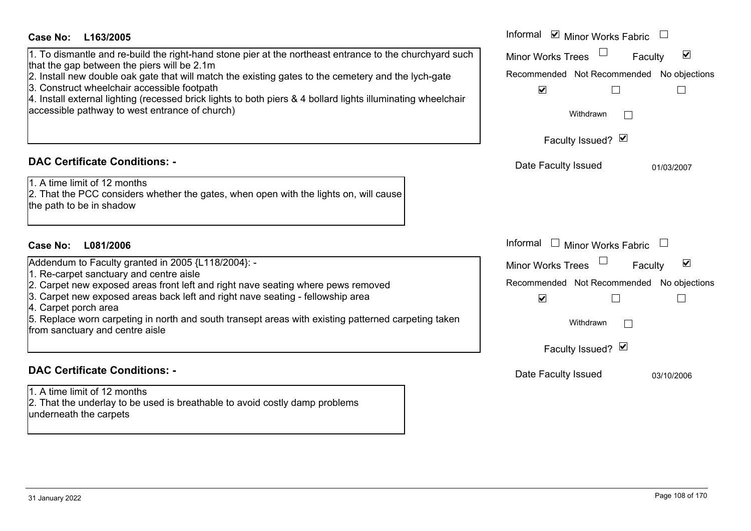**Case No: L163/2005**

1. To dismantle and re-build the right-hand stone pier at the northeast entrance to the churchyard such that the gap between the piers will be 2.1m
2. Install new double oak gate that will match the existing gates to the cemetery and the lych-gate
3. Construct wheelchair accessible footpath
4. Install external lighting (recessed brick lights to both piers & 4 bollard lights illuminating wheelchair accessible pathway to west entrance of church)

Informal ☑ Minor Works Fabric ☐
Minor Works Trees ☐ Faculty ☑

| Recommended | Not Recommended | No objections |
|---|---|---|
| ☑ | ☐ | ☐ |

Withdrawn ☐

Faculty Issued? ☑

Date Faculty Issued 01/03/2007

### DAC Certificate Conditions: -

1. A time limit of 12 months
2. That the PCC considers whether the gates, when open with the lights on, will cause the path to be in shadow

**Case No: L081/2006**

Addendum to Faculty granted in 2005 {L118/2004}: -

1. Re-carpet sanctuary and centre aisle
2. Carpet new exposed areas front left and right nave seating where pews removed
3. Carpet new exposed areas back left and right nave seating - fellowship area
4. Carpet porch area
5. Replace worn carpeting in north and south transept areas with existing patterned carpeting taken from sanctuary and centre aisle

Informal ☐ Minor Works Fabric ☐
Minor Works Trees ☐ Faculty ☑

| Recommended | Not Recommended | No objections |
|---|---|---|
| ☑ | ☐ | ☐ |

Withdrawn ☐

Faculty Issued? ☑

Date Faculty Issued 03/10/2006

### DAC Certificate Conditions: -

1. A time limit of 12 months
2. That the underlay to be used is breathable to avoid costly damp problems underneath the carpets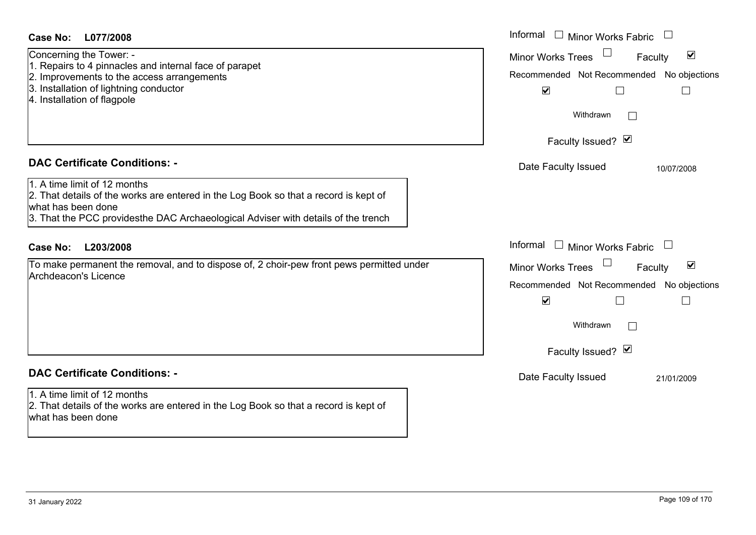**Case No: L077/2008**

Concerning the Tower: -
1. Repairs to 4 pinnacles and internal face of parapet
2. Improvements to the access arrangements
3. Installation of lightning conductor
4. Installation of flagpole

Informal ☐ Minor Works Fabric ☐
Minor Works Trees ☐ Faculty ☑
Recommended ☑ Not Recommended ☐ No objections ☐
Withdrawn ☐
Faculty Issued? ☑
Date Faculty Issued 10/07/2008

**DAC Certificate Conditions: -**

1. A time limit of 12 months
2. That details of the works are entered in the Log Book so that a record is kept of what has been done
3. That the PCC providesthe DAC Archaeological Adviser with details of the trench

**Case No: L203/2008**

To make permanent the removal, and to dispose of, 2 choir-pew front pews permitted under Archdeacon's Licence

Informal ☐ Minor Works Fabric ☐
Minor Works Trees ☐ Faculty ☑
Recommended ☑ Not Recommended ☐ No objections ☐
Withdrawn ☐
Faculty Issued? ☑
Date Faculty Issued 21/01/2009

**DAC Certificate Conditions: -**

1. A time limit of 12 months
2. That details of the works are entered in the Log Book so that a record is kept of what has been done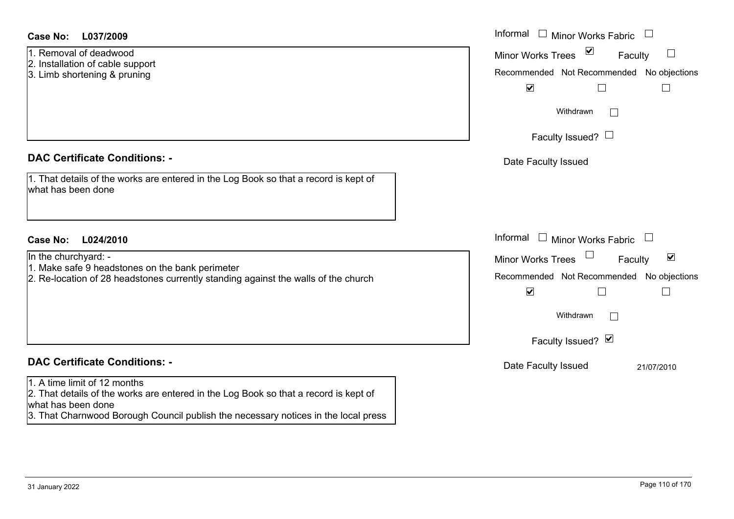**Case No: L037/2009**

1. Removal of deadwood
2. Installation of cable support
3. Limb shortening & pruning

Informal ☐ Minor Works Fabric ☐
Minor Works Trees ☑ Faculty ☐

| Recommended | Not Recommended | No objections |
|---|---|---|
| ☑ | ☐ | ☐ |

Withdrawn ☐

Faculty Issued? ☐

Date Faculty Issued

## DAC Certificate Conditions: -

1. That details of the works are entered in the Log Book so that a record is kept of what has been done

**Case No: L024/2010**

In the churchyard: -

1. Make safe 9 headstones on the bank perimeter
2. Re-location of 28 headstones currently standing against the walls of the church

Informal ☐ Minor Works Fabric ☐
Minor Works Trees ☐ Faculty ☑

| Recommended | Not Recommended | No objections |
|---|---|---|
| ☑ | ☐ | ☐ |

Withdrawn ☐

Faculty Issued? ☑

Date Faculty Issued 21/07/2010

## DAC Certificate Conditions: -

1. A time limit of 12 months
2. That details of the works are entered in the Log Book so that a record is kept of what has been done
3. That Charnwood Borough Council publish the necessary notices in the local press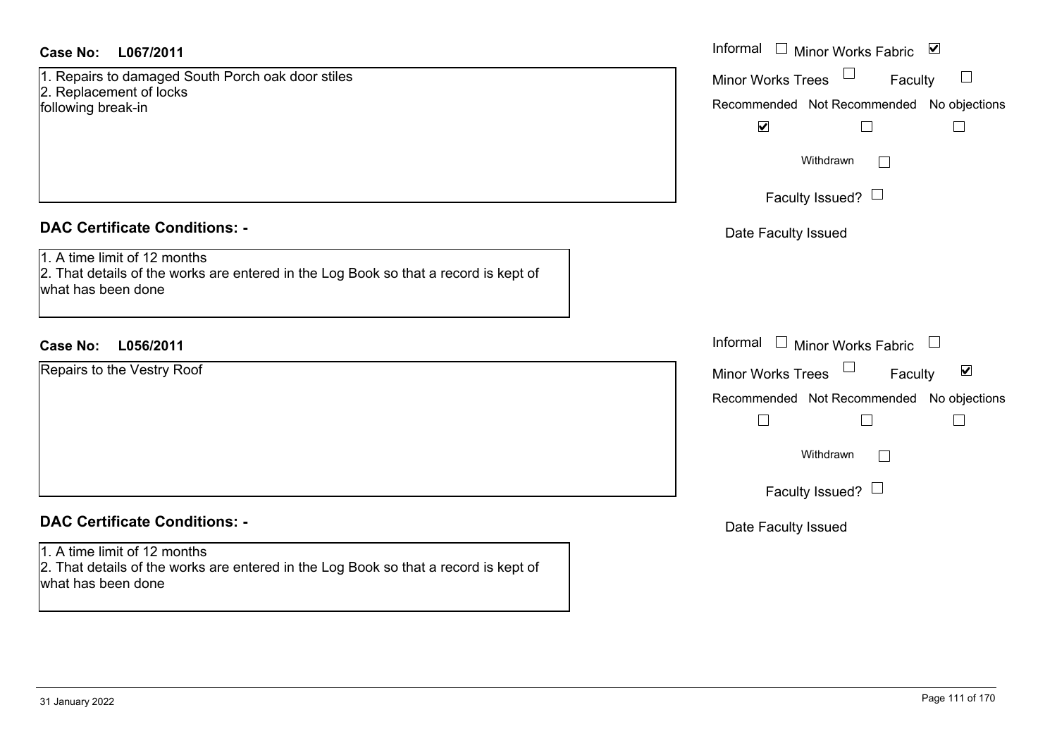**Case No: L067/2011**

1. Repairs to damaged South Porch oak door stiles
2. Replacement of locks

following break-in

Informal ☐ Minor Works Fabric ☑

Minor Works Trees ☐ Faculty ☐

Recommended ☑ Not Recommended ☐ No objections ☐

Withdrawn ☐

Faculty Issued? ☐

Date Faculty Issued

**DAC Certificate Conditions: -**

1. A time limit of 12 months
2. That details of the works are entered in the Log Book so that a record is kept of what has been done

**Case No: L056/2011**

Repairs to the Vestry Roof

Informal ☐ Minor Works Fabric ☐

Minor Works Trees ☐ Faculty ☑

Recommended ☐ Not Recommended ☐ No objections ☐

Withdrawn ☐

Faculty Issued? ☐

Date Faculty Issued

**DAC Certificate Conditions: -**

1. A time limit of 12 months
2. That details of the works are entered in the Log Book so that a record is kept of what has been done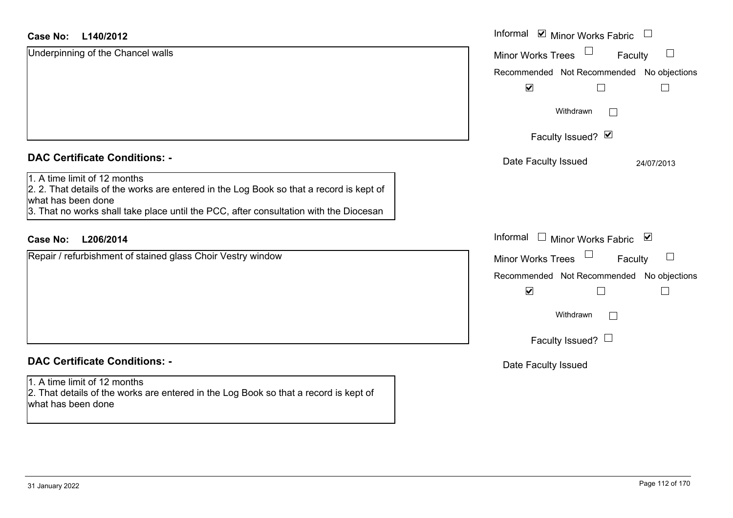**Case No: L140/2012**

Underpinning of the Chancel walls

Informal ☑ Minor Works Fabric ☐
Minor Works Trees ☐ Faculty ☐

| Recommended | Not Recommended | No objections |
|---|---|---|
| ☑ | ☐ | ☐ |

Withdrawn ☐

Faculty Issued? ☑

Date Faculty Issued 24/07/2013

## DAC Certificate Conditions: -

1. A time limit of 12 months
2. 2. That details of the works are entered in the Log Book so that a record is kept of what has been done
3. That no works shall take place until the PCC, after consultation with the Diocesan

**Case No: L206/2014**

Repair / refurbishment of stained glass Choir Vestry window

Informal ☐ Minor Works Fabric ☑
Minor Works Trees ☐ Faculty ☐

| Recommended | Not Recommended | No objections |
|---|---|---|
| ☑ | ☐ | ☐ |

Withdrawn ☐

Faculty Issued? ☐

Date Faculty Issued

## DAC Certificate Conditions: -

1. A time limit of 12 months
2. That details of the works are entered in the Log Book so that a record is kept of what has been done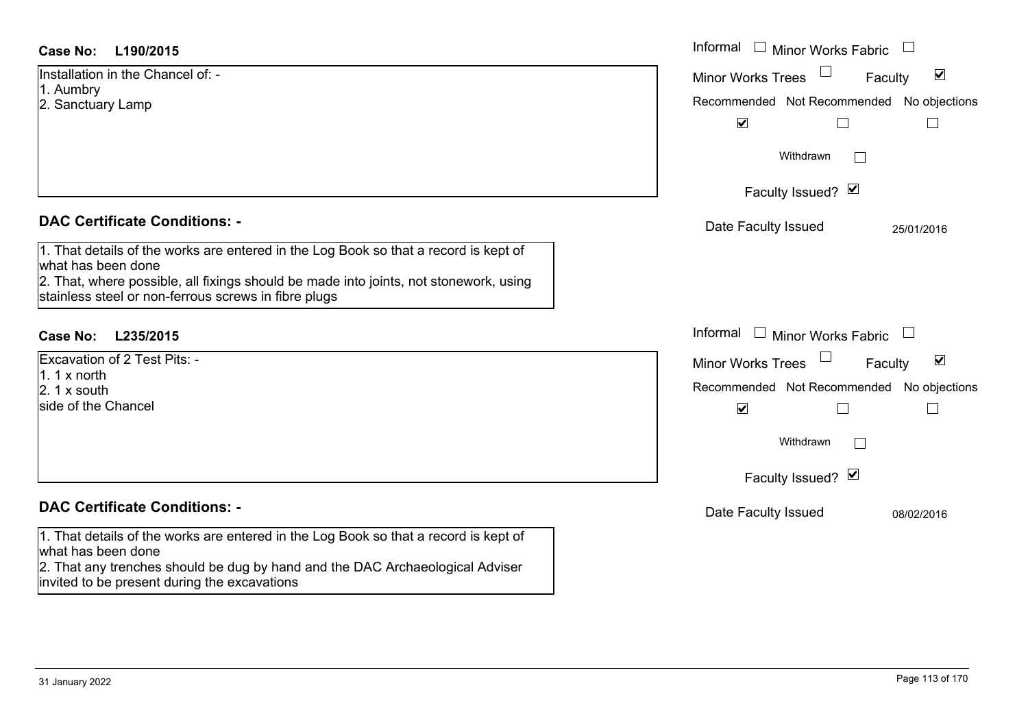**Case No: L190/2015**

Installation in the Chancel of: -
1. Aumbry
2. Sanctuary Lamp

Informal ☐ Minor Works Fabric ☐
Minor Works Trees ☐ Faculty ☑

| Recommended | Not Recommended | No objections |
|---|---|---|
| ☑ | ☐ | ☐ |

Withdrawn ☐

Faculty Issued? ☑

Date Faculty Issued 25/01/2016

## DAC Certificate Conditions: -

1. That details of the works are entered in the Log Book so that a record is kept of what has been done
2. That, where possible, all fixings should be made into joints, not stonework, using stainless steel or non-ferrous screws in fibre plugs

**Case No: L235/2015**

Excavation of 2 Test Pits: -
1. 1 x north
2. 1 x south
side of the Chancel

Informal ☐ Minor Works Fabric ☐
Minor Works Trees ☐ Faculty ☑

| Recommended | Not Recommended | No objections |
|---|---|---|
| ☑ | ☐ | ☐ |

Withdrawn ☐

Faculty Issued? ☑

Date Faculty Issued 08/02/2016

## DAC Certificate Conditions: -

1. That details of the works are entered in the Log Book so that a record is kept of what has been done
2. That any trenches should be dug by hand and the DAC Archaeological Adviser invited to be present during the excavations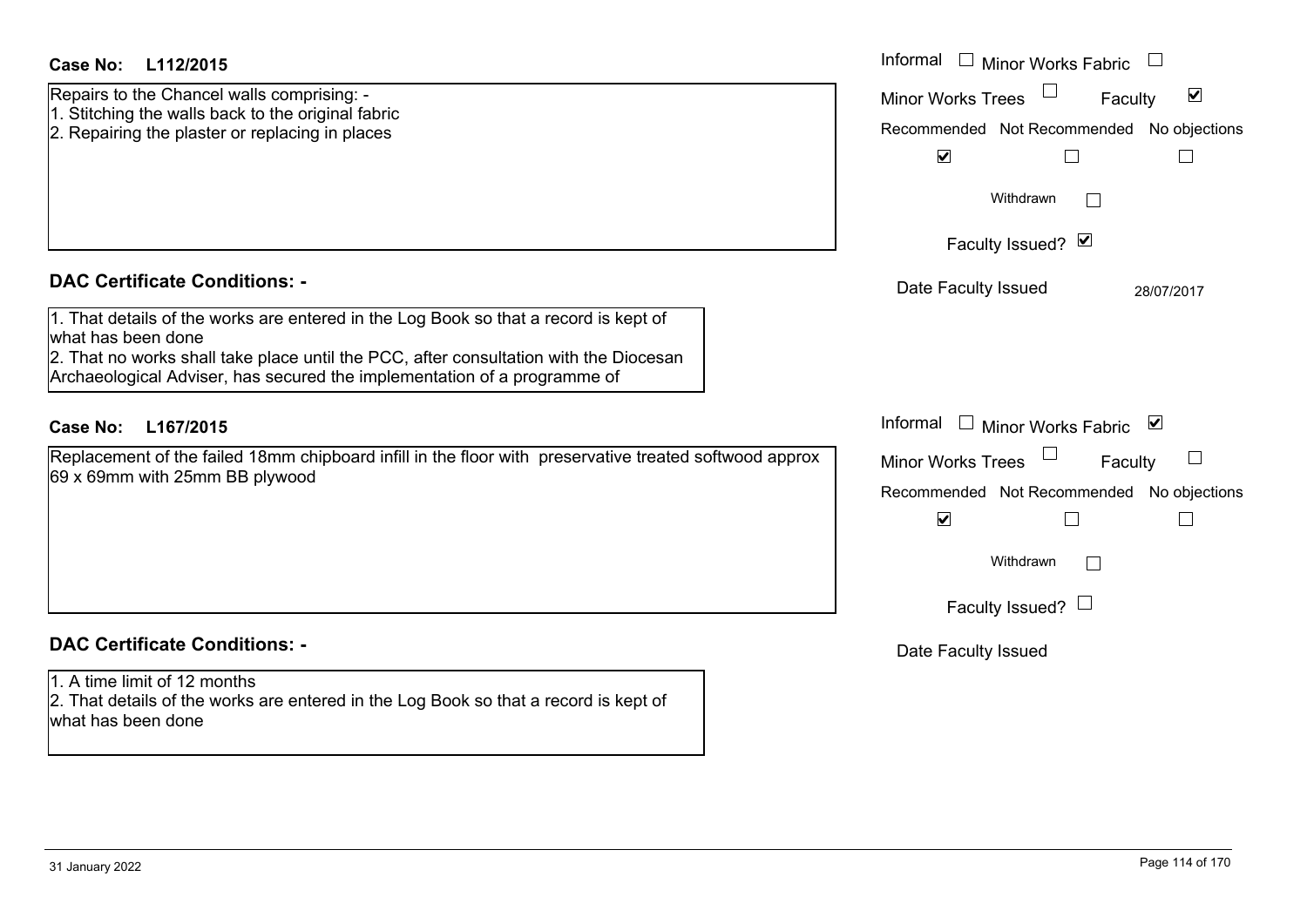**Case No: L112/2015**

Repairs to the Chancel walls comprising: -
1. Stitching the walls back to the original fabric
2. Repairing the plaster or replacing in places

Informal ☐ Minor Works Fabric ☐
Minor Works Trees ☐ Faculty ☑
Recommended ☑ Not Recommended ☐ No objections ☐
Withdrawn ☐
Faculty Issued? ☑
Date Faculty Issued 28/07/2017

## DAC Certificate Conditions: -

1. That details of the works are entered in the Log Book so that a record is kept of what has been done
2. That no works shall take place until the PCC, after consultation with the Diocesan Archaeological Adviser, has secured the implementation of a programme of

**Case No: L167/2015**

Replacement of the failed 18mm chipboard infill in the floor with preservative treated softwood approx 69 x 69mm with 25mm BB plywood

Informal ☐ Minor Works Fabric ☑
Minor Works Trees ☐ Faculty ☐
Recommended ☑ Not Recommended ☐ No objections ☐
Withdrawn ☐
Faculty Issued? ☐
Date Faculty Issued

## DAC Certificate Conditions: -

1. A time limit of 12 months
2. That details of the works are entered in the Log Book so that a record is kept of what has been done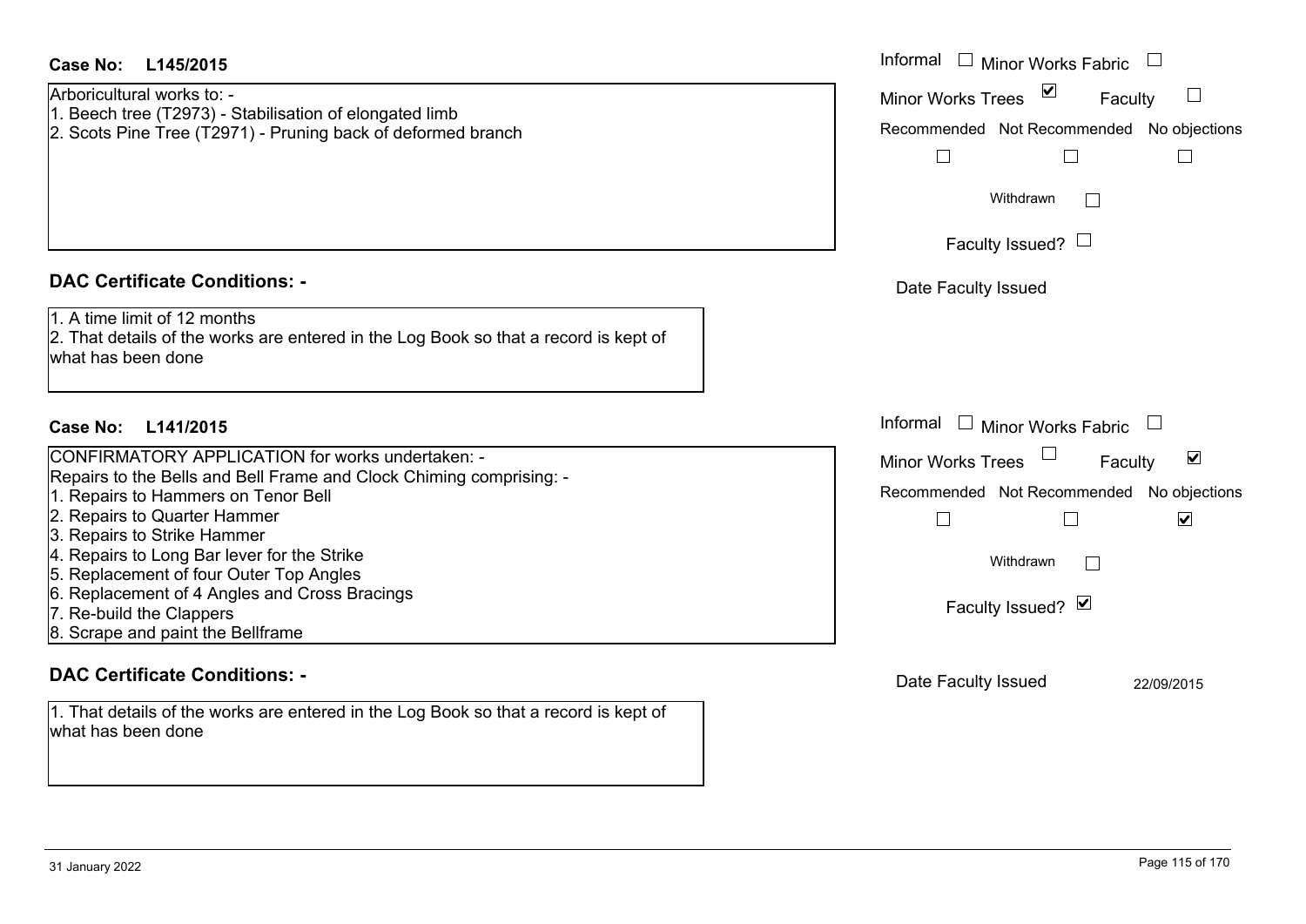**Case No: L145/2015**

Arboricultural works to: -
1. Beech tree (T2973) - Stabilisation of elongated limb
2. Scots Pine Tree (T2971) - Pruning back of deformed branch

Informal ☐ Minor Works Fabric ☐
Minor Works Trees ☑ Faculty ☐
Recommended ☐ Not Recommended ☐ No objections ☐
Withdrawn ☐
Faculty Issued? ☐
Date Faculty Issued

**DAC Certificate Conditions: -**

1. A time limit of 12 months
2. That details of the works are entered in the Log Book so that a record is kept of what has been done

**Case No: L141/2015**

CONFIRMATORY APPLICATION for works undertaken: -
Repairs to the Bells and Bell Frame and Clock Chiming comprising: -
1. Repairs to Hammers on Tenor Bell
2. Repairs to Quarter Hammer
3. Repairs to Strike Hammer
4. Repairs to Long Bar lever for the Strike
5. Replacement of four Outer Top Angles
6. Replacement of 4 Angles and Cross Bracings
7. Re-build the Clappers
8. Scrape and paint the Bellframe

Informal ☐ Minor Works Fabric ☐
Minor Works Trees ☐ Faculty ☑
Recommended ☐ Not Recommended ☐ No objections ☑
Withdrawn ☐
Faculty Issued? ☑
Date Faculty Issued 22/09/2015

**DAC Certificate Conditions: -**

1. That details of the works are entered in the Log Book so that a record is kept of what has been done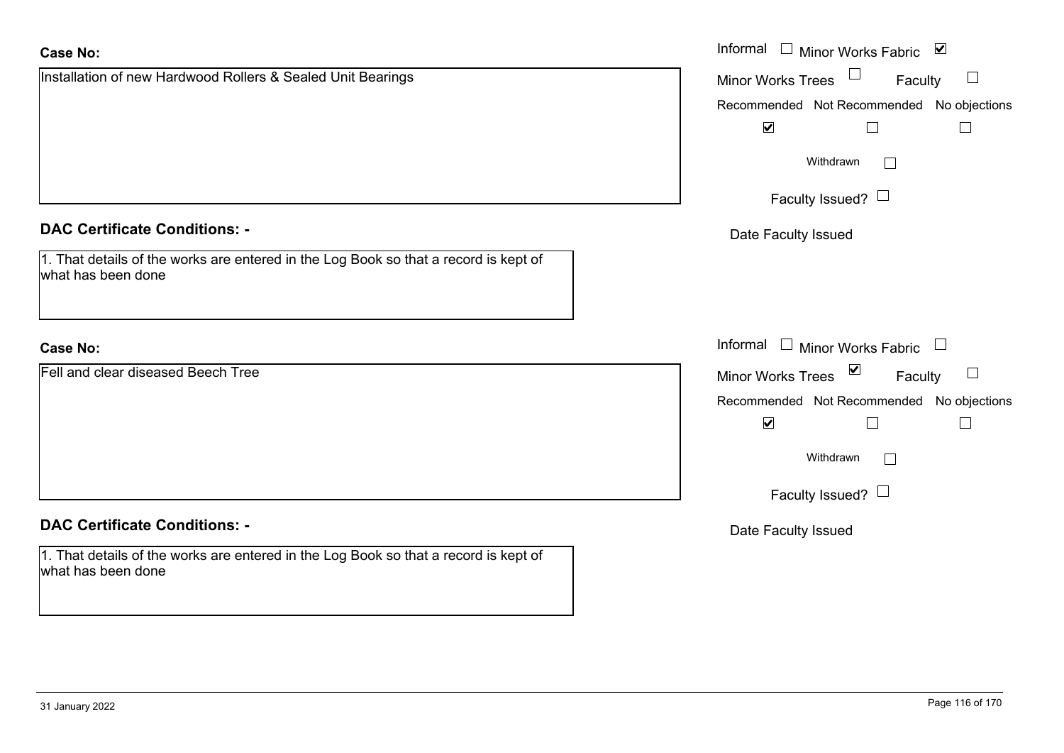**Case No:**

Installation of new Hardwood Rollers & Sealed Unit Bearings

Informal ☐ Minor Works Fabric ☑

Minor Works Trees ☐ Faculty ☐

| Recommended | Not Recommended | No objections |
|---|---|---|
| ☑ | ☐ | ☐ |

Withdrawn ☐

Faculty Issued? ☐

Date Faculty Issued

**DAC Certificate Conditions: -**

1. That details of the works are entered in the Log Book so that a record is kept of what has been done

**Case No:**

Fell and clear diseased Beech Tree

Informal ☐ Minor Works Fabric ☐

Minor Works Trees ☑ Faculty ☐

| Recommended | Not Recommended | No objections |
|---|---|---|
| ☑ | ☐ | ☐ |

Withdrawn ☐

Faculty Issued? ☐

Date Faculty Issued

**DAC Certificate Conditions: -**

1. That details of the works are entered in the Log Book so that a record is kept of what has been done

31 January 2022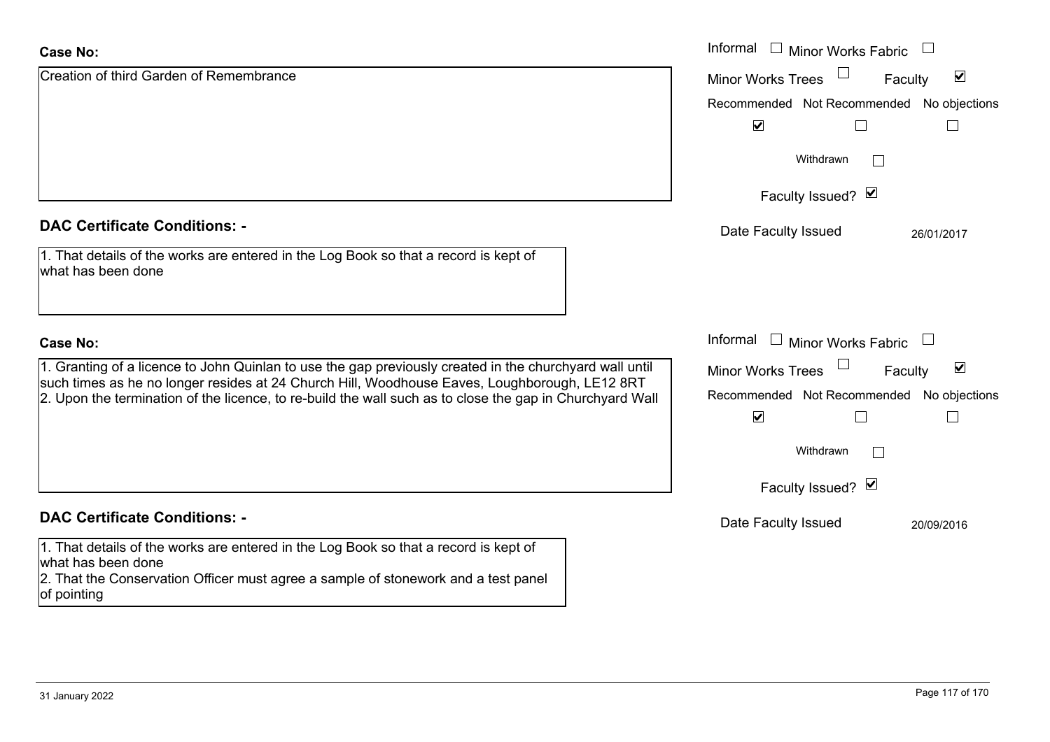**Case No:**

Creation of third Garden of Remembrance

Informal ☐ Minor Works Fabric ☐

Minor Works Trees ☐ Faculty ☑

Recommended ☑ Not Recommended ☐ No objections ☐

Withdrawn ☐

Faculty Issued? ☑

Date Faculty Issued 26/01/2017

**DAC Certificate Conditions: -**

1. That details of the works are entered in the Log Book so that a record is kept of what has been done

**Case No:**

1. Granting of a licence to John Quinlan to use the gap previously created in the churchyard wall until such times as he no longer resides at 24 Church Hill, Woodhouse Eaves, Loughborough, LE12 8RT
2. Upon the termination of the licence, to re-build the wall such as to close the gap in Churchyard Wall

Informal ☐ Minor Works Fabric ☐

Minor Works Trees ☐ Faculty ☑

Recommended ☑ Not Recommended ☐ No objections ☐

Withdrawn ☐

Faculty Issued? ☑

Date Faculty Issued 20/09/2016

**DAC Certificate Conditions: -**

1. That details of the works are entered in the Log Book so that a record is kept of what has been done
2. That the Conservation Officer must agree a sample of stonework and a test panel of pointing

31 January 2022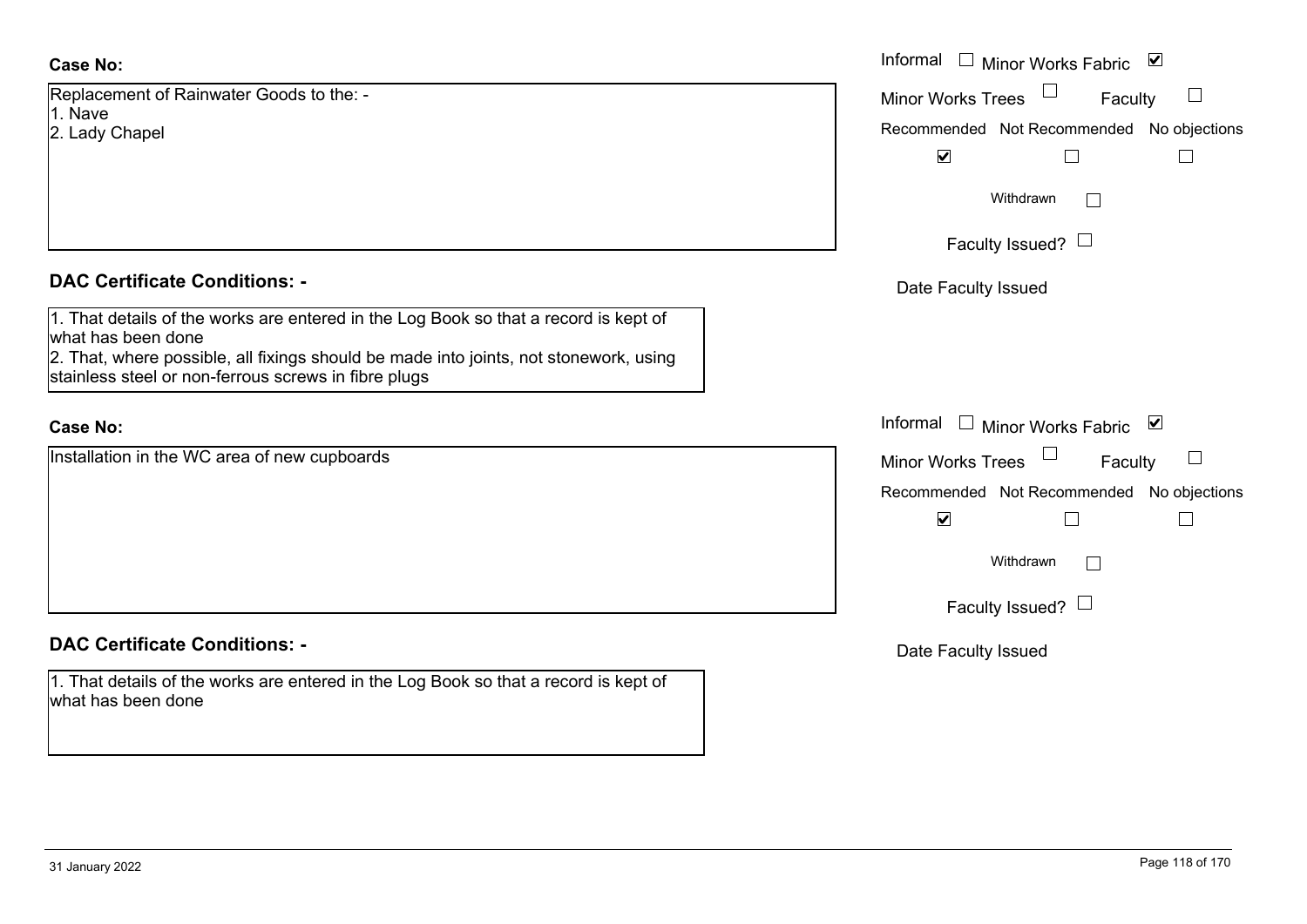**Case No:**

Replacement of Rainwater Goods to the: -
1. Nave
2. Lady Chapel

Informal ☐ Minor Works Fabric ☑

Minor Works Trees ☐ Faculty ☐

Recommended ☑ Not Recommended ☐ No objections ☐

Withdrawn ☐

Faculty Issued? ☐

Date Faculty Issued

**DAC Certificate Conditions: -**

1. That details of the works are entered in the Log Book so that a record is kept of what has been done
2. That, where possible, all fixings should be made into joints, not stonework, using stainless steel or non-ferrous screws in fibre plugs

**Case No:**

Installation in the WC area of new cupboards

Informal ☐ Minor Works Fabric ☑

Minor Works Trees ☐ Faculty ☐

Recommended ☑ Not Recommended ☐ No objections ☐

Withdrawn ☐

Faculty Issued? ☐

Date Faculty Issued

**DAC Certificate Conditions: -**

1. That details of the works are entered in the Log Book so that a record is kept of what has been done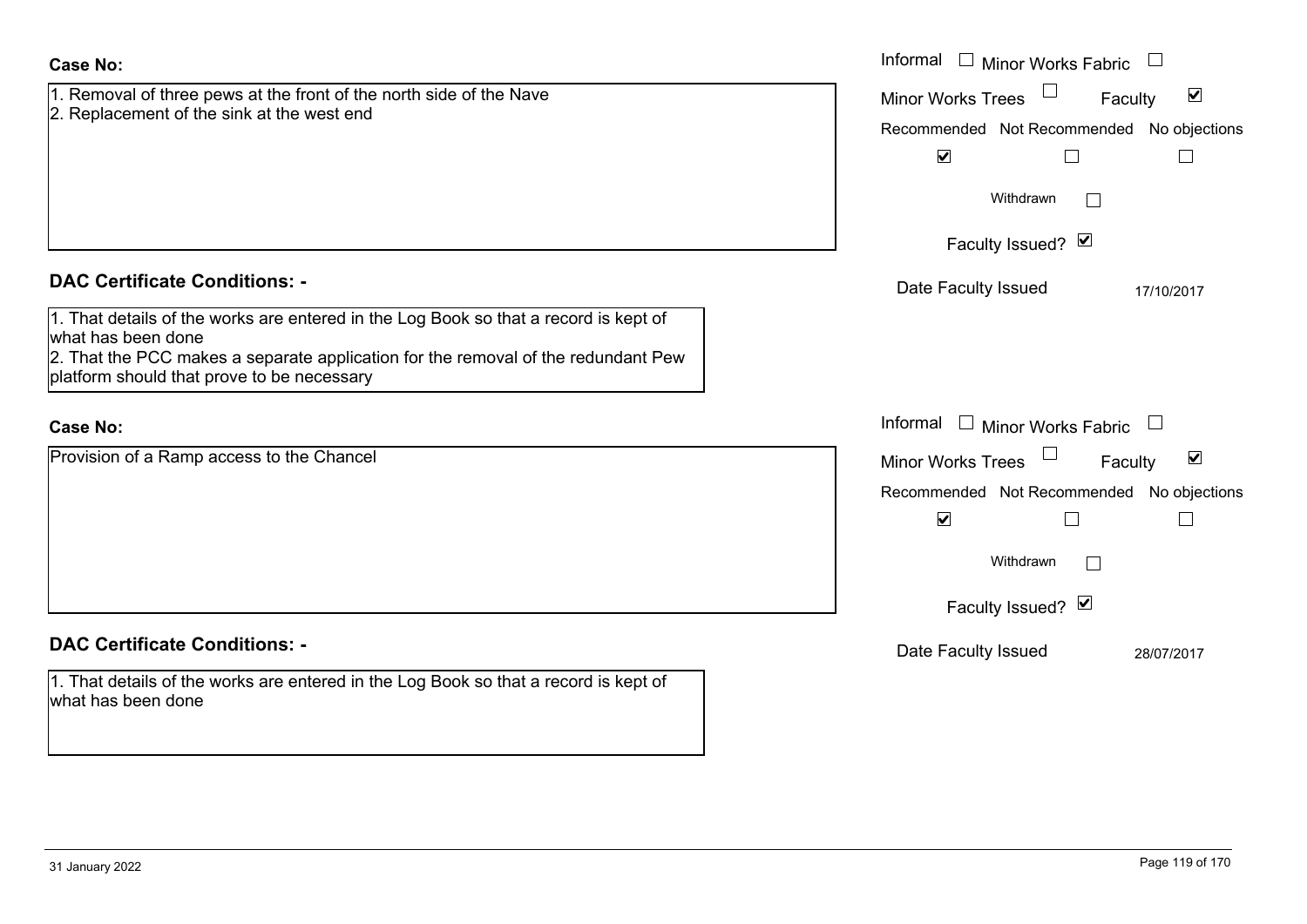**Case No:**

1. Removal of three pews at the front of the north side of the Nave
2. Replacement of the sink at the west end

Informal ☐ Minor Works Fabric ☐
Minor Works Trees ☐ Faculty ☑

| Recommended | Not Recommended | No objections |
|---|---|---|
| ☑ | ☐ | ☐ |

Withdrawn ☐

Faculty Issued? ☑

Date Faculty Issued 17/10/2017

**DAC Certificate Conditions: -**

1. That details of the works are entered in the Log Book so that a record is kept of what has been done
2. That the PCC makes a separate application for the removal of the redundant Pew platform should that prove to be necessary

**Case No:**

Provision of a Ramp access to the Chancel

Informal ☐ Minor Works Fabric ☐
Minor Works Trees ☐ Faculty ☑

| Recommended | Not Recommended | No objections |
|---|---|---|
| ☑ | ☐ | ☐ |

Withdrawn ☐

Faculty Issued? ☑

Date Faculty Issued 28/07/2017

**DAC Certificate Conditions: -**

1. That details of the works are entered in the Log Book so that a record is kept of what has been done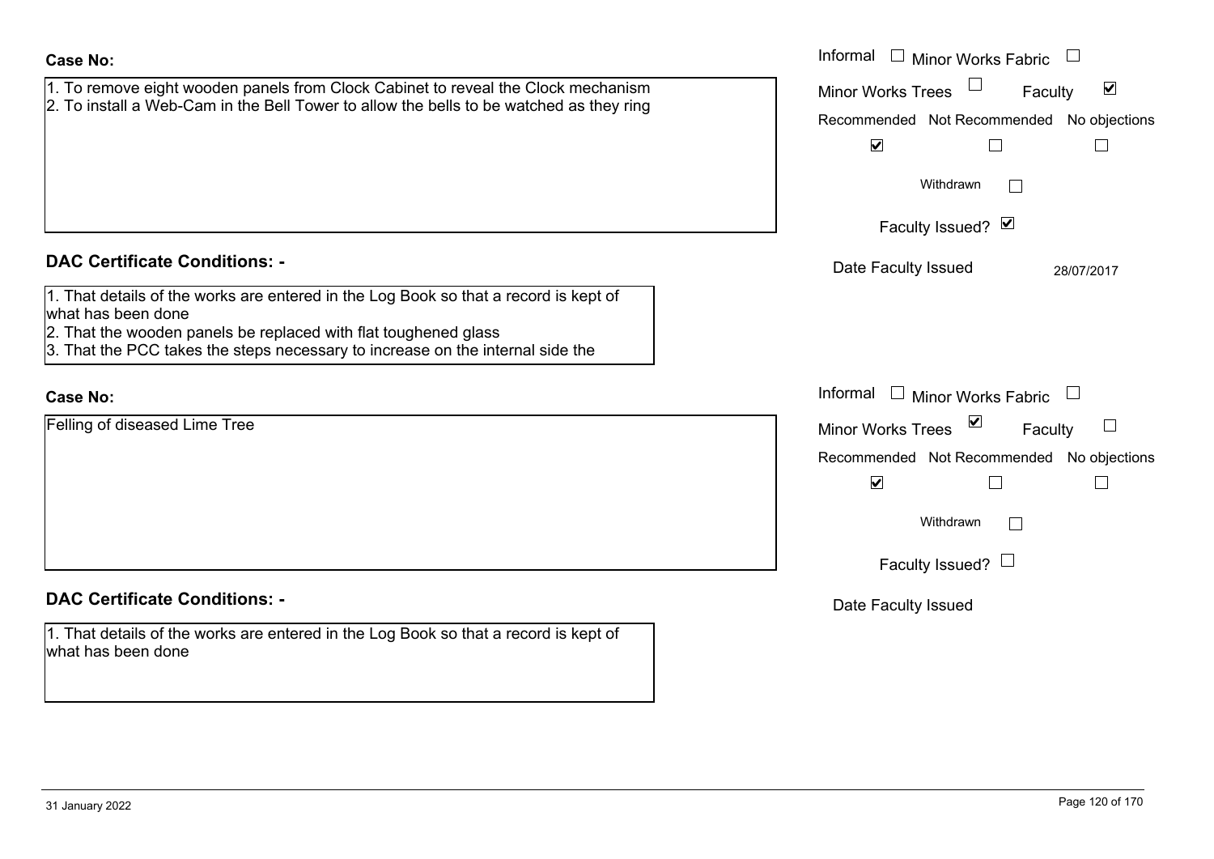**Case No:**

1. To remove eight wooden panels from Clock Cabinet to reveal the Clock mechanism
2. To install a Web-Cam in the Bell Tower to allow the bells to be watched as they ring

Informal ☐ Minor Works Fabric ☐

Minor Works Trees ☐ Faculty ☑

| Recommended | Not Recommended | No objections |
|---|---|---|
| ☑ | ☐ | ☐ |

Withdrawn ☐

Faculty Issued? ☑

Date Faculty Issued 28/07/2017

## DAC Certificate Conditions: -

1. That details of the works are entered in the Log Book so that a record is kept of what has been done
2. That the wooden panels be replaced with flat toughened glass
3. That the PCC takes the steps necessary to increase on the internal side the

**Case No:**

Felling of diseased Lime Tree

Informal ☐ Minor Works Fabric ☐

Minor Works Trees ☑ Faculty ☐

| Recommended | Not Recommended | No objections |
|---|---|---|
| ☑ | ☐ | ☐ |

Withdrawn ☐

Faculty Issued? ☐

Date Faculty Issued

## DAC Certificate Conditions: -

1. That details of the works are entered in the Log Book so that a record is kept of what has been done

31 January 2022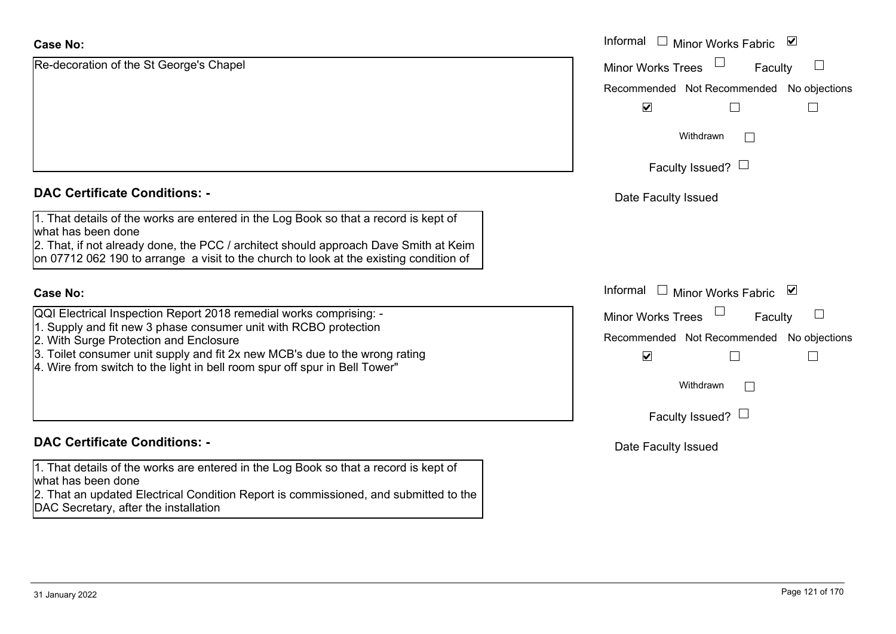**Case No:**

Re-decoration of the St George's Chapel

Informal ☐ Minor Works Fabric ☑

Minor Works Trees ☐ Faculty ☐

Recommended ☑ Not Recommended ☐ No objections ☐

Withdrawn ☐

Faculty Issued? ☐

Date Faculty Issued

**DAC Certificate Conditions: -**

1. That details of the works are entered in the Log Book so that a record is kept of what has been done
2. That, if not already done, the PCC / architect should approach Dave Smith at Keim on 07712 062 190 to arrange a visit to the church to look at the existing condition of

**Case No:**

QQI Electrical Inspection Report 2018 remedial works comprising: -
1. Supply and fit new 3 phase consumer unit with RCBO protection
2. With Surge Protection and Enclosure
3. Toilet consumer unit supply and fit 2x new MCB's due to the wrong rating
4. Wire from switch to the light in bell room spur off spur in Bell Tower"

Informal ☐ Minor Works Fabric ☑

Minor Works Trees ☐ Faculty ☐

Recommended ☑ Not Recommended ☐ No objections ☐

Withdrawn ☐

Faculty Issued? ☐

Date Faculty Issued

**DAC Certificate Conditions: -**

1. That details of the works are entered in the Log Book so that a record is kept of what has been done
2. That an updated Electrical Condition Report is commissioned, and submitted to the DAC Secretary, after the installation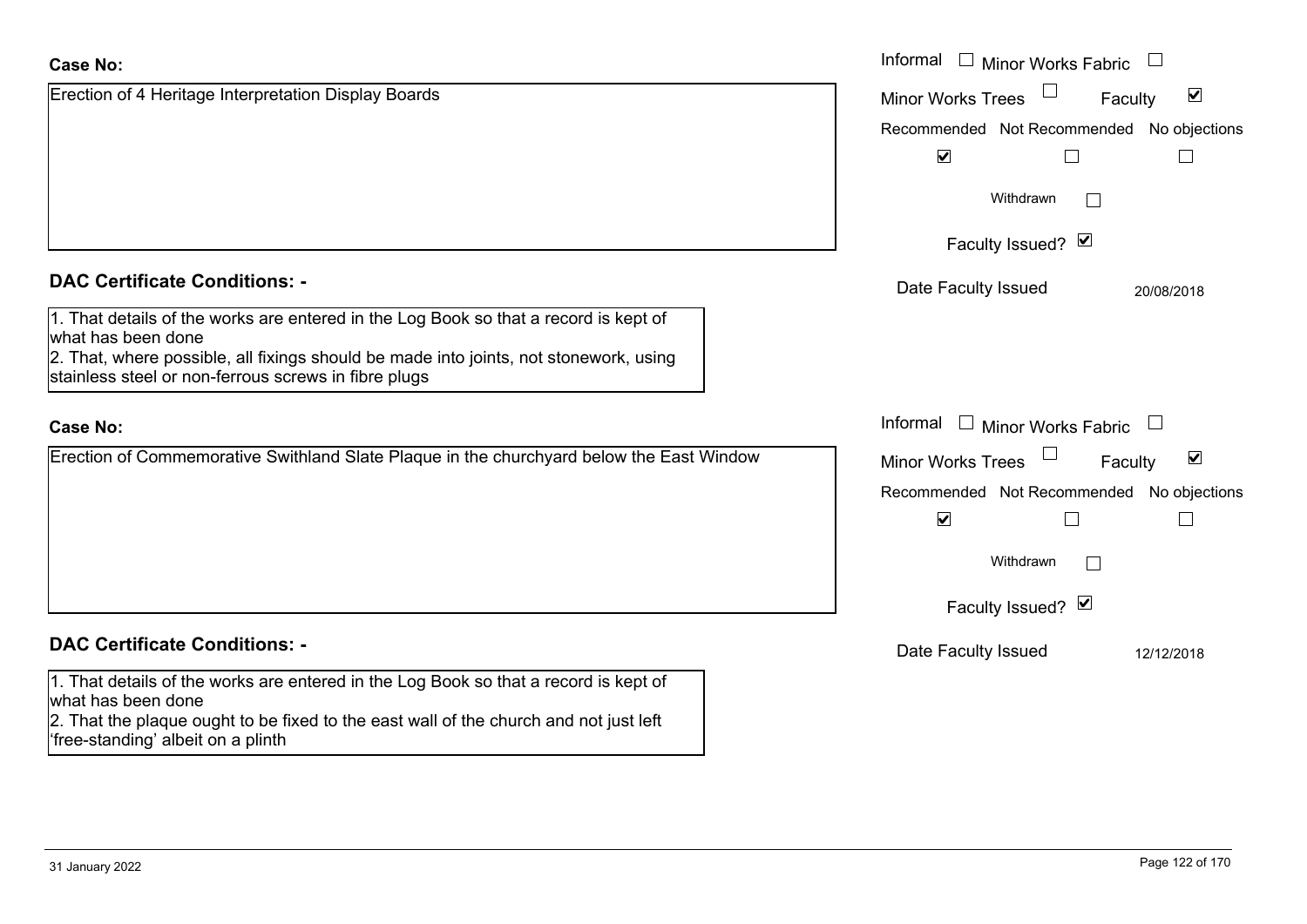**Case No:**

Erection of 4 Heritage Interpretation Display Boards

Informal ☐ Minor Works Fabric ☐
Minor Works Trees ☐ Faculty ☑

| Recommended | Not Recommended | No objections |
|---|---|---|
| ☑ | ☐ | ☐ |

Withdrawn ☐

Faculty Issued? ☑

Date Faculty Issued 20/08/2018

**DAC Certificate Conditions: -**

1. That details of the works are entered in the Log Book so that a record is kept of what has been done
2. That, where possible, all fixings should be made into joints, not stonework, using stainless steel or non-ferrous screws in fibre plugs

**Case No:**

Erection of Commemorative Swithland Slate Plaque in the churchyard below the East Window

Informal ☐ Minor Works Fabric ☐
Minor Works Trees ☐ Faculty ☑

| Recommended | Not Recommended | No objections |
|---|---|---|
| ☑ | ☐ | ☐ |

Withdrawn ☐

Faculty Issued? ☑

Date Faculty Issued 12/12/2018

**DAC Certificate Conditions: -**

1. That details of the works are entered in the Log Book so that a record is kept of what has been done
2. That the plaque ought to be fixed to the east wall of the church and not just left 'free-standing' albeit on a plinth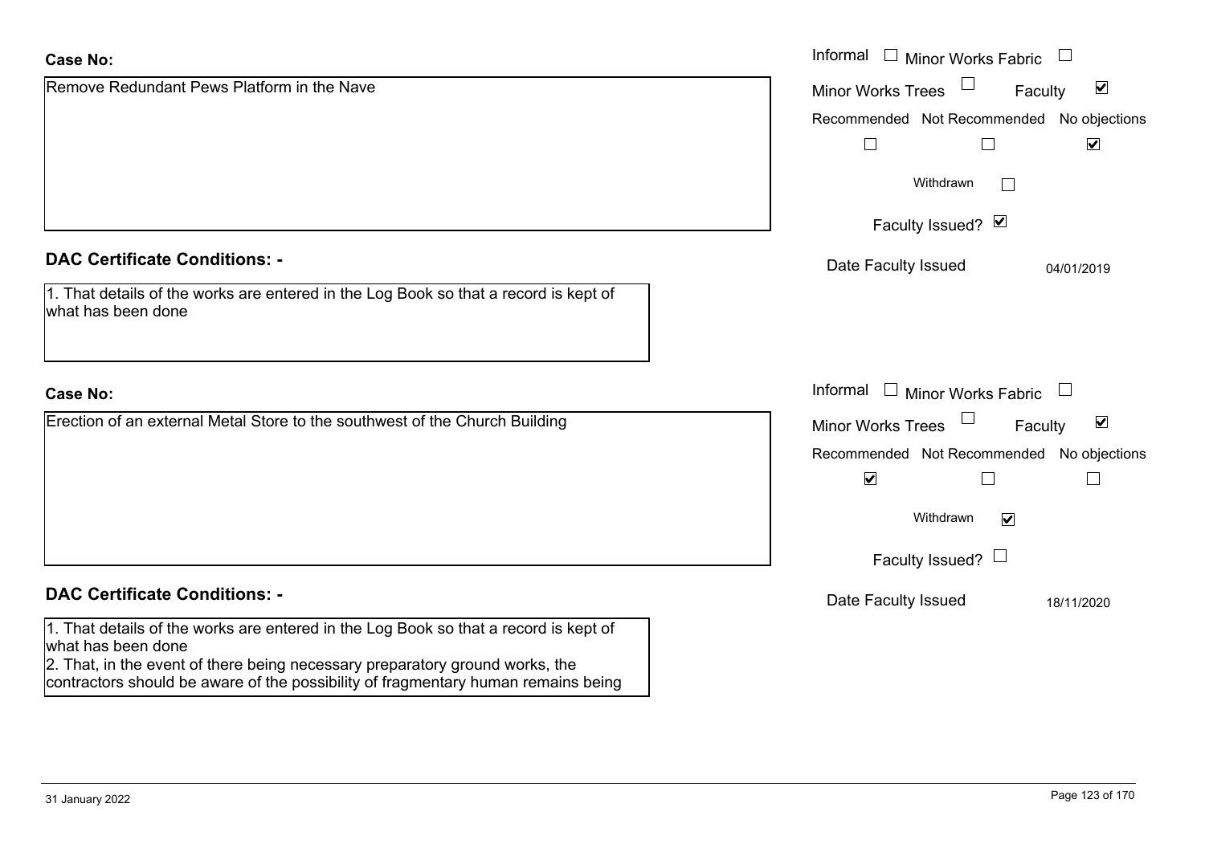**Case No:**

Remove Redundant Pews Platform in the Nave

Informal ☐ Minor Works Fabric ☐

Minor Works Trees ☐ Faculty ☑

Recommended ☐ Not Recommended ☐ No objections ☑

Withdrawn ☐

Faculty Issued? ☑

Date Faculty Issued 04/01/2019

**DAC Certificate Conditions: -**

1. That details of the works are entered in the Log Book so that a record is kept of what has been done

**Case No:**

Erection of an external Metal Store to the southwest of the Church Building

Informal ☐ Minor Works Fabric ☐

Minor Works Trees ☐ Faculty ☑

Recommended ☑ Not Recommended ☐ No objections ☐

Withdrawn ☑

Faculty Issued? ☐

Date Faculty Issued 18/11/2020

**DAC Certificate Conditions: -**

1. That details of the works are entered in the Log Book so that a record is kept of what has been done
2. That, in the event of there being necessary preparatory ground works, the contractors should be aware of the possibility of fragmentary human remains being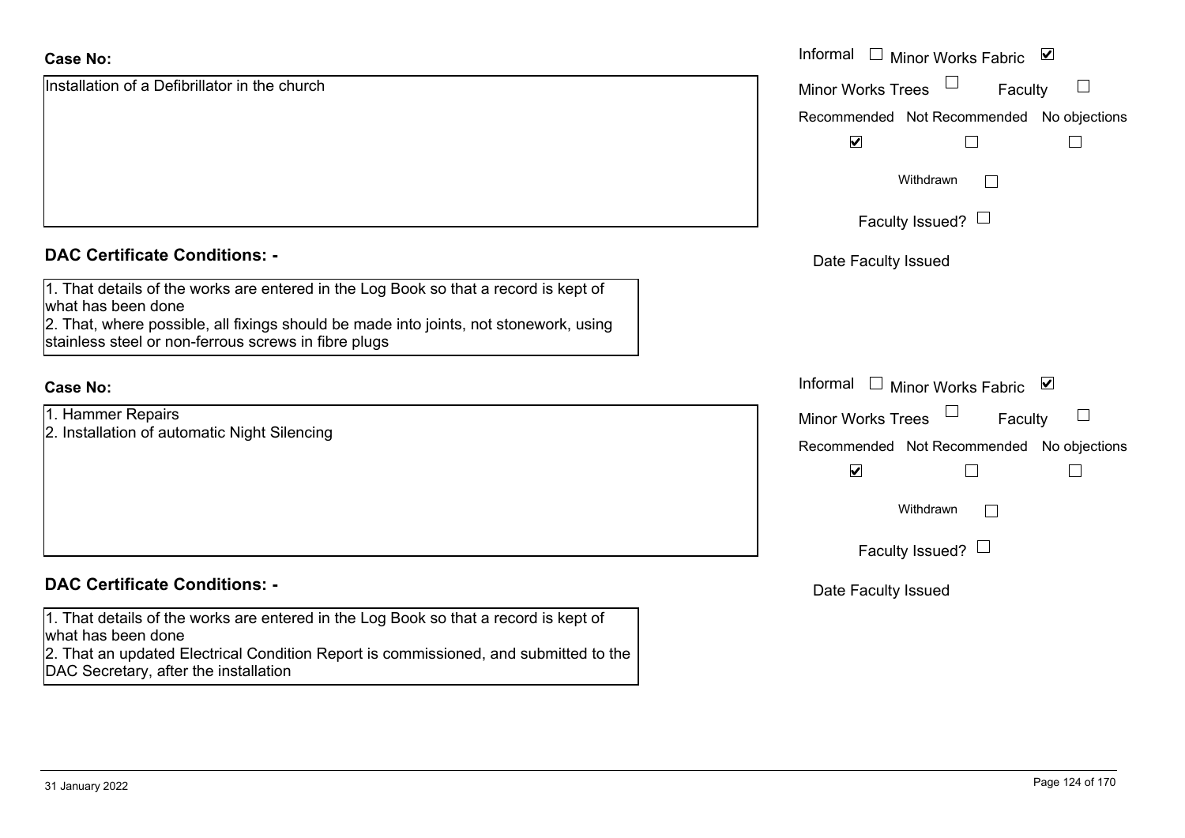**Case No:**

Installation of a Defibrillator in the church

Informal ☐ Minor Works Fabric ☑

Minor Works Trees ☐ Faculty ☐

Recommended ☑ Not Recommended ☐ No objections ☐

Withdrawn ☐

Faculty Issued? ☐

Date Faculty Issued

**DAC Certificate Conditions: -**

1. That details of the works are entered in the Log Book so that a record is kept of what has been done
2. That, where possible, all fixings should be made into joints, not stonework, using stainless steel or non-ferrous screws in fibre plugs

**Case No:**

1. Hammer Repairs
2. Installation of automatic Night Silencing

Informal ☐ Minor Works Fabric ☑

Minor Works Trees ☐ Faculty ☐

Recommended ☑ Not Recommended ☐ No objections ☐

Withdrawn ☐

Faculty Issued? ☐

Date Faculty Issued

**DAC Certificate Conditions: -**

1. That details of the works are entered in the Log Book so that a record is kept of what has been done
2. That an updated Electrical Condition Report is commissioned, and submitted to the DAC Secretary, after the installation

31 January 2022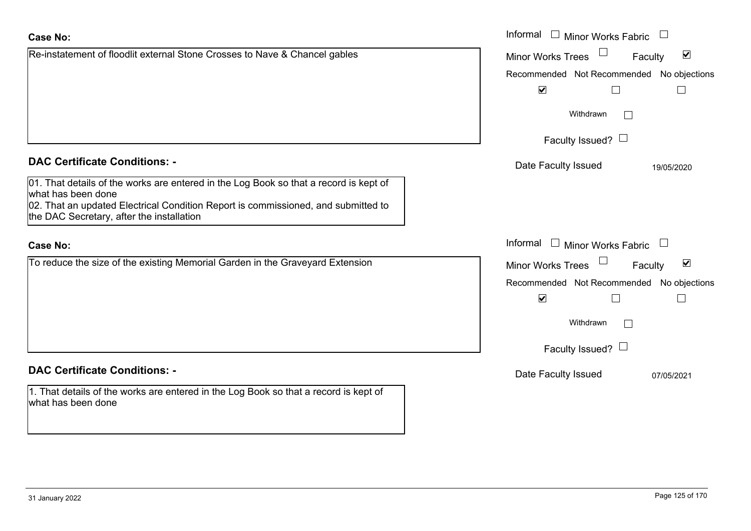**Case No:**

Re-instatement of floodlit external Stone Crosses to Nave & Chancel gables

Informal ☐ Minor Works Fabric ☐
Minor Works Trees ☐ Faculty ☑

| Recommended | Not Recommended | No objections |
|---|---|---|
| ☑ | ☐ | ☐ |

Withdrawn ☐

Faculty Issued? ☐

Date Faculty Issued 19/05/2020

**DAC Certificate Conditions: -**

01. That details of the works are entered in the Log Book so that a record is kept of what has been done
02. That an updated Electrical Condition Report is commissioned, and submitted to the DAC Secretary, after the installation

**Case No:**

To reduce the size of the existing Memorial Garden in the Graveyard Extension

Informal ☐ Minor Works Fabric ☐
Minor Works Trees ☐ Faculty ☑

| Recommended | Not Recommended | No objections |
|---|---|---|
| ☑ | ☐ | ☐ |

Withdrawn ☐

Faculty Issued? ☐

Date Faculty Issued 07/05/2021

**DAC Certificate Conditions: -**

1. That details of the works are entered in the Log Book so that a record is kept of what has been done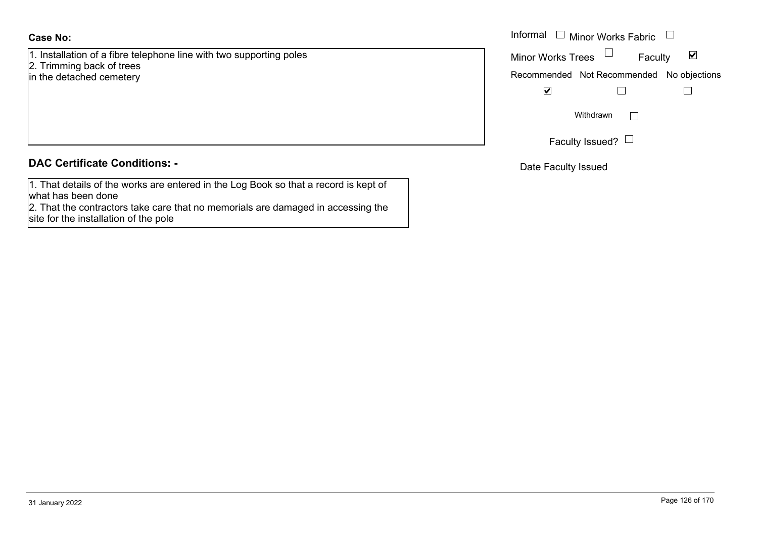**Case No:**

1. Installation of a fibre telephone line with two supporting poles
2. Trimming back of trees

in the detached cemetery

Informal ☐ Minor Works Fabric ☐

Minor Works Trees ☐ Faculty ☑

Recommended ☑ Not Recommended ☐ No objections ☐

Withdrawn ☐

Faculty Issued? ☐

Date Faculty Issued

**DAC Certificate Conditions: -**

1. That details of the works are entered in the Log Book so that a record is kept of what has been done
2. That the contractors take care that no memorials are damaged in accessing the site for the installation of the pole

31 January 2022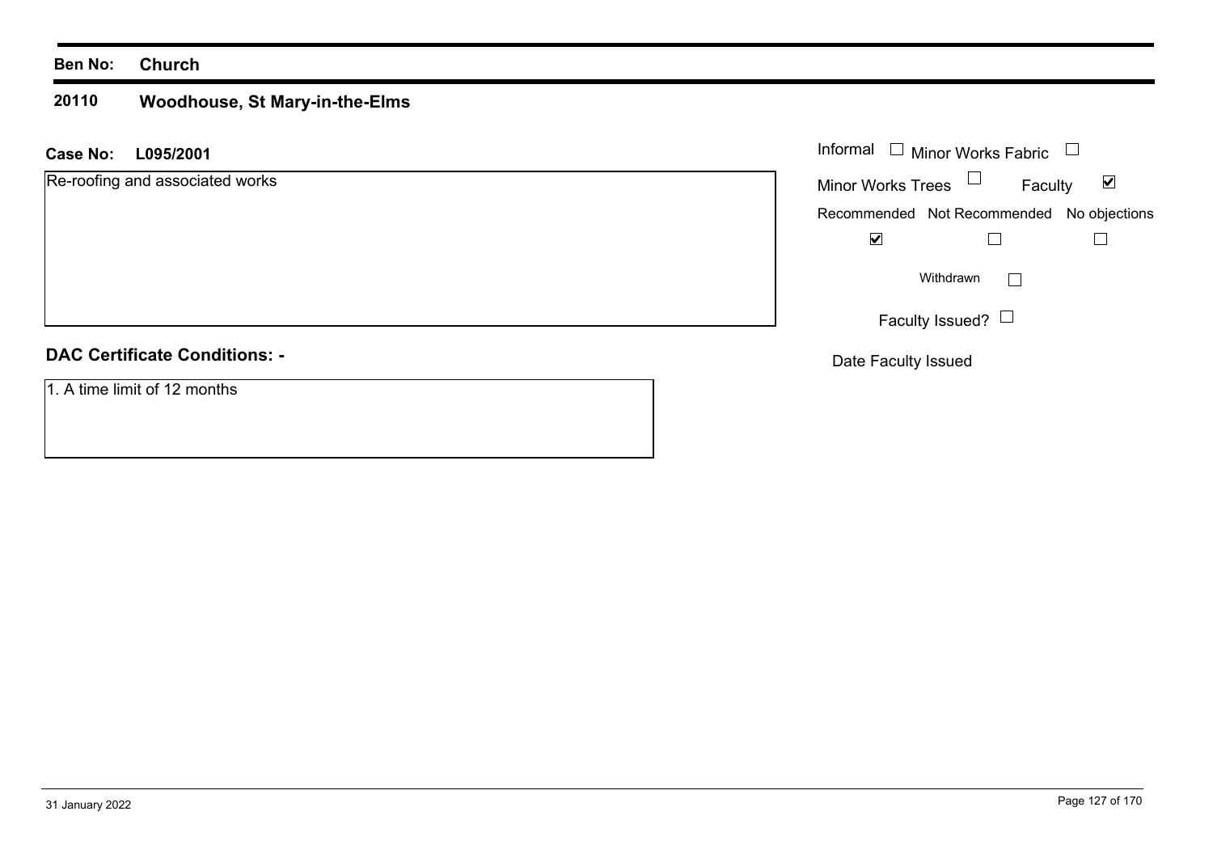**Ben No:** **Church**

**20110** **Woodhouse, St Mary-in-the-Elms**

**Case No:** **L095/2001**

Re-roofing and associated works

Informal ☐ Minor Works Fabric ☐

Minor Works Trees ☐ Faculty ☑

| Recommended | Not Recommended | No objections |
| --- | --- | --- |
| ☑ | ☐ | ☐ |

Withdrawn ☐

Faculty Issued? ☐

Date Faculty Issued

**DAC Certificate Conditions: -**

1. A time limit of 12 months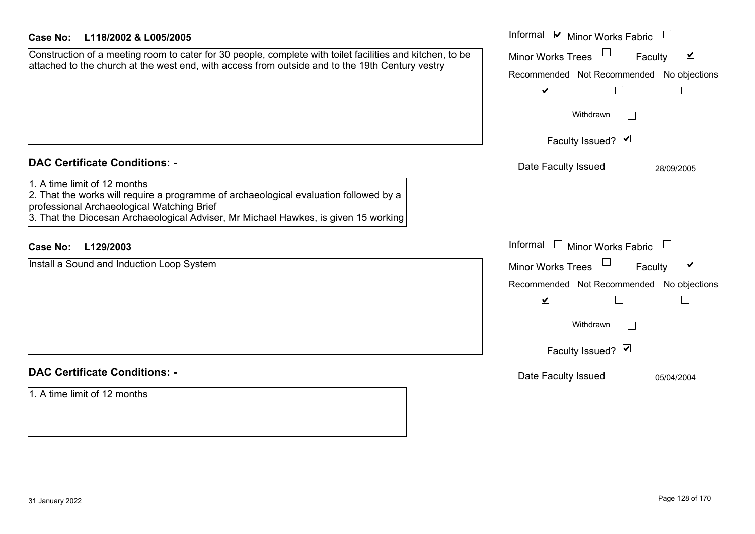**Case No: L118/2002 & L005/2005**

Construction of a meeting room to cater for 30 people, complete with toilet facilities and kitchen, to be attached to the church at the west end, with access from outside and to the 19th Century vestry

Informal ☑ Minor Works Fabric ☐
Minor Works Trees ☐ Faculty ☑

| Recommended | Not Recommended | No objections |
|---|---|---|
| ☑ | ☐ | ☐ |

Withdrawn ☐

Faculty Issued? ☑

Date Faculty Issued 28/09/2005

## DAC Certificate Conditions: -

1. A time limit of 12 months
2. That the works will require a programme of archaeological evaluation followed by a professional Archaeological Watching Brief
3. That the Diocesan Archaeological Adviser, Mr Michael Hawkes, is given 15 working

**Case No: L129/2003**

Install a Sound and Induction Loop System

Informal ☐ Minor Works Fabric ☐
Minor Works Trees ☐ Faculty ☑

| Recommended | Not Recommended | No objections |
|---|---|---|
| ☑ | ☐ | ☐ |

Withdrawn ☐

Faculty Issued? ☑

Date Faculty Issued 05/04/2004

## DAC Certificate Conditions: -

1. A time limit of 12 months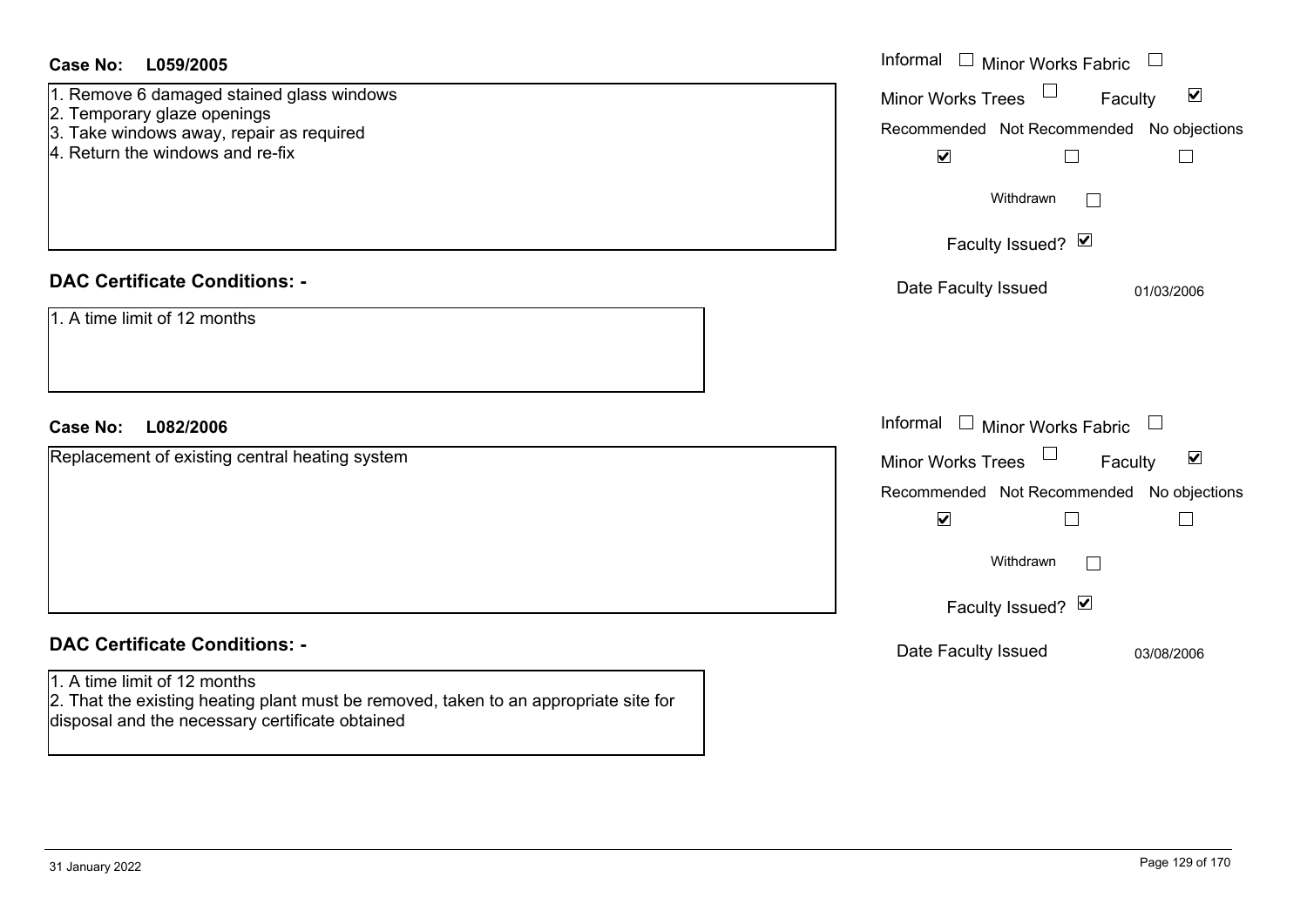**Case No: L059/2005**

1. Remove 6 damaged stained glass windows
2. Temporary glaze openings
3. Take windows away, repair as required
4. Return the windows and re-fix

Informal ☐ Minor Works Fabric ☐
Minor Works Trees ☐ Faculty ☑
Recommended ☑ Not Recommended ☐ No objections ☐
Withdrawn ☐
Faculty Issued? ☑
Date Faculty Issued 01/03/2006

**DAC Certificate Conditions: -**

1. A time limit of 12 months

**Case No: L082/2006**

Replacement of existing central heating system

Informal ☐ Minor Works Fabric ☐
Minor Works Trees ☐ Faculty ☑
Recommended ☑ Not Recommended ☐ No objections ☐
Withdrawn ☐
Faculty Issued? ☑
Date Faculty Issued 03/08/2006

**DAC Certificate Conditions: -**

1. A time limit of 12 months
2. That the existing heating plant must be removed, taken to an appropriate site for disposal and the necessary certificate obtained

31 January 2022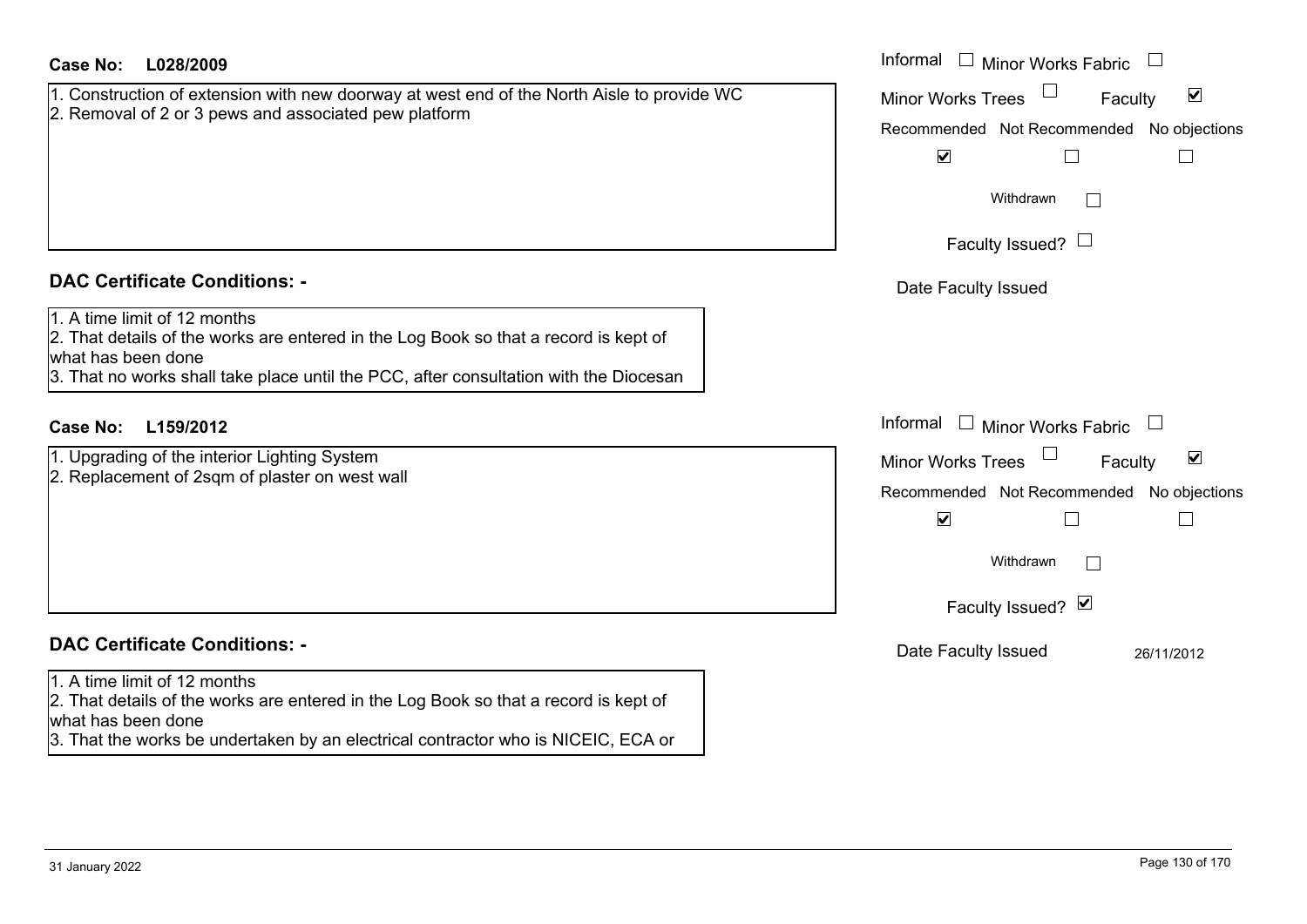**Case No:** L028/2009

1. Construction of extension with new doorway at west end of the North Aisle to provide WC
2. Removal of 2 or 3 pews and associated pew platform

Informal ☐ Minor Works Fabric ☐
Minor Works Trees ☐ Faculty ☑

| Recommended | Not Recommended | No objections |
|---|---|---|
| ☑ | ☐ | ☐ |

Withdrawn ☐

Faculty Issued? ☐

Date Faculty Issued

## DAC Certificate Conditions: -

1. A time limit of 12 months
2. That details of the works are entered in the Log Book so that a record is kept of what has been done
3. That no works shall take place until the PCC, after consultation with the Diocesan

**Case No:** L159/2012

1. Upgrading of the interior Lighting System
2. Replacement of 2sqm of plaster on west wall

Informal ☐ Minor Works Fabric ☐
Minor Works Trees ☐ Faculty ☑

| Recommended | Not Recommended | No objections |
|---|---|---|
| ☑ | ☐ | ☐ |

Withdrawn ☐

Faculty Issued? ☑

Date Faculty Issued 26/11/2012

## DAC Certificate Conditions: -

1. A time limit of 12 months
2. That details of the works are entered in the Log Book so that a record is kept of what has been done
3. That the works be undertaken by an electrical contractor who is NICEIC, ECA or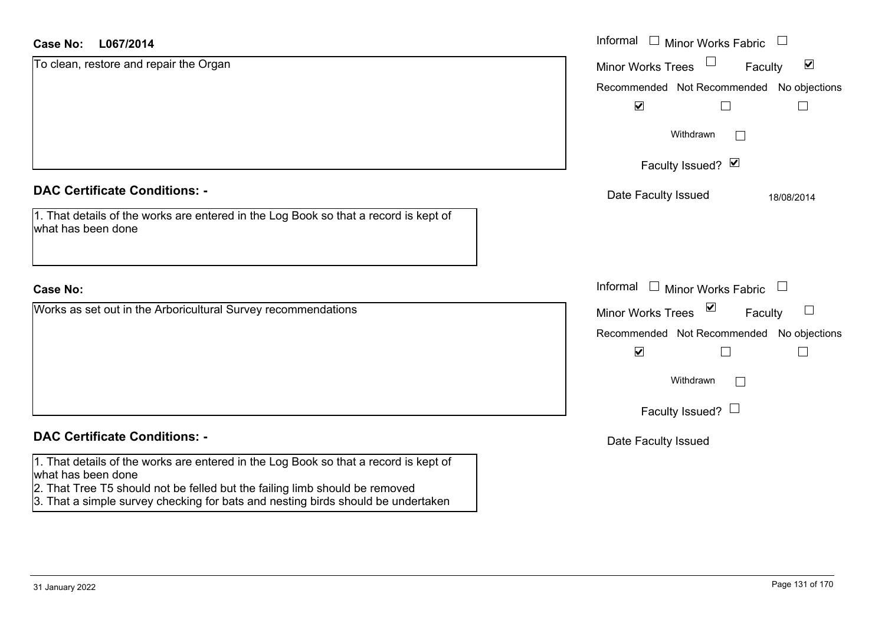**Case No: L067/2014**

To clean, restore and repair the Organ

Informal ☐ Minor Works Fabric ☐

Minor Works Trees ☐ Faculty ☑

| Recommended | Not Recommended | No objections |
|---|---|---|
| ☑ | ☐ | ☐ |

Withdrawn ☐

Faculty Issued? ☑

Date Faculty Issued 18/08/2014

**DAC Certificate Conditions: -**

1. That details of the works are entered in the Log Book so that a record is kept of what has been done

**Case No:**

Works as set out in the Arboricultural Survey recommendations

Informal ☐ Minor Works Fabric ☐

Minor Works Trees ☑ Faculty ☐

| Recommended | Not Recommended | No objections |
|---|---|---|
| ☑ | ☐ | ☐ |

Withdrawn ☐

Faculty Issued? ☐

Date Faculty Issued

**DAC Certificate Conditions: -**

1. That details of the works are entered in the Log Book so that a record is kept of what has been done
2. That Tree T5 should not be felled but the failing limb should be removed
3. That a simple survey checking for bats and nesting birds should be undertaken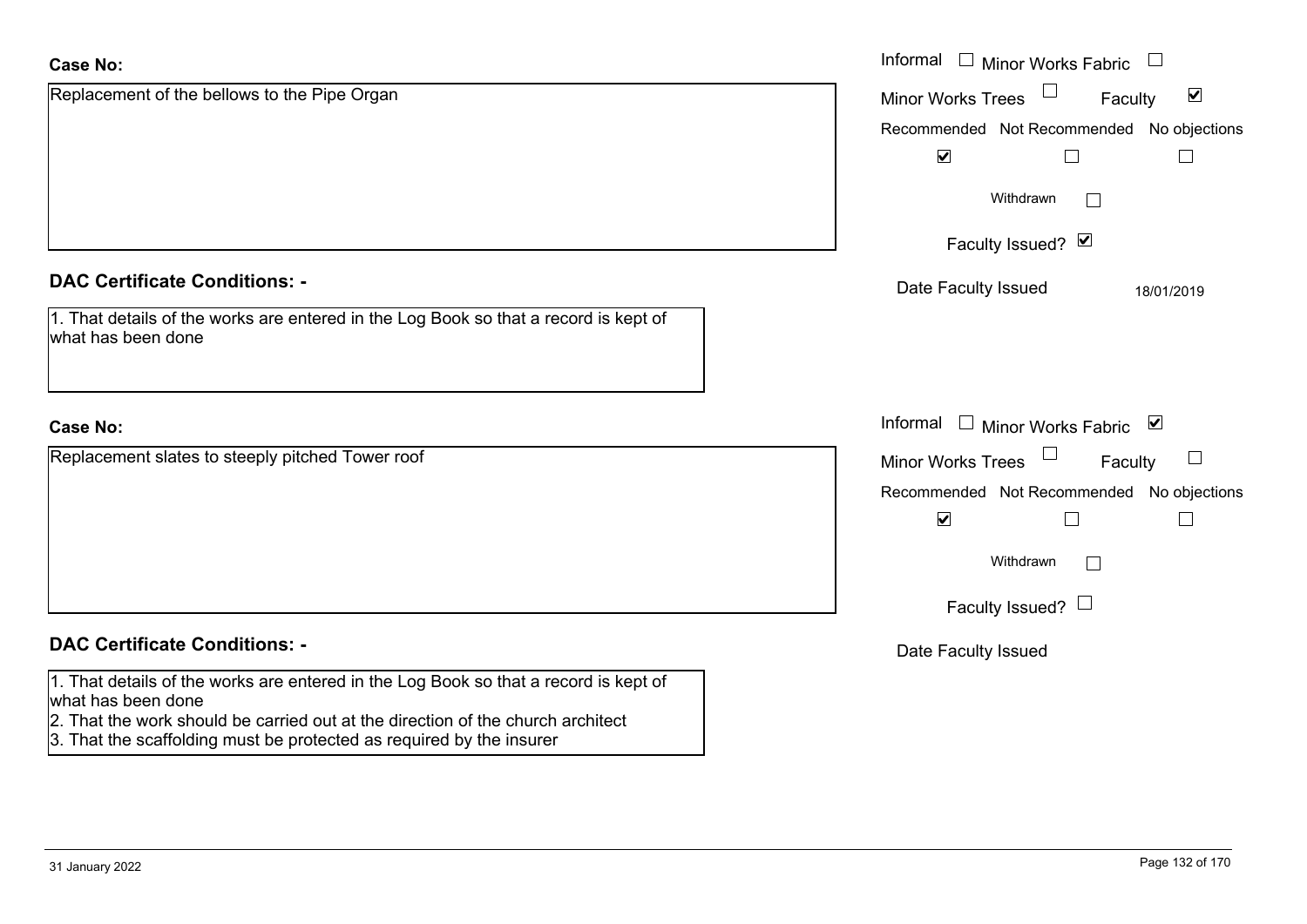**Case No:**

Replacement of the bellows to the Pipe Organ

Informal ☐ Minor Works Fabric ☐
Minor Works Trees ☐ Faculty ☑

| Recommended | Not Recommended | No objections |
| --- | --- | --- |
| ☑ | ☐ | ☐ |

Withdrawn ☐

Faculty Issued? ☑

Date Faculty Issued 18/01/2019

**DAC Certificate Conditions: -**

1. That details of the works are entered in the Log Book so that a record is kept of what has been done

**Case No:**

Replacement slates to steeply pitched Tower roof

Informal ☐ Minor Works Fabric ☑
Minor Works Trees ☐ Faculty ☐

| Recommended | Not Recommended | No objections |
| --- | --- | --- |
| ☑ | ☐ | ☐ |

Withdrawn ☐

Faculty Issued? ☐

Date Faculty Issued

**DAC Certificate Conditions: -**

1. That details of the works are entered in the Log Book so that a record is kept of what has been done
2. That the work should be carried out at the direction of the church architect
3. That the scaffolding must be protected as required by the insurer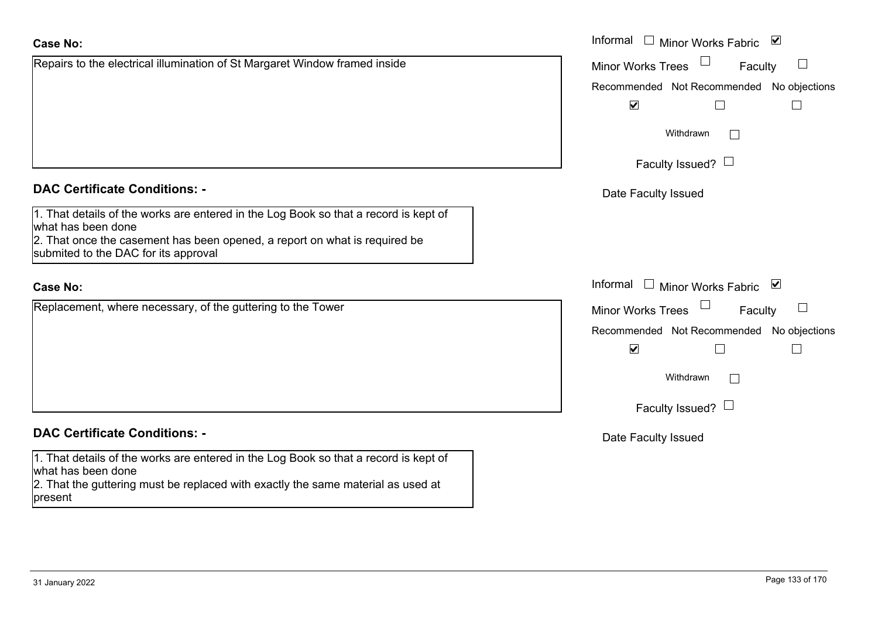**Case No:**

Repairs to the electrical illumination of St Margaret Window framed inside

Informal ☐ Minor Works Fabric ☑
Minor Works Trees ☐ Faculty ☐
Recommended ☑ Not Recommended ☐ No objections ☐
Withdrawn ☐
Faculty Issued? ☐
Date Faculty Issued

**DAC Certificate Conditions: -**

1. That details of the works are entered in the Log Book so that a record is kept of what has been done
2. That once the casement has been opened, a report on what is required be submited to the DAC for its approval

**Case No:**

Replacement, where necessary, of the guttering to the Tower

Informal ☐ Minor Works Fabric ☑
Minor Works Trees ☐ Faculty ☐
Recommended ☑ Not Recommended ☐ No objections ☐
Withdrawn ☐
Faculty Issued? ☐
Date Faculty Issued

**DAC Certificate Conditions: -**

1. That details of the works are entered in the Log Book so that a record is kept of what has been done
2. That the guttering must be replaced with exactly the same material as used at present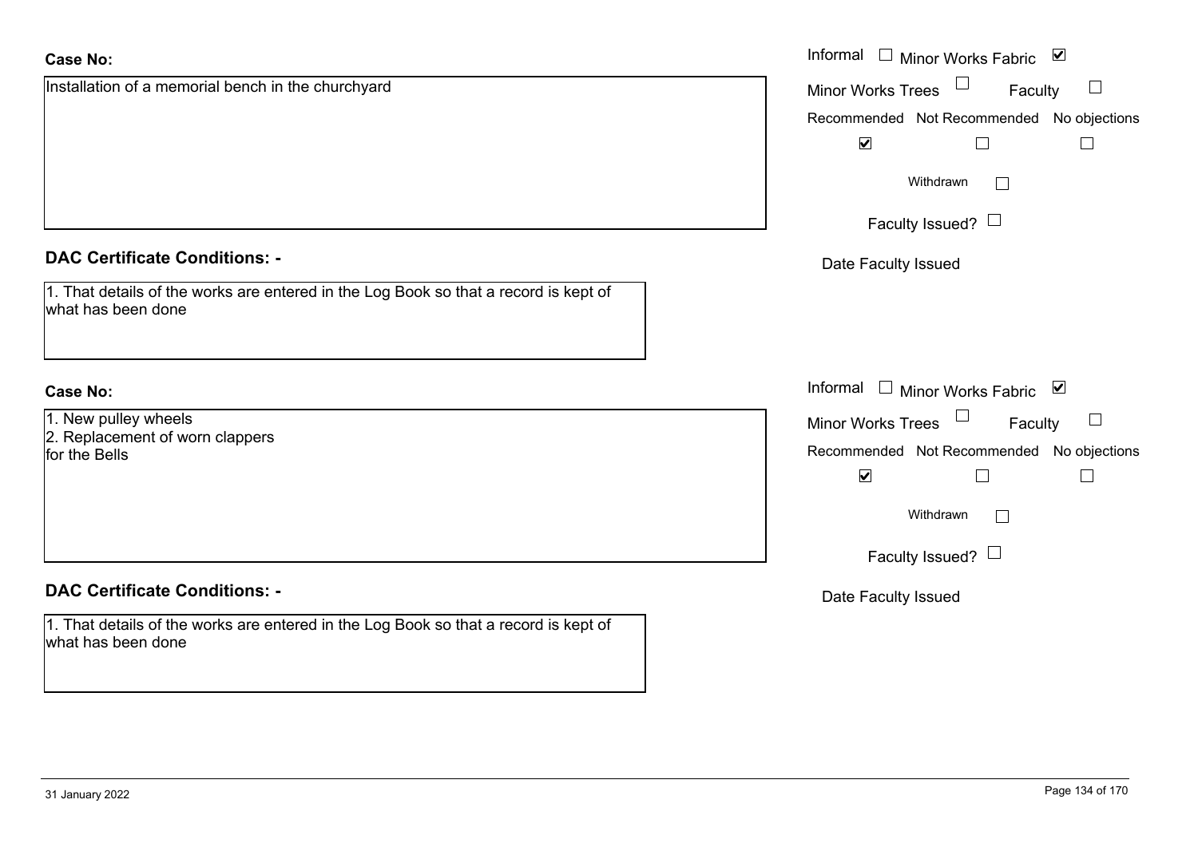**Case No:**

Installation of a memorial bench in the churchyard

Informal ☐ Minor Works Fabric ☑

Minor Works Trees ☐ Faculty ☐

| Recommended | Not Recommended | No objections |
|---|---|---|
| ☑ | ☐ | ☐ |

Withdrawn ☐

Faculty Issued? ☐

Date Faculty Issued

**DAC Certificate Conditions: -**

1. That details of the works are entered in the Log Book so that a record is kept of what has been done

**Case No:**

1. New pulley wheels
2. Replacement of worn clappers

for the Bells

Informal ☐ Minor Works Fabric ☑

Minor Works Trees ☐ Faculty ☐

| Recommended | Not Recommended | No objections |
|---|---|---|
| ☑ | ☐ | ☐ |

Withdrawn ☐

Faculty Issued? ☐

Date Faculty Issued

**DAC Certificate Conditions: -**

1. That details of the works are entered in the Log Book so that a record is kept of what has been done

31 January 2022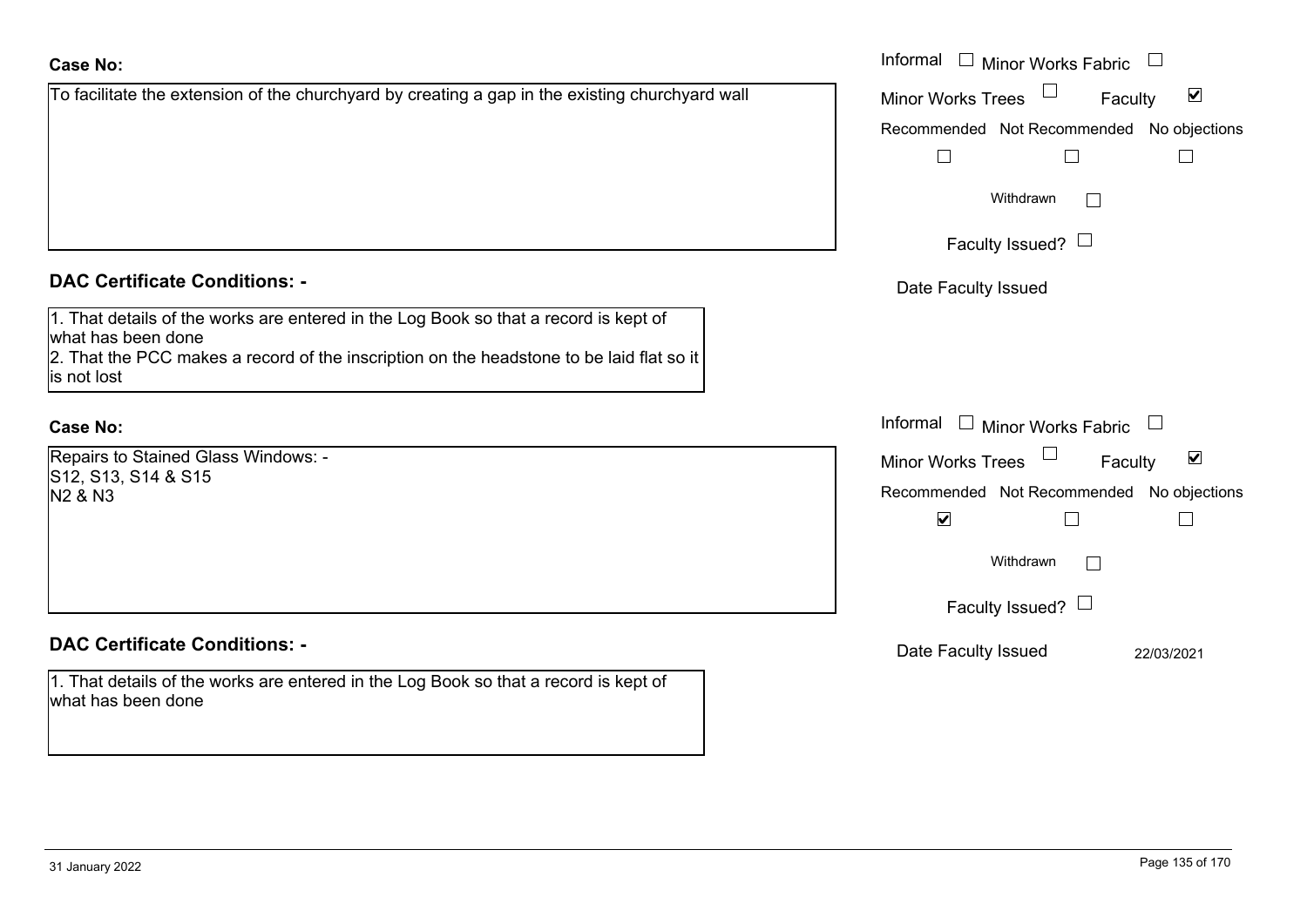**Case No:**

To facilitate the extension of the churchyard by creating a gap in the existing churchyard wall

Informal ☐ Minor Works Fabric ☐
Minor Works Trees ☐ Faculty ☑
Recommended ☐ Not Recommended ☐ No objections ☐
Withdrawn ☐
Faculty Issued? ☐
Date Faculty Issued

**DAC Certificate Conditions: -**

1. That details of the works are entered in the Log Book so that a record is kept of what has been done
2. That the PCC makes a record of the inscription on the headstone to be laid flat so it is not lost

**Case No:**

Repairs to Stained Glass Windows: -
S12, S13, S14 & S15
N2 & N3

Informal ☐ Minor Works Fabric ☐
Minor Works Trees ☐ Faculty ☑
Recommended ☑ Not Recommended ☐ No objections ☐
Withdrawn ☐
Faculty Issued? ☐
Date Faculty Issued 22/03/2021

**DAC Certificate Conditions: -**

1. That details of the works are entered in the Log Book so that a record is kept of what has been done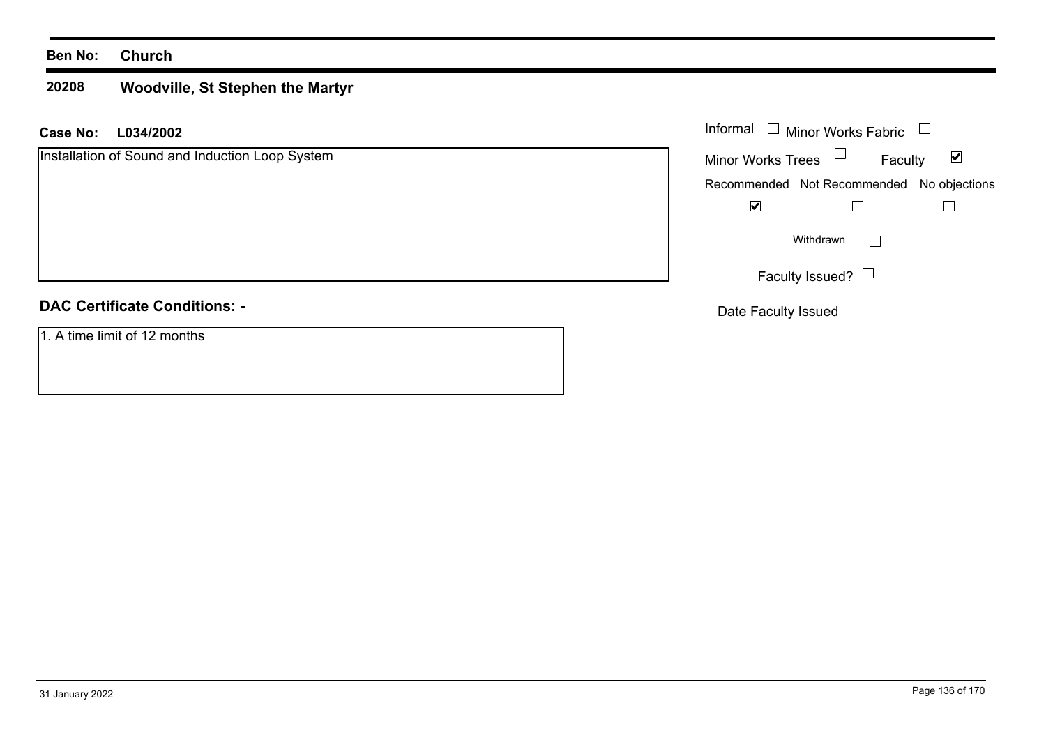**Ben No:** **Church**

**20208** **Woodville, St Stephen the Martyr**

**Case No:** **L034/2002**

Installation of Sound and Induction Loop System

Informal ☐ Minor Works Fabric ☐

Minor Works Trees ☐ Faculty ☑

Recommended ☑ Not Recommended ☐ No objections ☐

Withdrawn ☐

Faculty Issued? ☐

Date Faculty Issued

**DAC Certificate Conditions: -**

1. A time limit of 12 months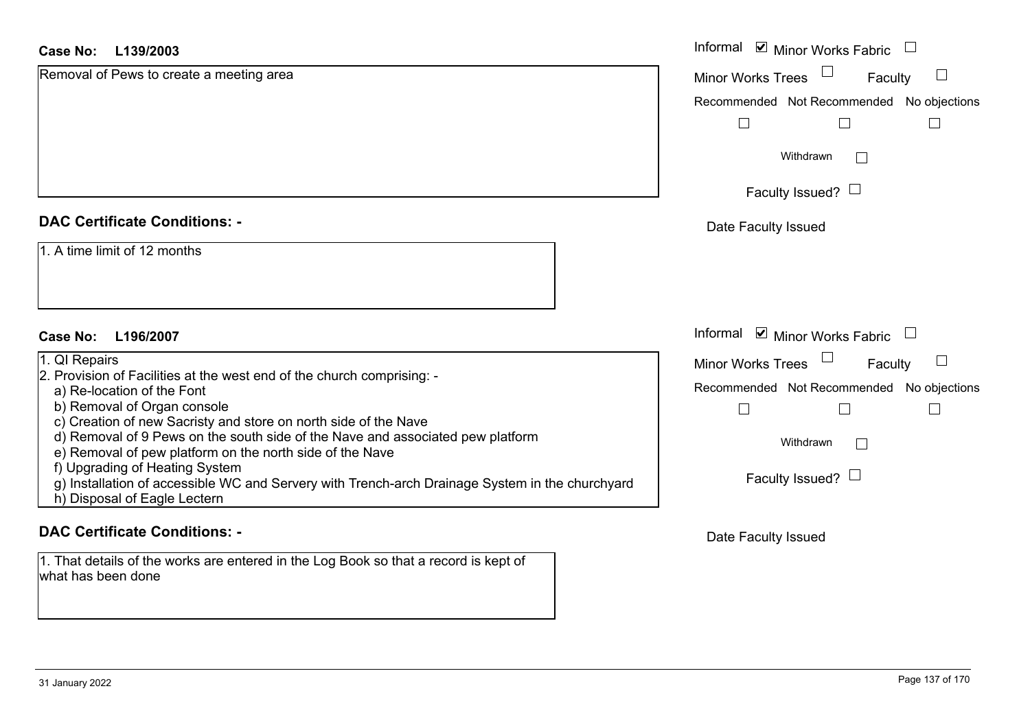**Case No: L139/2003**

Removal of Pews to create a meeting area

Informal ☑ Minor Works Fabric ☐
Minor Works Trees ☐ Faculty ☐
Recommended ☐ Not Recommended ☐ No objections ☐
Withdrawn ☐
Faculty Issued? ☐
Date Faculty Issued

**DAC Certificate Conditions: -**

1. A time limit of 12 months

**Case No: L196/2007**

1. QI Repairs
2. Provision of Facilities at the west end of the church comprising: -
   a) Re-location of the Font
   b) Removal of Organ console
   c) Creation of new Sacristy and store on north side of the Nave
   d) Removal of 9 Pews on the south side of the Nave and associated pew platform
   e) Removal of pew platform on the north side of the Nave
   f) Upgrading of Heating System
   g) Installation of accessible WC and Servery with Trench-arch Drainage System in the churchyard
   h) Disposal of Eagle Lectern

Informal ☑ Minor Works Fabric ☐
Minor Works Trees ☐ Faculty ☐
Recommended ☐ Not Recommended ☐ No objections ☐
Withdrawn ☐
Faculty Issued? ☐
Date Faculty Issued

**DAC Certificate Conditions: -**

1. That details of the works are entered in the Log Book so that a record is kept of what has been done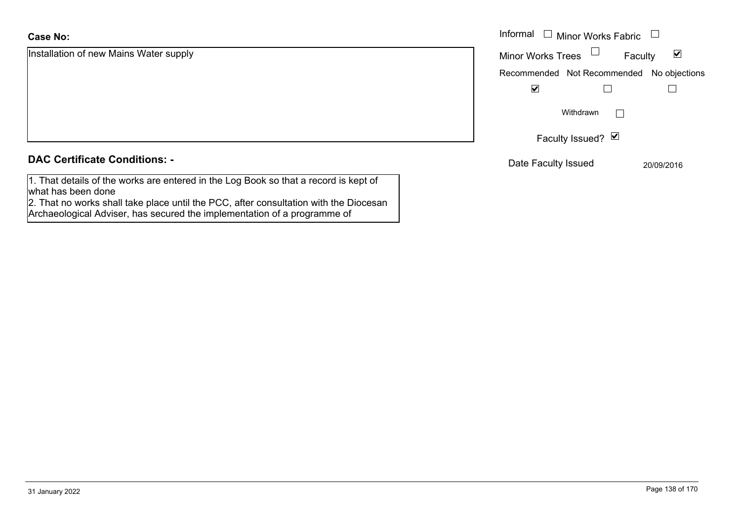**Case No:**

Installation of new Mains Water supply

| Informal ☐ | Minor Works Fabric ☐ | |
|---|---|---|
| Minor Works Trees ☐ | Faculty ☑ | |
| Recommended | Not Recommended | No objections |
| ☑ | ☐ | ☐ |

Withdrawn ☐

Faculty Issued? ☑

Date Faculty Issued 20/09/2016

## DAC Certificate Conditions: -

1. That details of the works are entered in the Log Book so that a record is kept of what has been done
2. That no works shall take place until the PCC, after consultation with the Diocesan Archaeological Adviser, has secured the implementation of a programme of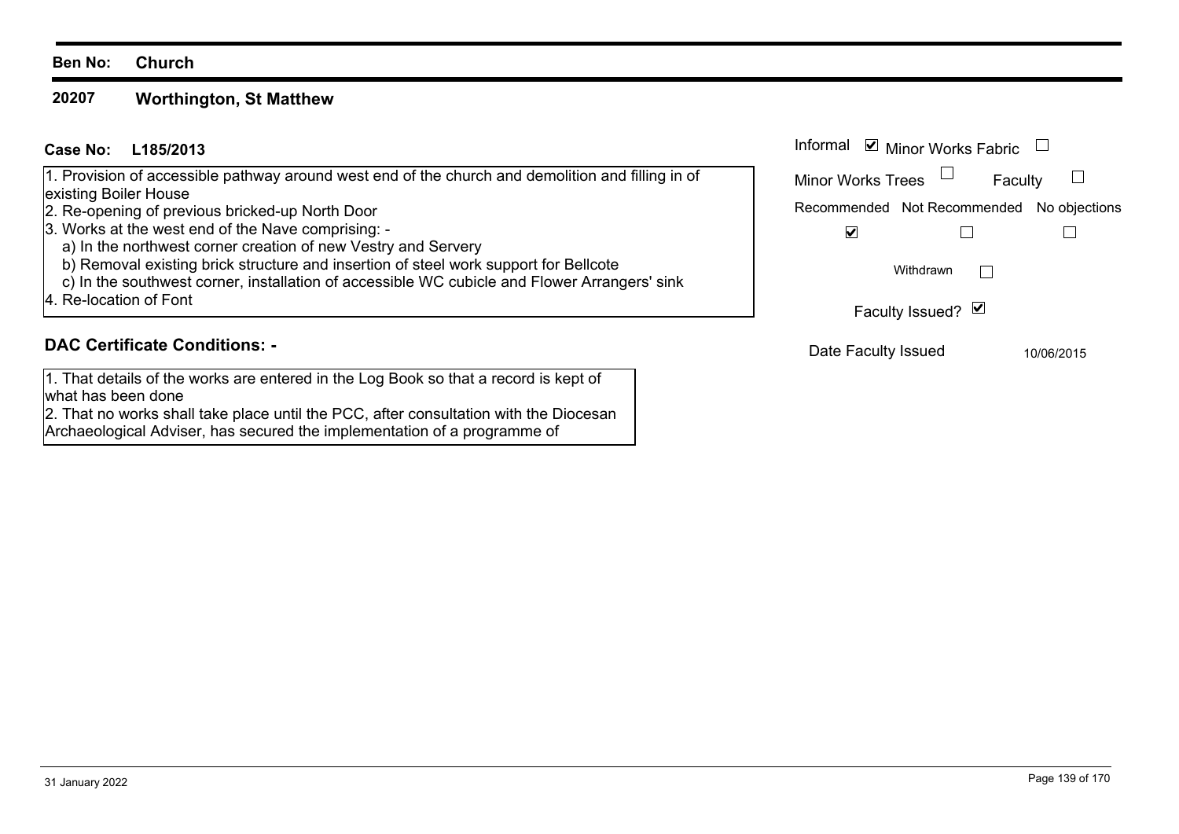**Ben No:** **Church**

## 20207 Worthington, St Matthew

**Case No:** **L185/2013**

1. Provision of accessible pathway around west end of the church and demolition and filling in of existing Boiler House
2. Re-opening of previous bricked-up North Door
3. Works at the west end of the Nave comprising: -
   a) In the northwest corner creation of new Vestry and Servery
   b) Removal existing brick structure and insertion of steel work support for Bellcote
   c) In the southwest corner, installation of accessible WC cubicle and Flower Arrangers' sink
4. Re-location of Font

Informal ☑ Minor Works Fabric ☐

Minor Works Trees ☐ Faculty ☐

| Recommended | Not Recommended | No objections |
|---|---|---|
| ☑ | ☐ | ☐ |

Withdrawn ☐

Faculty Issued? ☑

Date Faculty Issued 10/06/2015

### DAC Certificate Conditions: -

1. That details of the works are entered in the Log Book so that a record is kept of what has been done
2. That no works shall take place until the PCC, after consultation with the Diocesan Archaeological Adviser, has secured the implementation of a programme of

31 January 2022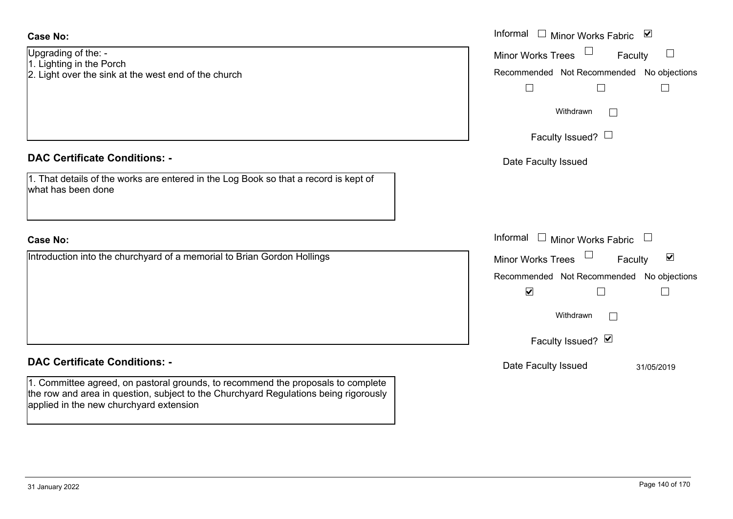**Case No:**

Upgrading of the: -
1. Lighting in the Porch
2. Light over the sink at the west end of the church

Informal ☐ Minor Works Fabric ☑
Minor Works Trees ☐ Faculty ☐
Recommended ☐ Not Recommended ☐ No objections ☐
Withdrawn ☐
Faculty Issued? ☐
Date Faculty Issued

**DAC Certificate Conditions: -**

1. That details of the works are entered in the Log Book so that a record is kept of what has been done

**Case No:**

Introduction into the churchyard of a memorial to Brian Gordon Hollings

Informal ☐ Minor Works Fabric ☐
Minor Works Trees ☐ Faculty ☑
Recommended ☑ Not Recommended ☐ No objections ☐
Withdrawn ☐
Faculty Issued? ☑
Date Faculty Issued 31/05/2019

**DAC Certificate Conditions: -**

1. Committee agreed, on pastoral grounds, to recommend the proposals to complete the row and area in question, subject to the Churchyard Regulations being rigorously applied in the new churchyard extension

31 January 2022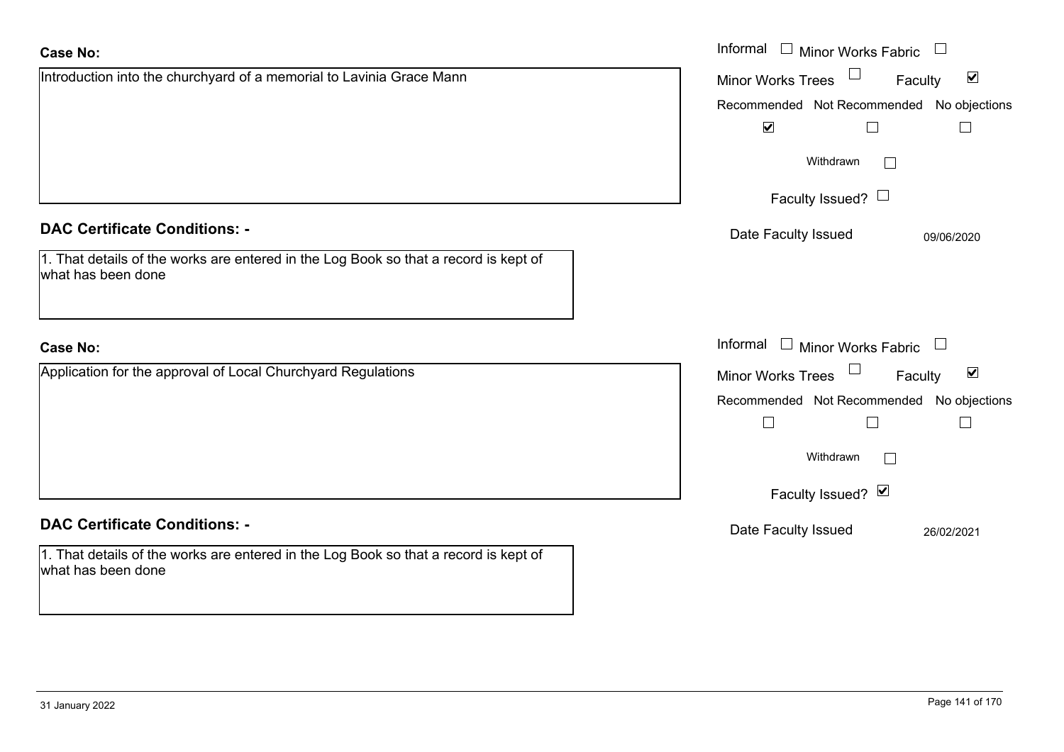**Case No:**

Introduction into the churchyard of a memorial to Lavinia Grace Mann

Informal ☐ Minor Works Fabric ☐
Minor Works Trees ☐ Faculty ☑

| Recommended | Not Recommended | No objections |
|---|---|---|
| ☑ | ☐ | ☐ |

Withdrawn ☐

Faculty Issued? ☐

Date Faculty Issued 09/06/2020

**DAC Certificate Conditions: -**

1. That details of the works are entered in the Log Book so that a record is kept of what has been done

**Case No:**

Application for the approval of Local Churchyard Regulations

Informal ☐ Minor Works Fabric ☐
Minor Works Trees ☐ Faculty ☑

| Recommended | Not Recommended | No objections |
|---|---|---|
| ☐ | ☐ | ☐ |

Withdrawn ☐

Faculty Issued? ☑

Date Faculty Issued 26/02/2021

**DAC Certificate Conditions: -**

1. That details of the works are entered in the Log Book so that a record is kept of what has been done

31 January 2022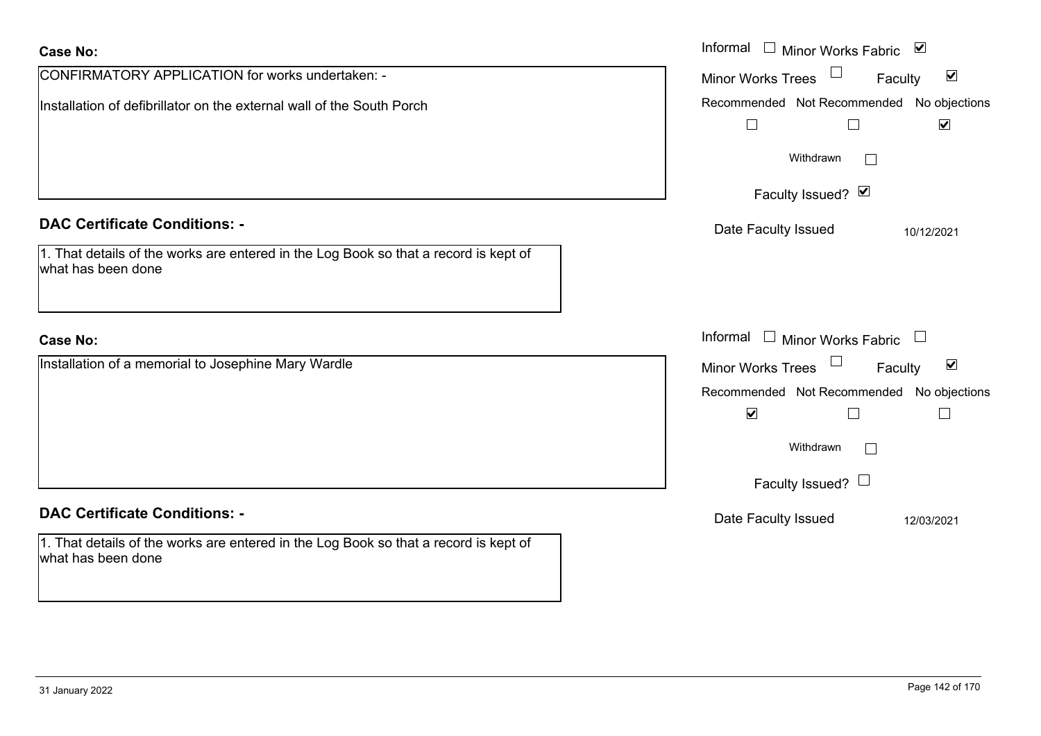**Case No:**

CONFIRMATORY APPLICATION for works undertaken: -

Installation of defibrillator on the external wall of the South Porch

Informal ☐ Minor Works Fabric ☑

Minor Works Trees ☐ Faculty ☑

Recommended ☐ Not Recommended ☐ No objections ☑

Withdrawn ☐

Faculty Issued? ☑

Date Faculty Issued 10/12/2021

**DAC Certificate Conditions: -**

1. That details of the works are entered in the Log Book so that a record is kept of what has been done

**Case No:**

Installation of a memorial to Josephine Mary Wardle

Informal ☐ Minor Works Fabric ☐

Minor Works Trees ☐ Faculty ☑

Recommended ☑ Not Recommended ☐ No objections ☐

Withdrawn ☐

Faculty Issued? ☐

Date Faculty Issued 12/03/2021

**DAC Certificate Conditions: -**

1. That details of the works are entered in the Log Book so that a record is kept of what has been done

31 January 2022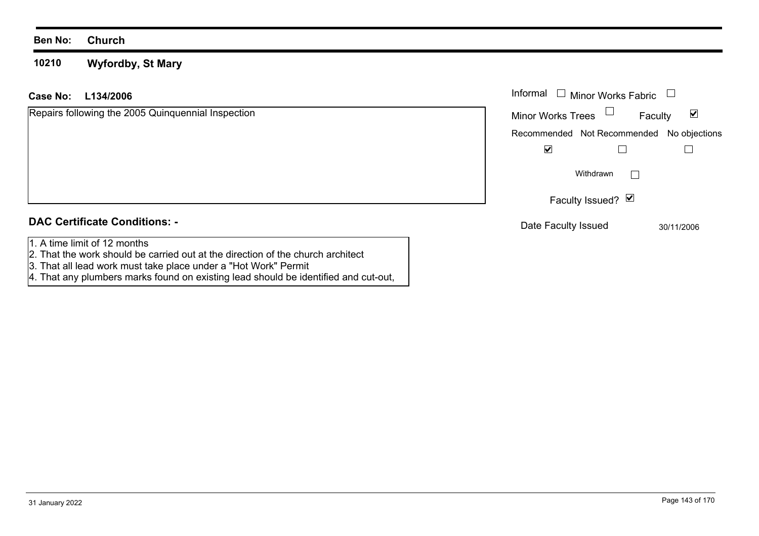**Ben No:** **Church**

**10210** **Wyfordby, St Mary**

**Case No:** **L134/2006**

Repairs following the 2005 Quinquennial Inspection

Informal ☐ Minor Works Fabric ☐

Minor Works Trees ☐ Faculty ☑

| Recommended | Not Recommended | No objections |
|---|---|---|
| ☑ | ☐ | ☐ |

Withdrawn ☐

Faculty Issued? ☑

Date Faculty Issued 30/11/2006

## DAC Certificate Conditions: -

1. A time limit of 12 months
2. That the work should be carried out at the direction of the church architect
3. That all lead work must take place under a "Hot Work" Permit
4. That any plumbers marks found on existing lead should be identified and cut-out,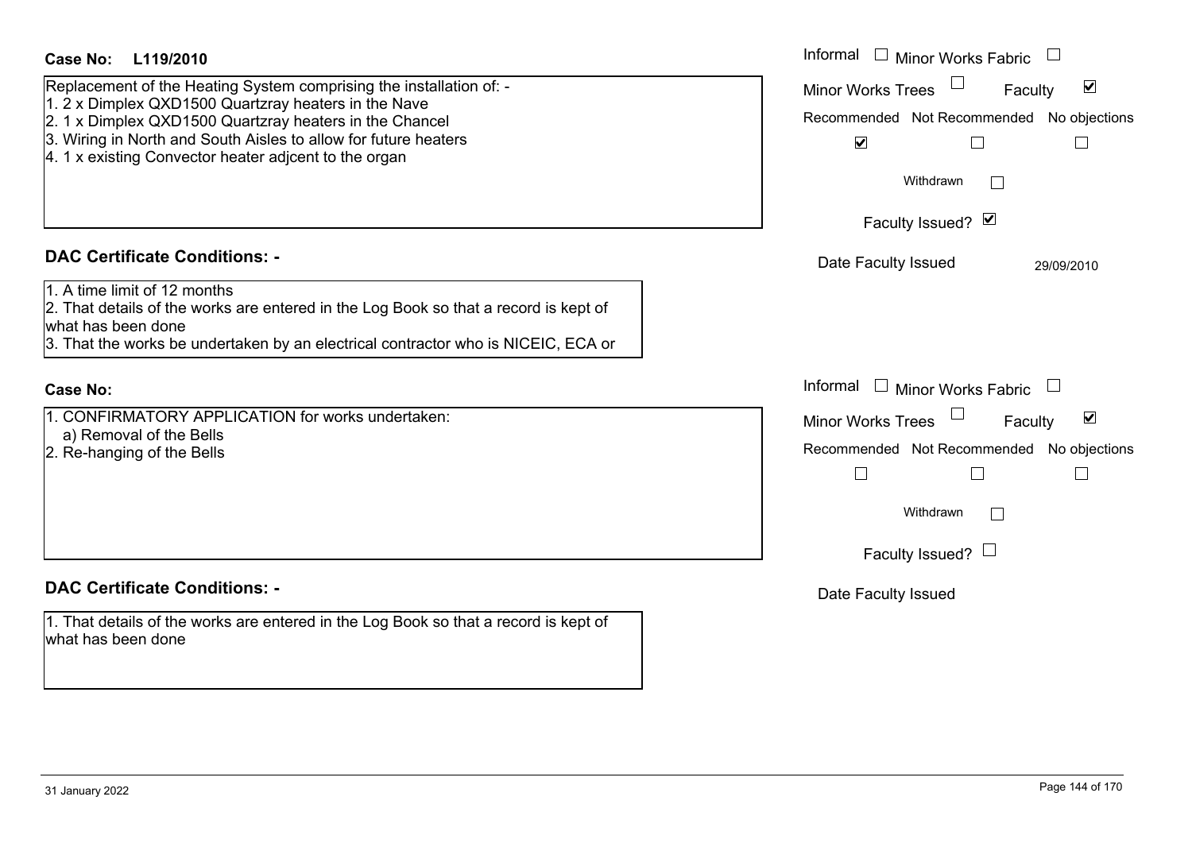**Case No: L119/2010**

Replacement of the Heating System comprising the installation of: -
1. 2 x Dimplex QXD1500 Quartzray heaters in the Nave
2. 1 x Dimplex QXD1500 Quartzray heaters in the Chancel
3. Wiring in North and South Aisles to allow for future heaters
4. 1 x existing Convector heater adjcent to the organ

Informal ☐ Minor Works Fabric ☐
Minor Works Trees ☐ Faculty ☑
Recommended ☑ Not Recommended ☐ No objections ☐
Withdrawn ☐
Faculty Issued? ☑
Date Faculty Issued 29/09/2010

## DAC Certificate Conditions: -

1. A time limit of 12 months
2. That details of the works are entered in the Log Book so that a record is kept of what has been done
3. That the works be undertaken by an electrical contractor who is NICEIC, ECA or

**Case No:**

1. CONFIRMATORY APPLICATION for works undertaken:
   a) Removal of the Bells
2. Re-hanging of the Bells

Informal ☐ Minor Works Fabric ☐
Minor Works Trees ☐ Faculty ☑
Recommended ☐ Not Recommended ☐ No objections ☐
Withdrawn ☐
Faculty Issued? ☐
Date Faculty Issued

## DAC Certificate Conditions: -

1. That details of the works are entered in the Log Book so that a record is kept of what has been done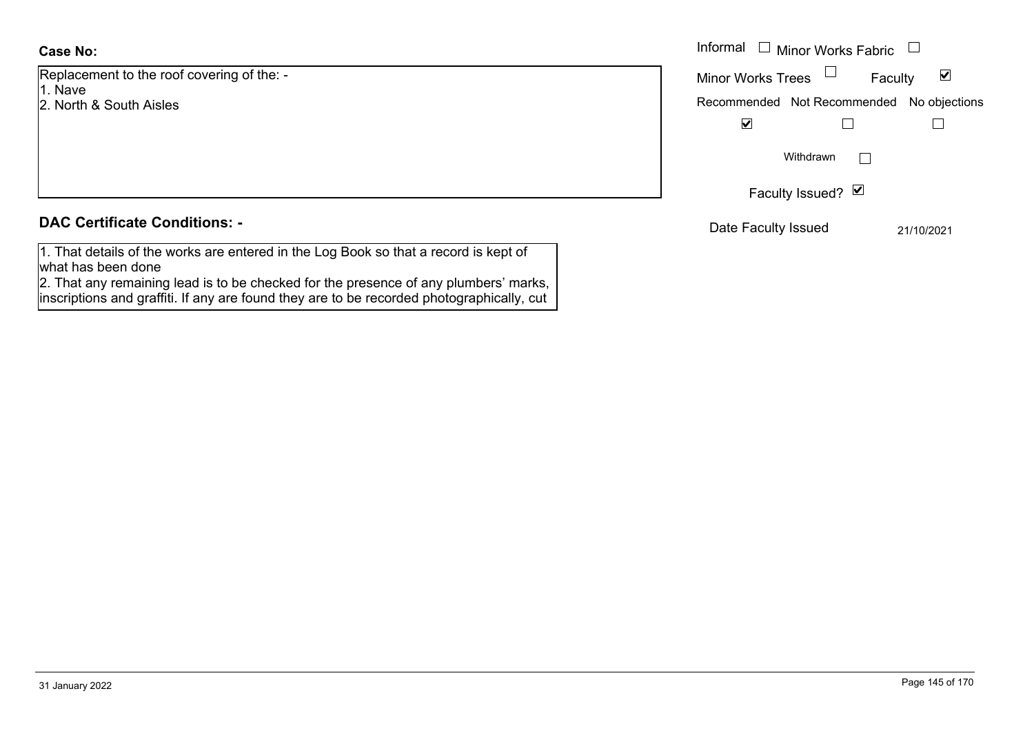**Case No:**

Replacement to the roof covering of the: -
1. Nave
2. North & South Aisles

Informal ☐ Minor Works Fabric ☐

Minor Works Trees ☐ Faculty ☑

| Recommended | Not Recommended | No objections |
|---|---|---|
| ☑ | ☐ | ☐ |

Withdrawn ☐

Faculty Issued? ☑

Date Faculty Issued 21/10/2021

## DAC Certificate Conditions: -

1. That details of the works are entered in the Log Book so that a record is kept of what has been done
2. That any remaining lead is to be checked for the presence of any plumbers' marks, inscriptions and graffiti. If any are found they are to be recorded photographically, cut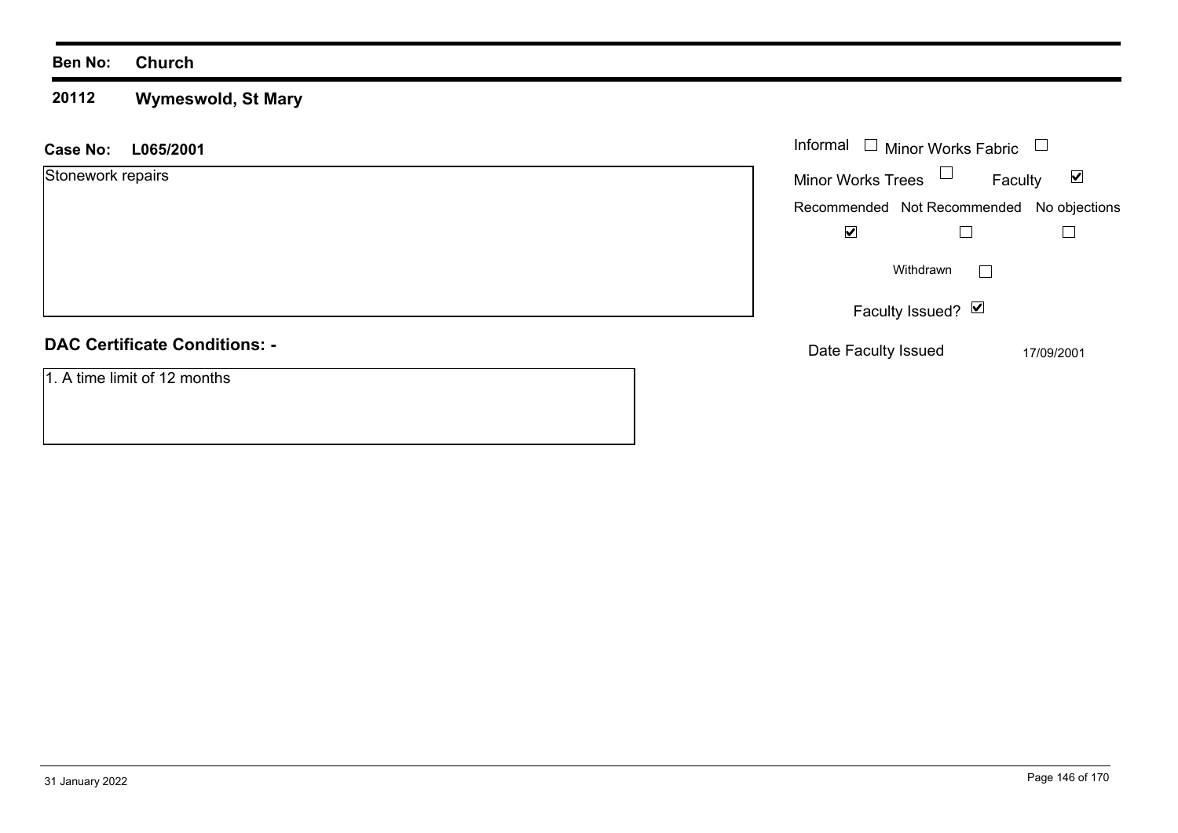**Ben No:** **Church**

**20112** **Wymeswold, St Mary**

**Case No:** **L065/2001**

Stonework repairs

| | |
|---|---|
| Informal | ☐ |
| Minor Works Fabric | ☐ |
| Minor Works Trees | ☐ |
| Faculty | ☑ |

| Recommended | Not Recommended | No objections |
|---|---|---|
| ☑ | ☐ | ☐ |

Withdrawn ☐

Faculty Issued? ☑

Date Faculty Issued: 17/09/2001

**DAC Certificate Conditions: -**

1. A time limit of 12 months

31 January 2022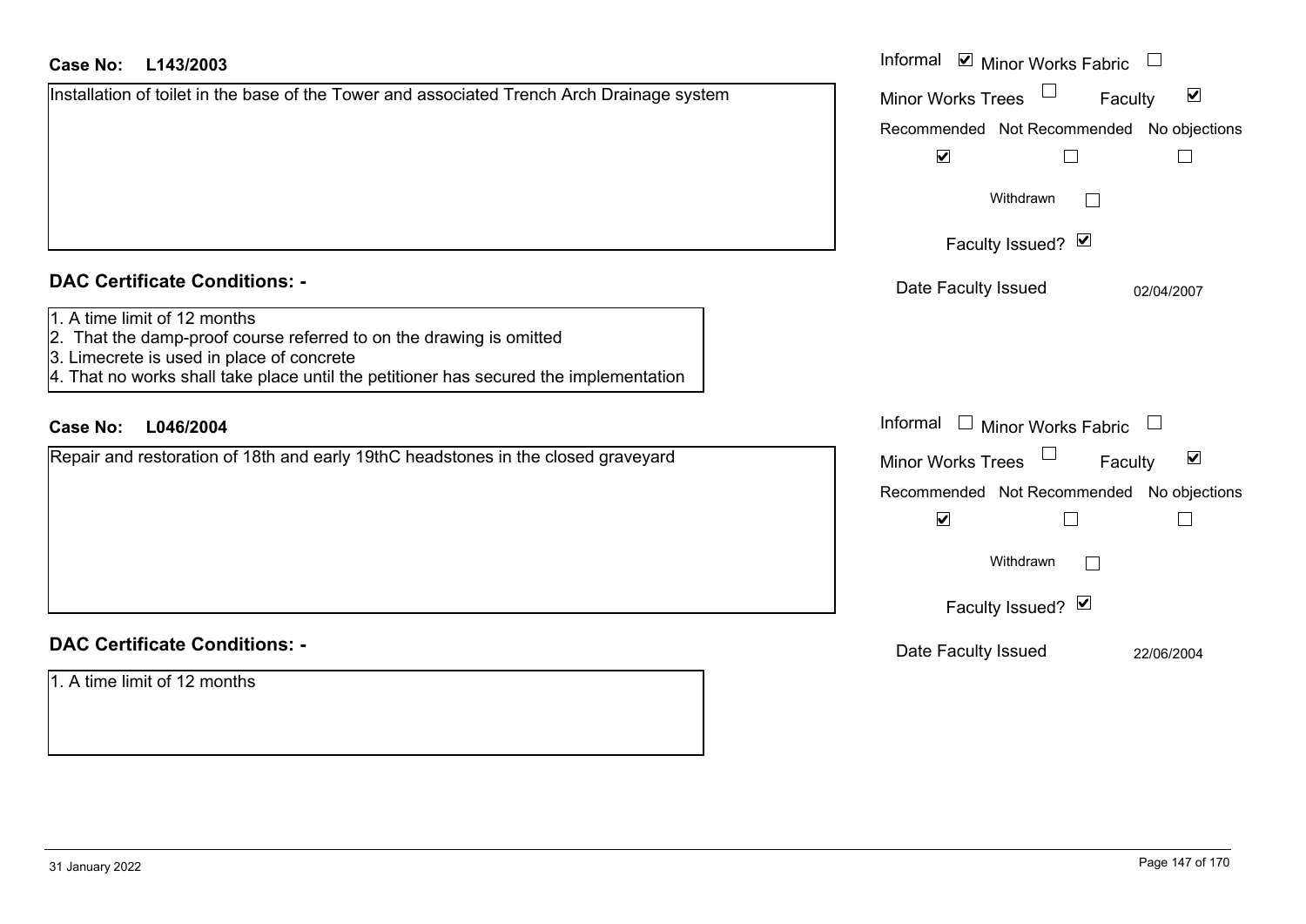**Case No:** **L143/2003**

Installation of toilet in the base of the Tower and associated Trench Arch Drainage system

Informal ☑ Minor Works Fabric ☐

Minor Works Trees ☐ Faculty ☑

Recommended ☑ Not Recommended ☐ No objections ☐

Withdrawn ☐

Faculty Issued? ☑

Date Faculty Issued 02/04/2007

## DAC Certificate Conditions: -

1. A time limit of 12 months
2. That the damp-proof course referred to on the drawing is omitted
3. Limecrete is used in place of concrete
4. That no works shall take place until the petitioner has secured the implementation

**Case No:** **L046/2004**

Repair and restoration of 18th and early 19thC headstones in the closed graveyard

Informal ☐ Minor Works Fabric ☐

Minor Works Trees ☐ Faculty ☑

Recommended ☑ Not Recommended ☐ No objections ☐

Withdrawn ☐

Faculty Issued? ☑

Date Faculty Issued 22/06/2004

## DAC Certificate Conditions: -

1. A time limit of 12 months

31 January 2022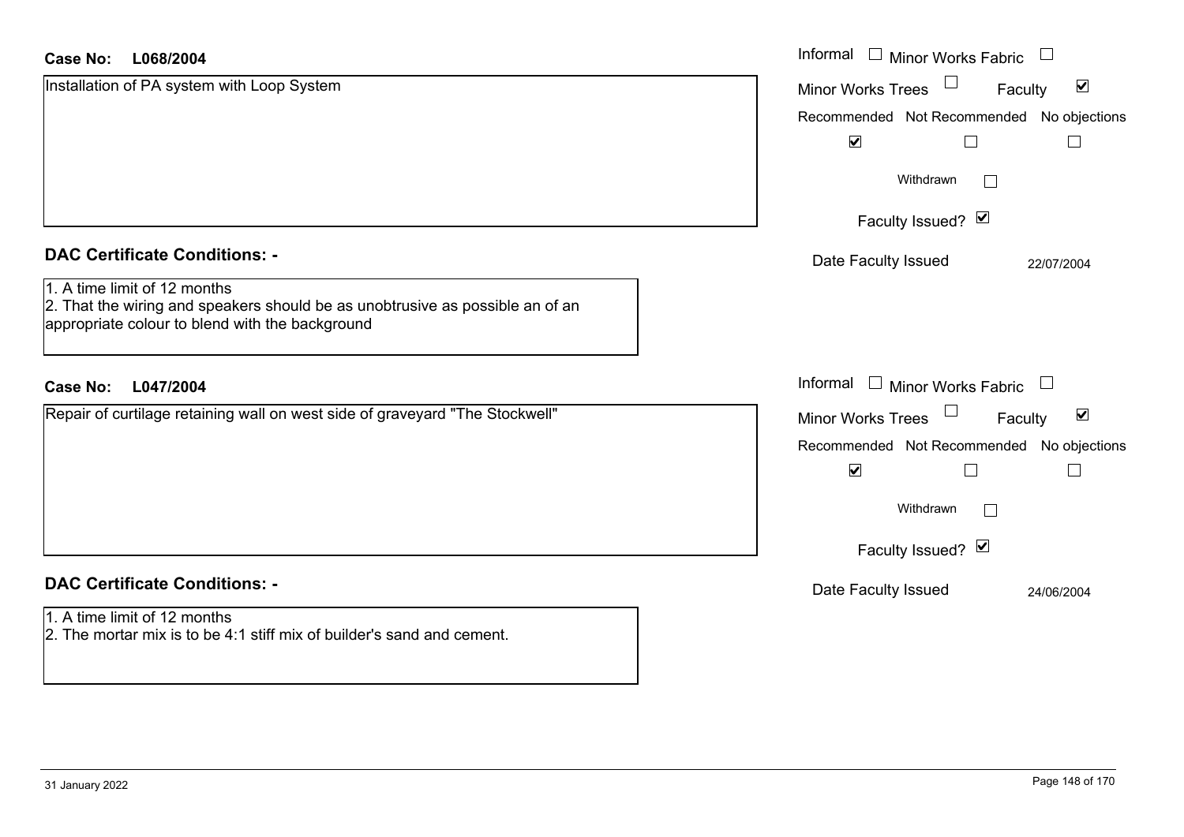**Case No: L068/2004**

Installation of PA system with Loop System

Informal ☐ Minor Works Fabric ☐
Minor Works Trees ☐ Faculty ☑

| Recommended | Not Recommended | No objections |
|---|---|---|
| ☑ | ☐ | ☐ |

Withdrawn ☐

Faculty Issued? ☑

Date Faculty Issued 22/07/2004

## DAC Certificate Conditions: -

1. A time limit of 12 months
2. That the wiring and speakers should be as unobtrusive as possible an of an appropriate colour to blend with the background

**Case No: L047/2004**

Repair of curtilage retaining wall on west side of graveyard "The Stockwell"

Informal ☐ Minor Works Fabric ☐
Minor Works Trees ☐ Faculty ☑

| Recommended | Not Recommended | No objections |
|---|---|---|
| ☑ | ☐ | ☐ |

Withdrawn ☐

Faculty Issued? ☑

Date Faculty Issued 24/06/2004

## DAC Certificate Conditions: -

1. A time limit of 12 months
2. The mortar mix is to be 4:1 stiff mix of builder's sand and cement.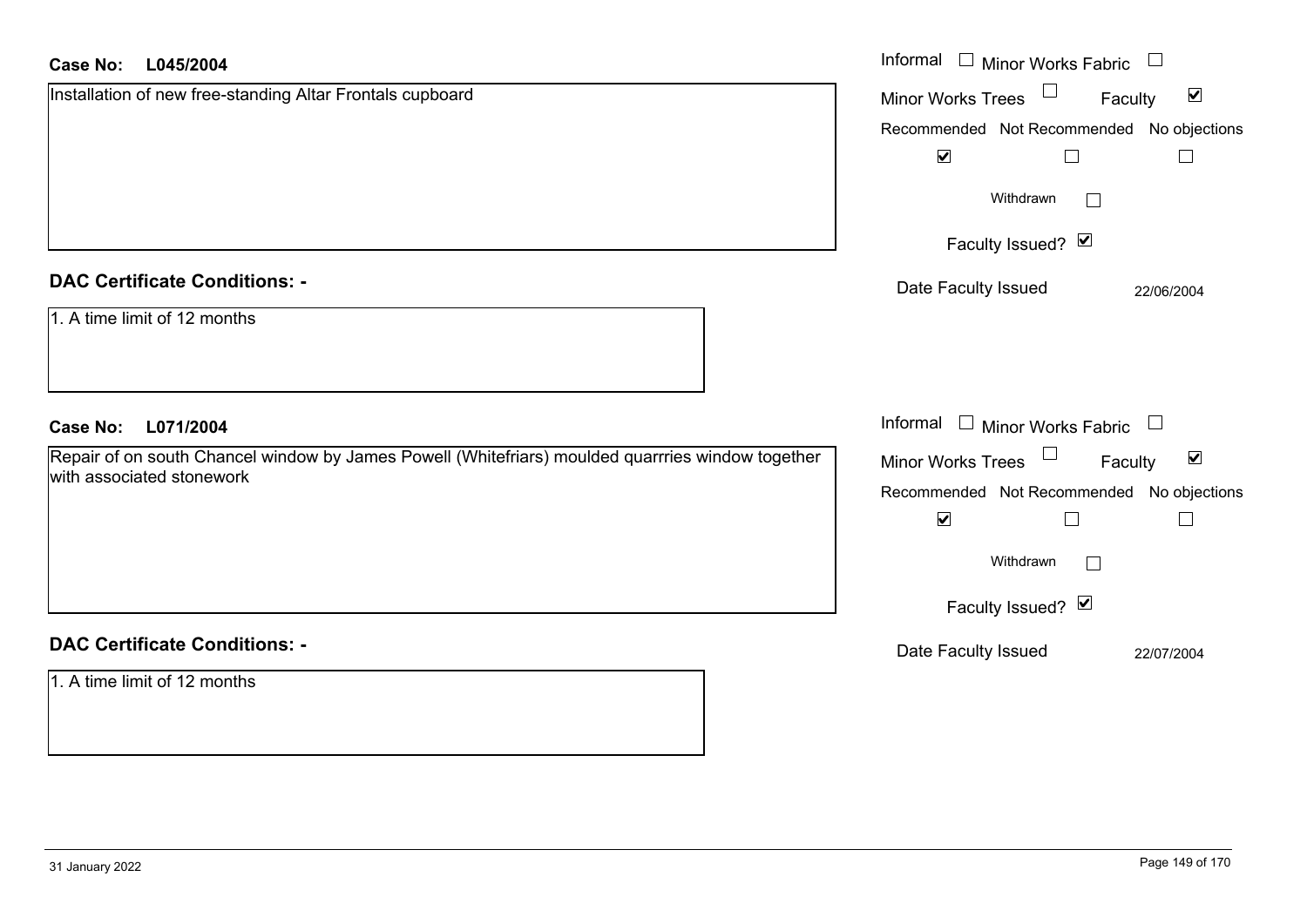**Case No: L045/2004**

Installation of new free-standing Altar Frontals cupboard

Informal ☐ Minor Works Fabric ☐
Minor Works Trees ☐ Faculty ☑
Recommended ☑ Not Recommended ☐ No objections ☐
Withdrawn ☐
Faculty Issued? ☑
Date Faculty Issued 22/06/2004

**DAC Certificate Conditions: -**

1. A time limit of 12 months

**Case No: L071/2004**

Repair of on south Chancel window by James Powell (Whitefriars) moulded quarrries window together with associated stonework

Informal ☐ Minor Works Fabric ☐
Minor Works Trees ☐ Faculty ☑
Recommended ☑ Not Recommended ☐ No objections ☐
Withdrawn ☐
Faculty Issued? ☑
Date Faculty Issued 22/07/2004

**DAC Certificate Conditions: -**

1. A time limit of 12 months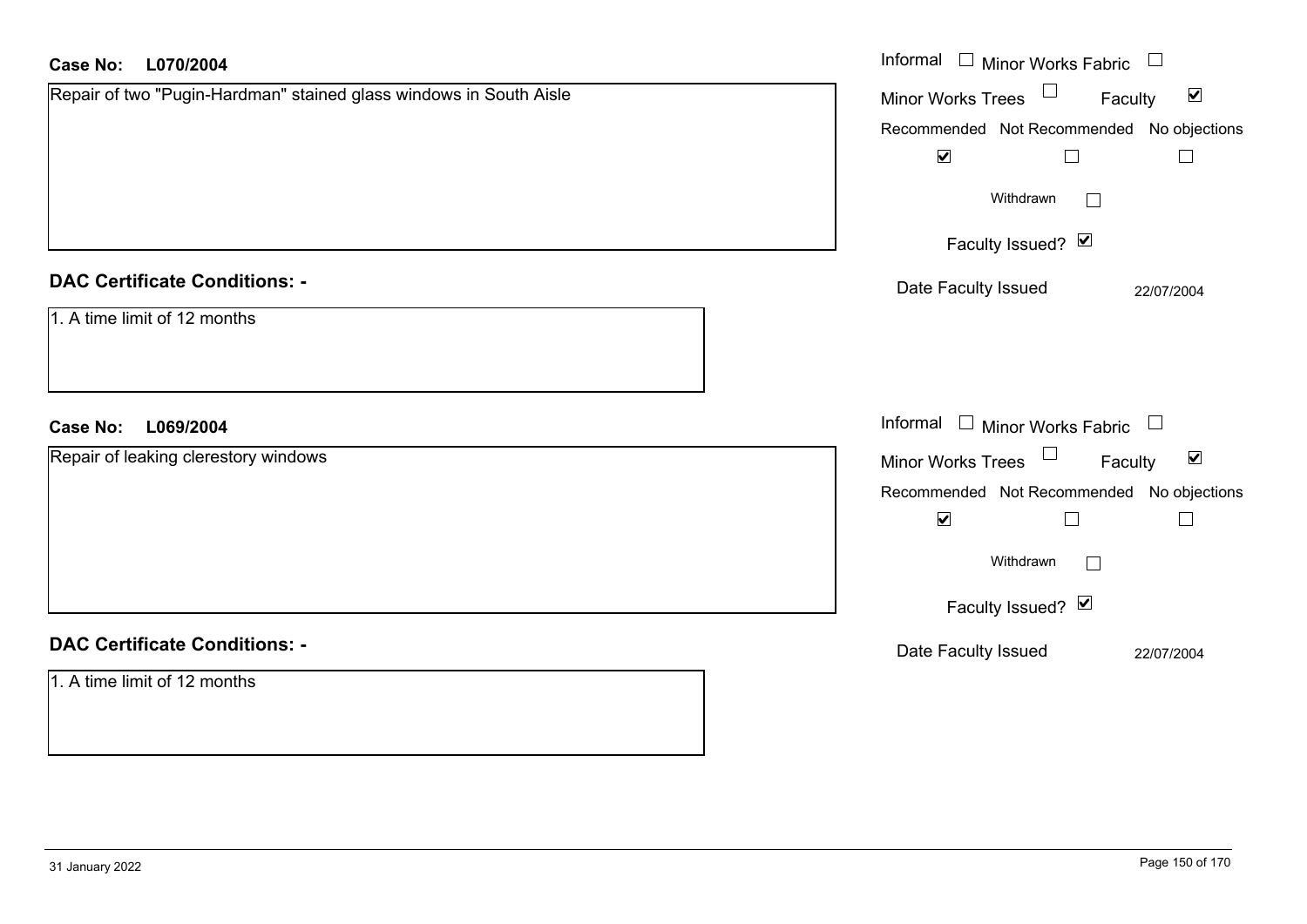**Case No: L070/2004**

Repair of two "Pugin-Hardman" stained glass windows in South Aisle

Informal ☐ Minor Works Fabric ☐

Minor Works Trees ☐ Faculty ☑

Recommended ☑ Not Recommended ☐ No objections ☐

Withdrawn ☐

Faculty Issued? ☑

Date Faculty Issued 22/07/2004

**DAC Certificate Conditions: -**

1. A time limit of 12 months

**Case No: L069/2004**

Repair of leaking clerestory windows

Informal ☐ Minor Works Fabric ☐

Minor Works Trees ☐ Faculty ☑

Recommended ☑ Not Recommended ☐ No objections ☐

Withdrawn ☐

Faculty Issued? ☑

Date Faculty Issued 22/07/2004

**DAC Certificate Conditions: -**

1. A time limit of 12 months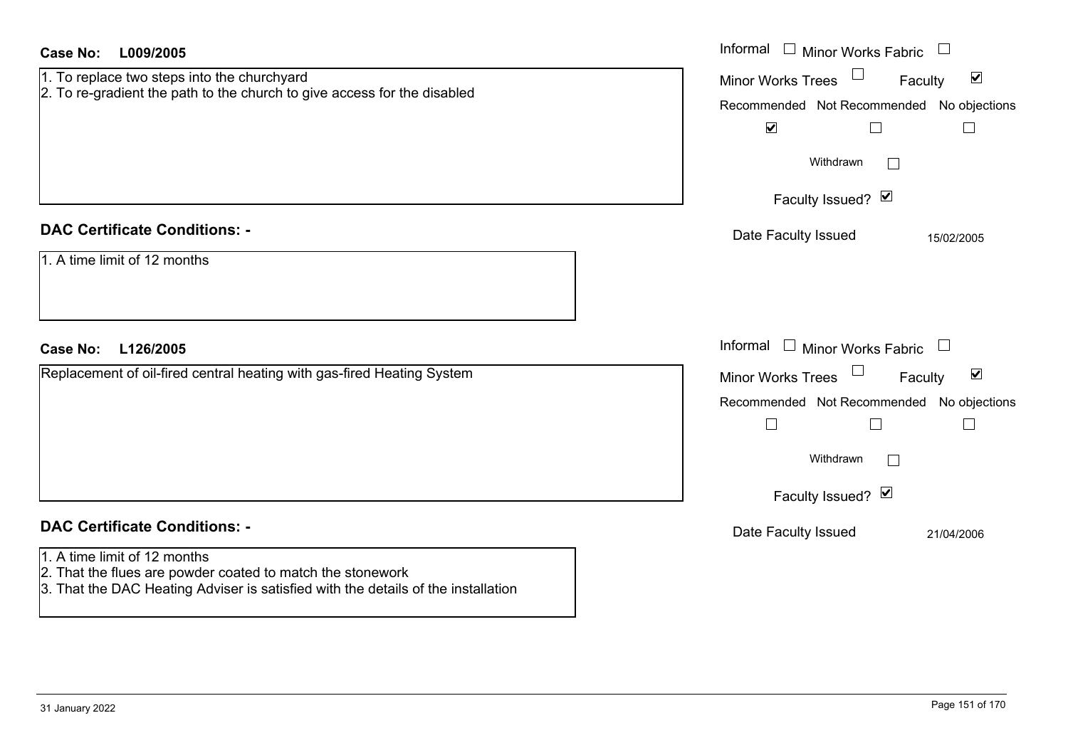**Case No:** **L009/2005**

1. To replace two steps into the churchyard
2. To re-gradient the path to the church to give access for the disabled

Informal ☐ Minor Works Fabric ☐
Minor Works Trees ☐ Faculty ☑

| Recommended | Not Recommended | No objections |
|---|---|---|
| ☑ | ☐ | ☐ |

Withdrawn ☐

Faculty Issued? ☑

Date Faculty Issued 15/02/2005

## DAC Certificate Conditions: -

1. A time limit of 12 months

**Case No:** **L126/2005**

Replacement of oil-fired central heating with gas-fired Heating System

Informal ☐ Minor Works Fabric ☐
Minor Works Trees ☐ Faculty ☑

| Recommended | Not Recommended | No objections |
|---|---|---|
| ☐ | ☐ | ☐ |

Withdrawn ☐

Faculty Issued? ☑

Date Faculty Issued 21/04/2006

## DAC Certificate Conditions: -

1. A time limit of 12 months
2. That the flues are powder coated to match the stonework
3. That the DAC Heating Adviser is satisfied with the details of the installation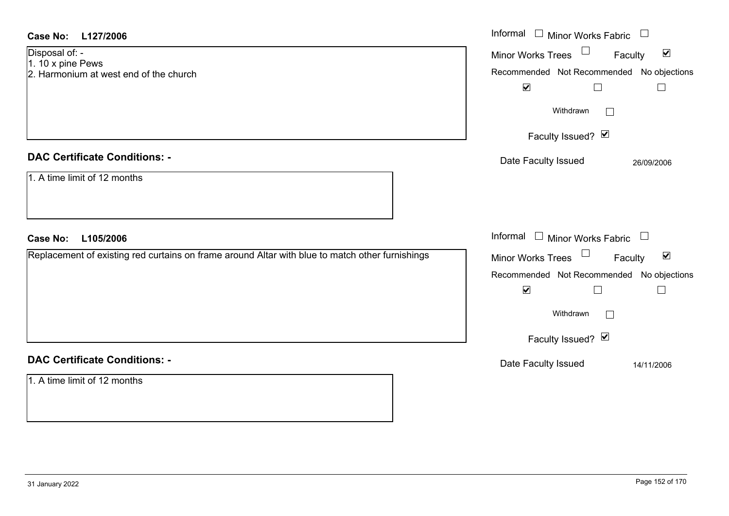**Case No:** **L127/2006**

Disposal of: -
1. 10 x pine Pews
2. Harmonium at west end of the church

Informal ☐ Minor Works Fabric ☐
Minor Works Trees ☐ Faculty ☑

| Recommended | Not Recommended | No objections |
|---|---|---|
| ☑ | ☐ | ☐ |

Withdrawn ☐

Faculty Issued? ☑

Date Faculty Issued: 26/09/2006

## DAC Certificate Conditions: -

1. A time limit of 12 months

**Case No:** **L105/2006**

Replacement of existing red curtains on frame around Altar with blue to match other furnishings

Informal ☐ Minor Works Fabric ☐
Minor Works Trees ☐ Faculty ☑

| Recommended | Not Recommended | No objections |
|---|---|---|
| ☑ | ☐ | ☐ |

Withdrawn ☐

Faculty Issued? ☑

Date Faculty Issued: 14/11/2006

## DAC Certificate Conditions: -

1. A time limit of 12 months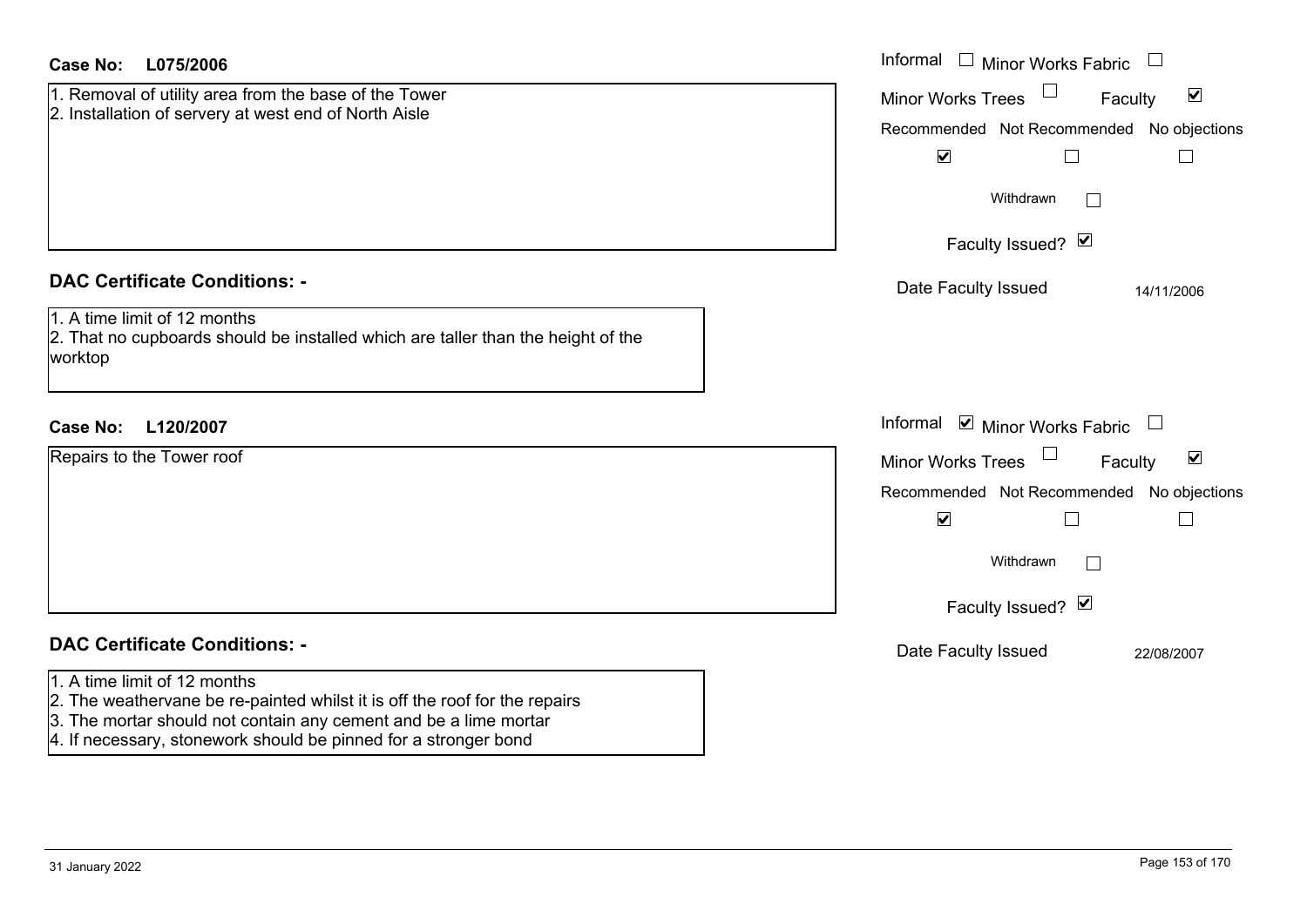**Case No: L075/2006**

Informal ☐ Minor Works Fabric ☐
Minor Works Trees ☐ Faculty ☑

Recommended ☑ Not Recommended ☐ No objections ☐

Withdrawn ☐

Faculty Issued? ☑

Date Faculty Issued 14/11/2006

1. Removal of utility area from the base of the Tower
2. Installation of servery at west end of North Aisle

## DAC Certificate Conditions: -

1. A time limit of 12 months
2. That no cupboards should be installed which are taller than the height of the worktop

**Case No: L120/2007**

Informal ☑ Minor Works Fabric ☐
Minor Works Trees ☐ Faculty ☑

Recommended ☑ Not Recommended ☐ No objections ☐

Withdrawn ☐

Faculty Issued? ☑

Date Faculty Issued 22/08/2007

Repairs to the Tower roof

## DAC Certificate Conditions: -

1. A time limit of 12 months
2. The weathervane be re-painted whilst it is off the roof for the repairs
3. The mortar should not contain any cement and be a lime mortar
4. If necessary, stonework should be pinned for a stronger bond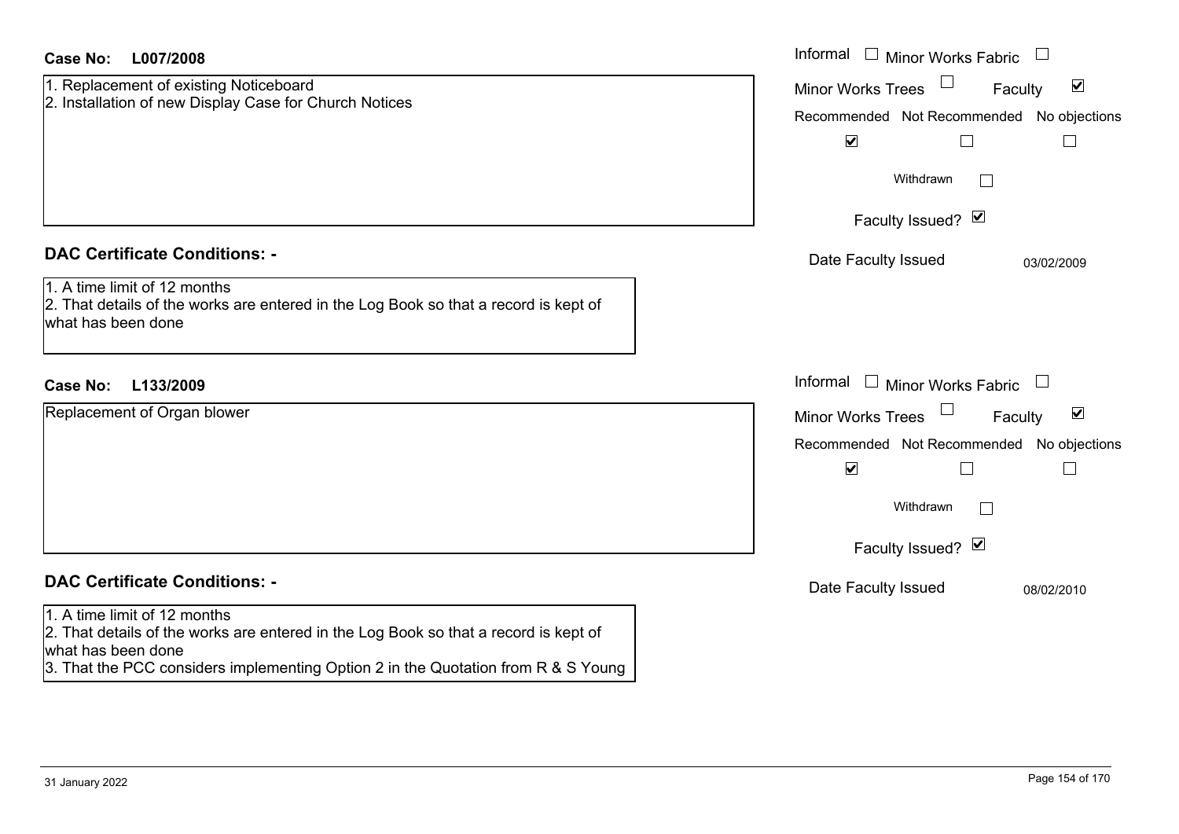**Case No:** **L007/2008**

1. Replacement of existing Noticeboard
2. Installation of new Display Case for Church Notices

Informal ☐ Minor Works Fabric ☐
Minor Works Trees ☐ Faculty ☑

| Recommended | Not Recommended | No objections |
|---|---|---|
| ☑ | ☐ | ☐ |

Withdrawn ☐

Faculty Issued? ☑

Date Faculty Issued 03/02/2009

## DAC Certificate Conditions: -

1. A time limit of 12 months
2. That details of the works are entered in the Log Book so that a record is kept of what has been done

**Case No:** **L133/2009**

Replacement of Organ blower

Informal ☐ Minor Works Fabric ☐
Minor Works Trees ☐ Faculty ☑

| Recommended | Not Recommended | No objections |
|---|---|---|
| ☑ | ☐ | ☐ |

Withdrawn ☐

Faculty Issued? ☑

Date Faculty Issued 08/02/2010

## DAC Certificate Conditions: -

1. A time limit of 12 months
2. That details of the works are entered in the Log Book so that a record is kept of what has been done
3. That the PCC considers implementing Option 2 in the Quotation from R & S Young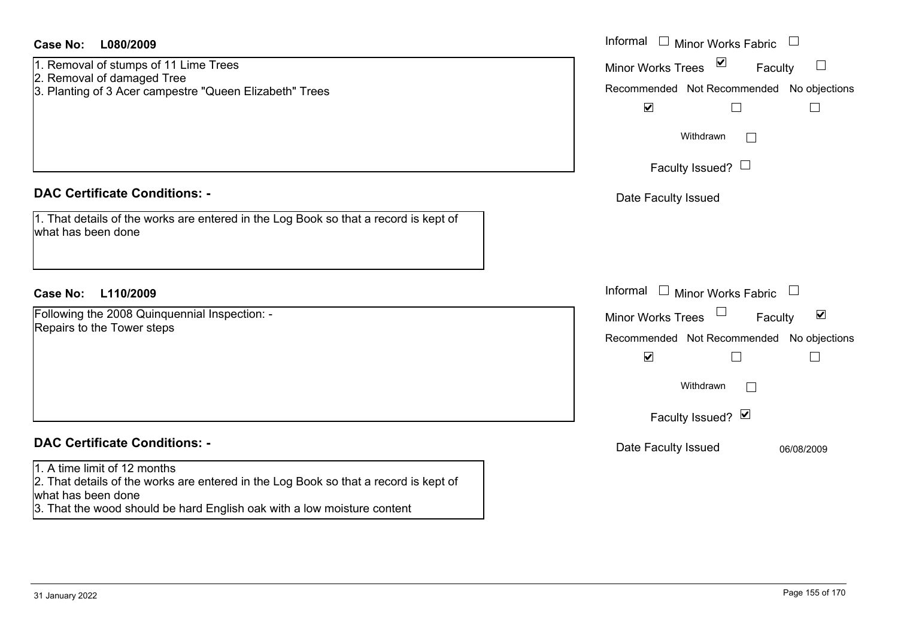**Case No: L080/2009**

1. Removal of stumps of 11 Lime Trees
2. Removal of damaged Tree
3. Planting of 3 Acer campestre "Queen Elizabeth" Trees

Informal ☐ Minor Works Fabric ☐

Minor Works Trees ☑ Faculty ☐

| Recommended | Not Recommended | No objections |
| --- | --- | --- |
| ☑ | ☐ | ☐ |

Withdrawn ☐

Faculty Issued? ☐

Date Faculty Issued

## DAC Certificate Conditions: -

1. That details of the works are entered in the Log Book so that a record is kept of what has been done

**Case No: L110/2009**

Following the 2008 Quinquennial Inspection: -
Repairs to the Tower steps

Informal ☐ Minor Works Fabric ☐

Minor Works Trees ☐ Faculty ☑

| Recommended | Not Recommended | No objections |
| --- | --- | --- |
| ☑ | ☐ | ☐ |

Withdrawn ☐

Faculty Issued? ☑

Date Faculty Issued 06/08/2009

## DAC Certificate Conditions: -

1. A time limit of 12 months
2. That details of the works are entered in the Log Book so that a record is kept of what has been done
3. That the wood should be hard English oak with a low moisture content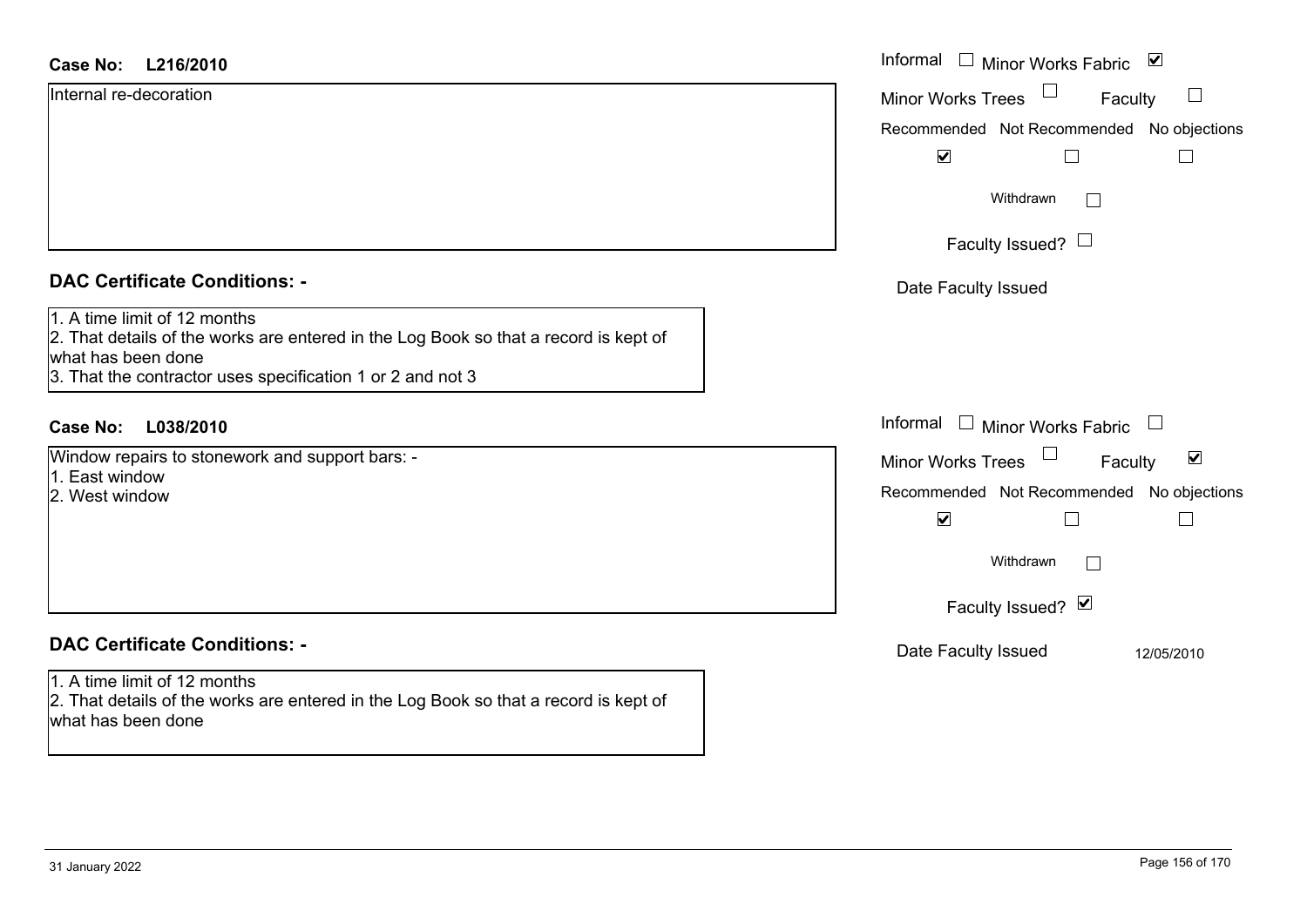**Case No: L216/2010**

Internal re-decoration

Informal ☐ Minor Works Fabric ☑
Minor Works Trees ☐ Faculty ☐
Recommended ☑ Not Recommended ☐ No objections ☐
Withdrawn ☐
Faculty Issued? ☐
Date Faculty Issued

**DAC Certificate Conditions: -**

1. A time limit of 12 months
2. That details of the works are entered in the Log Book so that a record is kept of what has been done
3. That the contractor uses specification 1 or 2 and not 3

**Case No: L038/2010**

Window repairs to stonework and support bars: -
1. East window
2. West window

Informal ☐ Minor Works Fabric ☐
Minor Works Trees ☐ Faculty ☑
Recommended ☑ Not Recommended ☐ No objections ☐
Withdrawn ☐
Faculty Issued? ☑
Date Faculty Issued 12/05/2010

**DAC Certificate Conditions: -**

1. A time limit of 12 months
2. That details of the works are entered in the Log Book so that a record is kept of what has been done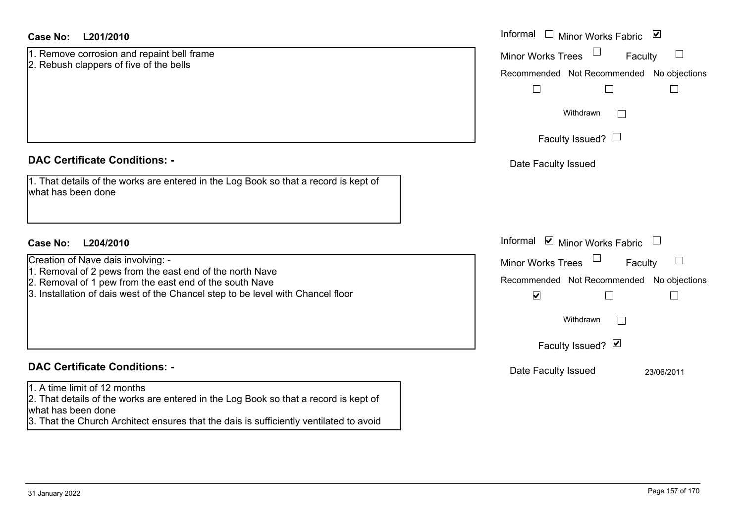**Case No:** **L201/2010**

1. Remove corrosion and repaint bell frame
2. Rebush clappers of five of the bells

Informal ☐ Minor Works Fabric ☑

Minor Works Trees ☐ Faculty ☐

| Recommended | Not Recommended | No objections |
|---|---|---|
| ☐ | ☐ | ☐ |

Withdrawn ☐

Faculty Issued? ☐

Date Faculty Issued

**DAC Certificate Conditions: -**

1. That details of the works are entered in the Log Book so that a record is kept of what has been done

**Case No:** **L204/2010**

Creation of Nave dais involving: -

1. Removal of 2 pews from the east end of the north Nave
2. Removal of 1 pew from the east end of the south Nave
3. Installation of dais west of the Chancel step to be level with Chancel floor

Informal ☑ Minor Works Fabric ☐

Minor Works Trees ☐ Faculty ☐

| Recommended | Not Recommended | No objections |
|---|---|---|
| ☑ | ☐ | ☐ |

Withdrawn ☐

Faculty Issued? ☑

Date Faculty Issued 23/06/2011

**DAC Certificate Conditions: -**

1. A time limit of 12 months
2. That details of the works are entered in the Log Book so that a record is kept of what has been done
3. That the Church Architect ensures that the dais is sufficiently ventilated to avoid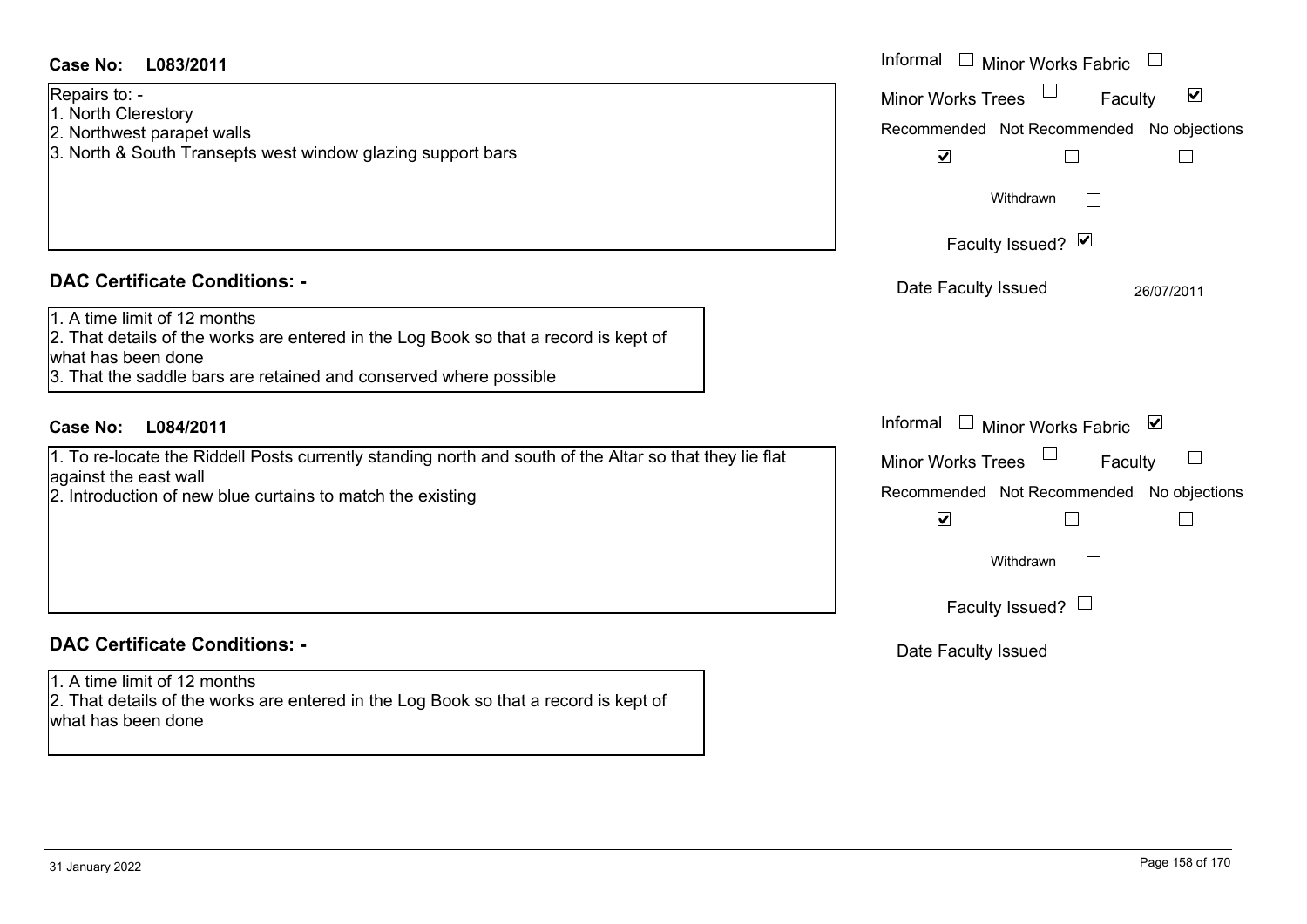**Case No: L083/2011**

Repairs to: -
1. North Clerestory
2. Northwest parapet walls
3. North & South Transepts west window glazing support bars

Informal ☐ Minor Works Fabric ☐
Minor Works Trees ☐ Faculty ☑

| Recommended | Not Recommended | No objections |
|---|---|---|
| ☑ | ☐ | ☐ |

Withdrawn ☐

Faculty Issued? ☑

Date Faculty Issued 26/07/2011

**DAC Certificate Conditions: -**

1. A time limit of 12 months
2. That details of the works are entered in the Log Book so that a record is kept of what has been done
3. That the saddle bars are retained and conserved where possible

**Case No: L084/2011**

1. To re-locate the Riddell Posts currently standing north and south of the Altar so that they lie flat against the east wall
2. Introduction of new blue curtains to match the existing

Informal ☐ Minor Works Fabric ☑
Minor Works Trees ☐ Faculty ☐

| Recommended | Not Recommended | No objections |
|---|---|---|
| ☑ | ☐ | ☐ |

Withdrawn ☐

Faculty Issued? ☐

Date Faculty Issued

**DAC Certificate Conditions: -**

1. A time limit of 12 months
2. That details of the works are entered in the Log Book so that a record is kept of what has been done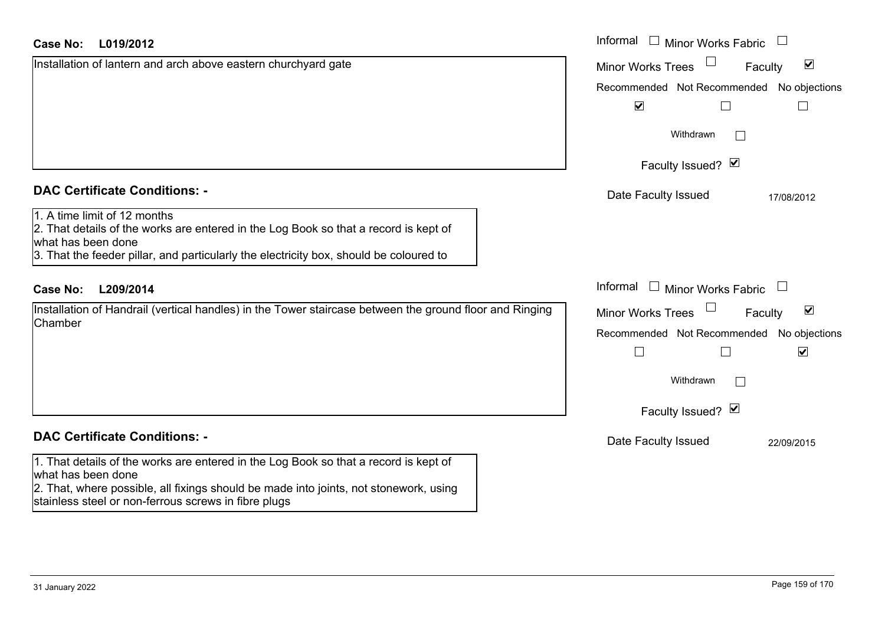**Case No:** **L019/2012**

Installation of lantern and arch above eastern churchyard gate

Informal ☐ Minor Works Fabric ☐

Minor Works Trees ☐ Faculty ☑

Recommended ☑ Not Recommended ☐ No objections ☐

Withdrawn ☐

Faculty Issued? ☑

Date Faculty Issued 17/08/2012

## DAC Certificate Conditions: -

1. A time limit of 12 months
2. That details of the works are entered in the Log Book so that a record is kept of what has been done
3. That the feeder pillar, and particularly the electricity box, should be coloured to

**Case No:** **L209/2014**

Installation of Handrail (vertical handles) in the Tower staircase between the ground floor and Ringing Chamber

Informal ☐ Minor Works Fabric ☐

Minor Works Trees ☐ Faculty ☑

Recommended ☐ Not Recommended ☐ No objections ☑

Withdrawn ☐

Faculty Issued? ☑

Date Faculty Issued 22/09/2015

## DAC Certificate Conditions: -

1. That details of the works are entered in the Log Book so that a record is kept of what has been done
2. That, where possible, all fixings should be made into joints, not stonework, using stainless steel or non-ferrous screws in fibre plugs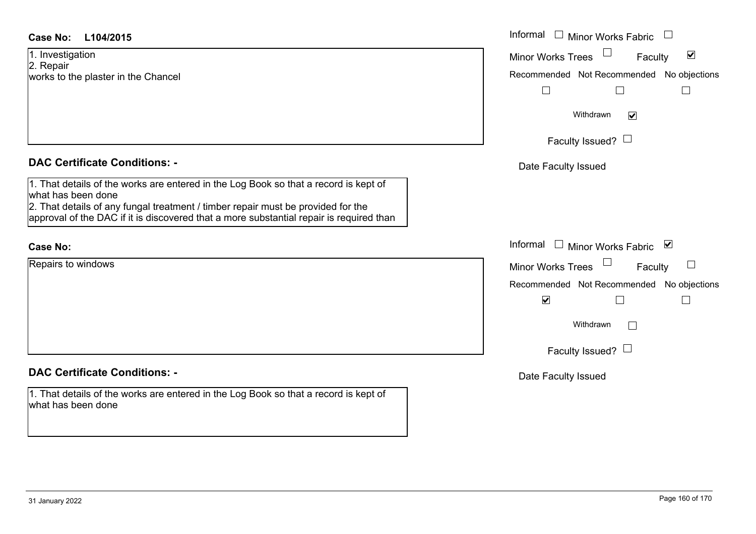**Case No: L104/2015**

1. Investigation
2. Repair
works to the plaster in the Chancel

Informal ☐ Minor Works Fabric ☐
Minor Works Trees ☐ Faculty ☑
Recommended ☐ Not Recommended ☐ No objections ☐
Withdrawn ☑
Faculty Issued? ☐
Date Faculty Issued

**DAC Certificate Conditions: -**

1. That details of the works are entered in the Log Book so that a record is kept of what has been done
2. That details of any fungal treatment / timber repair must be provided for the approval of the DAC if it is discovered that a more substantial repair is required than

**Case No:**

Repairs to windows

Informal ☐ Minor Works Fabric ☑
Minor Works Trees ☐ Faculty ☐
Recommended ☑ Not Recommended ☐ No objections ☐
Withdrawn ☐
Faculty Issued? ☐
Date Faculty Issued

**DAC Certificate Conditions: -**

1. That details of the works are entered in the Log Book so that a record is kept of what has been done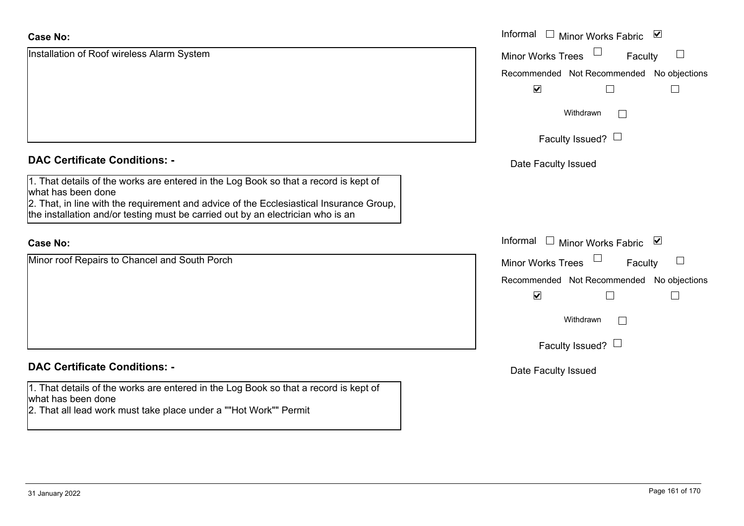**Case No:**

Installation of Roof wireless Alarm System

Informal ☐ Minor Works Fabric ☑
Minor Works Trees ☐ Faculty ☐
Recommended ☑ Not Recommended ☐ No objections ☐
Withdrawn ☐
Faculty Issued? ☐
Date Faculty Issued

**DAC Certificate Conditions: -**

1. That details of the works are entered in the Log Book so that a record is kept of what has been done
2. That, in line with the requirement and advice of the Ecclesiastical Insurance Group, the installation and/or testing must be carried out by an electrician who is an

**Case No:**

Minor roof Repairs to Chancel and South Porch

Informal ☐ Minor Works Fabric ☑
Minor Works Trees ☐ Faculty ☐
Recommended ☑ Not Recommended ☐ No objections ☐
Withdrawn ☐
Faculty Issued? ☐
Date Faculty Issued

**DAC Certificate Conditions: -**

1. That details of the works are entered in the Log Book so that a record is kept of what has been done
2. That all lead work must take place under a ""Hot Work"" Permit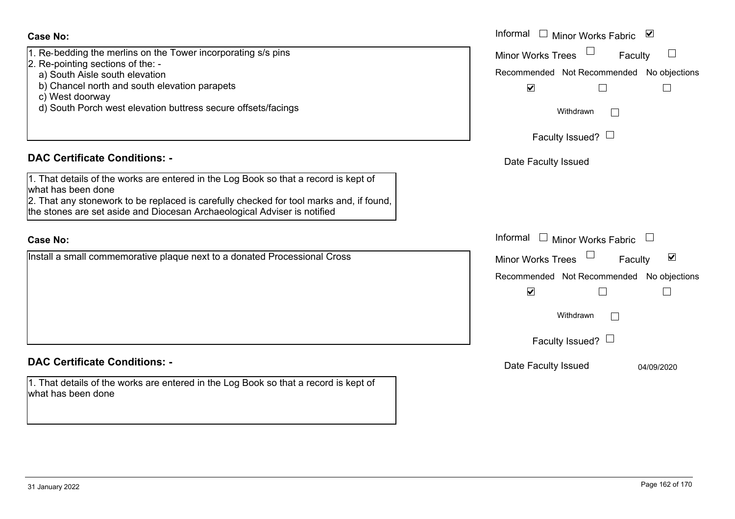**Case No:**

1. Re-bedding the merlins on the Tower incorporating s/s pins
2. Re-pointing sections of the: -
   a) South Aisle south elevation
   b) Chancel north and south elevation parapets
   c) West doorway
   d) South Porch west elevation buttress secure offsets/facings

Informal ☐ Minor Works Fabric ☑
Minor Works Trees ☐ Faculty ☐
Recommended ☑ Not Recommended ☐ No objections ☐
Withdrawn ☐
Faculty Issued? ☐
Date Faculty Issued

**DAC Certificate Conditions: -**

1. That details of the works are entered in the Log Book so that a record is kept of what has been done
2. That any stonework to be replaced is carefully checked for tool marks and, if found, the stones are set aside and Diocesan Archaeological Adviser is notified

**Case No:**

Install a small commemorative plaque next to a donated Processional Cross

Informal ☐ Minor Works Fabric ☐
Minor Works Trees ☐ Faculty ☑
Recommended ☑ Not Recommended ☐ No objections ☐
Withdrawn ☐
Faculty Issued? ☐
Date Faculty Issued 04/09/2020

**DAC Certificate Conditions: -**

1. That details of the works are entered in the Log Book so that a record is kept of what has been done

31 January 2022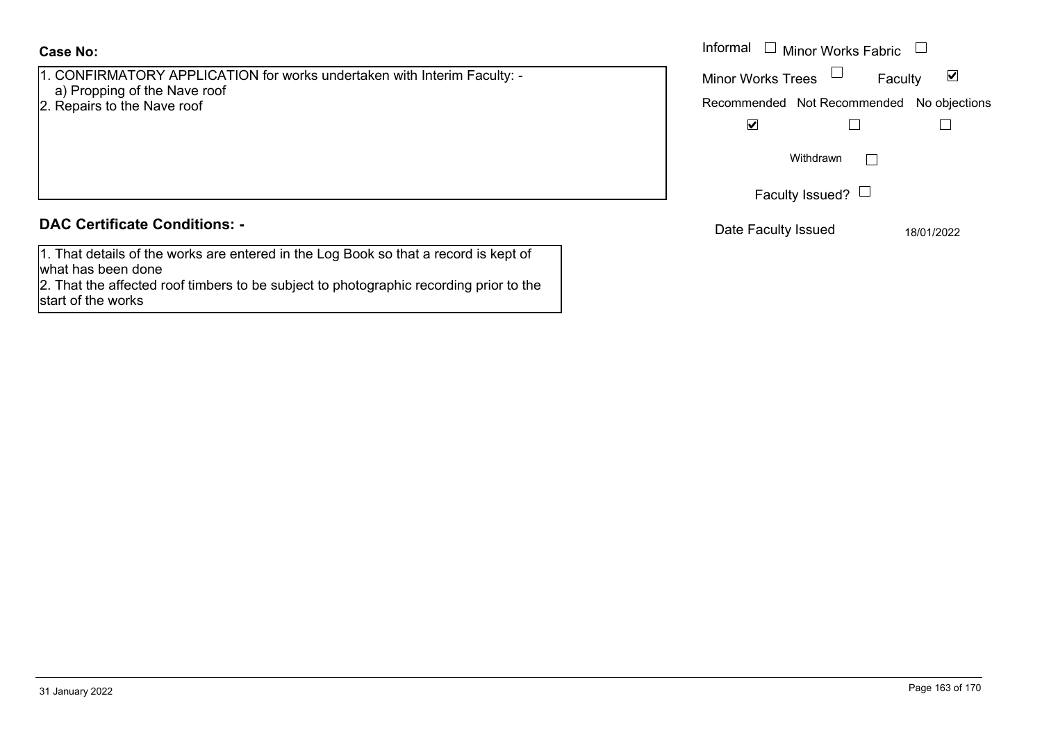**Case No:**

1. CONFIRMATORY APPLICATION for works undertaken with Interim Faculty: -
   a) Propping of the Nave roof
2. Repairs to the Nave roof

Informal ☐ Minor Works Fabric ☐

Minor Works Trees ☐ Faculty ☑

| Recommended | Not Recommended | No objections |
|---|---|---|
| ☑ | ☐ | ☐ |

Withdrawn ☐

Faculty Issued? ☐

Date Faculty Issued 18/01/2022

**DAC Certificate Conditions: -**

1. That details of the works are entered in the Log Book so that a record is kept of what has been done
2. That the affected roof timbers to be subject to photographic recording prior to the start of the works

31 January 2022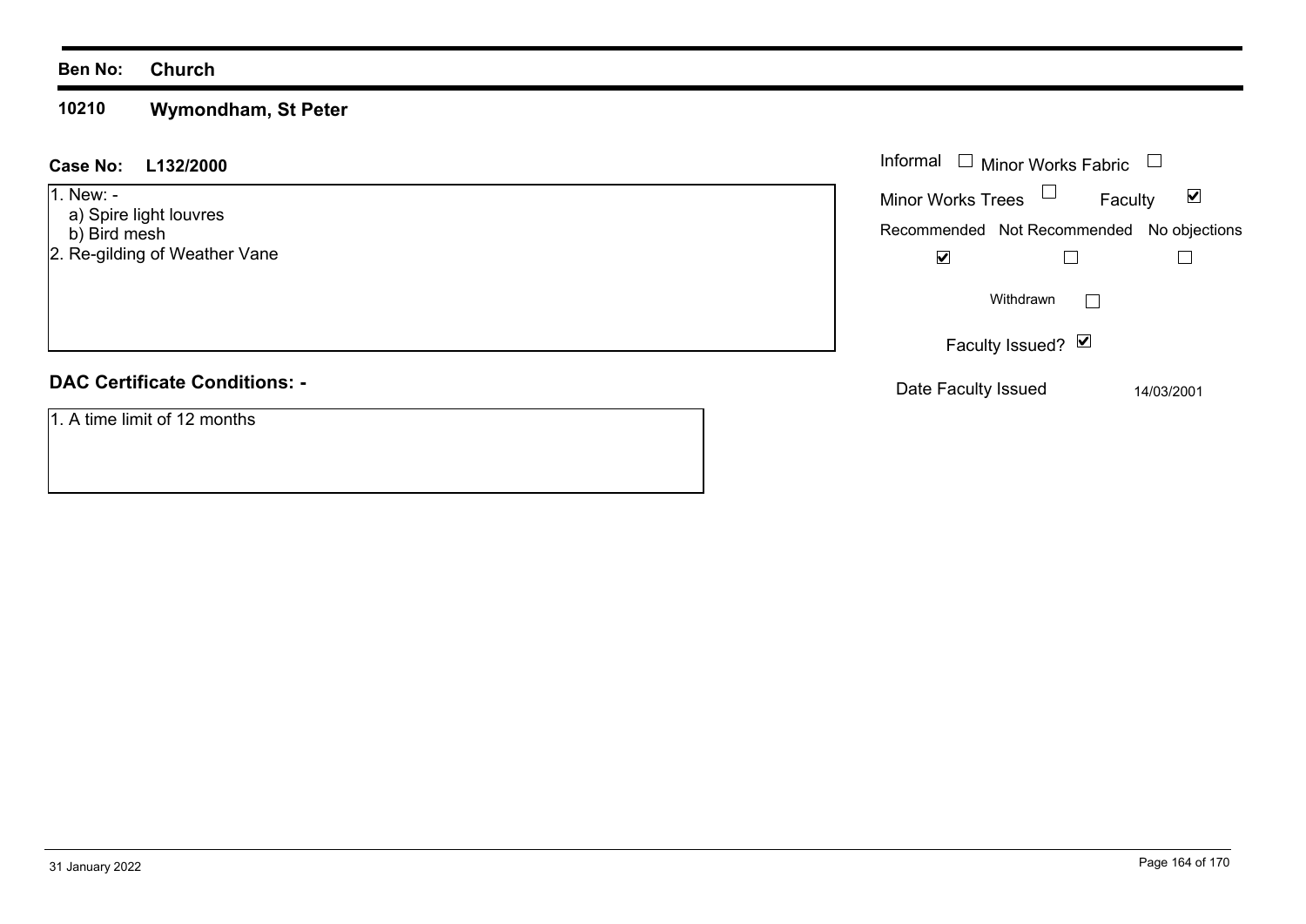**Ben No:** **Church**

**10210** **Wymondham, St Peter**

**Case No:** **L132/2000**

1. New: -
   a) Spire light louvres
   b) Bird mesh
2. Re-gilding of Weather Vane

Informal ☐ Minor Works Fabric ☐

Minor Works Trees ☐ Faculty ☑

| Recommended | Not Recommended | No objections |
|---|---|---|
| ☑ | ☐ | ☐ |

Withdrawn ☐

Faculty Issued? ☑

Date Faculty Issued 14/03/2001

## DAC Certificate Conditions: -

1. A time limit of 12 months

31 January 2022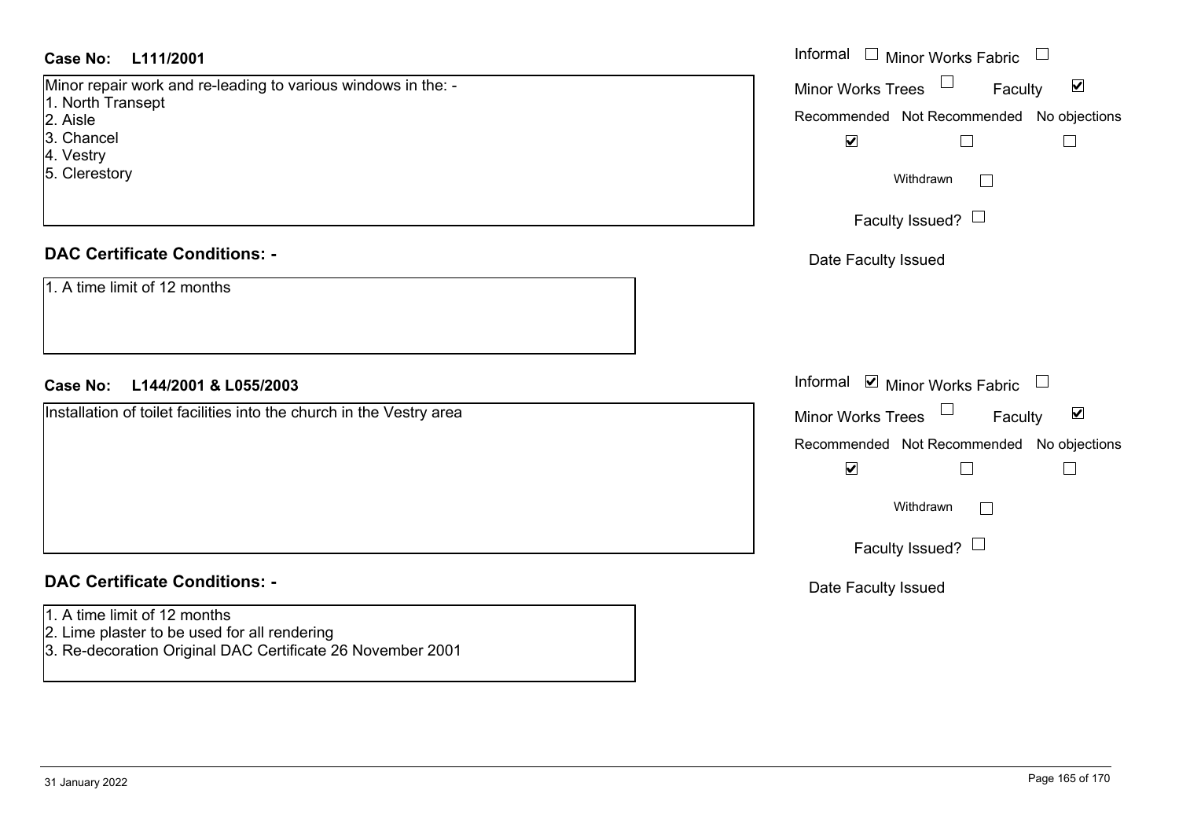**Case No: L111/2001**

Minor repair work and re-leading to various windows in the: -

1. North Transept
2. Aisle
3. Chancel
4. Vestry
5. Clerestory

Informal ☐ Minor Works Fabric ☐
Minor Works Trees ☐ Faculty ☑
Recommended ☑ Not Recommended ☐ No objections ☐
Withdrawn ☐
Faculty Issued? ☐
Date Faculty Issued

**DAC Certificate Conditions: -**

1. A time limit of 12 months

**Case No: L144/2001 & L055/2003**

Installation of toilet facilities into the church in the Vestry area

Informal ☑ Minor Works Fabric ☐
Minor Works Trees ☐ Faculty ☑
Recommended ☑ Not Recommended ☐ No objections ☐
Withdrawn ☐
Faculty Issued? ☐
Date Faculty Issued

**DAC Certificate Conditions: -**

1. A time limit of 12 months
2. Lime plaster to be used for all rendering
3. Re-decoration Original DAC Certificate 26 November 2001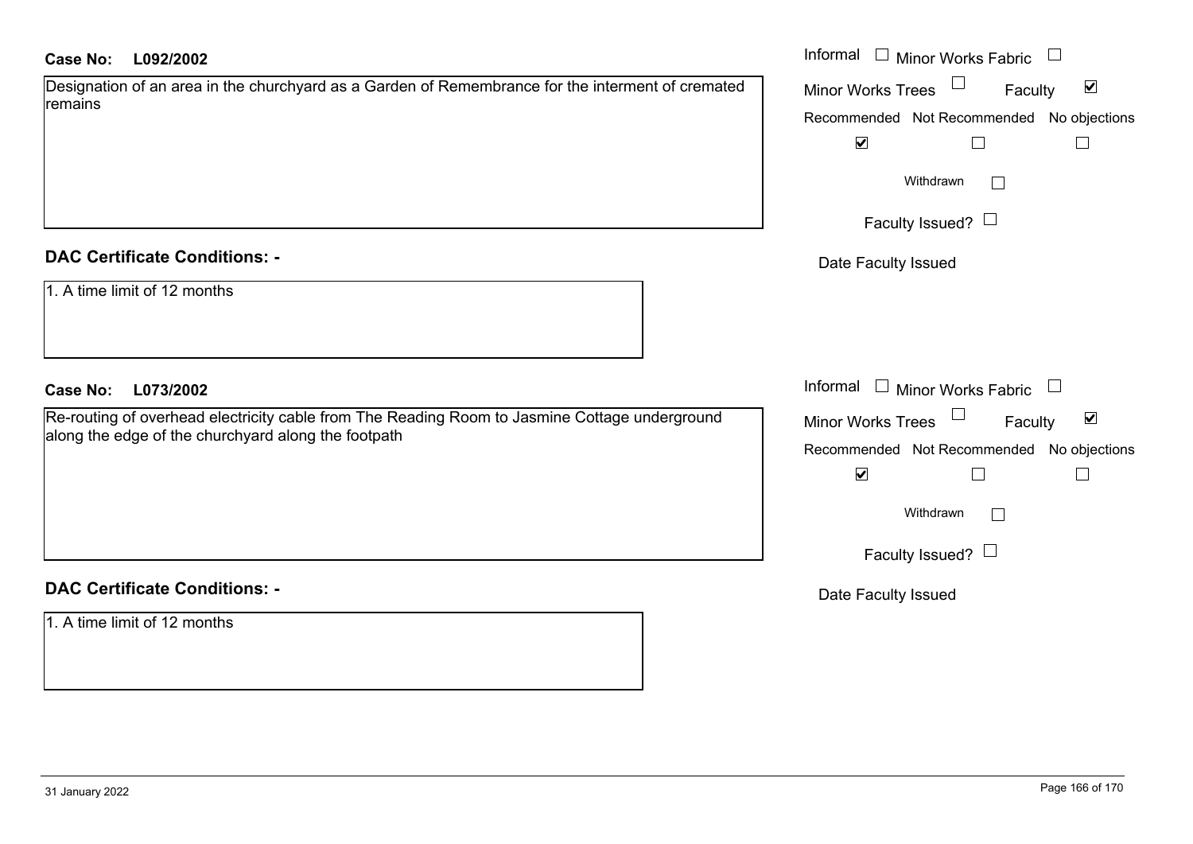**Case No:** **L092/2002**

Designation of an area in the churchyard as a Garden of Remembrance for the interment of cremated remains

Informal ☐ Minor Works Fabric ☐
Minor Works Trees ☐ Faculty ☑

| Recommended | Not Recommended | No objections |
| --- | --- | --- |
| ☑ | ☐ | ☐ |

Withdrawn ☐

Faculty Issued? ☐

Date Faculty Issued

## DAC Certificate Conditions: -

1. A time limit of 12 months

**Case No:** **L073/2002**

Re-routing of overhead electricity cable from The Reading Room to Jasmine Cottage underground along the edge of the churchyard along the footpath

Informal ☐ Minor Works Fabric ☐
Minor Works Trees ☐ Faculty ☑

| Recommended | Not Recommended | No objections |
| --- | --- | --- |
| ☑ | ☐ | ☐ |

Withdrawn ☐

Faculty Issued? ☐

Date Faculty Issued

## DAC Certificate Conditions: -

1. A time limit of 12 months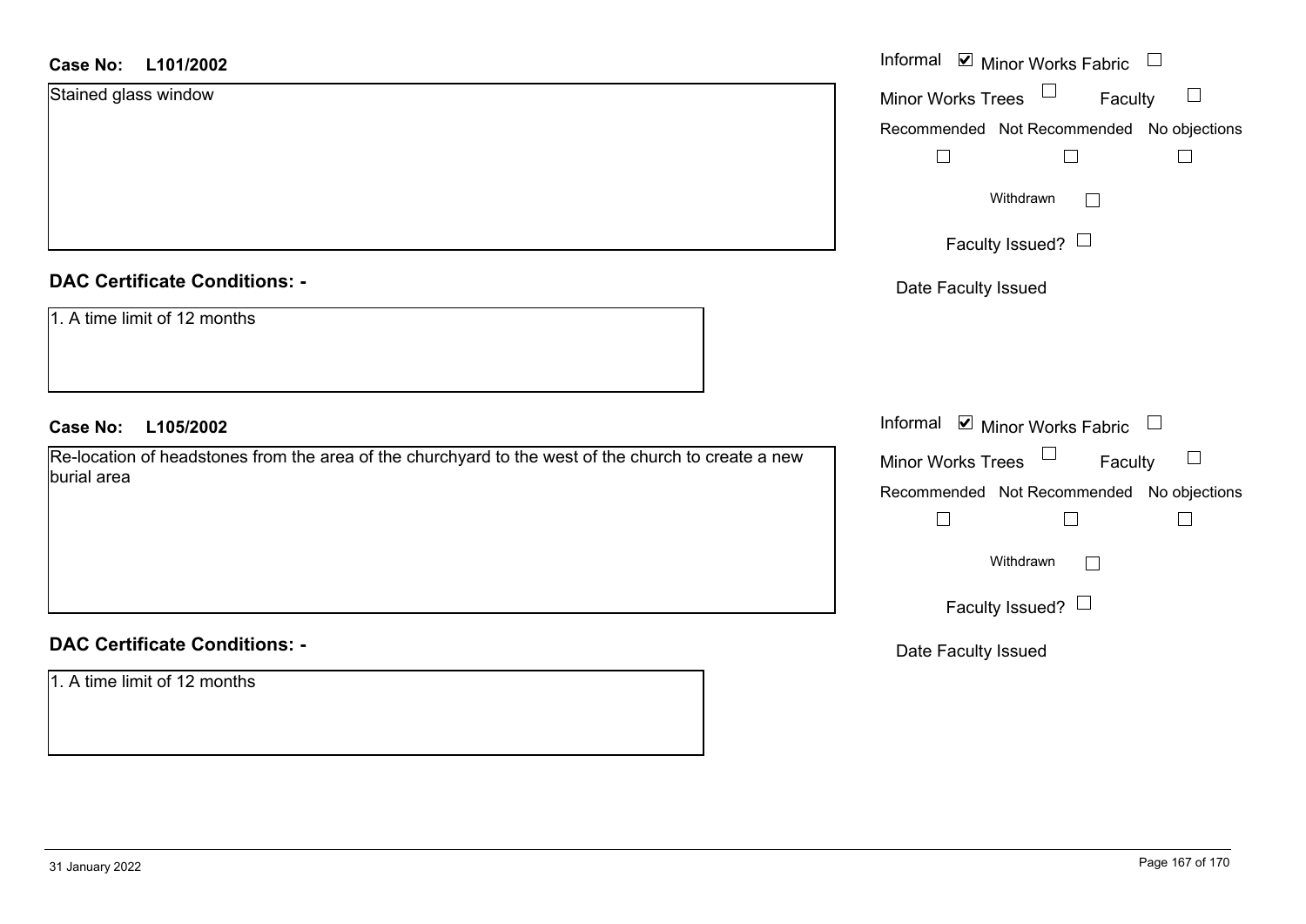**Case No:** **L101/2002**

Stained glass window

Informal ☑ Minor Works Fabric ☐

Minor Works Trees ☐ Faculty ☐

Recommended ☐ Not Recommended ☐ No objections ☐

Withdrawn ☐

Faculty Issued? ☐

Date Faculty Issued

## DAC Certificate Conditions: -

1. A time limit of 12 months

**Case No:** **L105/2002**

Re-location of headstones from the area of the churchyard to the west of the church to create a new burial area

Informal ☑ Minor Works Fabric ☐

Minor Works Trees ☐ Faculty ☐

Recommended ☐ Not Recommended ☐ No objections ☐

Withdrawn ☐

Faculty Issued? ☐

Date Faculty Issued

## DAC Certificate Conditions: -

1. A time limit of 12 months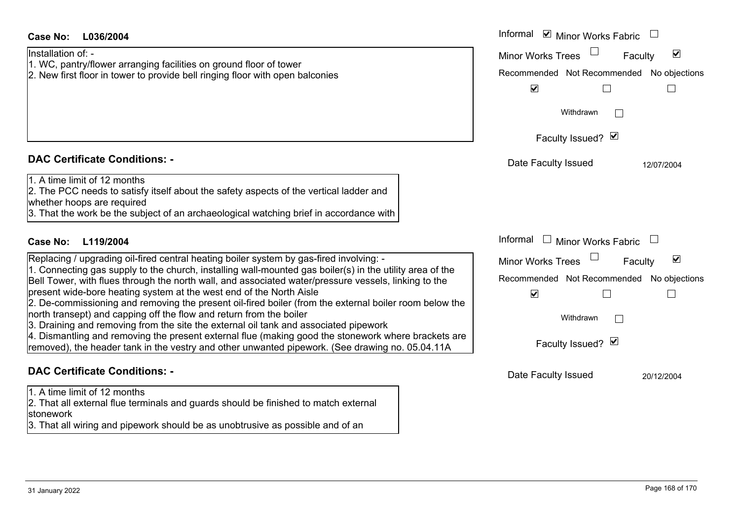**Case No: L036/2004**

Installation of: -
1. WC, pantry/flower arranging facilities on ground floor of tower
2. New first floor in tower to provide bell ringing floor with open balconies

Informal ☑ Minor Works Fabric ☐

Minor Works Trees ☐ Faculty ☑

| Recommended | Not Recommended | No objections |
| --- | --- | --- |
| ☑ | ☐ | ☐ |

Withdrawn ☐

Faculty Issued? ☑

Date Faculty Issued 12/07/2004

## DAC Certificate Conditions: -

1. A time limit of 12 months
2. The PCC needs to satisfy itself about the safety aspects of the vertical ladder and whether hoops are required
3. That the work be the subject of an archaeological watching brief in accordance with

**Case No: L119/2004**

Replacing / upgrading oil-fired central heating boiler system by gas-fired involving: -
1. Connecting gas supply to the church, installing wall-mounted gas boiler(s) in the utility area of the Bell Tower, with flues through the north wall, and associated water/pressure vessels, linking to the present wide-bore heating system at the west end of the North Aisle
2. De-commissioning and removing the present oil-fired boiler (from the external boiler room below the north transept) and capping off the flow and return from the boiler
3. Draining and removing from the site the external oil tank and associated pipework
4. Dismantling and removing the present external flue (making good the stonework where brackets are removed), the header tank in the vestry and other unwanted pipework. (See drawing no. 05.04.11A

Informal ☐ Minor Works Fabric ☐

Minor Works Trees ☐ Faculty ☑

| Recommended | Not Recommended | No objections |
| --- | --- | --- |
| ☑ | ☐ | ☐ |

Withdrawn ☐

Faculty Issued? ☑

Date Faculty Issued 20/12/2004

## DAC Certificate Conditions: -

1. A time limit of 12 months
2. That all external flue terminals and guards should be finished to match external stonework
3. That all wiring and pipework should be as unobtrusive as possible and of an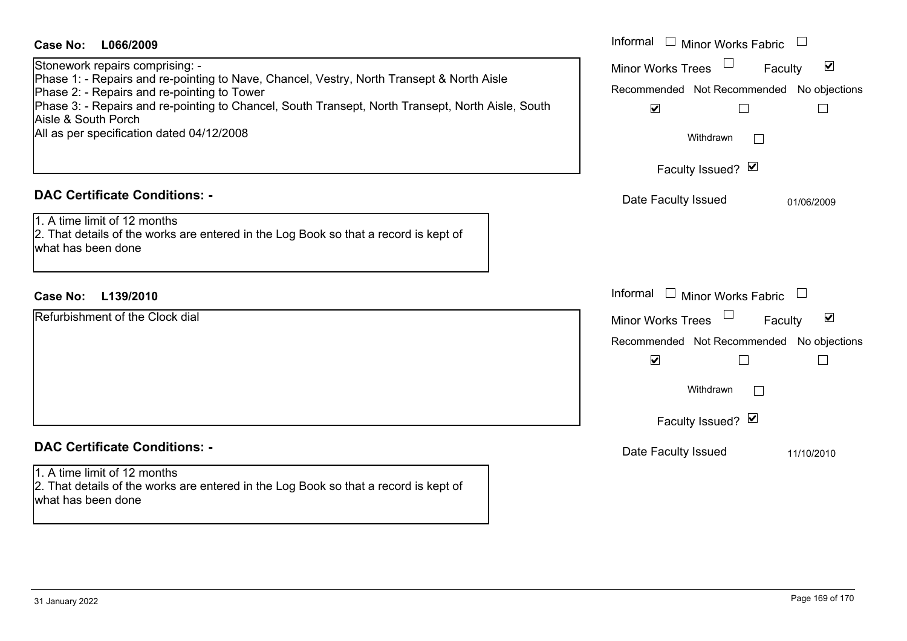**Case No: L066/2009**

Stonework repairs comprising: -
Phase 1: - Repairs and re-pointing to Nave, Chancel, Vestry, North Transept & North Aisle
Phase 2: - Repairs and re-pointing to Tower
Phase 3: - Repairs and re-pointing to Chancel, South Transept, North Transept, North Aisle, South Aisle & South Porch
All as per specification dated 04/12/2008

Informal ☐ Minor Works Fabric ☐
Minor Works Trees ☐ Faculty ☑
Recommended ☑ Not Recommended ☐ No objections ☐
Withdrawn ☐
Faculty Issued? ☑
Date Faculty Issued 01/06/2009

## DAC Certificate Conditions: -

1. A time limit of 12 months
2. That details of the works are entered in the Log Book so that a record is kept of what has been done

**Case No: L139/2010**

Refurbishment of the Clock dial

Informal ☐ Minor Works Fabric ☐
Minor Works Trees ☐ Faculty ☑
Recommended ☑ Not Recommended ☐ No objections ☐
Withdrawn ☐
Faculty Issued? ☑
Date Faculty Issued 11/10/2010

## DAC Certificate Conditions: -

1. A time limit of 12 months
2. That details of the works are entered in the Log Book so that a record is kept of what has been done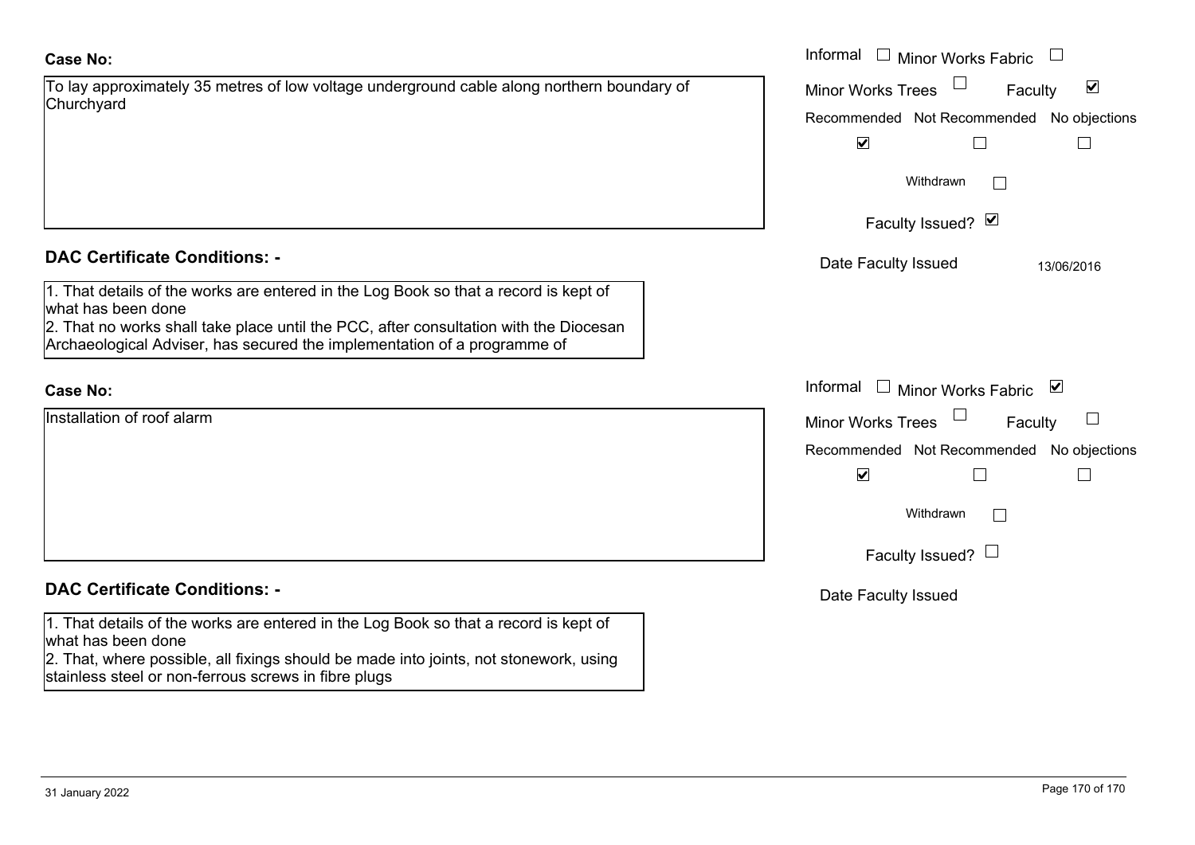**Case No:**

To lay approximately 35 metres of low voltage underground cable along northern boundary of Churchyard

Informal ☐ Minor Works Fabric ☐
Minor Works Trees ☐ Faculty ☑
Recommended ☑ Not Recommended ☐ No objections ☐
Withdrawn ☐
Faculty Issued? ☑
Date Faculty Issued 13/06/2016

**DAC Certificate Conditions: -**

1. That details of the works are entered in the Log Book so that a record is kept of what has been done
2. That no works shall take place until the PCC, after consultation with the Diocesan Archaeological Adviser, has secured the implementation of a programme of

**Case No:**

Installation of roof alarm

Informal ☐ Minor Works Fabric ☑
Minor Works Trees ☐ Faculty ☐
Recommended ☑ Not Recommended ☐ No objections ☐
Withdrawn ☐
Faculty Issued? ☐
Date Faculty Issued

**DAC Certificate Conditions: -**

1. That details of the works are entered in the Log Book so that a record is kept of what has been done
2. That, where possible, all fixings should be made into joints, not stonework, using stainless steel or non-ferrous screws in fibre plugs